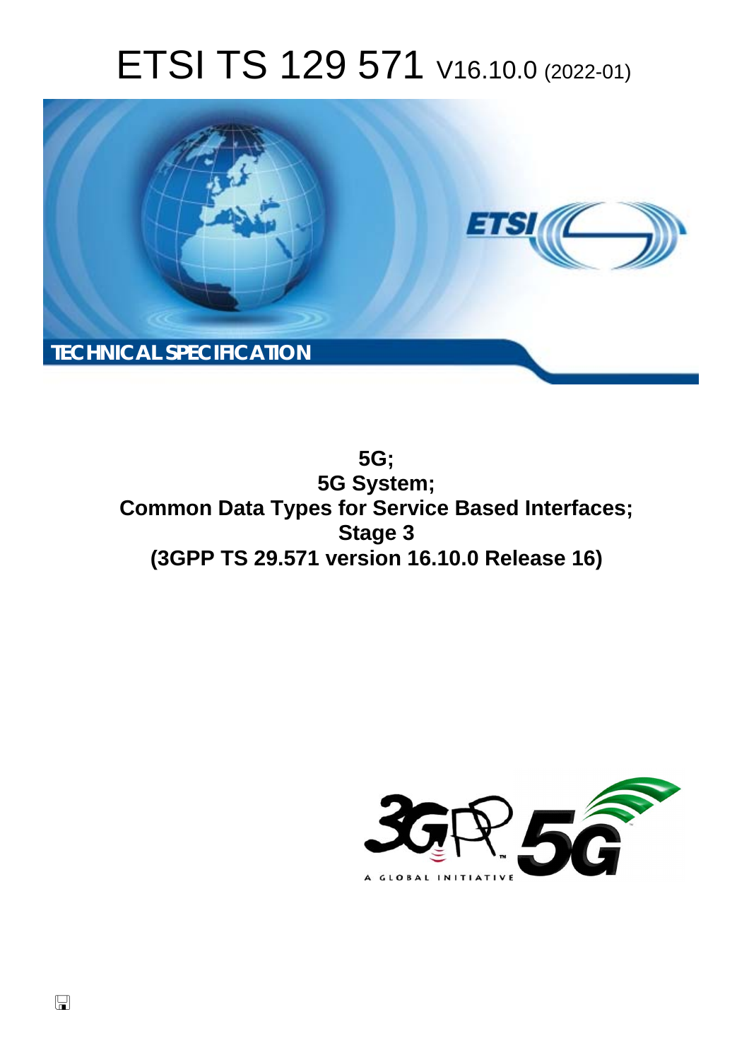# ETSI TS 129 571 V16.10.0 (2022-01)

**TECHNICAL SPECIFICATION**

**5G;**
**5G System;**
**Common Data Types for Service Based Interfaces;**
**Stage 3**
**(3GPP TS 29.571 version 16.10.0 Release 16)**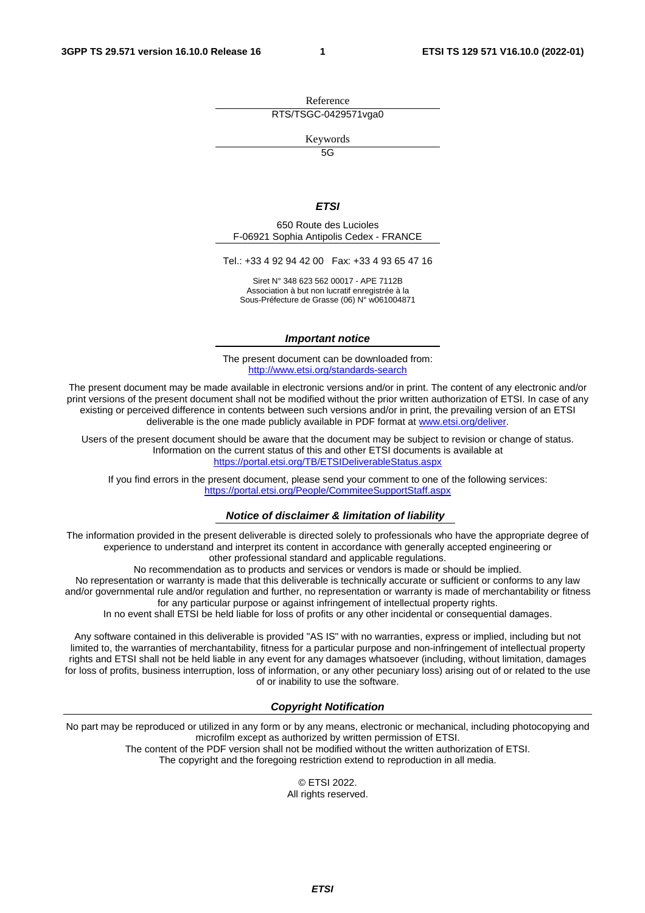Reference

RTS/TSGC-0429571vga0

Keywords

5G

***ETSI***

650 Route des Lucioles
F-06921 Sophia Antipolis Cedex - FRANCE

Tel.: +33 4 92 94 42 00   Fax: +33 4 93 65 47 16

Siret N° 348 623 562 00017 - APE 7112B
Association à but non lucratif enregistrée à la
Sous-Préfecture de Grasse (06) N° w061004871

***Important notice***

The present document can be downloaded from:
http://www.etsi.org/standards-search

The present document may be made available in electronic versions and/or in print. The content of any electronic and/or print versions of the present document shall not be modified without the prior written authorization of ETSI. In case of any existing or perceived difference in contents between such versions and/or in print, the prevailing version of an ETSI deliverable is the one made publicly available in PDF format at www.etsi.org/deliver.

Users of the present document should be aware that the document may be subject to revision or change of status. Information on the current status of this and other ETSI documents is available at https://portal.etsi.org/TB/ETSIDeliverableStatus.aspx

If you find errors in the present document, please send your comment to one of the following services:
https://portal.etsi.org/People/CommiteeSupportStaff.aspx

***Notice of disclaimer & limitation of liability***

The information provided in the present deliverable is directed solely to professionals who have the appropriate degree of experience to understand and interpret its content in accordance with generally accepted engineering or other professional standard and applicable regulations.
No recommendation as to products and services or vendors is made or should be implied.
No representation or warranty is made that this deliverable is technically accurate or sufficient or conforms to any law and/or governmental rule and/or regulation and further, no representation or warranty is made of merchantability or fitness for any particular purpose or against infringement of intellectual property rights.
In no event shall ETSI be held liable for loss of profits or any other incidental or consequential damages.

Any software contained in this deliverable is provided "AS IS" with no warranties, express or implied, including but not limited to, the warranties of merchantability, fitness for a particular purpose and non-infringement of intellectual property rights and ETSI shall not be held liable in any event for any damages whatsoever (including, without limitation, damages for loss of profits, business interruption, loss of information, or any other pecuniary loss) arising out of or related to the use of or inability to use the software.

***Copyright Notification***

No part may be reproduced or utilized in any form or by any means, electronic or mechanical, including photocopying and microfilm except as authorized by written permission of ETSI.
The content of the PDF version shall not be modified without the written authorization of ETSI.
The copyright and the foregoing restriction extend to reproduction in all media.

© ETSI 2022.
All rights reserved.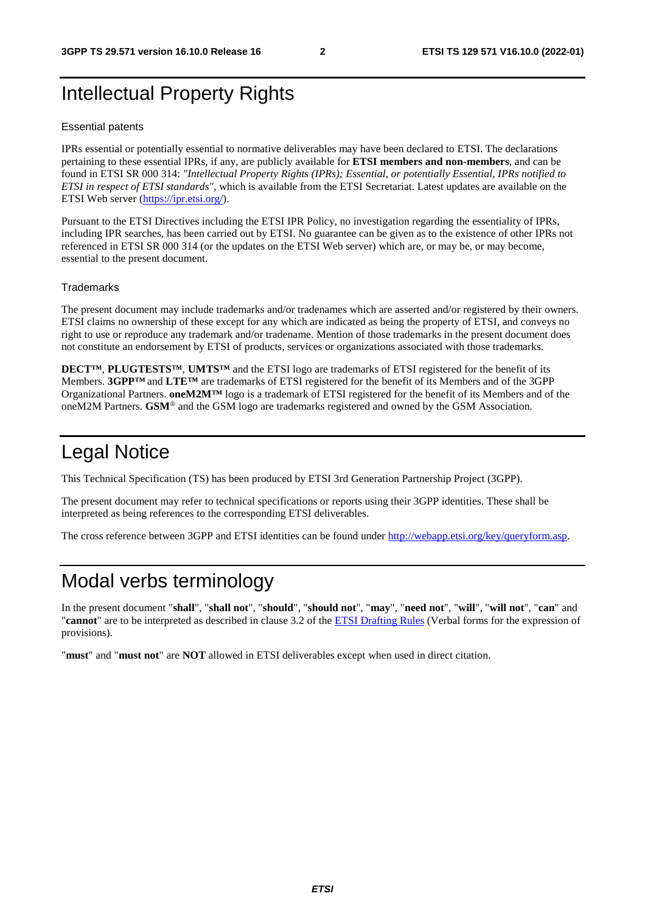# Intellectual Property Rights

## Essential patents

IPRs essential or potentially essential to normative deliverables may have been declared to ETSI. The declarations pertaining to these essential IPRs, if any, are publicly available for **ETSI members and non-members**, and can be found in ETSI SR 000 314: *"Intellectual Property Rights (IPRs); Essential, or potentially Essential, IPRs notified to ETSI in respect of ETSI standards"*, which is available from the ETSI Secretariat. Latest updates are available on the ETSI Web server (https://ipr.etsi.org/).

Pursuant to the ETSI Directives including the ETSI IPR Policy, no investigation regarding the essentiality of IPRs, including IPR searches, has been carried out by ETSI. No guarantee can be given as to the existence of other IPRs not referenced in ETSI SR 000 314 (or the updates on the ETSI Web server) which are, or may be, or may become, essential to the present document.

## Trademarks

The present document may include trademarks and/or tradenames which are asserted and/or registered by their owners. ETSI claims no ownership of these except for any which are indicated as being the property of ETSI, and conveys no right to use or reproduce any trademark and/or tradename. Mention of those trademarks in the present document does not constitute an endorsement by ETSI of products, services or organizations associated with those trademarks.

**DECT™**, **PLUGTESTS™**, **UMTS™** and the ETSI logo are trademarks of ETSI registered for the benefit of its Members. **3GPP™** and **LTE™** are trademarks of ETSI registered for the benefit of its Members and of the 3GPP Organizational Partners. **oneM2M™** logo is a trademark of ETSI registered for the benefit of its Members and of the oneM2M Partners. **GSM**® and the GSM logo are trademarks registered and owned by the GSM Association.

# Legal Notice

This Technical Specification (TS) has been produced by ETSI 3rd Generation Partnership Project (3GPP).

The present document may refer to technical specifications or reports using their 3GPP identities. These shall be interpreted as being references to the corresponding ETSI deliverables.

The cross reference between 3GPP and ETSI identities can be found under http://webapp.etsi.org/key/queryform.asp.

# Modal verbs terminology

In the present document "**shall**", "**shall not**", "**should**", "**should not**", "**may**", "**need not**", "**will**", "**will not**", "**can**" and "**cannot**" are to be interpreted as described in clause 3.2 of the ETSI Drafting Rules (Verbal forms for the expression of provisions).

"**must**" and "**must not**" are **NOT** allowed in ETSI deliverables except when used in direct citation.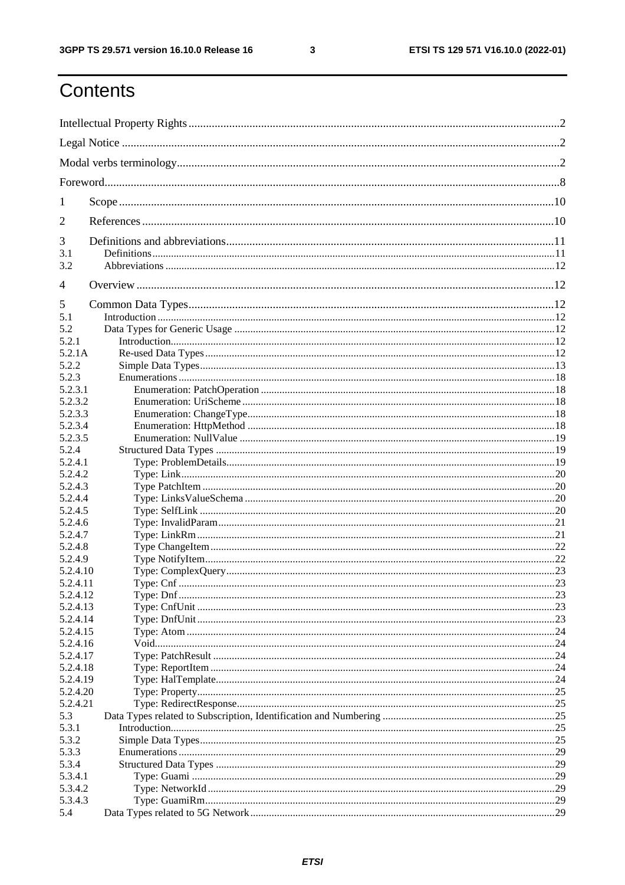# Contents

Intellectual Property Rights ..... 2

Legal Notice ..... 2

Modal verbs terminology ..... 2

Foreword ..... 8

1 Scope ..... 10

2 References ..... 10

3 Definitions and abbreviations ..... 11
- 3.1 Definitions ..... 11
- 3.2 Abbreviations ..... 12

4 Overview ..... 12

5 Common Data Types ..... 12
- 5.1 Introduction ..... 12
- 5.2 Data Types for Generic Usage ..... 12
  - 5.2.1 Introduction ..... 12
  - 5.2.1A Re-used Data Types ..... 12
  - 5.2.2 Simple Data Types ..... 13
  - 5.2.3 Enumerations ..... 18
    - 5.2.3.1 Enumeration: PatchOperation ..... 18
    - 5.2.3.2 Enumeration: UriScheme ..... 18
    - 5.2.3.3 Enumeration: ChangeType ..... 18
    - 5.2.3.4 Enumeration: HttpMethod ..... 18
    - 5.2.3.5 Enumeration: NullValue ..... 19
  - 5.2.4 Structured Data Types ..... 19
    - 5.2.4.1 Type: ProblemDetails ..... 19
    - 5.2.4.2 Type: Link ..... 20
    - 5.2.4.3 Type PatchItem ..... 20
    - 5.2.4.4 Type: LinksValueSchema ..... 20
    - 5.2.4.5 Type: SelfLink ..... 20
    - 5.2.4.6 Type: InvalidParam ..... 21
    - 5.2.4.7 Type: LinkRm ..... 21
    - 5.2.4.8 Type ChangeItem ..... 22
    - 5.2.4.9 Type NotifyItem ..... 22
    - 5.2.4.10 Type: ComplexQuery ..... 23
    - 5.2.4.11 Type: Cnf ..... 23
    - 5.2.4.12 Type: Dnf ..... 23
    - 5.2.4.13 Type: CnfUnit ..... 23
    - 5.2.4.14 Type: DnfUnit ..... 23
    - 5.2.4.15 Type: Atom ..... 24
    - 5.2.4.16 Void ..... 24
    - 5.2.4.17 Type: PatchResult ..... 24
    - 5.2.4.18 Type: ReportItem ..... 24
    - 5.2.4.19 Type: HalTemplate ..... 24
    - 5.2.4.20 Type: Property ..... 25
    - 5.2.4.21 Type: RedirectResponse ..... 25
- 5.3 Data Types related to Subscription, Identification and Numbering ..... 25
  - 5.3.1 Introduction ..... 25
  - 5.3.2 Simple Data Types ..... 25
  - 5.3.3 Enumerations ..... 29
  - 5.3.4 Structured Data Types ..... 29
    - 5.3.4.1 Type: Guami ..... 29
    - 5.3.4.2 Type: NetworkId ..... 29
    - 5.3.4.3 Type: GuamiRm ..... 29
- 5.4 Data Types related to 5G Network ..... 29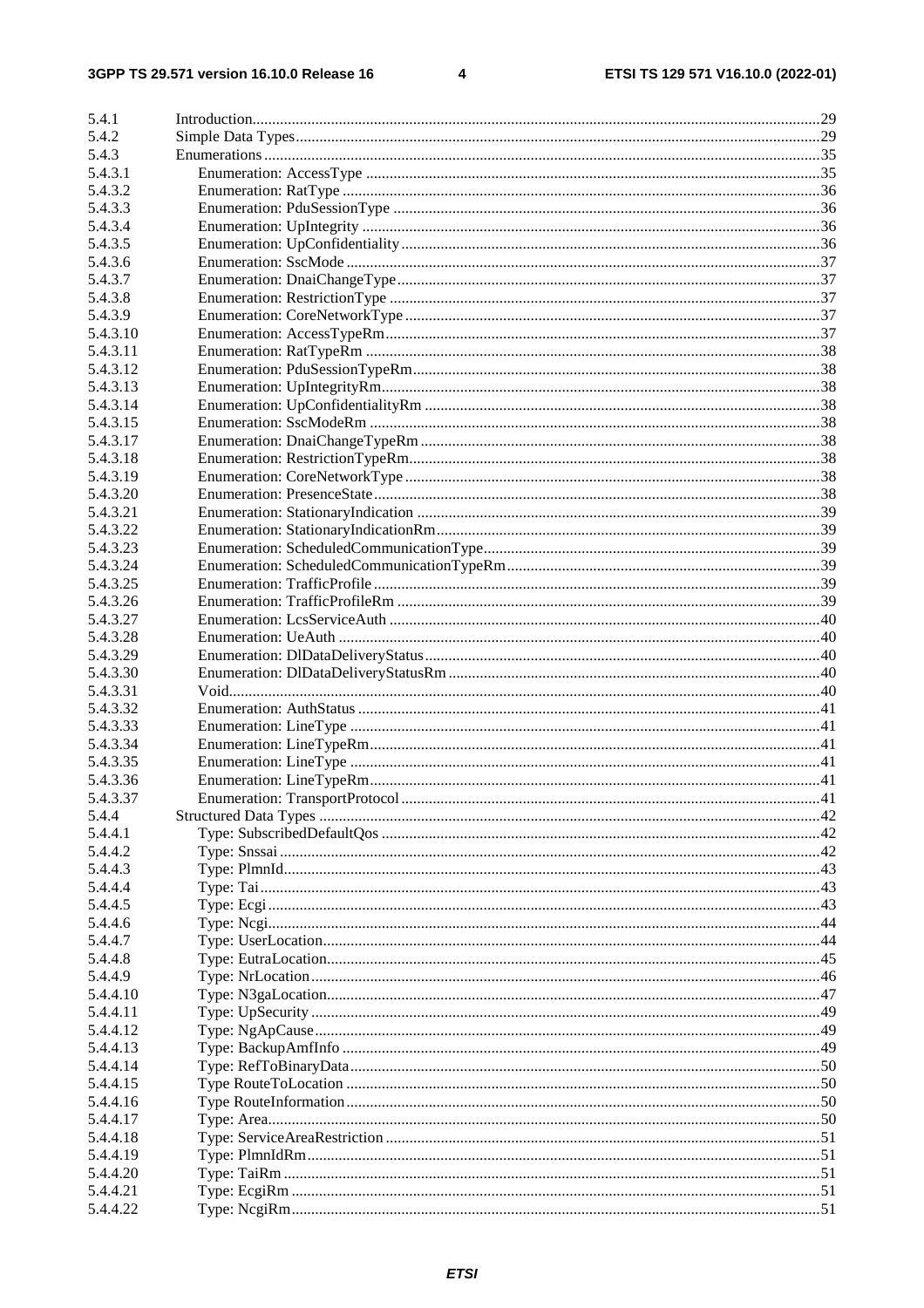| | | |
|---|---|---|
| 5.4.1 | Introduction | 29 |
| 5.4.2 | Simple Data Types | 29 |
| 5.4.3 | Enumerations | 35 |
| 5.4.3.1 | Enumeration: AccessType | 35 |
| 5.4.3.2 | Enumeration: RatType | 36 |
| 5.4.3.3 | Enumeration: PduSessionType | 36 |
| 5.4.3.4 | Enumeration: UpIntegrity | 36 |
| 5.4.3.5 | Enumeration: UpConfidentiality | 36 |
| 5.4.3.6 | Enumeration: SscMode | 37 |
| 5.4.3.7 | Enumeration: DnaiChangeType | 37 |
| 5.4.3.8 | Enumeration: RestrictionType | 37 |
| 5.4.3.9 | Enumeration: CoreNetworkType | 37 |
| 5.4.3.10 | Enumeration: AccessTypeRm | 37 |
| 5.4.3.11 | Enumeration: RatTypeRm | 38 |
| 5.4.3.12 | Enumeration: PduSessionTypeRm | 38 |
| 5.4.3.13 | Enumeration: UpIntegrityRm | 38 |
| 5.4.3.14 | Enumeration: UpConfidentialityRm | 38 |
| 5.4.3.15 | Enumeration: SscModeRm | 38 |
| 5.4.3.17 | Enumeration: DnaiChangeTypeRm | 38 |
| 5.4.3.18 | Enumeration: RestrictionTypeRm | 38 |
| 5.4.3.19 | Enumeration: CoreNetworkType | 38 |
| 5.4.3.20 | Enumeration: PresenceState | 38 |
| 5.4.3.21 | Enumeration: StationaryIndication | 39 |
| 5.4.3.22 | Enumeration: StationaryIndicationRm | 39 |
| 5.4.3.23 | Enumeration: ScheduledCommunicationType | 39 |
| 5.4.3.24 | Enumeration: ScheduledCommunicationTypeRm | 39 |
| 5.4.3.25 | Enumeration: TrafficProfile | 39 |
| 5.4.3.26 | Enumeration: TrafficProfileRm | 39 |
| 5.4.3.27 | Enumeration: LcsServiceAuth | 40 |
| 5.4.3.28 | Enumeration: UeAuth | 40 |
| 5.4.3.29 | Enumeration: DlDataDeliveryStatus | 40 |
| 5.4.3.30 | Enumeration: DlDataDeliveryStatusRm | 40 |
| 5.4.3.31 | Void | 40 |
| 5.4.3.32 | Enumeration: AuthStatus | 41 |
| 5.4.3.33 | Enumeration: LineType | 41 |
| 5.4.3.34 | Enumeration: LineTypeRm | 41 |
| 5.4.3.35 | Enumeration: LineType | 41 |
| 5.4.3.36 | Enumeration: LineTypeRm | 41 |
| 5.4.3.37 | Enumeration: TransportProtocol | 41 |
| 5.4.4 | Structured Data Types | 42 |
| 5.4.4.1 | Type: SubscribedDefaultQos | 42 |
| 5.4.4.2 | Type: Snssai | 42 |
| 5.4.4.3 | Type: PlmnId | 43 |
| 5.4.4.4 | Type: Tai | 43 |
| 5.4.4.5 | Type: Ecgi | 43 |
| 5.4.4.6 | Type: Ncgi | 44 |
| 5.4.4.7 | Type: UserLocation | 44 |
| 5.4.4.8 | Type: EutraLocation | 45 |
| 5.4.4.9 | Type: NrLocation | 46 |
| 5.4.4.10 | Type: N3gaLocation | 47 |
| 5.4.4.11 | Type: UpSecurity | 49 |
| 5.4.4.12 | Type: NgApCause | 49 |
| 5.4.4.13 | Type: BackupAmfInfo | 49 |
| 5.4.4.14 | Type: RefToBinaryData | 50 |
| 5.4.4.15 | Type RouteToLocation | 50 |
| 5.4.4.16 | Type RouteInformation | 50 |
| 5.4.4.17 | Type: Area | 50 |
| 5.4.4.18 | Type: ServiceAreaRestriction | 51 |
| 5.4.4.19 | Type: PlmnIdRm | 51 |
| 5.4.4.20 | Type: TaiRm | 51 |
| 5.4.4.21 | Type: EcgiRm | 51 |
| 5.4.4.22 | Type: NcgiRm | 51 |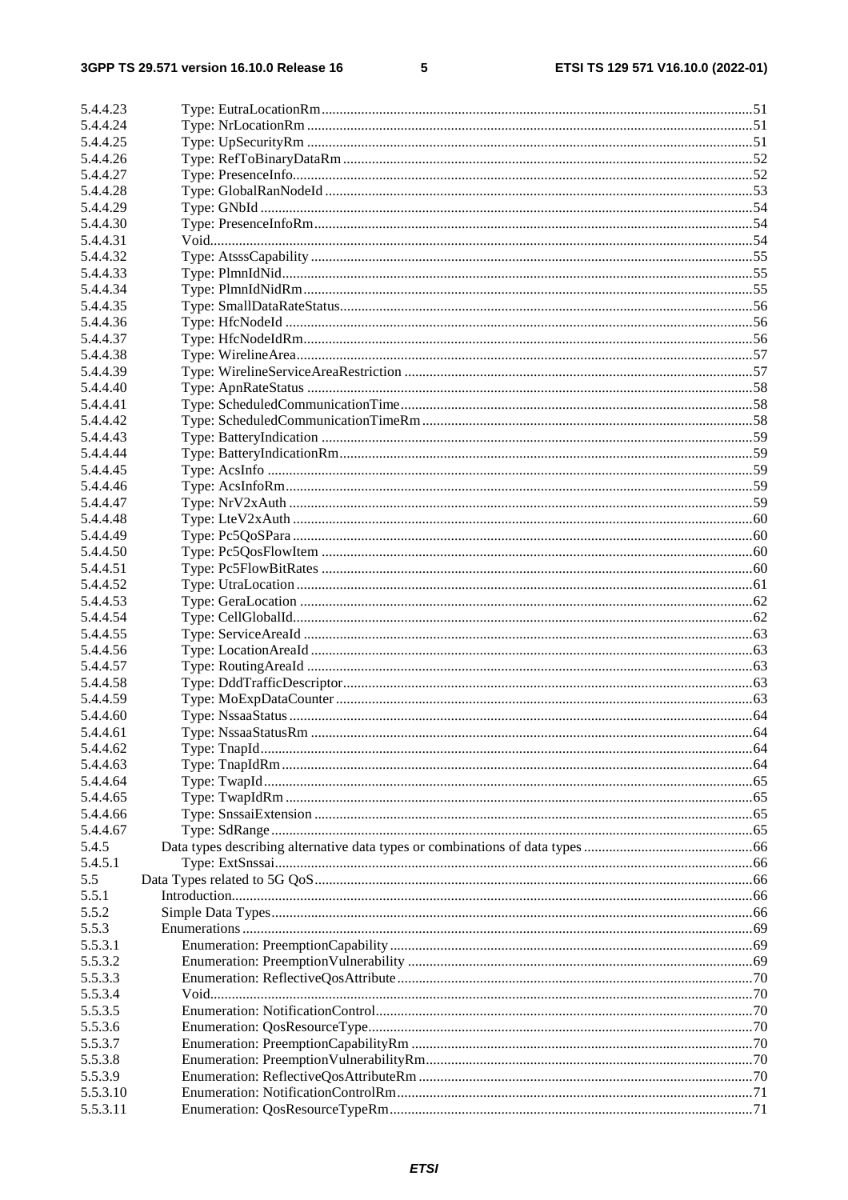| | | |
|---|---|---|
| 5.4.4.23 | Type: EutraLocationRm | 51 |
| 5.4.4.24 | Type: NrLocationRm | 51 |
| 5.4.4.25 | Type: UpSecurityRm | 51 |
| 5.4.4.26 | Type: RefToBinaryDataRm | 52 |
| 5.4.4.27 | Type: PresenceInfo | 52 |
| 5.4.4.28 | Type: GlobalRanNodeId | 53 |
| 5.4.4.29 | Type: GNbId | 54 |
| 5.4.4.30 | Type: PresenceInfoRm | 54 |
| 5.4.4.31 | Void | 54 |
| 5.4.4.32 | Type: AtsssCapability | 55 |
| 5.4.4.33 | Type: PlmnIdNid | 55 |
| 5.4.4.34 | Type: PlmnIdNidRm | 55 |
| 5.4.4.35 | Type: SmallDataRateStatus | 56 |
| 5.4.4.36 | Type: HfcNodeId | 56 |
| 5.4.4.37 | Type: HfcNodeIdRm | 56 |
| 5.4.4.38 | Type: WirelineArea | 57 |
| 5.4.4.39 | Type: WirelineServiceAreaRestriction | 57 |
| 5.4.4.40 | Type: ApnRateStatus | 58 |
| 5.4.4.41 | Type: ScheduledCommunicationTime | 58 |
| 5.4.4.42 | Type: ScheduledCommunicationTimeRm | 58 |
| 5.4.4.43 | Type: BatteryIndication | 59 |
| 5.4.4.44 | Type: BatteryIndicationRm | 59 |
| 5.4.4.45 | Type: AcsInfo | 59 |
| 5.4.4.46 | Type: AcsInfoRm | 59 |
| 5.4.4.47 | Type: NrV2xAuth | 59 |
| 5.4.4.48 | Type: LteV2xAuth | 60 |
| 5.4.4.49 | Type: Pc5QoSPara | 60 |
| 5.4.4.50 | Type: Pc5QosFlowItem | 60 |
| 5.4.4.51 | Type: Pc5FlowBitRates | 60 |
| 5.4.4.52 | Type: UtraLocation | 61 |
| 5.4.4.53 | Type: GeraLocation | 62 |
| 5.4.4.54 | Type: CellGlobalId | 62 |
| 5.4.4.55 | Type: ServiceAreaId | 63 |
| 5.4.4.56 | Type: LocationAreaId | 63 |
| 5.4.4.57 | Type: RoutingAreaId | 63 |
| 5.4.4.58 | Type: DddTrafficDescriptor | 63 |
| 5.4.4.59 | Type: MoExpDataCounter | 63 |
| 5.4.4.60 | Type: NssaaStatus | 64 |
| 5.4.4.61 | Type: NssaaStatusRm | 64 |
| 5.4.4.62 | Type: TnapId | 64 |
| 5.4.4.63 | Type: TnapIdRm | 64 |
| 5.4.4.64 | Type: TwapId | 65 |
| 5.4.4.65 | Type: TwapIdRm | 65 |
| 5.4.4.66 | Type: SnssaiExtension | 65 |
| 5.4.4.67 | Type: SdRange | 65 |
| 5.4.5 | Data types describing alternative data types or combinations of data types | 66 |
| 5.4.5.1 | Type: ExtSnssai | 66 |
| 5.5 | Data Types related to 5G QoS | 66 |
| 5.5.1 | Introduction | 66 |
| 5.5.2 | Simple Data Types | 66 |
| 5.5.3 | Enumerations | 69 |
| 5.5.3.1 | Enumeration: PreemptionCapability | 69 |
| 5.5.3.2 | Enumeration: PreemptionVulnerability | 69 |
| 5.5.3.3 | Enumeration: ReflectiveQosAttribute | 70 |
| 5.5.3.4 | Void | 70 |
| 5.5.3.5 | Enumeration: NotificationControl | 70 |
| 5.5.3.6 | Enumeration: QosResourceType | 70 |
| 5.5.3.7 | Enumeration: PreemptionCapabilityRm | 70 |
| 5.5.3.8 | Enumeration: PreemptionVulnerabilityRm | 70 |
| 5.5.3.9 | Enumeration: ReflectiveQosAttributeRm | 70 |
| 5.5.3.10 | Enumeration: NotificationControlRm | 71 |
| 5.5.3.11 | Enumeration: QosResourceTypeRm | 71 |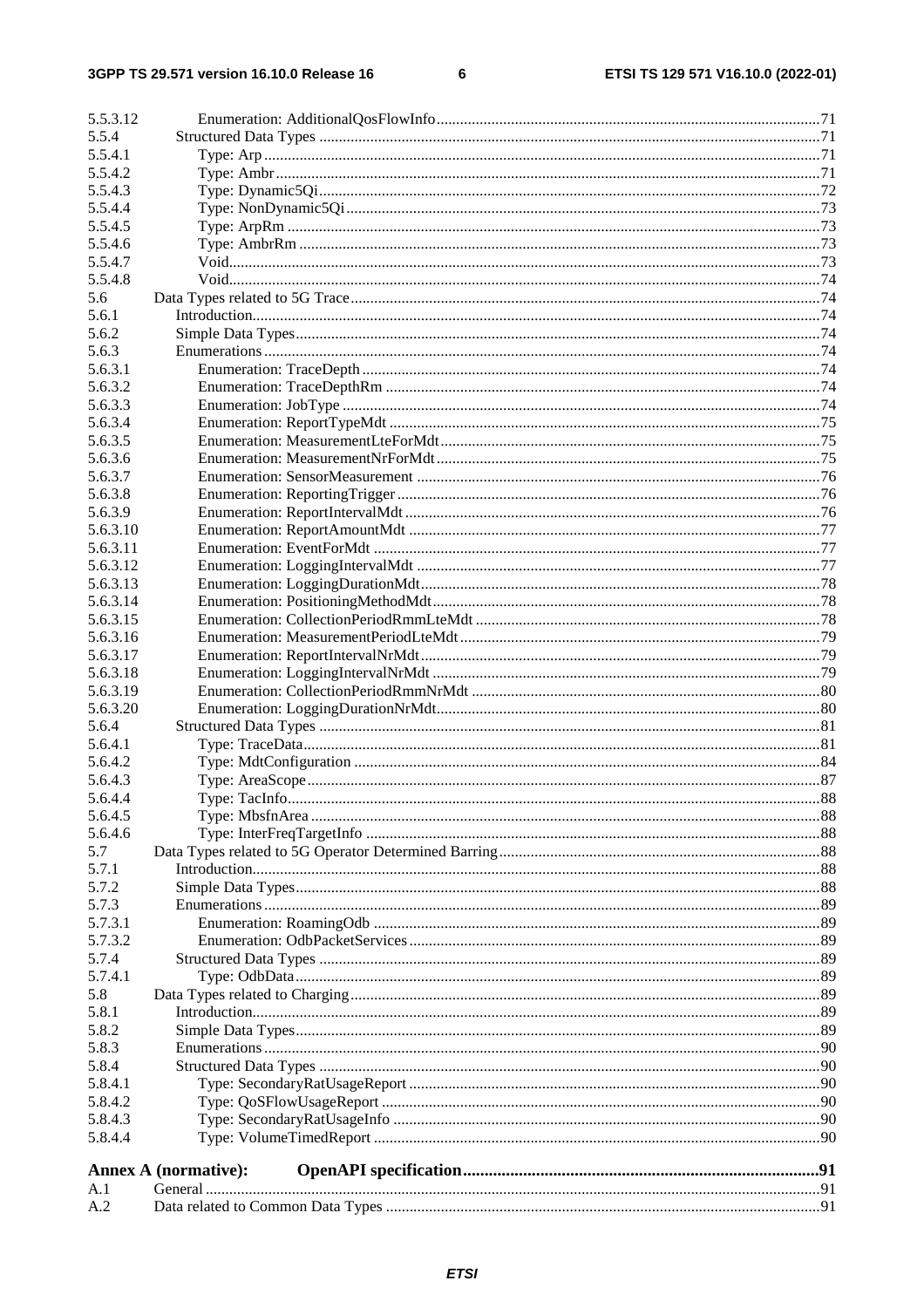5.5.3.12 Enumeration: AdditionalQosFlowInfo ....................................................................................................71
5.5.4 Structured Data Types ...........................................................................................................................71
5.5.4.1 Type: Arp ..........................................................................................................................................71
5.5.4.2 Type: Ambr ........................................................................................................................................71
5.5.4.3 Type: Dynamic5Qi .............................................................................................................................72
5.5.4.4 Type: NonDynamic5Qi .......................................................................................................................73
5.5.4.5 Type: ArpRm .....................................................................................................................................73
5.5.4.6 Type: AmbrRm ..................................................................................................................................73
5.5.4.7 Void....................................................................................................................................................73
5.5.4.8 Void....................................................................................................................................................74
5.6 Data Types related to 5G Trace ....................................................................................................................74
5.6.1 Introduction.........................................................................................................................................74
5.6.2 Simple Data Types ...............................................................................................................................74
5.6.3 Enumerations ......................................................................................................................................74
5.6.3.1 Enumeration: TraceDepth ..................................................................................................................74
5.6.3.2 Enumeration: TraceDepthRm ............................................................................................................74
5.6.3.3 Enumeration: JobType .......................................................................................................................74
5.6.3.4 Enumeration: ReportTypeMdt ...........................................................................................................75
5.6.3.5 Enumeration: MeasurementLteForMdt ..............................................................................................75
5.6.3.6 Enumeration: MeasurementNrForMdt ...............................................................................................75
5.6.3.7 Enumeration: SensorMeasurement ....................................................................................................76
5.6.3.8 Enumeration: ReportingTrigger .........................................................................................................76
5.6.3.9 Enumeration: ReportIntervalMdt .......................................................................................................76
5.6.3.10 Enumeration: ReportAmountMdt .....................................................................................................77
5.6.3.11 Enumeration: EventForMdt ..............................................................................................................77
5.6.3.12 Enumeration: LoggingIntervalMdt ...................................................................................................77
5.6.3.13 Enumeration: LoggingDurationMdt..................................................................................................78
5.6.3.14 Enumeration: PositioningMethodMdt ...............................................................................................78
5.6.3.15 Enumeration: CollectionPeriodRmmLteMdt .....................................................................................78
5.6.3.16 Enumeration: MeasurementPeriodLteMdt .........................................................................................79
5.6.3.17 Enumeration: ReportIntervalNrMdt ...................................................................................................79
5.6.3.18 Enumeration: LoggingIntervalNrMdt ................................................................................................79
5.6.3.19 Enumeration: CollectionPeriodRmmNrMdt ......................................................................................80
5.6.3.20 Enumeration: LoggingDurationNrMdt...............................................................................................80
5.6.4 Structured Data Types ...........................................................................................................................81
5.6.4.1 Type: TraceData .................................................................................................................................81
5.6.4.2 Type: MdtConfiguration .....................................................................................................................84
5.6.4.3 Type: AreaScope ................................................................................................................................87
5.6.4.4 Type: TacInfo.....................................................................................................................................88
5.6.4.5 Type: MbsfnArea ...............................................................................................................................88
5.6.4.6 Type: InterFreqTargetInfo .................................................................................................................88
5.7 Data Types related to 5G Operator Determined Barring ...............................................................................88
5.7.1 Introduction.........................................................................................................................................88
5.7.2 Simple Data Types ...............................................................................................................................88
5.7.3 Enumerations ......................................................................................................................................89
5.7.3.1 Enumeration: RoamingOdb ...............................................................................................................89
5.7.3.2 Enumeration: OdbPacketServices ......................................................................................................89
5.7.4 Structured Data Types ...........................................................................................................................89
5.7.4.1 Type: OdbData ...................................................................................................................................89
5.8 Data Types related to Charging ....................................................................................................................89
5.8.1 Introduction.........................................................................................................................................89
5.8.2 Simple Data Types ...............................................................................................................................89
5.8.3 Enumerations ......................................................................................................................................90
5.8.4 Structured Data Types ...........................................................................................................................90
5.8.4.1 Type: SecondaryRatUsageReport ......................................................................................................90
5.8.4.2 Type: QoSFlowUsageReport .............................................................................................................90
5.8.4.3 Type: SecondaryRatUsageInfo ..........................................................................................................90
5.8.4.4 Type: VolumeTimedReport ...............................................................................................................90

**Annex A (normative): OpenAPI specification.................................................................................91**

A.1 General ...........................................................................................................................................................91
A.2 Data related to Common Data Types .............................................................................................................91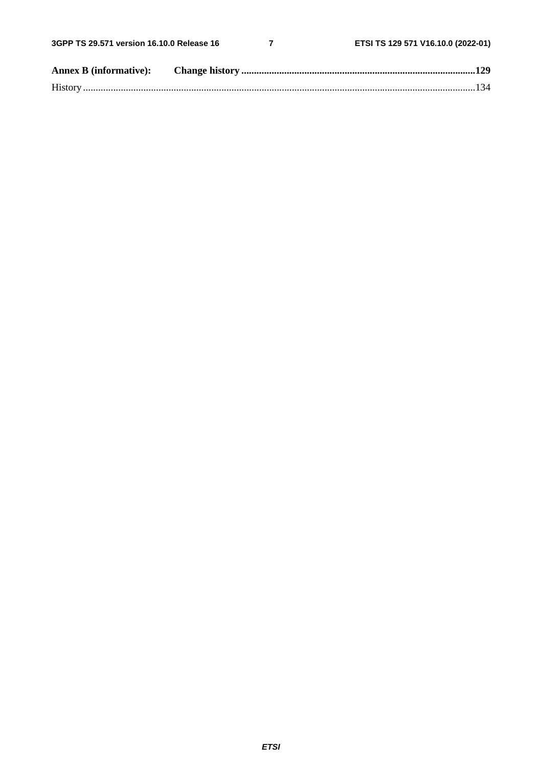**Annex B (informative): Change history**..........129

History..........134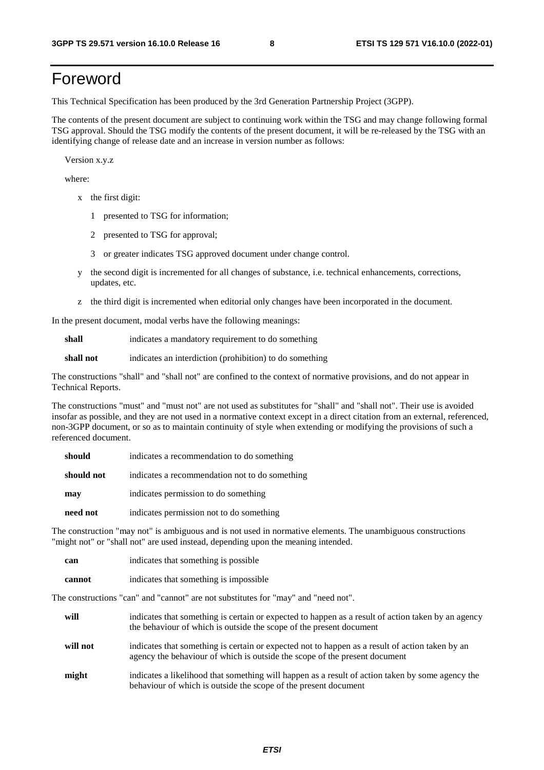# Foreword

This Technical Specification has been produced by the 3rd Generation Partnership Project (3GPP).

The contents of the present document are subject to continuing work within the TSG and may change following formal TSG approval. Should the TSG modify the contents of the present document, it will be re-released by the TSG with an identifying change of release date and an increase in version number as follows:

Version x.y.z

where:

- x the first digit:
  - 1 presented to TSG for information;
  - 2 presented to TSG for approval;
  - 3 or greater indicates TSG approved document under change control.
- y the second digit is incremented for all changes of substance, i.e. technical enhancements, corrections, updates, etc.
- z the third digit is incremented when editorial only changes have been incorporated in the document.

In the present document, modal verbs have the following meanings:

**shall** indicates a mandatory requirement to do something

**shall not** indicates an interdiction (prohibition) to do something

The constructions "shall" and "shall not" are confined to the context of normative provisions, and do not appear in Technical Reports.

The constructions "must" and "must not" are not used as substitutes for "shall" and "shall not". Their use is avoided insofar as possible, and they are not used in a normative context except in a direct citation from an external, referenced, non-3GPP document, or so as to maintain continuity of style when extending or modifying the provisions of such a referenced document.

**should** indicates a recommendation to do something

**should not** indicates a recommendation not to do something

**may** indicates permission to do something

**need not** indicates permission not to do something

The construction "may not" is ambiguous and is not used in normative elements. The unambiguous constructions "might not" or "shall not" are used instead, depending upon the meaning intended.

**can** indicates that something is possible

**cannot** indicates that something is impossible

The constructions "can" and "cannot" are not substitutes for "may" and "need not".

**will** indicates that something is certain or expected to happen as a result of action taken by an agency the behaviour of which is outside the scope of the present document

**will not** indicates that something is certain or expected not to happen as a result of action taken by an agency the behaviour of which is outside the scope of the present document

**might** indicates a likelihood that something will happen as a result of action taken by some agency the behaviour of which is outside the scope of the present document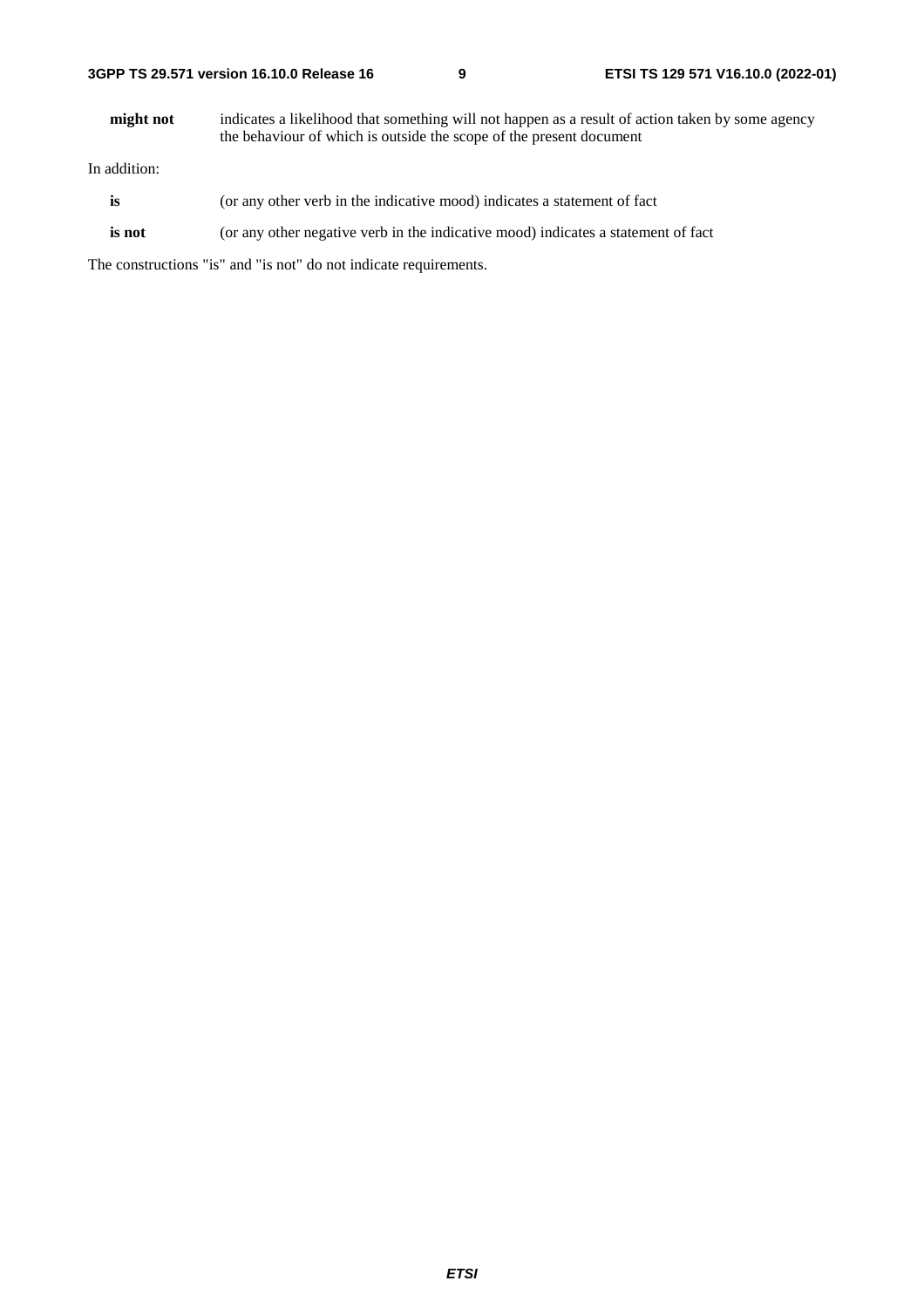**might not** indicates a likelihood that something will not happen as a result of action taken by some agency the behaviour of which is outside the scope of the present document

In addition:

**is** (or any other verb in the indicative mood) indicates a statement of fact

**is not** (or any other negative verb in the indicative mood) indicates a statement of fact

The constructions "is" and "is not" do not indicate requirements.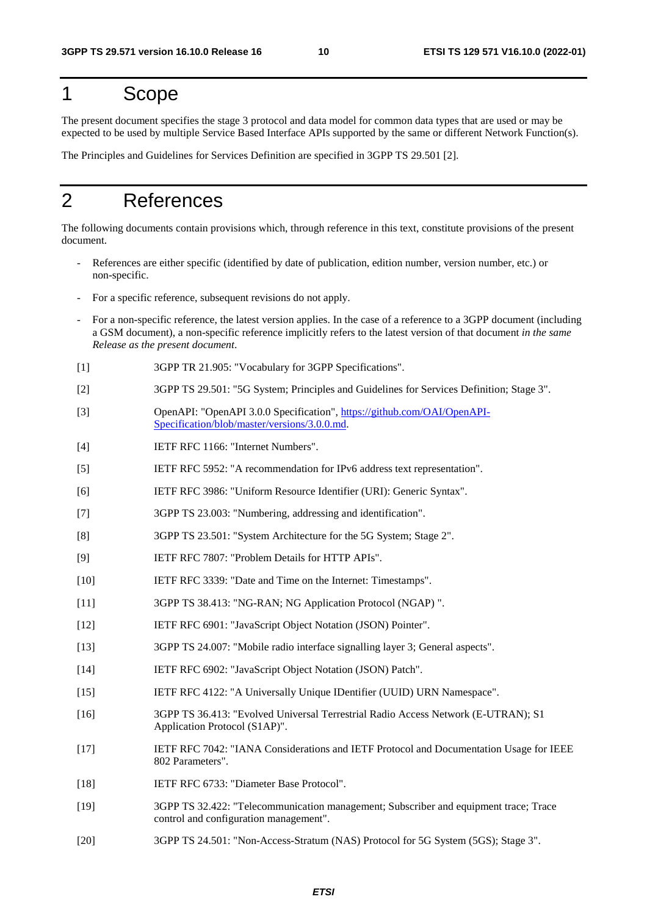# 1 Scope

The present document specifies the stage 3 protocol and data model for common data types that are used or may be expected to be used by multiple Service Based Interface APIs supported by the same or different Network Function(s).

The Principles and Guidelines for Services Definition are specified in 3GPP TS 29.501 [2].

# 2 References

The following documents contain provisions which, through reference in this text, constitute provisions of the present document.

- References are either specific (identified by date of publication, edition number, version number, etc.) or non-specific.
- For a specific reference, subsequent revisions do not apply.
- For a non-specific reference, the latest version applies. In the case of a reference to a 3GPP document (including a GSM document), a non-specific reference implicitly refers to the latest version of that document *in the same Release as the present document*.

[1] 3GPP TR 21.905: "Vocabulary for 3GPP Specifications".

[2] 3GPP TS 29.501: "5G System; Principles and Guidelines for Services Definition; Stage 3".

[3] OpenAPI: "OpenAPI 3.0.0 Specification", https://github.com/OAI/OpenAPI-Specification/blob/master/versions/3.0.0.md.

[4] IETF RFC 1166: "Internet Numbers".

[5] IETF RFC 5952: "A recommendation for IPv6 address text representation".

[6] IETF RFC 3986: "Uniform Resource Identifier (URI): Generic Syntax".

[7] 3GPP TS 23.003: "Numbering, addressing and identification".

[8] 3GPP TS 23.501: "System Architecture for the 5G System; Stage 2".

[9] IETF RFC 7807: "Problem Details for HTTP APIs".

[10] IETF RFC 3339: "Date and Time on the Internet: Timestamps".

[11] 3GPP TS 38.413: "NG-RAN; NG Application Protocol (NGAP) ".

[12] IETF RFC 6901: "JavaScript Object Notation (JSON) Pointer".

[13] 3GPP TS 24.007: "Mobile radio interface signalling layer 3; General aspects".

[14] IETF RFC 6902: "JavaScript Object Notation (JSON) Patch".

[15] IETF RFC 4122: "A Universally Unique IDentifier (UUID) URN Namespace".

[16] 3GPP TS 36.413: "Evolved Universal Terrestrial Radio Access Network (E-UTRAN); S1 Application Protocol (S1AP)".

[17] IETF RFC 7042: "IANA Considerations and IETF Protocol and Documentation Usage for IEEE 802 Parameters".

[18] IETF RFC 6733: "Diameter Base Protocol".

[19] 3GPP TS 32.422: "Telecommunication management; Subscriber and equipment trace; Trace control and configuration management".

[20] 3GPP TS 24.501: "Non-Access-Stratum (NAS) Protocol for 5G System (5GS); Stage 3".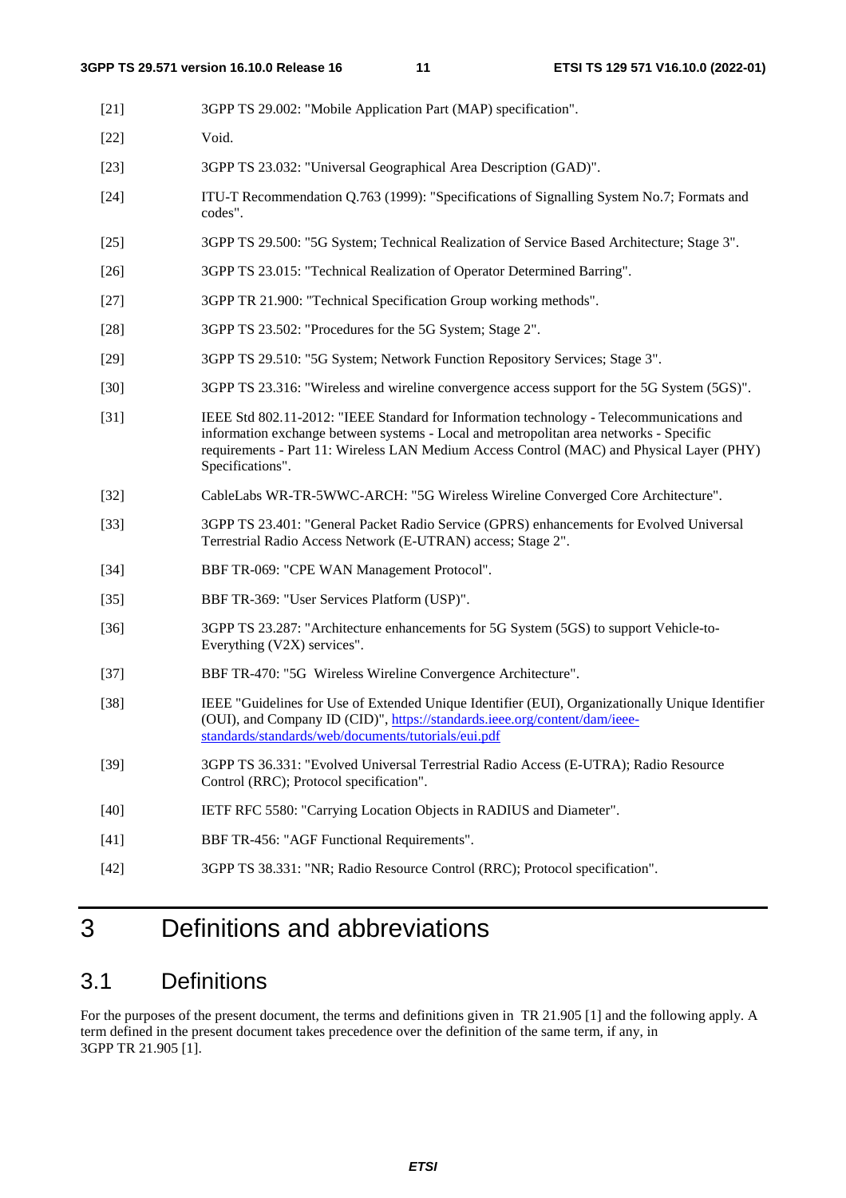[21] 3GPP TS 29.002: "Mobile Application Part (MAP) specification".

[22] Void.

[23] 3GPP TS 23.032: "Universal Geographical Area Description (GAD)".

[24] ITU-T Recommendation Q.763 (1999): "Specifications of Signalling System No.7; Formats and codes".

[25] 3GPP TS 29.500: "5G System; Technical Realization of Service Based Architecture; Stage 3".

[26] 3GPP TS 23.015: "Technical Realization of Operator Determined Barring".

[27] 3GPP TR 21.900: "Technical Specification Group working methods".

[28] 3GPP TS 23.502: "Procedures for the 5G System; Stage 2".

[29] 3GPP TS 29.510: "5G System; Network Function Repository Services; Stage 3".

[30] 3GPP TS 23.316: "Wireless and wireline convergence access support for the 5G System (5GS)".

[31] IEEE Std 802.11-2012: "IEEE Standard for Information technology - Telecommunications and information exchange between systems - Local and metropolitan area networks - Specific requirements - Part 11: Wireless LAN Medium Access Control (MAC) and Physical Layer (PHY) Specifications".

[32] CableLabs WR-TR-5WWC-ARCH: "5G Wireless Wireline Converged Core Architecture".

[33] 3GPP TS 23.401: "General Packet Radio Service (GPRS) enhancements for Evolved Universal Terrestrial Radio Access Network (E-UTRAN) access; Stage 2".

[34] BBF TR-069: "CPE WAN Management Protocol".

[35] BBF TR-369: "User Services Platform (USP)".

[36] 3GPP TS 23.287: "Architecture enhancements for 5G System (5GS) to support Vehicle-to-Everything (V2X) services".

[37] BBF TR-470: "5G Wireless Wireline Convergence Architecture".

[38] IEEE "Guidelines for Use of Extended Unique Identifier (EUI), Organizationally Unique Identifier (OUI), and Company ID (CID)", https://standards.ieee.org/content/dam/ieee-standards/standards/web/documents/tutorials/eui.pdf

[39] 3GPP TS 36.331: "Evolved Universal Terrestrial Radio Access (E-UTRA); Radio Resource Control (RRC); Protocol specification".

[40] IETF RFC 5580: "Carrying Location Objects in RADIUS and Diameter".

[41] BBF TR-456: "AGF Functional Requirements".

[42] 3GPP TS 38.331: "NR; Radio Resource Control (RRC); Protocol specification".

# 3 Definitions and abbreviations

## 3.1 Definitions

For the purposes of the present document, the terms and definitions given in TR 21.905 [1] and the following apply. A term defined in the present document takes precedence over the definition of the same term, if any, in 3GPP TR 21.905 [1].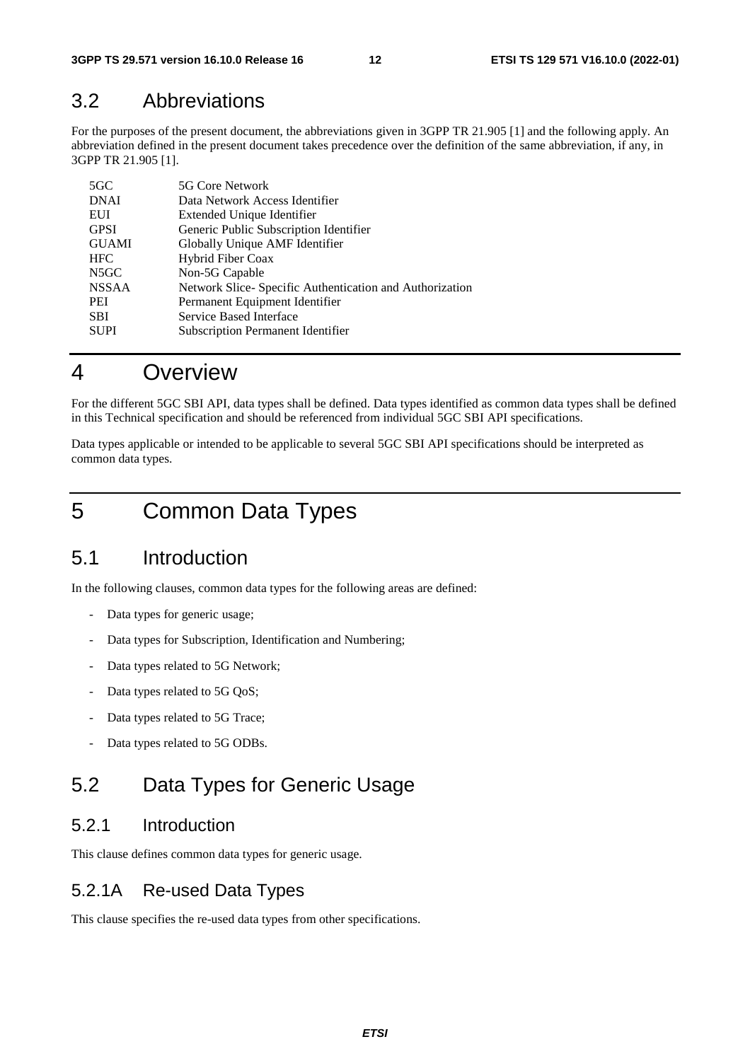## 3.2 Abbreviations

For the purposes of the present document, the abbreviations given in 3GPP TR 21.905 [1] and the following apply. An abbreviation defined in the present document takes precedence over the definition of the same abbreviation, if any, in 3GPP TR 21.905 [1].

| | |
|---|---|
| 5GC | 5G Core Network |
| DNAI | Data Network Access Identifier |
| EUI | Extended Unique Identifier |
| GPSI | Generic Public Subscription Identifier |
| GUAMI | Globally Unique AMF Identifier |
| HFC | Hybrid Fiber Coax |
| N5GC | Non-5G Capable |
| NSSAA | Network Slice- Specific Authentication and Authorization |
| PEI | Permanent Equipment Identifier |
| SBI | Service Based Interface |
| SUPI | Subscription Permanent Identifier |

# 4 Overview

For the different 5GC SBI API, data types shall be defined. Data types identified as common data types shall be defined in this Technical specification and should be referenced from individual 5GC SBI API specifications.

Data types applicable or intended to be applicable to several 5GC SBI API specifications should be interpreted as common data types.

# 5 Common Data Types

## 5.1 Introduction

In the following clauses, common data types for the following areas are defined:

- Data types for generic usage;
- Data types for Subscription, Identification and Numbering;
- Data types related to 5G Network;
- Data types related to 5G QoS;
- Data types related to 5G Trace;
- Data types related to 5G ODBs.

## 5.2 Data Types for Generic Usage

### 5.2.1 Introduction

This clause defines common data types for generic usage.

### 5.2.1A Re-used Data Types

This clause specifies the re-used data types from other specifications.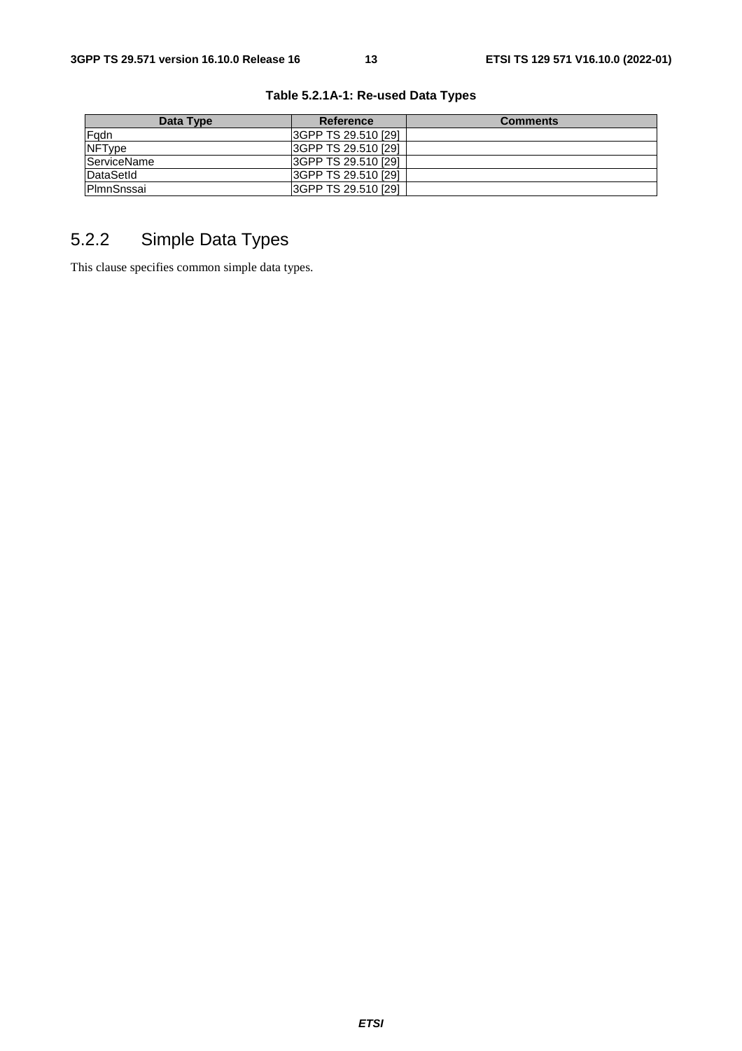**Table 5.2.1A-1: Re-used Data Types**

| Data Type | Reference | Comments |
| --- | --- | --- |
| Fqdn | 3GPP TS 29.510 [29] | |
| NFType | 3GPP TS 29.510 [29] | |
| ServiceName | 3GPP TS 29.510 [29] | |
| DataSetId | 3GPP TS 29.510 [29] | |
| PlmnSnssai | 3GPP TS 29.510 [29] | |

### 5.2.2 Simple Data Types

This clause specifies common simple data types.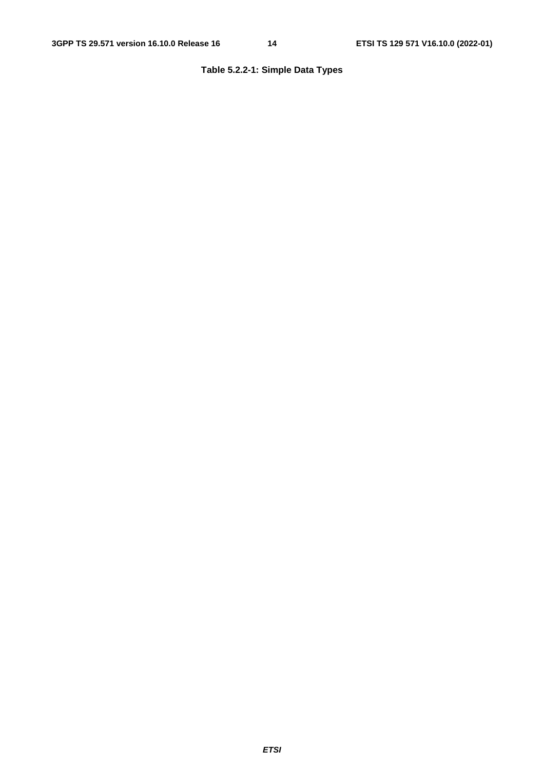**Table 5.2.2-1: Simple Data Types**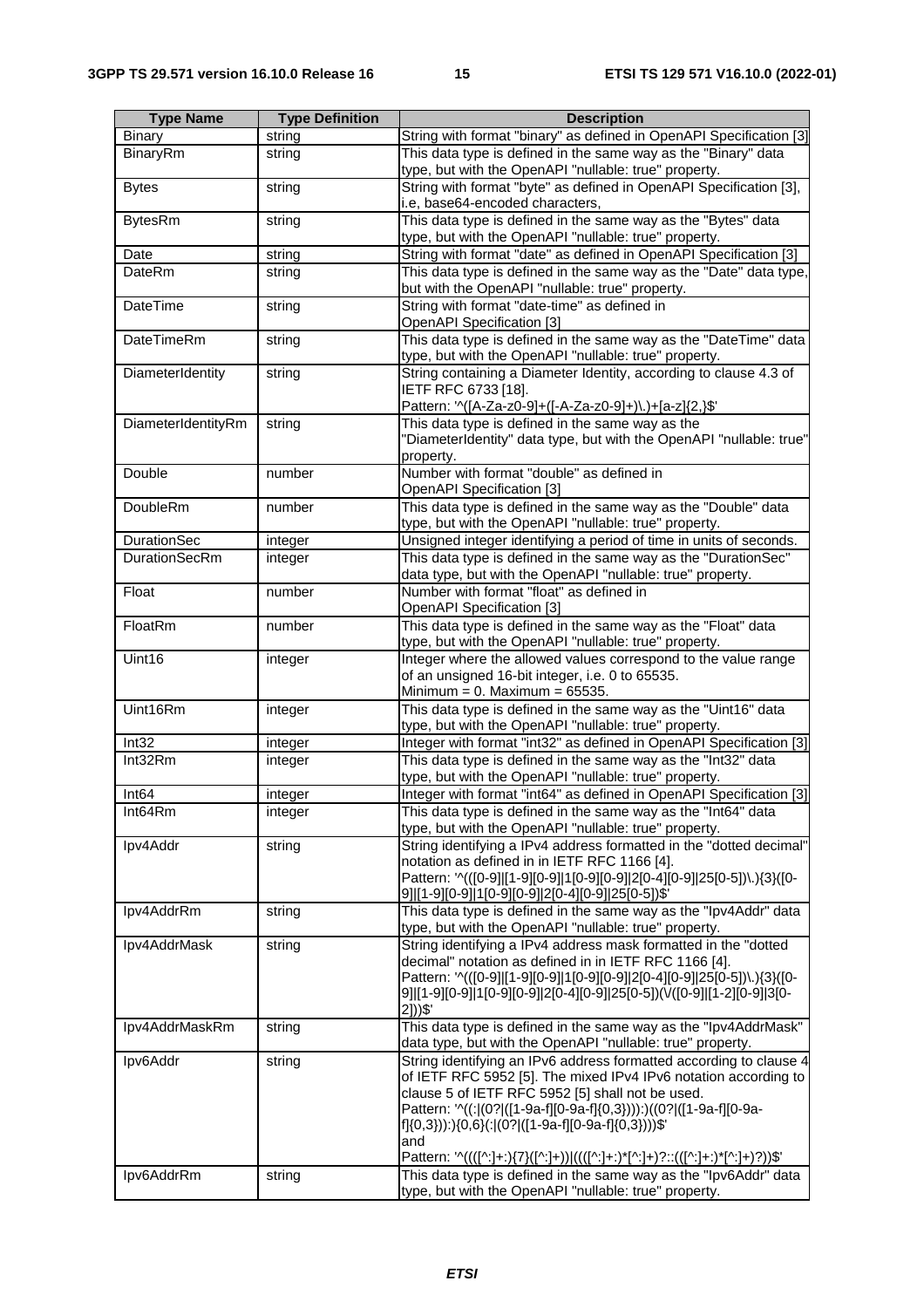| Type Name | Type Definition | Description |
|---|---|---|
| Binary | string | String with format "binary" as defined in OpenAPI Specification [3] |
| BinaryRm | string | This data type is defined in the same way as the "Binary" data type, but with the OpenAPI "nullable: true" property. |
| Bytes | string | String with format "byte" as defined in OpenAPI Specification [3], i.e, base64-encoded characters, |
| BytesRm | string | This data type is defined in the same way as the "Bytes" data type, but with the OpenAPI "nullable: true" property. |
| Date | string | String with format "date" as defined in OpenAPI Specification [3] |
| DateRm | string | This data type is defined in the same way as the "Date" data type, but with the OpenAPI "nullable: true" property. |
| DateTime | string | String with format "date-time" as defined in OpenAPI Specification [3] |
| DateTimeRm | string | This data type is defined in the same way as the "DateTime" data type, but with the OpenAPI "nullable: true" property. |
| DiameterIdentity | string | String containing a Diameter Identity, according to clause 4.3 of IETF RFC 6733 [18]. Pattern: '^([A-Za-z0-9]+([-A-Za-z0-9]+)\.)+[a-z]{2,}$' |
| DiameterIdentityRm | string | This data type is defined in the same way as the "DiameterIdentity" data type, but with the OpenAPI "nullable: true" property. |
| Double | number | Number with format "double" as defined in OpenAPI Specification [3] |
| DoubleRm | number | This data type is defined in the same way as the "Double" data type, but with the OpenAPI "nullable: true" property. |
| DurationSec | integer | Unsigned integer identifying a period of time in units of seconds. |
| DurationSecRm | integer | This data type is defined in the same way as the "DurationSec" data type, but with the OpenAPI "nullable: true" property. |
| Float | number | Number with format "float" as defined in OpenAPI Specification [3] |
| FloatRm | number | This data type is defined in the same way as the "Float" data type, but with the OpenAPI "nullable: true" property. |
| Uint16 | integer | Integer where the allowed values correspond to the value range of an unsigned 16-bit integer, i.e. 0 to 65535. Minimum = 0. Maximum = 65535. |
| Uint16Rm | integer | This data type is defined in the same way as the "Uint16" data type, but with the OpenAPI "nullable: true" property. |
| Int32 | integer | Integer with format "int32" as defined in OpenAPI Specification [3] |
| Int32Rm | integer | This data type is defined in the same way as the "Int32" data type, but with the OpenAPI "nullable: true" property. |
| Int64 | integer | Integer with format "int64" as defined in OpenAPI Specification [3] |
| Int64Rm | integer | This data type is defined in the same way as the "Int64" data type, but with the OpenAPI "nullable: true" property. |
| Ipv4Addr | string | String identifying a IPv4 address formatted in the "dotted decimal" notation as defined in in IETF RFC 1166 [4]. Pattern: '^(([0-9]\|[1-9][0-9]\|1[0-9][0-9]\|2[0-4][0-9]\|25[0-5])\.){3}([0-9]\|[1-9][0-9]\|1[0-9][0-9]\|2[0-4][0-9]\|25[0-5])$' |
| Ipv4AddrRm | string | This data type is defined in the same way as the "Ipv4Addr" data type, but with the OpenAPI "nullable: true" property. |
| Ipv4AddrMask | string | String identifying a IPv4 address mask formatted in the "dotted decimal" notation as defined in in IETF RFC 1166 [4]. Pattern: '^(([0-9]\|[1-9][0-9]\|1[0-9][0-9]\|2[0-4][0-9]\|25[0-5])\.){3}([0-9]\|[1-9][0-9]\|1[0-9][0-9]\|2[0-4][0-9]\|25[0-5])(\/([0-9]\|[1-2][0-9]\|3[0-2]))$' |
| Ipv4AddrMaskRm | string | This data type is defined in the same way as the "Ipv4AddrMask" data type, but with the OpenAPI "nullable: true" property. |
| Ipv6Addr | string | String identifying an IPv6 address formatted according to clause 4 of IETF RFC 5952 [5]. The mixed IPv4 IPv6 notation according to clause 5 of IETF RFC 5952 [5] shall not be used. Pattern: '^((:\|(0?\|([1-9a-f][0-9a-f]{0,3}))):)((0?\|([1-9a-f][0-9a-f]{0,3})):){0,6}(:\|(0?\|([1-9a-f][0-9a-f]{0,3})))$' and Pattern: '^((([^:]+:){7}([^:]+))\|((([^:]+:)*[^:]+)?::(([^:]+:)*[^:]+)?))$' |
| Ipv6AddrRm | string | This data type is defined in the same way as the "Ipv6Addr" data type, but with the OpenAPI "nullable: true" property. |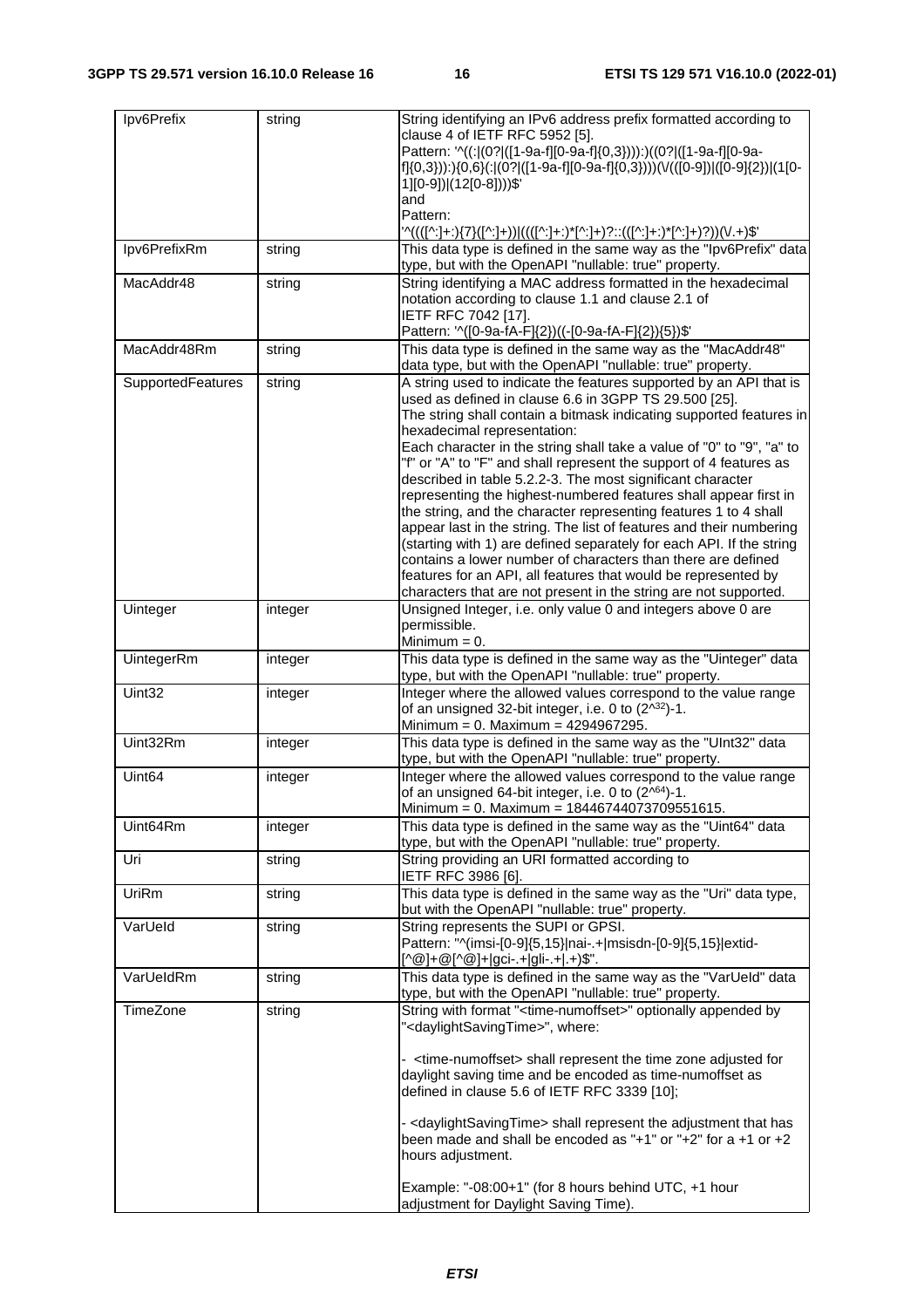| Ipv6Prefix | string | String identifying an IPv6 address prefix formatted according to clause 4 of IETF RFC 5952 [5].<br>Pattern: '^((:\|(0?\|([1-9a-f][0-9a-f]{0,3}))):)((0?\|([1-9a-f][0-9a-f]{0,3})):){0,6}(:\|(0?\|([1-9a-f][0-9a-f]{0,3})))(\/(([0-9])\|([0-9]{2})\|(1[0-1][0-9])\|(12[0-8])))$'<br>and<br>Pattern: '^((([^:]+:){7}([^:]+))\|((([^:]+:)*[^:]+)?::(([^:]+:)*[^:]+)?))(\/.+)$' |
|---|---|---|
| Ipv6PrefixRm | string | This data type is defined in the same way as the "Ipv6Prefix" data type, but with the OpenAPI "nullable: true" property. |
| MacAddr48 | string | String identifying a MAC address formatted in the hexadecimal notation according to clause 1.1 and clause 2.1 of IETF RFC 7042 [17].<br>Pattern: '^([0-9a-fA-F]{2})((-[0-9a-fA-F]{2}){5})$' |
| MacAddr48Rm | string | This data type is defined in the same way as the "MacAddr48" data type, but with the OpenAPI "nullable: true" property. |
| SupportedFeatures | string | A string used to indicate the features supported by an API that is used as defined in clause 6.6 in 3GPP TS 29.500 [25].<br>The string shall contain a bitmask indicating supported features in hexadecimal representation:<br>Each character in the string shall take a value of "0" to "9", "a" to "f" or "A" to "F" and shall represent the support of 4 features as described in table 5.2.2-3. The most significant character representing the highest-numbered features shall appear first in the string, and the character representing features 1 to 4 shall appear last in the string. The list of features and their numbering (starting with 1) are defined separately for each API. If the string contains a lower number of characters than there are defined features for an API, all features that would be represented by characters that are not present in the string are not supported. |
| Uinteger | integer | Unsigned Integer, i.e. only value 0 and integers above 0 are permissible.<br>Minimum = 0. |
| UintegerRm | integer | This data type is defined in the same way as the "Uinteger" data type, but with the OpenAPI "nullable: true" property. |
| Uint32 | integer | Integer where the allowed values correspond to the value range of an unsigned 32-bit integer, i.e. 0 to $(2^{32})$-1.<br>Minimum = 0. Maximum = 4294967295. |
| Uint32Rm | integer | This data type is defined in the same way as the "UInt32" data type, but with the OpenAPI "nullable: true" property. |
| Uint64 | integer | Integer where the allowed values correspond to the value range of an unsigned 64-bit integer, i.e. 0 to $(2^{64})$-1.<br>Minimum = 0. Maximum = 18446744073709551615. |
| Uint64Rm | integer | This data type is defined in the same way as the "Uint64" data type, but with the OpenAPI "nullable: true" property. |
| Uri | string | String providing an URI formatted according to IETF RFC 3986 [6]. |
| UriRm | string | This data type is defined in the same way as the "Uri" data type, but with the OpenAPI "nullable: true" property. |
| VarUeId | string | String represents the SUPI or GPSI.<br>Pattern: "^(imsi-[0-9]{5,15}\|nai-.+\|msisdn-[0-9]{5,15}\|extid-[^@]+@[^@]+\|gci-.+\|gli-.+\|.+)$". |
| VarUeIdRm | string | This data type is defined in the same way as the "VarUeId" data type, but with the OpenAPI "nullable: true" property. |
| TimeZone | string | String with format "&lt;time-numoffset&gt;" optionally appended by "&lt;daylightSavingTime&gt;", where:<br><br>- &lt;time-numoffset&gt; shall represent the time zone adjusted for daylight saving time and be encoded as time-numoffset as defined in clause 5.6 of IETF RFC 3339 [10];<br><br>- &lt;daylightSavingTime&gt; shall represent the adjustment that has been made and shall be encoded as "+1" or "+2" for a +1 or +2 hours adjustment.<br><br>Example: "-08:00+1" (for 8 hours behind UTC, +1 hour adjustment for Daylight Saving Time). |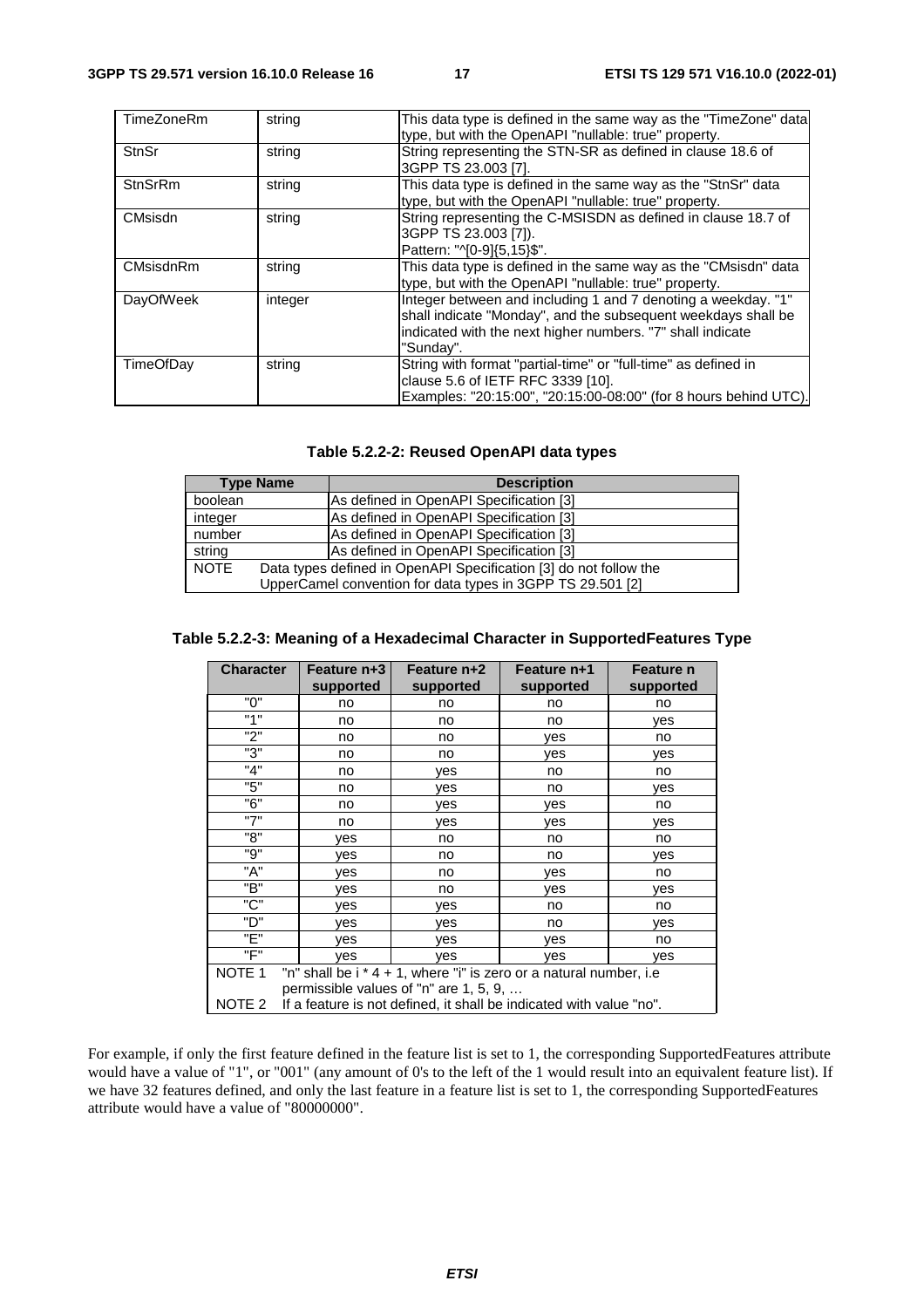| TimeZoneRm | string | This data type is defined in the same way as the "TimeZone" data type, but with the OpenAPI "nullable: true" property. |
|---|---|---|
| StnSr | string | String representing the STN-SR as defined in clause 18.6 of 3GPP TS 23.003 [7]. |
| StnSrRm | string | This data type is defined in the same way as the "StnSr" data type, but with the OpenAPI "nullable: true" property. |
| CMsisdn | string | String representing the C-MSISDN as defined in clause 18.7 of 3GPP TS 23.003 [7]).<br>Pattern: "^[0-9]{5,15}$". |
| CMsisdnRm | string | This data type is defined in the same way as the "CMsisdn" data type, but with the OpenAPI "nullable: true" property. |
| DayOfWeek | integer | Integer between and including 1 and 7 denoting a weekday. "1" shall indicate "Monday", and the subsequent weekdays shall be indicated with the next higher numbers. "7" shall indicate "Sunday". |
| TimeOfDay | string | String with format "partial-time" or "full-time" as defined in clause 5.6 of IETF RFC 3339 [10].<br>Examples: "20:15:00", "20:15:00-08:00" (for 8 hours behind UTC). |

**Table 5.2.2-2: Reused OpenAPI data types**

| Type Name | Description |
|---|---|
| boolean | As defined in OpenAPI Specification [3] |
| integer | As defined in OpenAPI Specification [3] |
| number | As defined in OpenAPI Specification [3] |
| string | As defined in OpenAPI Specification [3] |
| NOTE Data types defined in OpenAPI Specification [3] do not follow the UpperCamel convention for data types in 3GPP TS 29.501 [2] | |

**Table 5.2.2-3: Meaning of a Hexadecimal Character in SupportedFeatures Type**

| Character | Feature n+3 supported | Feature n+2 supported | Feature n+1 supported | Feature n supported |
|---|---|---|---|---|
| "0" | no | no | no | no |
| "1" | no | no | no | yes |
| "2" | no | no | yes | no |
| "3" | no | no | yes | yes |
| "4" | no | yes | no | no |
| "5" | no | yes | no | yes |
| "6" | no | yes | yes | no |
| "7" | no | yes | yes | yes |
| "8" | yes | no | no | no |
| "9" | yes | no | no | yes |
| "A" | yes | no | yes | no |
| "B" | yes | no | yes | yes |
| "C" | yes | yes | no | no |
| "D" | yes | yes | no | yes |
| "E" | yes | yes | yes | no |
| "F" | yes | yes | yes | yes |
| NOTE 1 "n" shall be i * 4 + 1, where "i" is zero or a natural number, i.e permissible values of "n" are 1, 5, 9, … | | | | |
| NOTE 2 If a feature is not defined, it shall be indicated with value "no". | | | | |

For example, if only the first feature defined in the feature list is set to 1, the corresponding SupportedFeatures attribute would have a value of "1", or "001" (any amount of 0's to the left of the 1 would result into an equivalent feature list). If we have 32 features defined, and only the last feature in a feature list is set to 1, the corresponding SupportedFeatures attribute would have a value of "80000000".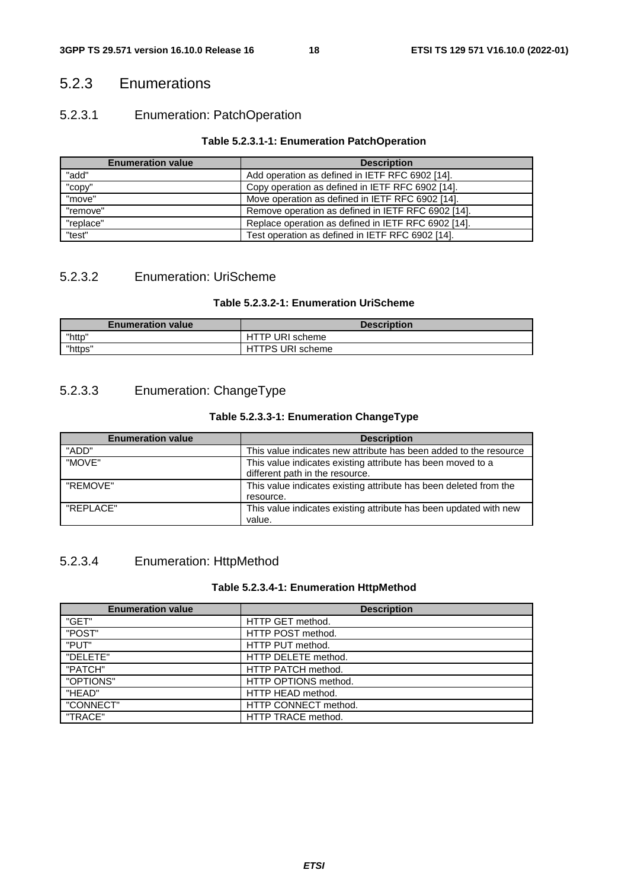### 5.2.3 Enumerations

#### 5.2.3.1 Enumeration: PatchOperation

**Table 5.2.3.1-1: Enumeration PatchOperation**

| Enumeration value | Description |
| --- | --- |
| "add" | Add operation as defined in IETF RFC 6902 [14]. |
| "copy" | Copy operation as defined in IETF RFC 6902 [14]. |
| "move" | Move operation as defined in IETF RFC 6902 [14]. |
| "remove" | Remove operation as defined in IETF RFC 6902 [14]. |
| "replace" | Replace operation as defined in IETF RFC 6902 [14]. |
| "test" | Test operation as defined in IETF RFC 6902 [14]. |

#### 5.2.3.2 Enumeration: UriScheme

**Table 5.2.3.2-1: Enumeration UriScheme**

| Enumeration value | Description |
| --- | --- |
| "http" | HTTP URI scheme |
| "https" | HTTPS URI scheme |

#### 5.2.3.3 Enumeration: ChangeType

**Table 5.2.3.3-1: Enumeration ChangeType**

| Enumeration value | Description |
| --- | --- |
| "ADD" | This value indicates new attribute has been added to the resource |
| "MOVE" | This value indicates existing attribute has been moved to a different path in the resource. |
| "REMOVE" | This value indicates existing attribute has been deleted from the resource. |
| "REPLACE" | This value indicates existing attribute has been updated with new value. |

#### 5.2.3.4 Enumeration: HttpMethod

**Table 5.2.3.4-1: Enumeration HttpMethod**

| Enumeration value | Description |
| --- | --- |
| "GET" | HTTP GET method. |
| "POST" | HTTP POST method. |
| "PUT" | HTTP PUT method. |
| "DELETE" | HTTP DELETE method. |
| "PATCH" | HTTP PATCH method. |
| "OPTIONS" | HTTP OPTIONS method. |
| "HEAD" | HTTP HEAD method. |
| "CONNECT" | HTTP CONNECT method. |
| "TRACE" | HTTP TRACE method. |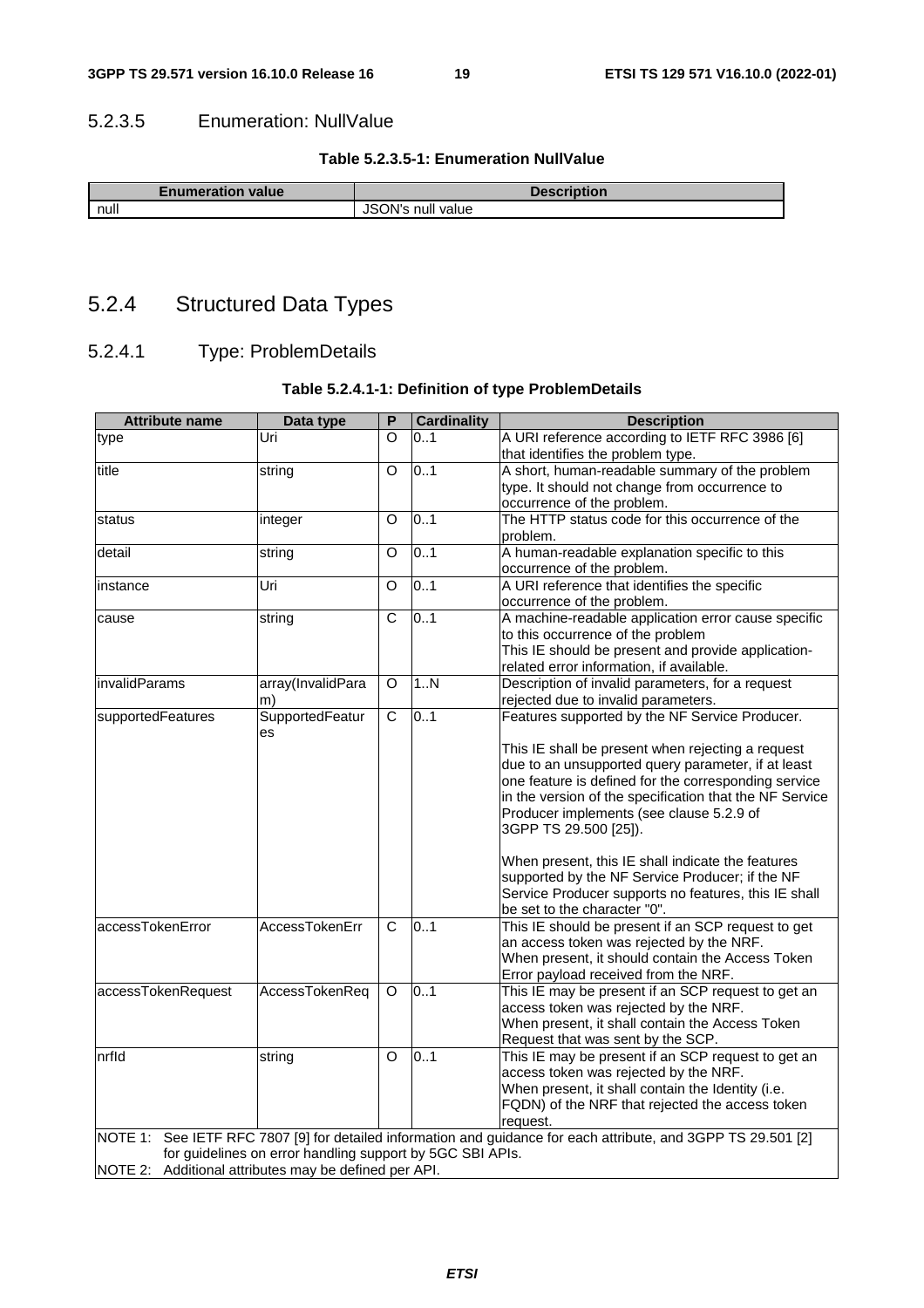#### 5.2.3.5 Enumeration: NullValue

**Table 5.2.3.5-1: Enumeration NullValue**

| Enumeration value | Description |
| --- | --- |
| null | JSON's null value |

### 5.2.4 Structured Data Types

#### 5.2.4.1 Type: ProblemDetails

**Table 5.2.4.1-1: Definition of type ProblemDetails**

| Attribute name | Data type | P | Cardinality | Description |
| --- | --- | --- | --- | --- |
| type | Uri | O | 0..1 | A URI reference according to IETF RFC 3986 [6] that identifies the problem type. |
| title | string | O | 0..1 | A short, human-readable summary of the problem type. It should not change from occurrence to occurrence of the problem. |
| status | integer | O | 0..1 | The HTTP status code for this occurrence of the problem. |
| detail | string | O | 0..1 | A human-readable explanation specific to this occurrence of the problem. |
| instance | Uri | O | 0..1 | A URI reference that identifies the specific occurrence of the problem. |
| cause | string | C | 0..1 | A machine-readable application error cause specific to this occurrence of the problem<br>This IE should be present and provide application-related error information, if available. |
| invalidParams | array(InvalidParam) | O | 1..N | Description of invalid parameters, for a request rejected due to invalid parameters. |
| supportedFeatures | SupportedFeatures | C | 0..1 | Features supported by the NF Service Producer.<br><br>This IE shall be present when rejecting a request due to an unsupported query parameter, if at least one feature is defined for the corresponding service in the version of the specification that the NF Service Producer implements (see clause 5.2.9 of 3GPP TS 29.500 [25]).<br><br>When present, this IE shall indicate the features supported by the NF Service Producer; if the NF Service Producer supports no features, this IE shall be set to the character "0". |
| accessTokenError | AccessTokenErr | C | 0..1 | This IE should be present if an SCP request to get an access token was rejected by the NRF.<br>When present, it should contain the Access Token Error payload received from the NRF. |
| accessTokenRequest | AccessTokenReq | O | 0..1 | This IE may be present if an SCP request to get an access token was rejected by the NRF.<br>When present, it shall contain the Access Token Request that was sent by the SCP. |
| nrfId | string | O | 0..1 | This IE may be present if an SCP request to get an access token was rejected by the NRF.<br>When present, it shall contain the Identity (i.e. FQDN) of the NRF that rejected the access token request. |
| NOTE 1: See IETF RFC 7807 [9] for detailed information and guidance for each attribute, and 3GPP TS 29.501 [2] for guidelines on error handling support by 5GC SBI APIs.<br>NOTE 2: Additional attributes may be defined per API. | | | | |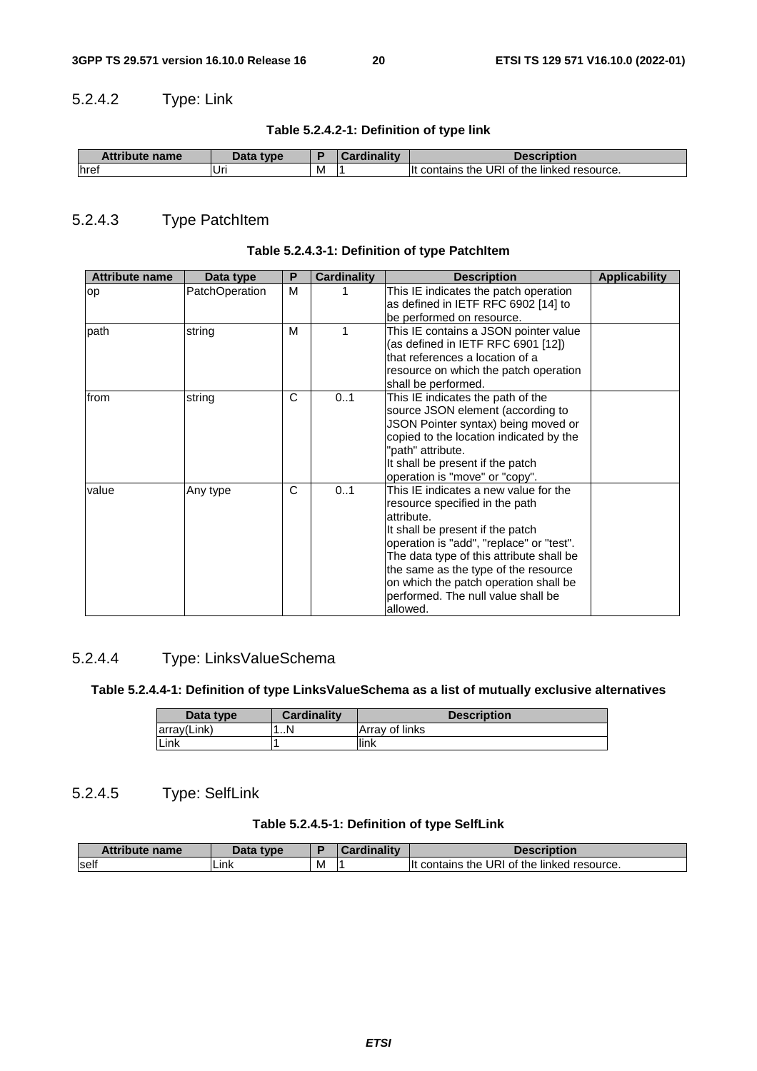### 5.2.4.2 Type: Link

**Table 5.2.4.2-1: Definition of type link**

| Attribute name | Data type | P | Cardinality | Description |
|---|---|---|---|---|
| href | Uri | M | 1 | It contains the URI of the linked resource. |

### 5.2.4.3 Type PatchItem

**Table 5.2.4.3-1: Definition of type PatchItem**

| Attribute name | Data type | P | Cardinality | Description | Applicability |
|---|---|---|---|---|---|
| op | PatchOperation | M | 1 | This IE indicates the patch operation as defined in IETF RFC 6902 [14] to be performed on resource. | |
| path | string | M | 1 | This IE contains a JSON pointer value (as defined in IETF RFC 6901 [12]) that references a location of a resource on which the patch operation shall be performed. | |
| from | string | C | 0..1 | This IE indicates the path of the source JSON element (according to JSON Pointer syntax) being moved or copied to the location indicated by the "path" attribute.<br>It shall be present if the patch operation is "move" or "copy". | |
| value | Any type | C | 0..1 | This IE indicates a new value for the resource specified in the path attribute.<br>It shall be present if the patch operation is "add", "replace" or "test".<br>The data type of this attribute shall be the same as the type of the resource on which the patch operation shall be performed. The null value shall be allowed. | |

### 5.2.4.4 Type: LinksValueSchema

**Table 5.2.4.4-1: Definition of type LinksValueSchema as a list of mutually exclusive alternatives**

| Data type | Cardinality | Description |
|---|---|---|
| array(Link) | 1..N | Array of links |
| Link | 1 | link |

### 5.2.4.5 Type: SelfLink

**Table 5.2.4.5-1: Definition of type SelfLink**

| Attribute name | Data type | P | Cardinality | Description |
|---|---|---|---|---|
| self | Link | M | 1 | It contains the URI of the linked resource. |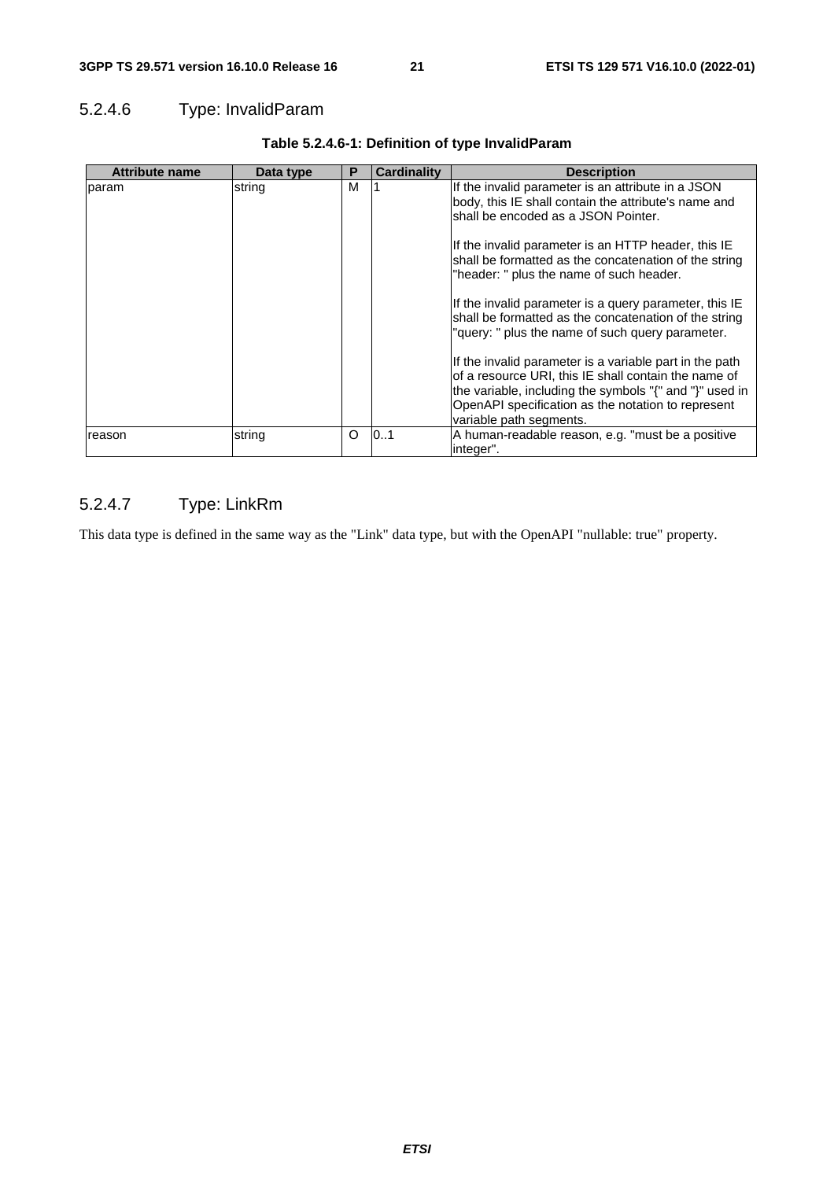### 5.2.4.6 Type: InvalidParam

**Table 5.2.4.6-1: Definition of type InvalidParam**

| Attribute name | Data type | P | Cardinality | Description |
|---|---|---|---|---|
| param | string | M | 1 | If the invalid parameter is an attribute in a JSON body, this IE shall contain the attribute's name and shall be encoded as a JSON Pointer.<br><br>If the invalid parameter is an HTTP header, this IE shall be formatted as the concatenation of the string "header: " plus the name of such header.<br><br>If the invalid parameter is a query parameter, this IE shall be formatted as the concatenation of the string "query: " plus the name of such query parameter.<br><br>If the invalid parameter is a variable part in the path of a resource URI, this IE shall contain the name of the variable, including the symbols "{" and "}" used in OpenAPI specification as the notation to represent variable path segments. |
| reason | string | O | 0..1 | A human-readable reason, e.g. "must be a positive integer". |

### 5.2.4.7 Type: LinkRm

This data type is defined in the same way as the "Link" data type, but with the OpenAPI "nullable: true" property.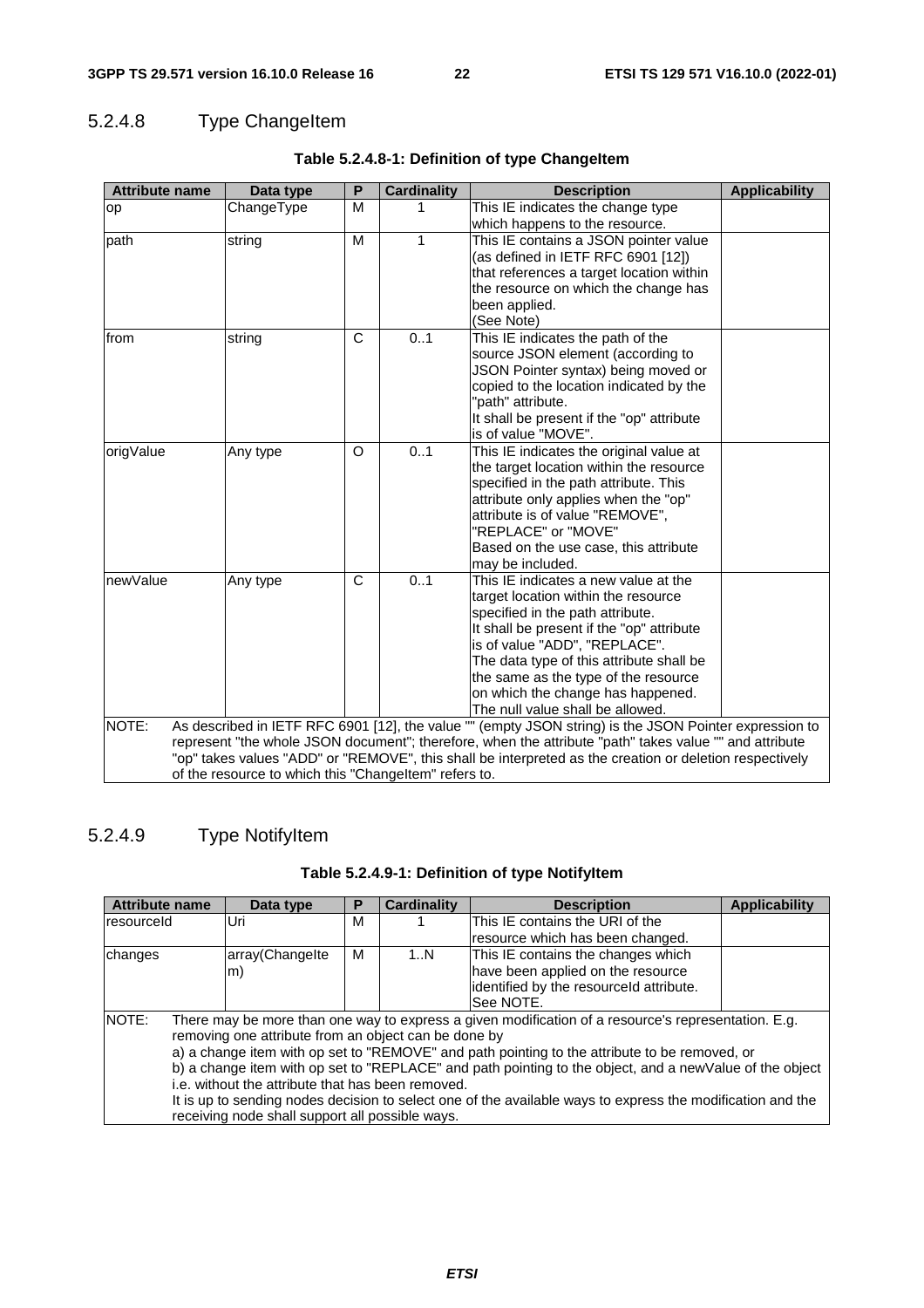### 5.2.4.8 Type ChangeItem

**Table 5.2.4.8-1: Definition of type ChangeItem**

| Attribute name | Data type | P | Cardinality | Description | Applicability |
|---|---|---|---|---|---|
| op | ChangeType | M | 1 | This IE indicates the change type which happens to the resource. | |
| path | string | M | 1 | This IE contains a JSON pointer value (as defined in IETF RFC 6901 [12]) that references a target location within the resource on which the change has been applied. (See Note) | |
| from | string | C | 0..1 | This IE indicates the path of the source JSON element (according to JSON Pointer syntax) being moved or copied to the location indicated by the "path" attribute. It shall be present if the "op" attribute is of value "MOVE". | |
| origValue | Any type | O | 0..1 | This IE indicates the original value at the target location within the resource specified in the path attribute. This attribute only applies when the "op" attribute is of value "REMOVE", "REPLACE" or "MOVE" Based on the use case, this attribute may be included. | |
| newValue | Any type | C | 0..1 | This IE indicates a new value at the target location within the resource specified in the path attribute. It shall be present if the "op" attribute is of value "ADD", "REPLACE". The data type of this attribute shall be the same as the type of the resource on which the change has happened. The null value shall be allowed. | |
| NOTE: As described in IETF RFC 6901 [12], the value "" (empty JSON string) is the JSON Pointer expression to represent "the whole JSON document"; therefore, when the attribute "path" takes value "" and attribute "op" takes values "ADD" or "REMOVE", this shall be interpreted as the creation or deletion respectively of the resource to which this "ChangeItem" refers to. | | | | | |

### 5.2.4.9 Type NotifyItem

**Table 5.2.4.9-1: Definition of type NotifyItem**

| Attribute name | Data type | P | Cardinality | Description | Applicability |
|---|---|---|---|---|---|
| resourceId | Uri | M | 1 | This IE contains the URI of the resource which has been changed. | |
| changes | array(ChangeItem) | M | 1..N | This IE contains the changes which have been applied on the resource identified by the resourceId attribute. See NOTE. | |
| NOTE: There may be more than one way to express a given modification of a resource's representation. E.g. removing one attribute from an object can be done by<br>a) a change item with op set to "REMOVE" and path pointing to the attribute to be removed, or<br>b) a change item with op set to "REPLACE" and path pointing to the object, and a newValue of the object i.e. without the attribute that has been removed.<br>It is up to sending nodes decision to select one of the available ways to express the modification and the receiving node shall support all possible ways. | | | | | |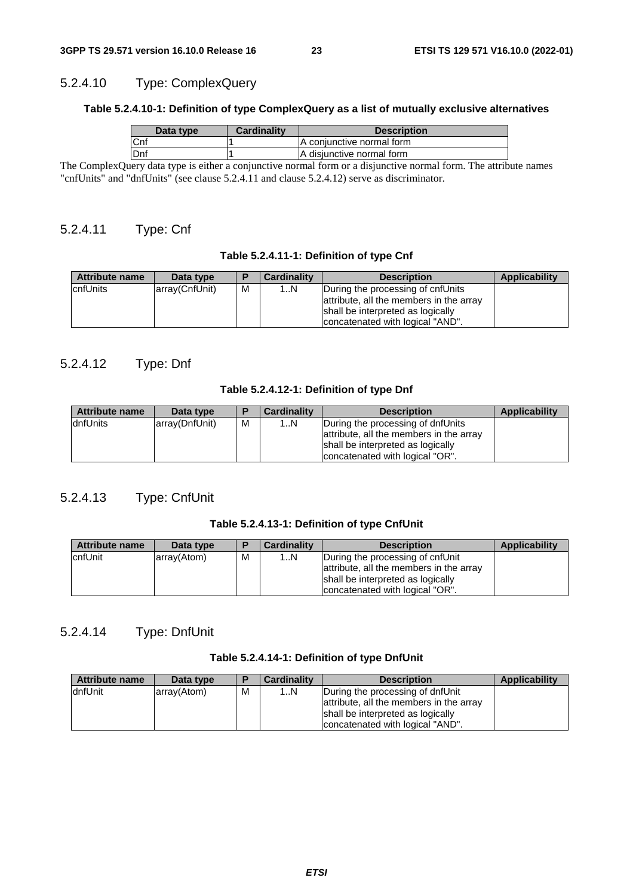### 5.2.4.10 Type: ComplexQuery

**Table 5.2.4.10-1: Definition of type ComplexQuery as a list of mutually exclusive alternatives**

| Data type | Cardinality | Description |
| --- | --- | --- |
| Cnf | 1 | A conjunctive normal form |
| Dnf | 1 | A disjunctive normal form |

The ComplexQuery data type is either a conjunctive normal form or a disjunctive normal form. The attribute names "cnfUnits" and "dnfUnits" (see clause 5.2.4.11 and clause 5.2.4.12) serve as discriminator.

### 5.2.4.11 Type: Cnf

**Table 5.2.4.11-1: Definition of type Cnf**

| Attribute name | Data type | P | Cardinality | Description | Applicability |
| --- | --- | --- | --- | --- | --- |
| cnfUnits | array(CnfUnit) | M | 1..N | During the processing of cnfUnits attribute, all the members in the array shall be interpreted as logically concatenated with logical "AND". | |

### 5.2.4.12 Type: Dnf

**Table 5.2.4.12-1: Definition of type Dnf**

| Attribute name | Data type | P | Cardinality | Description | Applicability |
| --- | --- | --- | --- | --- | --- |
| dnfUnits | array(DnfUnit) | M | 1..N | During the processing of dnfUnits attribute, all the members in the array shall be interpreted as logically concatenated with logical "OR". | |

### 5.2.4.13 Type: CnfUnit

**Table 5.2.4.13-1: Definition of type CnfUnit**

| Attribute name | Data type | P | Cardinality | Description | Applicability |
| --- | --- | --- | --- | --- | --- |
| cnfUnit | array(Atom) | M | 1..N | During the processing of cnfUnit attribute, all the members in the array shall be interpreted as logically concatenated with logical "OR". | |

### 5.2.4.14 Type: DnfUnit

**Table 5.2.4.14-1: Definition of type DnfUnit**

| Attribute name | Data type | P | Cardinality | Description | Applicability |
| --- | --- | --- | --- | --- | --- |
| dnfUnit | array(Atom) | M | 1..N | During the processing of dnfUnit attribute, all the members in the array shall be interpreted as logically concatenated with logical "AND". | |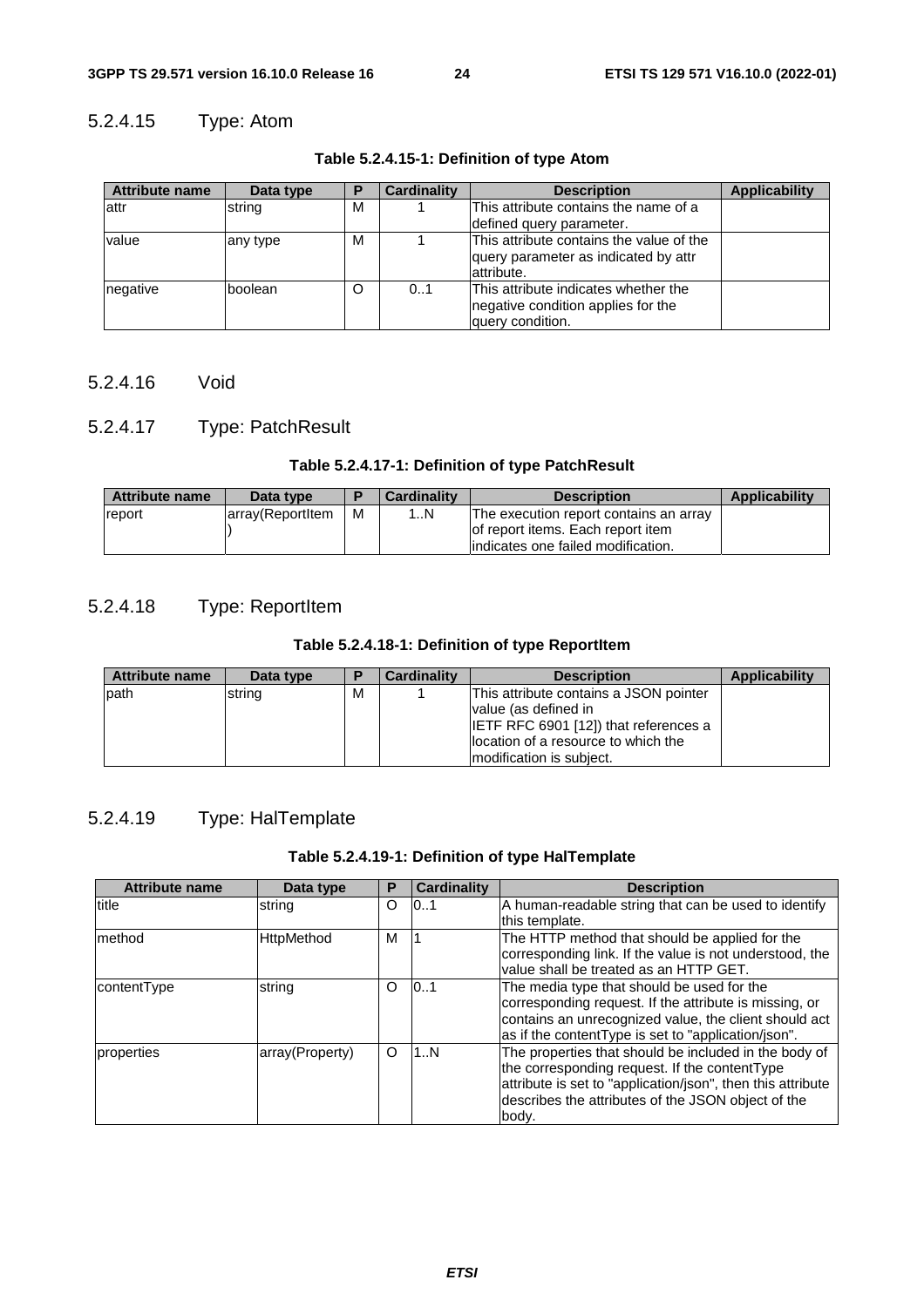#### 5.2.4.15 Type: Atom

**Table 5.2.4.15-1: Definition of type Atom**

| Attribute name | Data type | P | Cardinality | Description | Applicability |
|---|---|---|---|---|---|
| attr | string | M | 1 | This attribute contains the name of a defined query parameter. | |
| value | any type | M | 1 | This attribute contains the value of the query parameter as indicated by attr attribute. | |
| negative | boolean | O | 0..1 | This attribute indicates whether the negative condition applies for the query condition. | |

#### 5.2.4.16 Void

#### 5.2.4.17 Type: PatchResult

**Table 5.2.4.17-1: Definition of type PatchResult**

| Attribute name | Data type | P | Cardinality | Description | Applicability |
|---|---|---|---|---|---|
| report | array(ReportItem) | M | 1..N | The execution report contains an array of report items. Each report item indicates one failed modification. | |

#### 5.2.4.18 Type: ReportItem

**Table 5.2.4.18-1: Definition of type ReportItem**

| Attribute name | Data type | P | Cardinality | Description | Applicability |
|---|---|---|---|---|---|
| path | string | M | 1 | This attribute contains a JSON pointer value (as defined in IETF RFC 6901 [12]) that references a location of a resource to which the modification is subject. | |

#### 5.2.4.19 Type: HalTemplate

**Table 5.2.4.19-1: Definition of type HalTemplate**

| Attribute name | Data type | P | Cardinality | Description |
|---|---|---|---|---|
| title | string | O | 0..1 | A human-readable string that can be used to identify this template. |
| method | HttpMethod | M | 1 | The HTTP method that should be applied for the corresponding link. If the value is not understood, the value shall be treated as an HTTP GET. |
| contentType | string | O | 0..1 | The media type that should be used for the corresponding request. If the attribute is missing, or contains an unrecognized value, the client should act as if the contentType is set to "application/json". |
| properties | array(Property) | O | 1..N | The properties that should be included in the body of the corresponding request. If the contentType attribute is set to "application/json", then this attribute describes the attributes of the JSON object of the body. |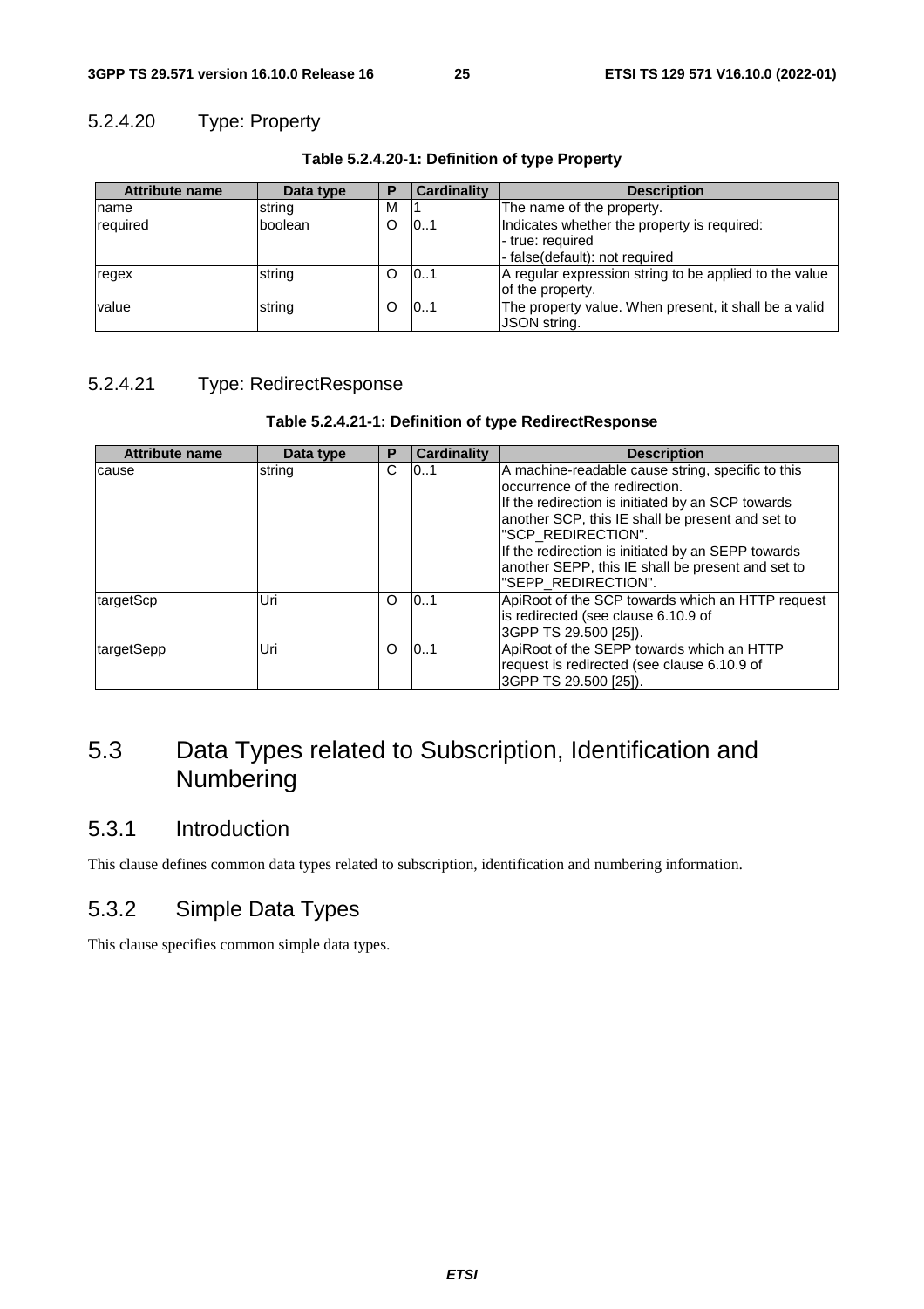#### 5.2.4.20 Type: Property

**Table 5.2.4.20-1: Definition of type Property**

| Attribute name | Data type | P | Cardinality | Description |
|---|---|---|---|---|
| name | string | M | 1 | The name of the property. |
| required | boolean | O | 0..1 | Indicates whether the property is required:<br>- true: required<br>- false(default): not required |
| regex | string | O | 0..1 | A regular expression string to be applied to the value of the property. |
| value | string | O | 0..1 | The property value. When present, it shall be a valid JSON string. |

#### 5.2.4.21 Type: RedirectResponse

**Table 5.2.4.21-1: Definition of type RedirectResponse**

| Attribute name | Data type | P | Cardinality | Description |
|---|---|---|---|---|
| cause | string | C | 0..1 | A machine-readable cause string, specific to this occurrence of the redirection.<br>If the redirection is initiated by an SCP towards another SCP, this IE shall be present and set to "SCP_REDIRECTION".<br>If the redirection is initiated by an SEPP towards another SEPP, this IE shall be present and set to "SEPP_REDIRECTION". |
| targetScp | Uri | O | 0..1 | ApiRoot of the SCP towards which an HTTP request is redirected (see clause 6.10.9 of 3GPP TS 29.500 [25]). |
| targetSepp | Uri | O | 0..1 | ApiRoot of the SEPP towards which an HTTP request is redirected (see clause 6.10.9 of 3GPP TS 29.500 [25]). |

## 5.3 Data Types related to Subscription, Identification and Numbering

### 5.3.1 Introduction

This clause defines common data types related to subscription, identification and numbering information.

### 5.3.2 Simple Data Types

This clause specifies common simple data types.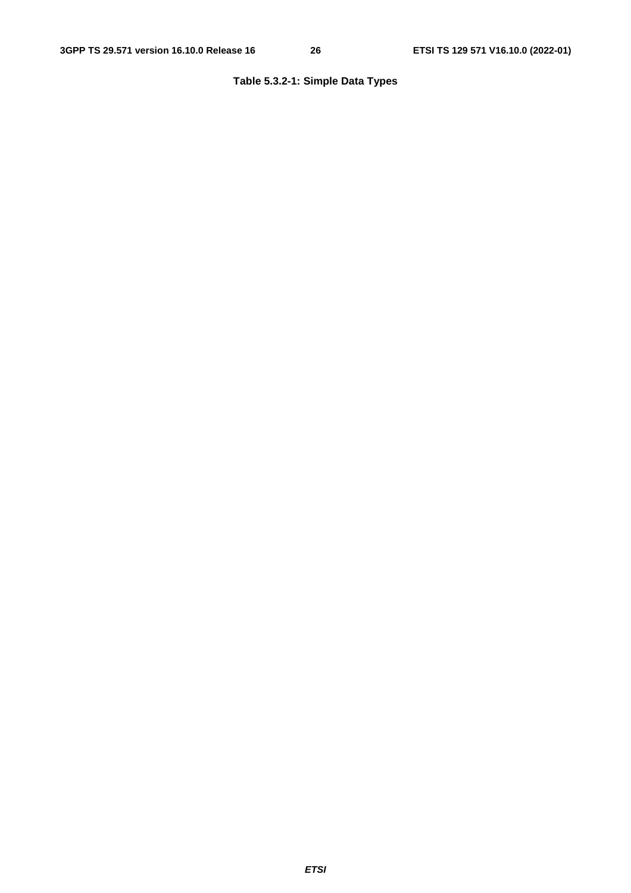**Table 5.3.2-1: Simple Data Types**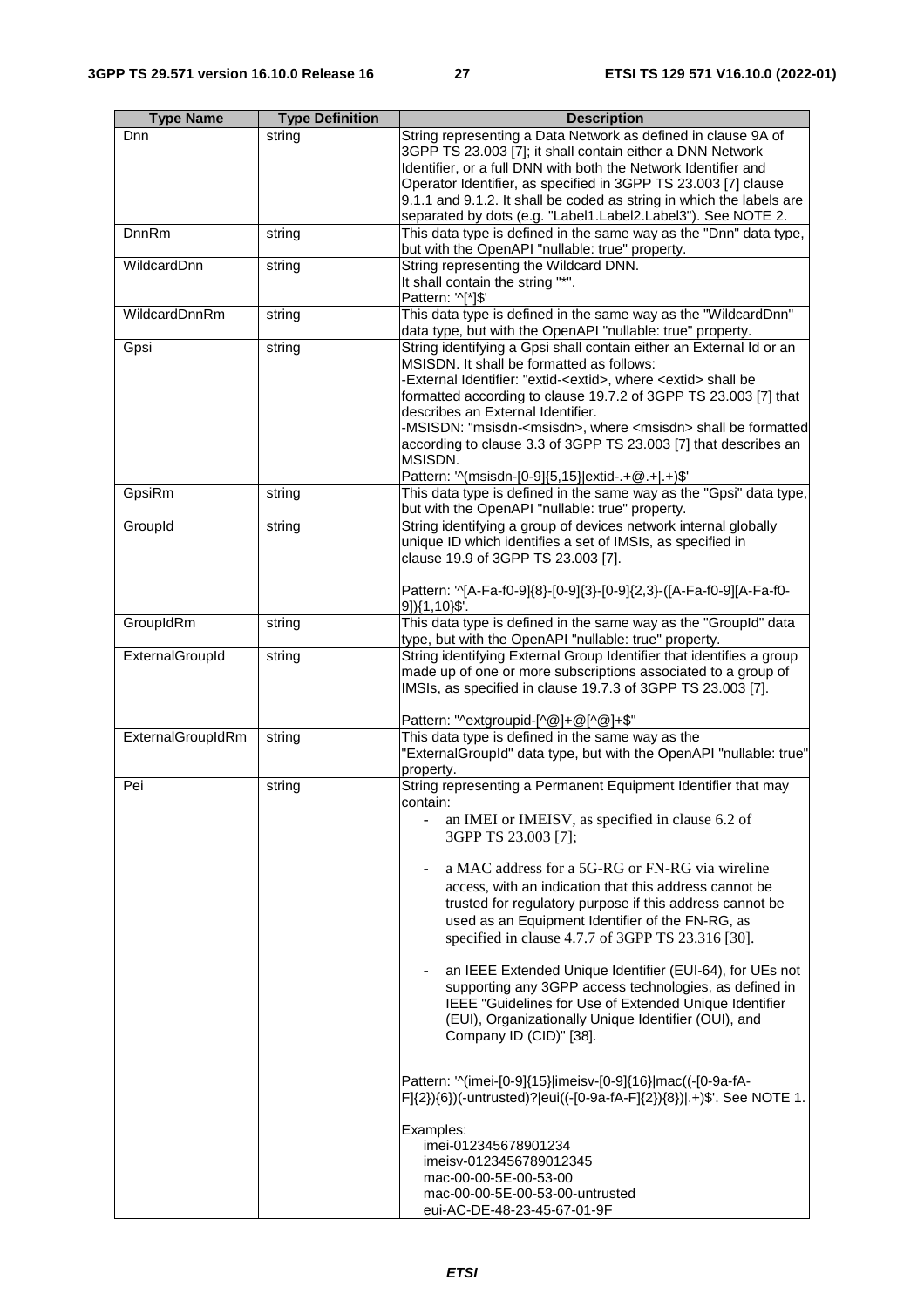| Type Name | Type Definition | Description |
| --- | --- | --- |
| Dnn | string | String representing a Data Network as defined in clause 9A of 3GPP TS 23.003 [7]; it shall contain either a DNN Network Identifier, or a full DNN with both the Network Identifier and Operator Identifier, as specified in 3GPP TS 23.003 [7] clause 9.1.1 and 9.1.2. It shall be coded as string in which the labels are separated by dots (e.g. "Label1.Label2.Label3"). See NOTE 2. |
| DnnRm | string | This data type is defined in the same way as the "Dnn" data type, but with the OpenAPI "nullable: true" property. |
| WildcardDnn | string | String representing the Wildcard DNN.<br>It shall contain the string "*".<br>Pattern: '^[*]$' |
| WildcardDnnRm | string | This data type is defined in the same way as the "WildcardDnn" data type, but with the OpenAPI "nullable: true" property. |
| Gpsi | string | String identifying a Gpsi shall contain either an External Id or an MSISDN. It shall be formatted as follows:<br>-External Identifier: "extid-<extid>, where <extid> shall be formatted according to clause 19.7.2 of 3GPP TS 23.003 [7] that describes an External Identifier.<br>-MSISDN: "msisdn-<msisdn>, where <msisdn> shall be formatted according to clause 3.3 of 3GPP TS 23.003 [7] that describes an MSISDN.<br>Pattern: '^(msisdn-[0-9]{5,15}\|extid-.+@.+\|.+)$' |
| GpsiRm | string | This data type is defined in the same way as the "Gpsi" data type, but with the OpenAPI "nullable: true" property. |
| GroupId | string | String identifying a group of devices network internal globally unique ID which identifies a set of IMSIs, as specified in clause 19.9 of 3GPP TS 23.003 [7].<br><br>Pattern: '^[A-Fa-f0-9]{8}-[0-9]{3}-[0-9]{2,3}-([A-Fa-f0-9][A-Fa-f0-9]){1,10}$'. |
| GroupIdRm | string | This data type is defined in the same way as the "GroupId" data type, but with the OpenAPI "nullable: true" property. |
| ExternalGroupId | string | String identifying External Group Identifier that identifies a group made up of one or more subscriptions associated to a group of IMSIs, as specified in clause 19.7.3 of 3GPP TS 23.003 [7].<br><br>Pattern: "^extgroupid-[^@]+@[^@]+$" |
| ExternalGroupIdRm | string | This data type is defined in the same way as the "ExternalGroupId" data type, but with the OpenAPI "nullable: true" property. |
| Pei | string | String representing a Permanent Equipment Identifier that may contain:<br>- an IMEI or IMEISV, as specified in clause 6.2 of 3GPP TS 23.003 [7];<br><br>- a MAC address for a 5G-RG or FN-RG via wireline access, with an indication that this address cannot be trusted for regulatory purpose if this address cannot be used as an Equipment Identifier of the FN-RG, as specified in clause 4.7.7 of 3GPP TS 23.316 [30].<br><br>- an IEEE Extended Unique Identifier (EUI-64), for UEs not supporting any 3GPP access technologies, as defined in IEEE "Guidelines for Use of Extended Unique Identifier (EUI), Organizationally Unique Identifier (OUI), and Company ID (CID)" [38].<br><br>Pattern: '^(imei-[0-9]{15}\|imeisv-[0-9]{16}\|mac((-[0-9a-fA-F]{2}){6})(-untrusted)?\|eui((-[0-9a-fA-F]{2}){8})\|.+)$'. See NOTE 1.<br><br>Examples:<br>imei-012345678901234<br>imeisv-0123456789012345<br>mac-00-00-5E-00-53-00<br>mac-00-00-5E-00-53-00-untrusted<br>eui-AC-DE-48-23-45-67-01-9F |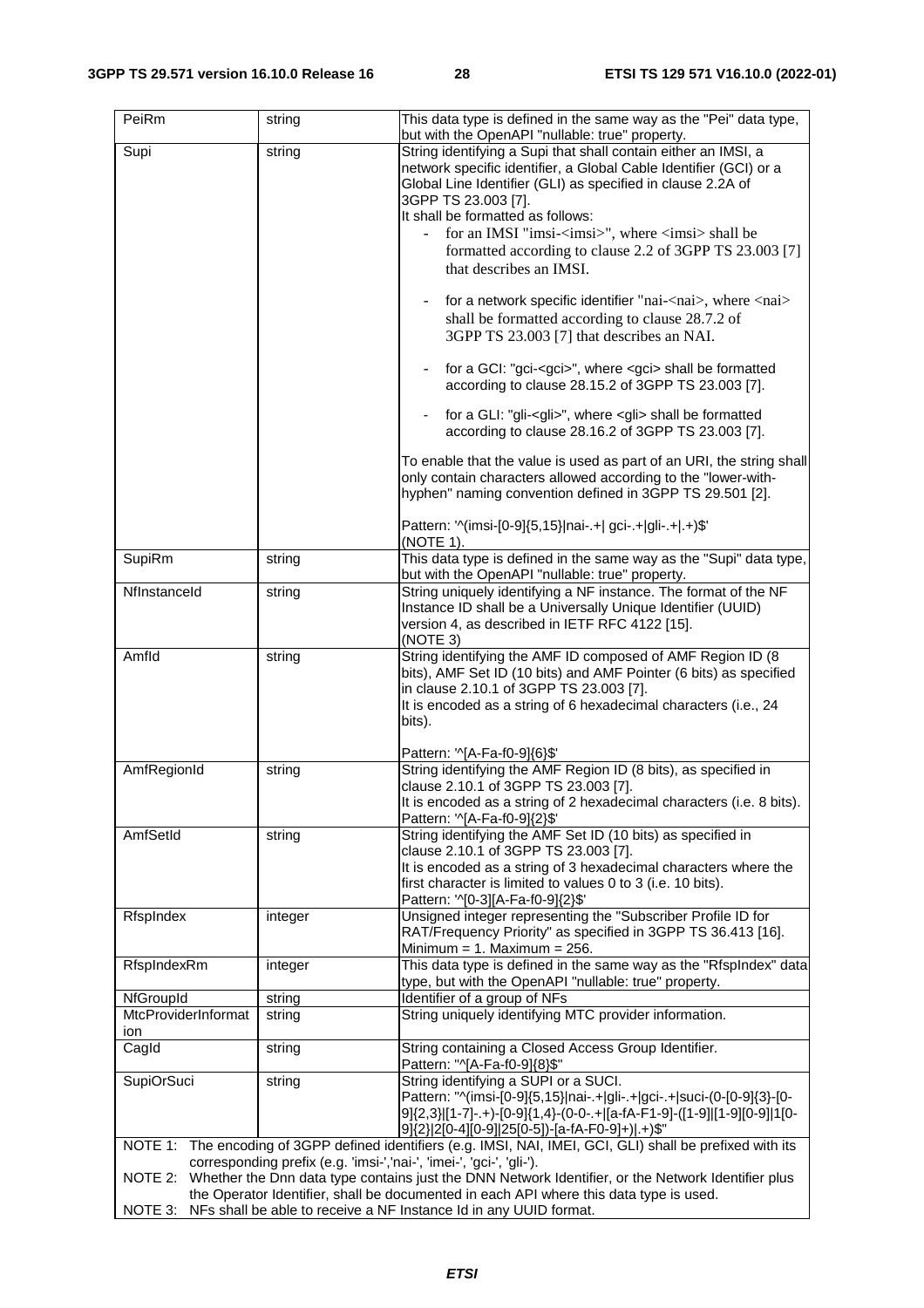| | | |
|---|---|---|
| PeiRm | string | This data type is defined in the same way as the "Pei" data type, but with the OpenAPI "nullable: true" property. |
| Supi | string | String identifying a Supi that shall contain either an IMSI, a network specific identifier, a Global Cable Identifier (GCI) or a Global Line Identifier (GLI) as specified in clause 2.2A of 3GPP TS 23.003 [7].<br>It shall be formatted as follows:<br>- for an IMSI "imsi-<imsi>", where <imsi> shall be formatted according to clause 2.2 of 3GPP TS 23.003 [7] that describes an IMSI.<br><br>- for a network specific identifier "nai-<nai>, where <nai> shall be formatted according to clause 28.7.2 of 3GPP TS 23.003 [7] that describes an NAI.<br><br>- for a GCI: "gci-<gci>", where <gci> shall be formatted according to clause 28.15.2 of 3GPP TS 23.003 [7].<br><br>- for a GLI: "gli-<gli>", where <gli> shall be formatted according to clause 28.16.2 of 3GPP TS 23.003 [7].<br><br>To enable that the value is used as part of an URI, the string shall only contain characters allowed according to the "lower-with-hyphen" naming convention defined in 3GPP TS 29.501 [2].<br><br>Pattern: '^(imsi-[0-9]{5,15}\|nai-.+\| gci-.+\|gli-.+\|.+)$'<br>(NOTE 1). |
| SupiRm | string | This data type is defined in the same way as the "Supi" data type, but with the OpenAPI "nullable: true" property. |
| NfInstanceId | string | String uniquely identifying a NF instance. The format of the NF Instance ID shall be a Universally Unique Identifier (UUID) version 4, as described in IETF RFC 4122 [15].<br>(NOTE 3) |
| AmfId | string | String identifying the AMF ID composed of AMF Region ID (8 bits), AMF Set ID (10 bits) and AMF Pointer (6 bits) as specified in clause 2.10.1 of 3GPP TS 23.003 [7].<br>It is encoded as a string of 6 hexadecimal characters (i.e., 24 bits).<br><br>Pattern: '^[A-Fa-f0-9]{6}$' |
| AmfRegionId | string | String identifying the AMF Region ID (8 bits), as specified in clause 2.10.1 of 3GPP TS 23.003 [7].<br>It is encoded as a string of 2 hexadecimal characters (i.e. 8 bits).<br>Pattern: '^[A-Fa-f0-9]{2}$' |
| AmfSetId | string | String identifying the AMF Set ID (10 bits) as specified in clause 2.10.1 of 3GPP TS 23.003 [7].<br>It is encoded as a string of 3 hexadecimal characters where the first character is limited to values 0 to 3 (i.e. 10 bits).<br>Pattern: '^[0-3][A-Fa-f0-9]{2}$' |
| RfspIndex | integer | Unsigned integer representing the "Subscriber Profile ID for RAT/Frequency Priority" as specified in 3GPP TS 36.413 [16].<br>Minimum = 1. Maximum = 256. |
| RfspIndexRm | integer | This data type is defined in the same way as the "RfspIndex" data type, but with the OpenAPI "nullable: true" property. |
| NfGroupId | string | Identifier of a group of NFs |
| MtcProviderInformation | string | String uniquely identifying MTC provider information. |
| CagId | string | String containing a Closed Access Group Identifier.<br>Pattern: "^[A-Fa-f0-9]{8}$" |
| SupiOrSuci | string | String identifying a SUPI or a SUCI.<br>Pattern: "^(imsi-[0-9]{5,15}\|nai-.+\|gli-.+\|gci-.+\|suci-(0-[0-9]{3}-[0-9]{2,3}\|[1-7]-.+)-[0-9]{1,4}-(0-0-.+\|[a-fA-F1-9]-([1-9]\|[1-9][0-9]\|1[0-9]{2}\|2[0-4][0-9]\|25[0-5])-[a-fA-F0-9]+)\|.+)$" |
| NOTE 1: The encoding of 3GPP defined identifiers (e.g. IMSI, NAI, IMEI, GCI, GLI) shall be prefixed with its corresponding prefix (e.g. 'imsi-','nai-', 'imei-', 'gci-', 'gli-').<br>NOTE 2: Whether the Dnn data type contains just the DNN Network Identifier, or the Network Identifier plus the Operator Identifier, shall be documented in each API where this data type is used.<br>NOTE 3: NFs shall be able to receive a NF Instance Id in any UUID format. | | |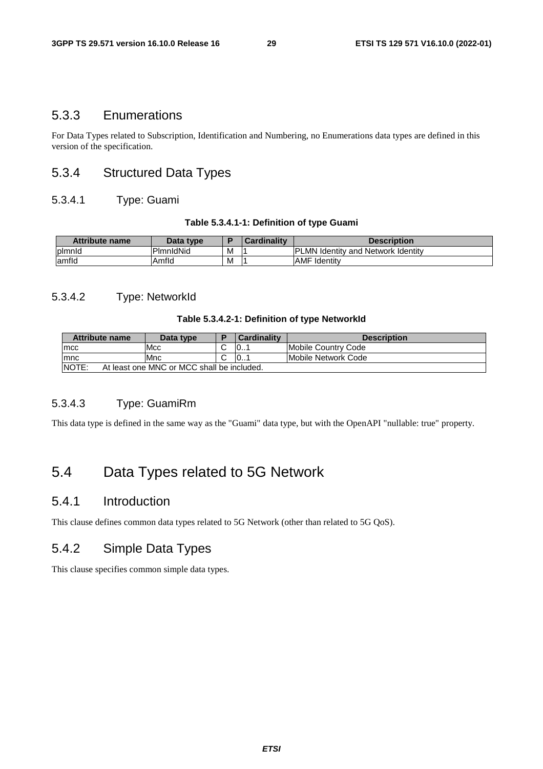### 5.3.3 Enumerations

For Data Types related to Subscription, Identification and Numbering, no Enumerations data types are defined in this version of the specification.

### 5.3.4 Structured Data Types

#### 5.3.4.1 Type: Guami

**Table 5.3.4.1-1: Definition of type Guami**

| Attribute name | Data type | P | Cardinality | Description |
|---|---|---|---|---|
| plmnId | PlmnIdNid | M | 1 | PLMN Identity and Network Identity |
| amfId | AmfId | M | 1 | AMF Identity |

#### 5.3.4.2 Type: NetworkId

**Table 5.3.4.2-1: Definition of type NetworkId**

| Attribute name | Data type | P | Cardinality | Description |
|---|---|---|---|---|
| mcc | Mcc | C | 0..1 | Mobile Country Code |
| mnc | Mnc | C | 0..1 | Mobile Network Code |
| NOTE: At least one MNC or MCC shall be included. | | | | |

#### 5.3.4.3 Type: GuamiRm

This data type is defined in the same way as the "Guami" data type, but with the OpenAPI "nullable: true" property.

## 5.4 Data Types related to 5G Network

### 5.4.1 Introduction

This clause defines common data types related to 5G Network (other than related to 5G QoS).

### 5.4.2 Simple Data Types

This clause specifies common simple data types.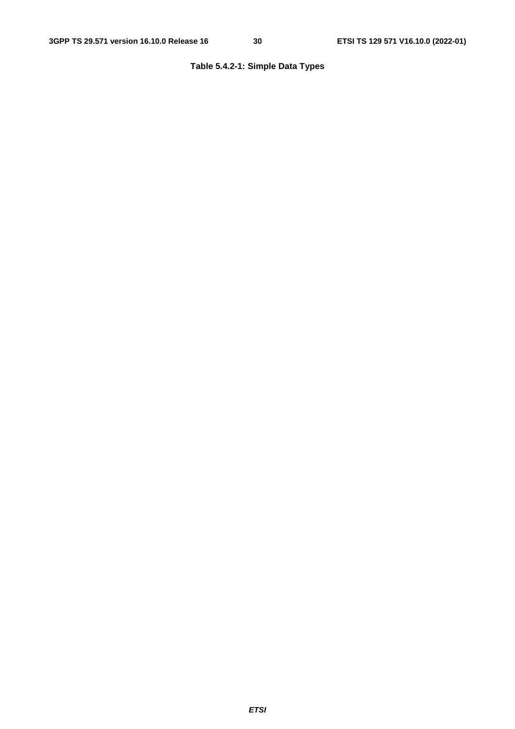**Table 5.4.2-1: Simple Data Types**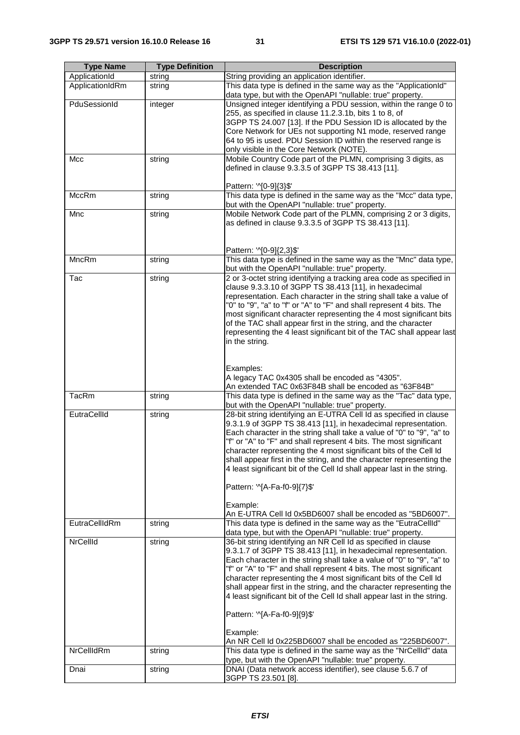| Type Name | Type Definition | Description |
| --- | --- | --- |
| ApplicationId | string | String providing an application identifier. |
| ApplicationIdRm | string | This data type is defined in the same way as the "ApplicationId" data type, but with the OpenAPI "nullable: true" property. |
| PduSessionId | integer | Unsigned integer identifying a PDU session, within the range 0 to 255, as specified in clause 11.2.3.1b, bits 1 to 8, of 3GPP TS 24.007 [13]. If the PDU Session ID is allocated by the Core Network for UEs not supporting N1 mode, reserved range 64 to 95 is used. PDU Session ID within the reserved range is only visible in the Core Network (NOTE). |
| Mcc | string | Mobile Country Code part of the PLMN, comprising 3 digits, as defined in clause 9.3.3.5 of 3GPP TS 38.413 [11].<br><br>Pattern: '^[0-9]{3}$' |
| MccRm | string | This data type is defined in the same way as the "Mcc" data type, but with the OpenAPI "nullable: true" property. |
| Mnc | string | Mobile Network Code part of the PLMN, comprising 2 or 3 digits, as defined in clause 9.3.3.5 of 3GPP TS 38.413 [11].<br><br>Pattern: '^[0-9]{2,3}$' |
| MncRm | string | This data type is defined in the same way as the "Mnc" data type, but with the OpenAPI "nullable: true" property. |
| Tac | string | 2 or 3-octet string identifying a tracking area code as specified in clause 9.3.3.10 of 3GPP TS 38.413 [11], in hexadecimal representation. Each character in the string shall take a value of "0" to "9", "a" to "f" or "A" to "F" and shall represent 4 bits. The most significant character representing the 4 most significant bits of the TAC shall appear first in the string, and the character representing the 4 least significant bit of the TAC shall appear last in the string.<br><br>Examples:<br>A legacy TAC 0x4305 shall be encoded as "4305".<br>An extended TAC 0x63F84B shall be encoded as "63F84B" |
| TacRm | string | This data type is defined in the same way as the "Tac" data type, but with the OpenAPI "nullable: true" property. |
| EutraCellId | string | 28-bit string identifying an E-UTRA Cell Id as specified in clause 9.3.1.9 of 3GPP TS 38.413 [11], in hexadecimal representation. Each character in the string shall take a value of "0" to "9", "a" to "f" or "A" to "F" and shall represent 4 bits. The most significant character representing the 4 most significant bits of the Cell Id shall appear first in the string, and the character representing the 4 least significant bit of the Cell Id shall appear last in the string.<br><br>Pattern: '^[A-Fa-f0-9]{7}$'<br><br>Example:<br>An E-UTRA Cell Id 0x5BD6007 shall be encoded as "5BD6007". |
| EutraCellIdRm | string | This data type is defined in the same way as the "EutraCellId" data type, but with the OpenAPI "nullable: true" property. |
| NrCellId | string | 36-bit string identifying an NR Cell Id as specified in clause 9.3.1.7 of 3GPP TS 38.413 [11], in hexadecimal representation. Each character in the string shall take a value of "0" to "9", "a" to "f" or "A" to "F" and shall represent 4 bits. The most significant character representing the 4 most significant bits of the Cell Id shall appear first in the string, and the character representing the 4 least significant bit of the Cell Id shall appear last in the string.<br><br>Pattern: '^[A-Fa-f0-9]{9}$'<br><br>Example:<br>An NR Cell Id 0x225BD6007 shall be encoded as "225BD6007". |
| NrCellIdRm | string | This data type is defined in the same way as the "NrCellId" data type, but with the OpenAPI "nullable: true" property. |
| Dnai | string | DNAI (Data network access identifier), see clause 5.6.7 of 3GPP TS 23.501 [8]. |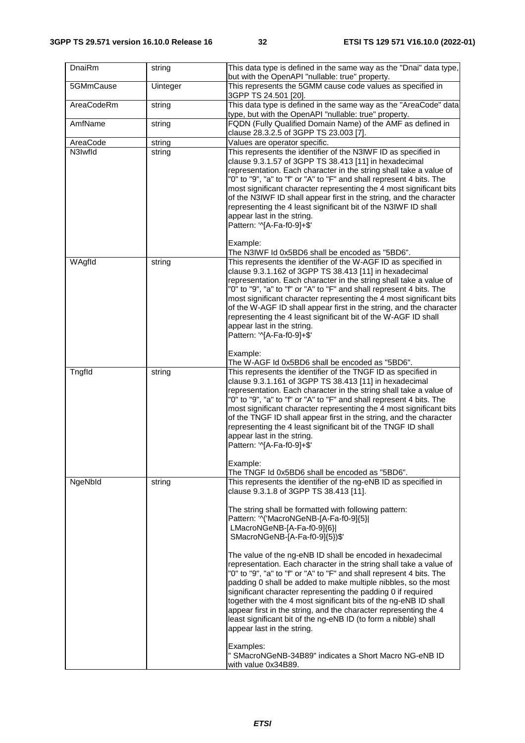| DnaiRm | string | This data type is defined in the same way as the "Dnai" data type, but with the OpenAPI "nullable: true" property. |
|---|---|---|
| 5GMmCause | Uinteger | This represents the 5GMM cause code values as specified in 3GPP TS 24.501 [20]. |
| AreaCodeRm | string | This data type is defined in the same way as the "AreaCode" data type, but with the OpenAPI "nullable: true" property. |
| AmfName | string | FQDN (Fully Qualified Domain Name) of the AMF as defined in clause 28.3.2.5 of 3GPP TS 23.003 [7]. |
| AreaCode | string | Values are operator specific. |
| N3IwfId | string | This represents the identifier of the N3IWF ID as specified in clause 9.3.1.57 of 3GPP TS 38.413 [11] in hexadecimal representation. Each character in the string shall take a value of "0" to "9", "a" to "f" or "A" to "F" and shall represent 4 bits. The most significant character representing the 4 most significant bits of the N3IWF ID shall appear first in the string, and the character representing the 4 least significant bit of the N3IWF ID shall appear last in the string.<br>Pattern: '^[A-Fa-f0-9]+$'<br><br>Example:<br>The N3IWF Id 0x5BD6 shall be encoded as "5BD6". |
| WAgfId | string | This represents the identifier of the W-AGF ID as specified in clause 9.3.1.162 of 3GPP TS 38.413 [11] in hexadecimal representation. Each character in the string shall take a value of "0" to "9", "a" to "f" or "A" to "F" and shall represent 4 bits. The most significant character representing the 4 most significant bits of the W-AGF ID shall appear first in the string, and the character representing the 4 least significant bit of the W-AGF ID shall appear last in the string.<br>Pattern: '^[A-Fa-f0-9]+$'<br><br>Example:<br>The W-AGF Id 0x5BD6 shall be encoded as "5BD6". |
| TngfId | string | This represents the identifier of the TNGF ID as specified in clause 9.3.1.161 of 3GPP TS 38.413 [11] in hexadecimal representation. Each character in the string shall take a value of "0" to "9", "a" to "f" or "A" to "F" and shall represent 4 bits. The most significant character representing the 4 most significant bits of the TNGF ID shall appear first in the string, and the character representing the 4 least significant bit of the TNGF ID shall appear last in the string.<br>Pattern: '^[A-Fa-f0-9]+$'<br><br>Example:<br>The TNGF Id 0x5BD6 shall be encoded as "5BD6". |
| NgeNbId | string | This represents the identifier of the ng-eNB ID as specified in clause 9.3.1.8 of 3GPP TS 38.413 [11].<br><br>The string shall be formatted with following pattern:<br>Pattern: '^('MacroNGeNB-[A-Fa-f0-9]{5}\|<br>LMacroNGeNB-[A-Fa-f0-9]{6}\|<br>SMacroNGeNB-[A-Fa-f0-9]{5})$'<br><br>The value of the ng-eNB ID shall be encoded in hexadecimal representation. Each character in the string shall take a value of "0" to "9", "a" to "f" or "A" to "F" and shall represent 4 bits. The padding 0 shall be added to make multiple nibbles, so the most significant character representing the padding 0 if required together with the 4 most significant bits of the ng-eNB ID shall appear first in the string, and the character representing the 4 least significant bit of the ng-eNB ID (to form a nibble) shall appear last in the string.<br><br>Examples:<br>" SMacroNGeNB-34B89" indicates a Short Macro NG-eNB ID with value 0x34B89. |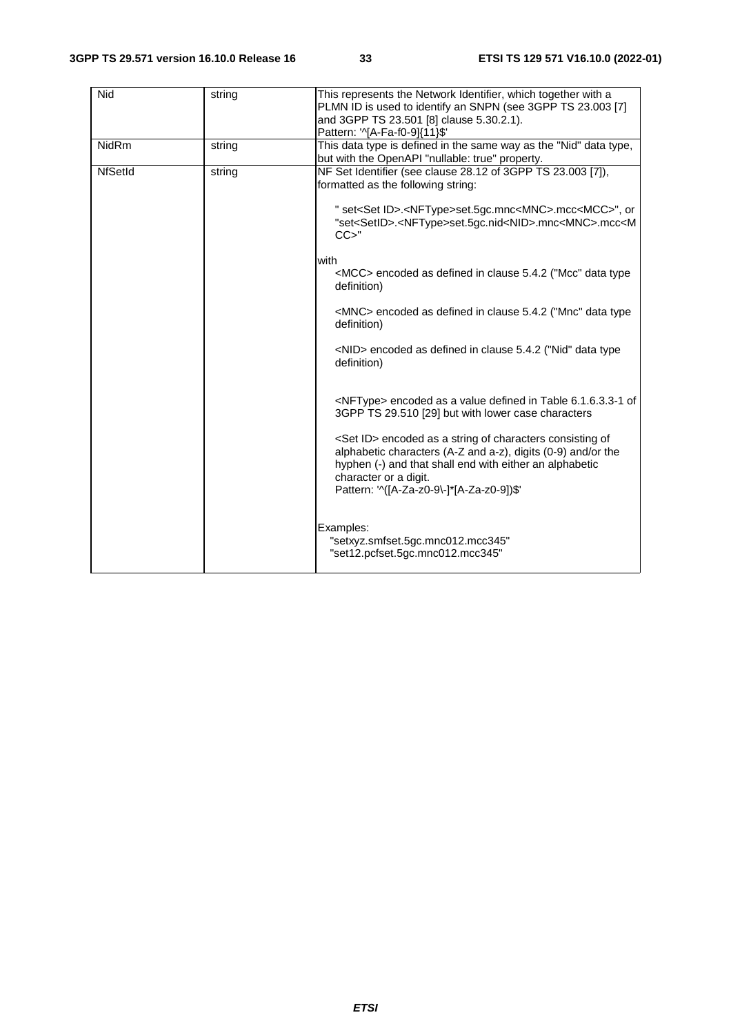| Nid | string | This represents the Network Identifier, which together with a PLMN ID is used to identify an SNPN (see 3GPP TS 23.003 [7] and 3GPP TS 23.501 [8] clause 5.30.2.1).<br>Pattern: '^[A-Fa-f0-9]{11}$' |
|---|---|---|
| NidRm | string | This data type is defined in the same way as the "Nid" data type, but with the OpenAPI "nullable: true" property. |
| NfSetId | string | NF Set Identifier (see clause 28.12 of 3GPP TS 23.003 [7]), formatted as the following string:<br><br>" set<Set ID>.<NFType>set.5gc.mnc<MNC>.mcc<MCC>", or "set<SetID>.<NFType>set.5gc.nid<NID>.mnc<MNC>.mcc<MCC>"<br><br>with<br><MCC> encoded as defined in clause 5.4.2 ("Mcc" data type definition)<br><br><MNC> encoded as defined in clause 5.4.2 ("Mnc" data type definition)<br><br><NID> encoded as defined in clause 5.4.2 ("Nid" data type definition)<br><br><NFType> encoded as a value defined in Table 6.1.6.3.3-1 of 3GPP TS 29.510 [29] but with lower case characters<br><br><Set ID> encoded as a string of characters consisting of alphabetic characters (A-Z and a-z), digits (0-9) and/or the hyphen (-) and that shall end with either an alphabetic character or a digit.<br>Pattern: '^([A-Za-z0-9\-]*[A-Za-z0-9])$'<br><br>Examples:<br>"setxyz.smfset.5gc.mnc012.mcc345"<br>"set12.pcfset.5gc.mnc012.mcc345" |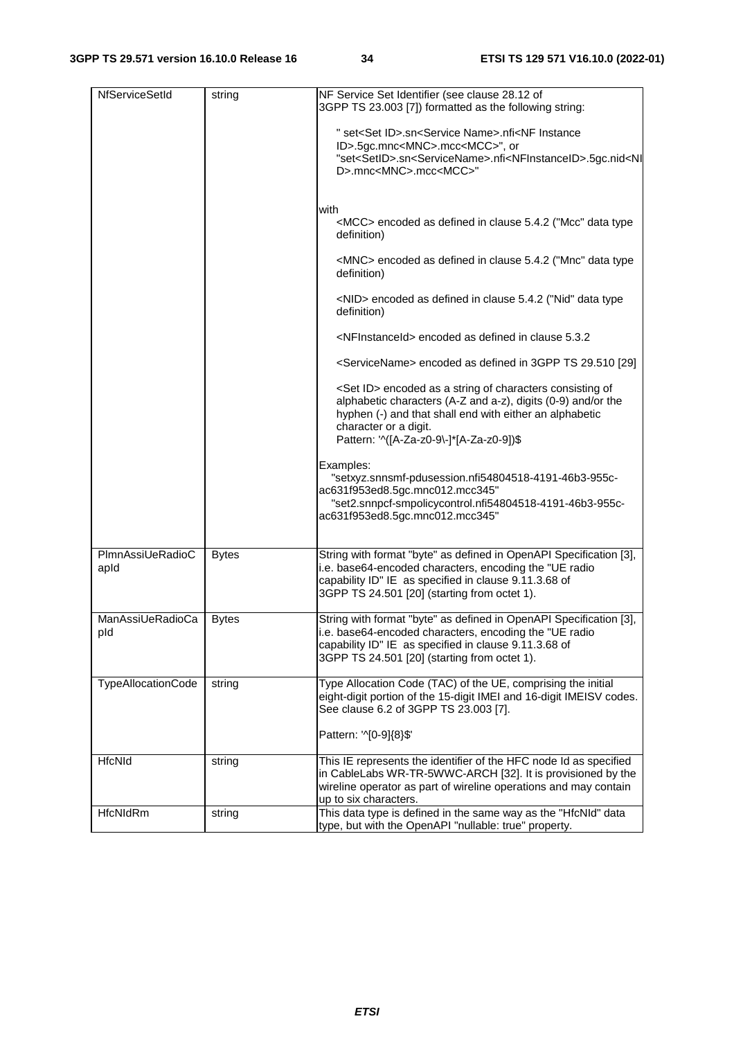| NfServiceSetId | string | NF Service Set Identifier (see clause 28.12 of 3GPP TS 23.003 [7]) formatted as the following string:<br><br>" set<Set ID>.sn<Service Name>.nfi<NF Instance ID>.5gc.mnc<MNC>.mcc<MCC>", or "set<SetID>.sn<ServiceName>.nfi<NFInstanceID>.5gc.nid<NID>.mnc<MNC>.mcc<MCC>"<br><br>with<br><MCC> encoded as defined in clause 5.4.2 ("Mcc" data type definition)<br><br><MNC> encoded as defined in clause 5.4.2 ("Mnc" data type definition)<br><br><NID> encoded as defined in clause 5.4.2 ("Nid" data type definition)<br><br><NFInstanceId> encoded as defined in clause 5.3.2<br><br><ServiceName> encoded as defined in 3GPP TS 29.510 [29]<br><br><Set ID> encoded as a string of characters consisting of alphabetic characters (A-Z and a-z), digits (0-9) and/or the hyphen (-) and that shall end with either an alphabetic character or a digit.<br>Pattern: '^([A-Za-z0-9\-]*[A-Za-z0-9])$<br><br>Examples:<br>"setxyz.snnsmf-pdusession.nfi54804518-4191-46b3-955c-ac631f953ed8.5gc.mnc012.mcc345"<br>"set2.snnpcf-smpolicycontrol.nfi54804518-4191-46b3-955c-ac631f953ed8.5gc.mnc012.mcc345" |
|---|---|---|
| PlmnAssiUeRadioCapId | Bytes | String with format "byte" as defined in OpenAPI Specification [3], i.e. base64-encoded characters, encoding the "UE radio capability ID" IE as specified in clause 9.11.3.68 of 3GPP TS 24.501 [20] (starting from octet 1). |
| ManAssiUeRadioCapId | Bytes | String with format "byte" as defined in OpenAPI Specification [3], i.e. base64-encoded characters, encoding the "UE radio capability ID" IE as specified in clause 9.11.3.68 of 3GPP TS 24.501 [20] (starting from octet 1). |
| TypeAllocationCode | string | Type Allocation Code (TAC) of the UE, comprising the initial eight-digit portion of the 15-digit IMEI and 16-digit IMEISV codes. See clause 6.2 of 3GPP TS 23.003 [7].<br><br>Pattern: '^[0-9]{8}$' |
| HfcNId | string | This IE represents the identifier of the HFC node Id as specified in CableLabs WR-TR-5WWC-ARCH [32]. It is provisioned by the wireline operator as part of wireline operations and may contain up to six characters. |
| HfcNIdRm | string | This data type is defined in the same way as the "HfcNId" data type, but with the OpenAPI "nullable: true" property. |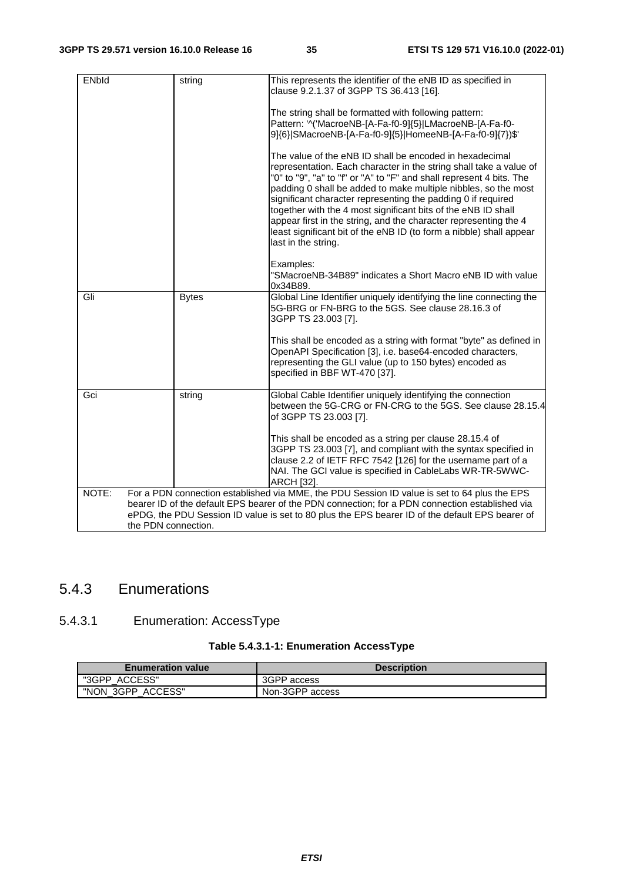| ENbId | string | This represents the identifier of the eNB ID as specified in clause 9.2.1.37 of 3GPP TS 36.413 [16].<br><br>The string shall be formatted with following pattern:<br>Pattern: '^('MacroeNB-[A-Fa-f0-9]{5}\|LMacroeNB-[A-Fa-f0-9]{6}\|SMacroeNB-[A-Fa-f0-9]{5}\|HomeeNB-[A-Fa-f0-9]{7})$'<br><br>The value of the eNB ID shall be encoded in hexadecimal representation. Each character in the string shall take a value of "0" to "9", "a" to "f" or "A" to "F" and shall represent 4 bits. The padding 0 shall be added to make multiple nibbles, so the most significant character representing the padding 0 if required together with the 4 most significant bits of the eNB ID shall appear first in the string, and the character representing the 4 least significant bit of the eNB ID (to form a nibble) shall appear last in the string.<br><br>Examples:<br>"SMacroeNB-34B89" indicates a Short Macro eNB ID with value 0x34B89. |
|---|---|---|
| Gli | Bytes | Global Line Identifier uniquely identifying the line connecting the 5G-BRG or FN-BRG to the 5GS. See clause 28.16.3 of 3GPP TS 23.003 [7].<br><br>This shall be encoded as a string with format "byte" as defined in OpenAPI Specification [3], i.e. base64-encoded characters, representing the GLI value (up to 150 bytes) encoded as specified in BBF WT-470 [37]. |
| Gci | string | Global Cable Identifier uniquely identifying the connection between the 5G-CRG or FN-CRG to the 5GS. See clause 28.15.4 of 3GPP TS 23.003 [7].<br><br>This shall be encoded as a string per clause 28.15.4 of 3GPP TS 23.003 [7], and compliant with the syntax specified in clause 2.2 of IETF RFC 7542 [126] for the username part of a NAI. The GCI value is specified in CableLabs WR-TR-5WWC-ARCH [32]. |
| NOTE: For a PDN connection established via MME, the PDU Session ID value is set to 64 plus the EPS bearer ID of the default EPS bearer of the PDN connection; for a PDN connection established via ePDG, the PDU Session ID value is set to 80 plus the EPS bearer ID of the default EPS bearer of the PDN connection. | | |

## 5.4.3 Enumerations

### 5.4.3.1 Enumeration: AccessType

**Table 5.4.3.1-1: Enumeration AccessType**

| Enumeration value | Description |
|---|---|
| "3GPP_ACCESS" | 3GPP access |
| "NON_3GPP_ACCESS" | Non-3GPP access |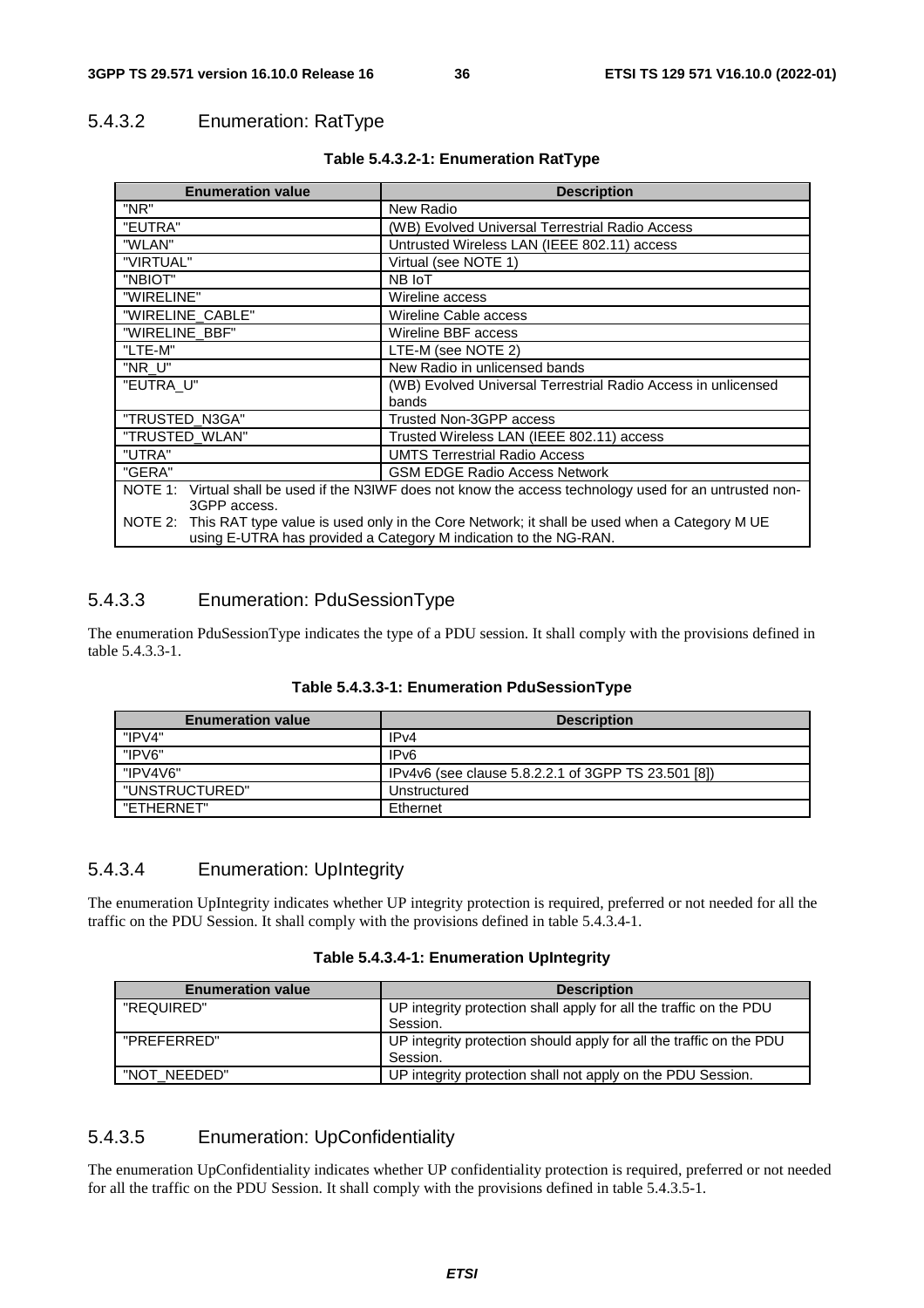### 5.4.3.2 Enumeration: RatType

**Table 5.4.3.2-1: Enumeration RatType**

| Enumeration value | Description |
| --- | --- |
| "NR" | New Radio |
| "EUTRA" | (WB) Evolved Universal Terrestrial Radio Access |
| "WLAN" | Untrusted Wireless LAN (IEEE 802.11) access |
| "VIRTUAL" | Virtual (see NOTE 1) |
| "NBIOT" | NB IoT |
| "WIRELINE" | Wireline access |
| "WIRELINE_CABLE" | Wireline Cable access |
| "WIRELINE_BBF" | Wireline BBF access |
| "LTE-M" | LTE-M (see NOTE 2) |
| "NR_U" | New Radio in unlicensed bands |
| "EUTRA_U" | (WB) Evolved Universal Terrestrial Radio Access in unlicensed bands |
| "TRUSTED_N3GA" | Trusted Non-3GPP access |
| "TRUSTED_WLAN" | Trusted Wireless LAN (IEEE 802.11) access |
| "UTRA" | UMTS Terrestrial Radio Access |
| "GERA" | GSM EDGE Radio Access Network |
| NOTE 1: Virtual shall be used if the N3IWF does not know the access technology used for an untrusted non-3GPP access.<br>NOTE 2: This RAT type value is used only in the Core Network; it shall be used when a Category M UE using E-UTRA has provided a Category M indication to the NG-RAN. | |

### 5.4.3.3 Enumeration: PduSessionType

The enumeration PduSessionType indicates the type of a PDU session. It shall comply with the provisions defined in table 5.4.3.3-1.

**Table 5.4.3.3-1: Enumeration PduSessionType**

| Enumeration value | Description |
| --- | --- |
| "IPV4" | IPv4 |
| "IPV6" | IPv6 |
| "IPV4V6" | IPv4v6 (see clause 5.8.2.2.1 of 3GPP TS 23.501 [8]) |
| "UNSTRUCTURED" | Unstructured |
| "ETHERNET" | Ethernet |

### 5.4.3.4 Enumeration: UpIntegrity

The enumeration UpIntegrity indicates whether UP integrity protection is required, preferred or not needed for all the traffic on the PDU Session. It shall comply with the provisions defined in table 5.4.3.4-1.

**Table 5.4.3.4-1: Enumeration UpIntegrity**

| Enumeration value | Description |
| --- | --- |
| "REQUIRED" | UP integrity protection shall apply for all the traffic on the PDU Session. |
| "PREFERRED" | UP integrity protection should apply for all the traffic on the PDU Session. |
| "NOT_NEEDED" | UP integrity protection shall not apply on the PDU Session. |

### 5.4.3.5 Enumeration: UpConfidentiality

The enumeration UpConfidentiality indicates whether UP confidentiality protection is required, preferred or not needed for all the traffic on the PDU Session. It shall comply with the provisions defined in table 5.4.3.5-1.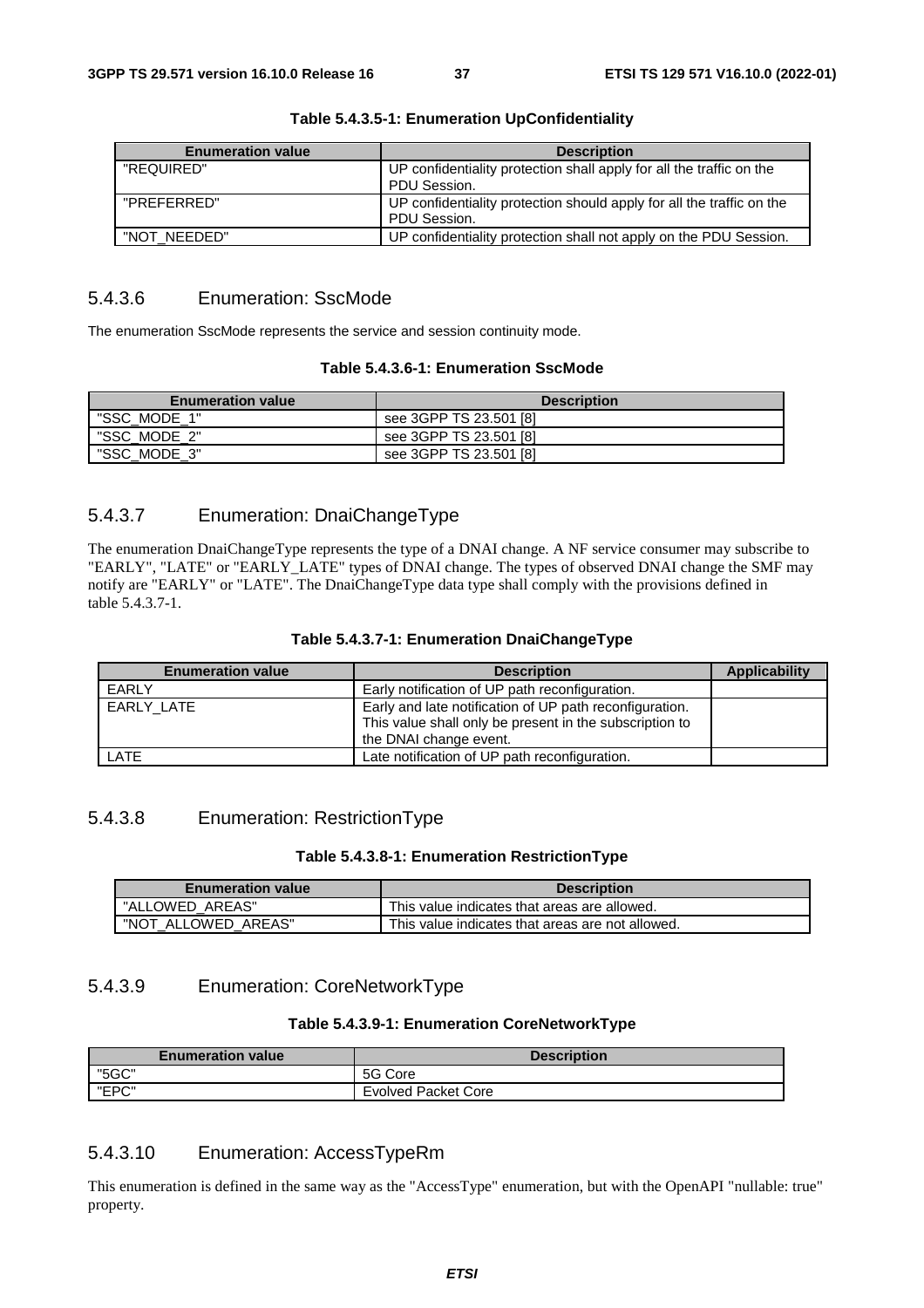**Table 5.4.3.5-1: Enumeration UpConfidentiality**

| Enumeration value | Description |
| --- | --- |
| "REQUIRED" | UP confidentiality protection shall apply for all the traffic on the PDU Session. |
| "PREFERRED" | UP confidentiality protection should apply for all the traffic on the PDU Session. |
| "NOT_NEEDED" | UP confidentiality protection shall not apply on the PDU Session. |

### 5.4.3.6 Enumeration: SscMode

The enumeration SscMode represents the service and session continuity mode.

**Table 5.4.3.6-1: Enumeration SscMode**

| Enumeration value | Description |
| --- | --- |
| "SSC_MODE_1" | see 3GPP TS 23.501 [8] |
| "SSC_MODE_2" | see 3GPP TS 23.501 [8] |
| "SSC_MODE_3" | see 3GPP TS 23.501 [8] |

### 5.4.3.7 Enumeration: DnaiChangeType

The enumeration DnaiChangeType represents the type of a DNAI change. A NF service consumer may subscribe to "EARLY", "LATE" or "EARLY_LATE" types of DNAI change. The types of observed DNAI change the SMF may notify are "EARLY" or "LATE". The DnaiChangeType data type shall comply with the provisions defined in table 5.4.3.7-1.

**Table 5.4.3.7-1: Enumeration DnaiChangeType**

| Enumeration value | Description | Applicability |
| --- | --- | --- |
| EARLY | Early notification of UP path reconfiguration. | |
| EARLY_LATE | Early and late notification of UP path reconfiguration. This value shall only be present in the subscription to the DNAI change event. | |
| LATE | Late notification of UP path reconfiguration. | |

### 5.4.3.8 Enumeration: RestrictionType

**Table 5.4.3.8-1: Enumeration RestrictionType**

| Enumeration value | Description |
| --- | --- |
| "ALLOWED_AREAS" | This value indicates that areas are allowed. |
| "NOT_ALLOWED_AREAS" | This value indicates that areas are not allowed. |

### 5.4.3.9 Enumeration: CoreNetworkType

**Table 5.4.3.9-1: Enumeration CoreNetworkType**

| Enumeration value | Description |
| --- | --- |
| "5GC" | 5G Core |
| "EPC" | Evolved Packet Core |

### 5.4.3.10 Enumeration: AccessTypeRm

This enumeration is defined in the same way as the "AccessType" enumeration, but with the OpenAPI "nullable: true" property.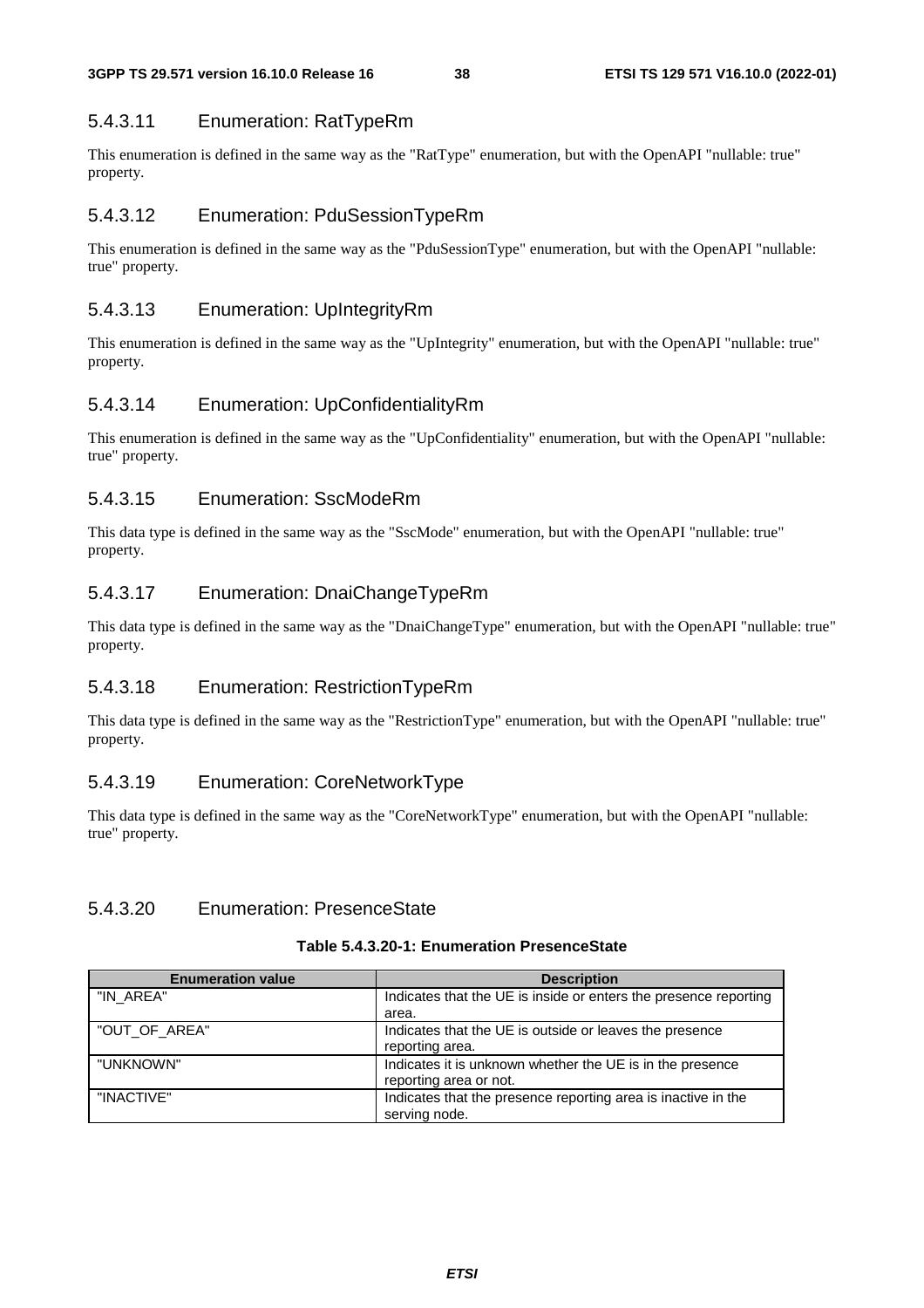#### 5.4.3.11 Enumeration: RatTypeRm

This enumeration is defined in the same way as the "RatType" enumeration, but with the OpenAPI "nullable: true" property.

#### 5.4.3.12 Enumeration: PduSessionTypeRm

This enumeration is defined in the same way as the "PduSessionType" enumeration, but with the OpenAPI "nullable: true" property.

#### 5.4.3.13 Enumeration: UpIntegrityRm

This enumeration is defined in the same way as the "UpIntegrity" enumeration, but with the OpenAPI "nullable: true" property.

#### 5.4.3.14 Enumeration: UpConfidentialityRm

This enumeration is defined in the same way as the "UpConfidentiality" enumeration, but with the OpenAPI "nullable: true" property.

#### 5.4.3.15 Enumeration: SscModeRm

This data type is defined in the same way as the "SscMode" enumeration, but with the OpenAPI "nullable: true" property.

#### 5.4.3.17 Enumeration: DnaiChangeTypeRm

This data type is defined in the same way as the "DnaiChangeType" enumeration, but with the OpenAPI "nullable: true" property.

#### 5.4.3.18 Enumeration: RestrictionTypeRm

This data type is defined in the same way as the "RestrictionType" enumeration, but with the OpenAPI "nullable: true" property.

#### 5.4.3.19 Enumeration: CoreNetworkType

This data type is defined in the same way as the "CoreNetworkType" enumeration, but with the OpenAPI "nullable: true" property.

#### 5.4.3.20 Enumeration: PresenceState

**Table 5.4.3.20-1: Enumeration PresenceState**

| Enumeration value | Description |
| --- | --- |
| "IN_AREA" | Indicates that the UE is inside or enters the presence reporting area. |
| "OUT_OF_AREA" | Indicates that the UE is outside or leaves the presence reporting area. |
| "UNKNOWN" | Indicates it is unknown whether the UE is in the presence reporting area or not. |
| "INACTIVE" | Indicates that the presence reporting area is inactive in the serving node. |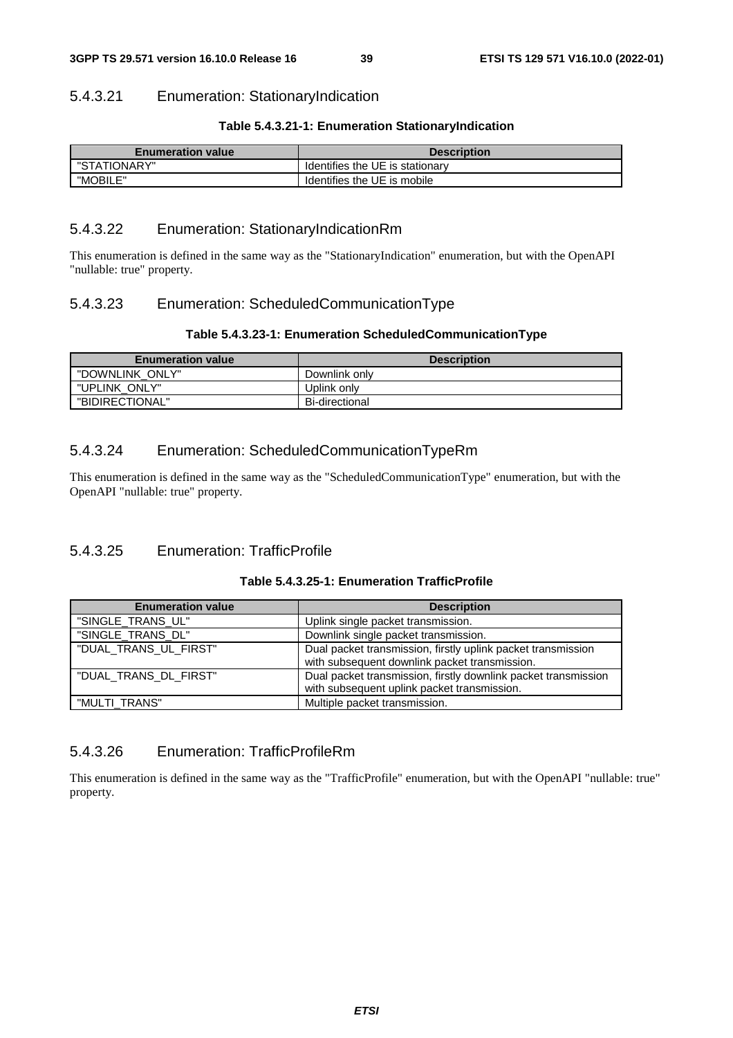#### 5.4.3.21 Enumeration: StationaryIndication

**Table 5.4.3.21-1: Enumeration StationaryIndication**

| Enumeration value | Description |
|---|---|
| "STATIONARY" | Identifies the UE is stationary |
| "MOBILE" | Identifies the UE is mobile |

#### 5.4.3.22 Enumeration: StationaryIndicationRm

This enumeration is defined in the same way as the "StationaryIndication" enumeration, but with the OpenAPI "nullable: true" property.

#### 5.4.3.23 Enumeration: ScheduledCommunicationType

**Table 5.4.3.23-1: Enumeration ScheduledCommunicationType**

| Enumeration value | Description |
|---|---|
| "DOWNLINK_ONLY" | Downlink only |
| "UPLINK_ONLY" | Uplink only |
| "BIDIRECTIONAL" | Bi-directional |

#### 5.4.3.24 Enumeration: ScheduledCommunicationTypeRm

This enumeration is defined in the same way as the "ScheduledCommunicationType" enumeration, but with the OpenAPI "nullable: true" property.

#### 5.4.3.25 Enumeration: TrafficProfile

**Table 5.4.3.25-1: Enumeration TrafficProfile**

| Enumeration value | Description |
|---|---|
| "SINGLE_TRANS_UL" | Uplink single packet transmission. |
| "SINGLE_TRANS_DL" | Downlink single packet transmission. |
| "DUAL_TRANS_UL_FIRST" | Dual packet transmission, firstly uplink packet transmission with subsequent downlink packet transmission. |
| "DUAL_TRANS_DL_FIRST" | Dual packet transmission, firstly downlink packet transmission with subsequent uplink packet transmission. |
| "MULTI_TRANS" | Multiple packet transmission. |

#### 5.4.3.26 Enumeration: TrafficProfileRm

This enumeration is defined in the same way as the "TrafficProfile" enumeration, but with the OpenAPI "nullable: true" property.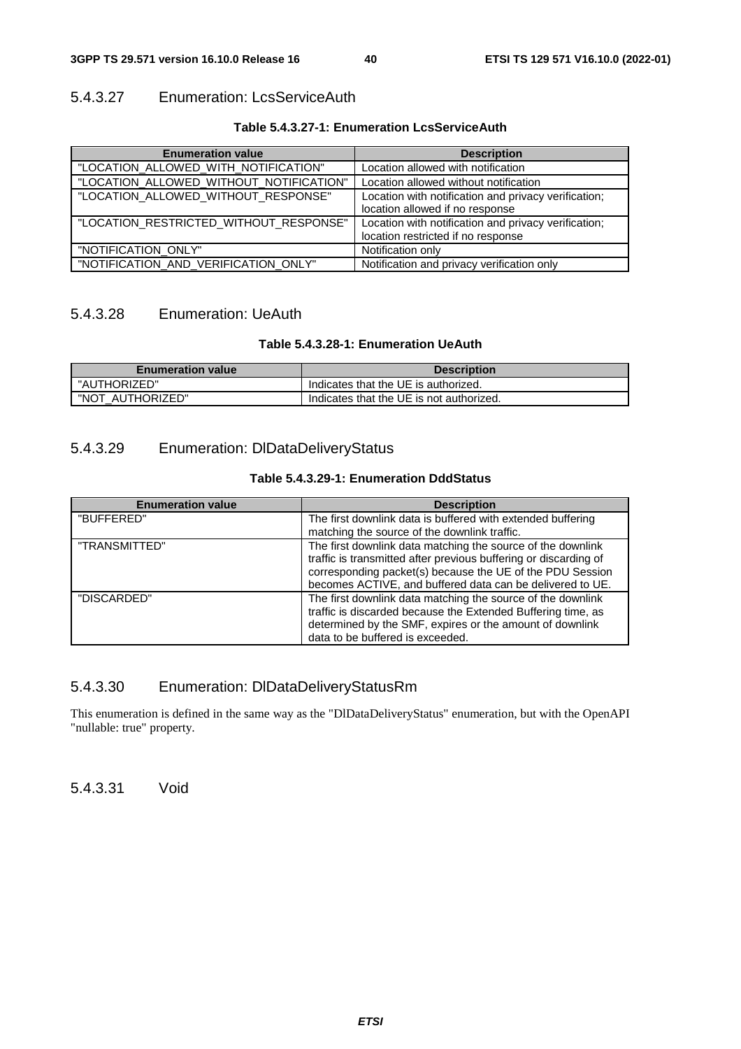#### 5.4.3.27 Enumeration: LcsServiceAuth

**Table 5.4.3.27-1: Enumeration LcsServiceAuth**

| Enumeration value | Description |
| --- | --- |
| "LOCATION_ALLOWED_WITH_NOTIFICATION" | Location allowed with notification |
| "LOCATION_ALLOWED_WITHOUT_NOTIFICATION" | Location allowed without notification |
| "LOCATION_ALLOWED_WITHOUT_RESPONSE" | Location with notification and privacy verification; location allowed if no response |
| "LOCATION_RESTRICTED_WITHOUT_RESPONSE" | Location with notification and privacy verification; location restricted if no response |
| "NOTIFICATION_ONLY" | Notification only |
| "NOTIFICATION_AND_VERIFICATION_ONLY" | Notification and privacy verification only |

#### 5.4.3.28 Enumeration: UeAuth

**Table 5.4.3.28-1: Enumeration UeAuth**

| Enumeration value | Description |
| --- | --- |
| "AUTHORIZED" | Indicates that the UE is authorized. |
| "NOT_AUTHORIZED" | Indicates that the UE is not authorized. |

#### 5.4.3.29 Enumeration: DlDataDeliveryStatus

**Table 5.4.3.29-1: Enumeration DddStatus**

| Enumeration value | Description |
| --- | --- |
| "BUFFERED" | The first downlink data is buffered with extended buffering matching the source of the downlink traffic. |
| "TRANSMITTED" | The first downlink data matching the source of the downlink traffic is transmitted after previous buffering or discarding of corresponding packet(s) because the UE of the PDU Session becomes ACTIVE, and buffered data can be delivered to UE. |
| "DISCARDED" | The first downlink data matching the source of the downlink traffic is discarded because the Extended Buffering time, as determined by the SMF, expires or the amount of downlink data to be buffered is exceeded. |

#### 5.4.3.30 Enumeration: DlDataDeliveryStatusRm

This enumeration is defined in the same way as the "DlDataDeliveryStatus" enumeration, but with the OpenAPI "nullable: true" property.

#### 5.4.3.31 Void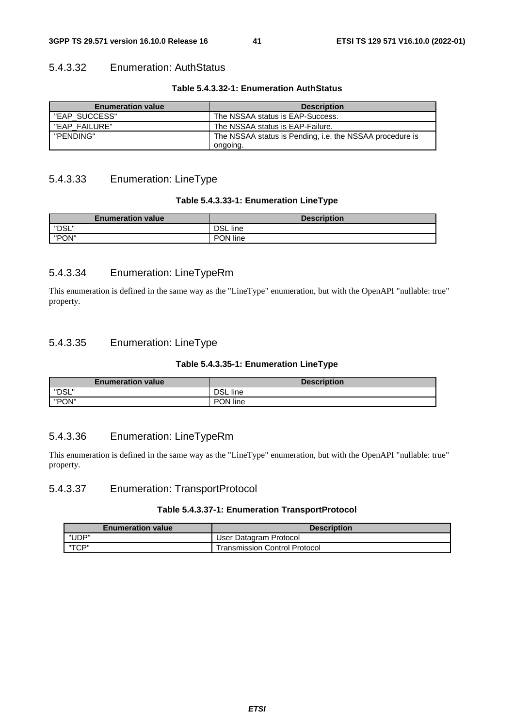#### 5.4.3.32 Enumeration: AuthStatus

**Table 5.4.3.32-1: Enumeration AuthStatus**

| Enumeration value | Description |
| --- | --- |
| "EAP_SUCCESS" | The NSSAA status is EAP-Success. |
| "EAP_FAILURE" | The NSSAA status is EAP-Failure. |
| "PENDING" | The NSSAA status is Pending, i.e. the NSSAA procedure is ongoing. |

#### 5.4.3.33 Enumeration: LineType

**Table 5.4.3.33-1: Enumeration LineType**

| Enumeration value | Description |
| --- | --- |
| "DSL" | DSL line |
| "PON" | PON line |

#### 5.4.3.34 Enumeration: LineTypeRm

This enumeration is defined in the same way as the "LineType" enumeration, but with the OpenAPI "nullable: true" property.

#### 5.4.3.35 Enumeration: LineType

**Table 5.4.3.35-1: Enumeration LineType**

| Enumeration value | Description |
| --- | --- |
| "DSL" | DSL line |
| "PON" | PON line |

#### 5.4.3.36 Enumeration: LineTypeRm

This enumeration is defined in the same way as the "LineType" enumeration, but with the OpenAPI "nullable: true" property.

#### 5.4.3.37 Enumeration: TransportProtocol

**Table 5.4.3.37-1: Enumeration TransportProtocol**

| Enumeration value | Description |
| --- | --- |
| "UDP" | User Datagram Protocol |
| "TCP" | Transmission Control Protocol |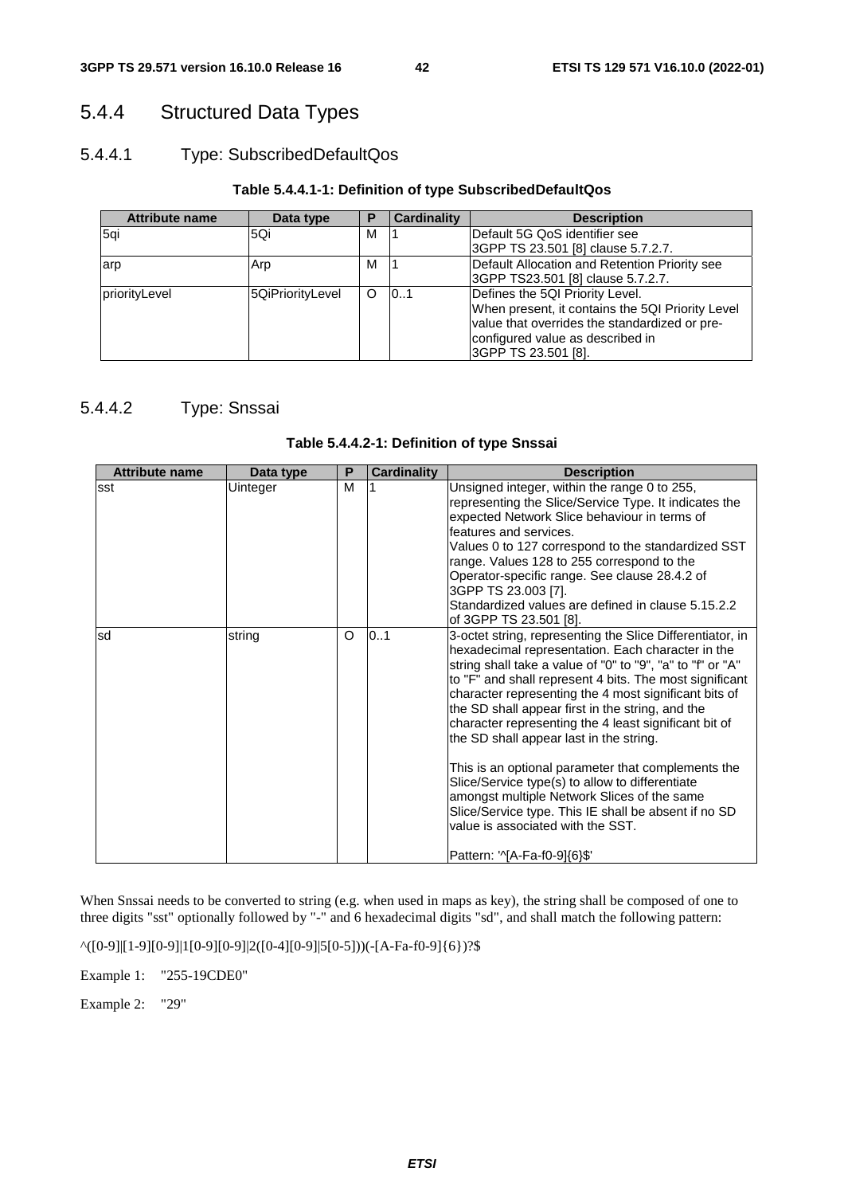## 5.4.4 Structured Data Types

### 5.4.4.1 Type: SubscribedDefaultQos

**Table 5.4.4.1-1: Definition of type SubscribedDefaultQos**

| Attribute name | Data type | P | Cardinality | Description |
|---|---|---|---|---|
| 5qi | 5Qi | M | 1 | Default 5G QoS identifier see 3GPP TS 23.501 [8] clause 5.7.2.7. |
| arp | Arp | M | 1 | Default Allocation and Retention Priority see 3GPP TS23.501 [8] clause 5.7.2.7. |
| priorityLevel | 5QiPriorityLevel | O | 0..1 | Defines the 5QI Priority Level. When present, it contains the 5QI Priority Level value that overrides the standardized or pre-configured value as described in 3GPP TS 23.501 [8]. |

### 5.4.4.2 Type: Snssai

**Table 5.4.4.2-1: Definition of type Snssai**

| Attribute name | Data type | P | Cardinality | Description |
|---|---|---|---|---|
| sst | Uinteger | M | 1 | Unsigned integer, within the range 0 to 255, representing the Slice/Service Type. It indicates the expected Network Slice behaviour in terms of features and services.<br>Values 0 to 127 correspond to the standardized SST range. Values 128 to 255 correspond to the Operator-specific range. See clause 28.4.2 of 3GPP TS 23.003 [7].<br>Standardized values are defined in clause 5.15.2.2 of 3GPP TS 23.501 [8]. |
| sd | string | O | 0..1 | 3-octet string, representing the Slice Differentiator, in hexadecimal representation. Each character in the string shall take a value of "0" to "9", "a" to "f" or "A" to "F" and shall represent 4 bits. The most significant character representing the 4 most significant bits of the SD shall appear first in the string, and the character representing the 4 least significant bit of the SD shall appear last in the string.<br><br>This is an optional parameter that complements the Slice/Service type(s) to allow to differentiate amongst multiple Network Slices of the same Slice/Service type. This IE shall be absent if no SD value is associated with the SST.<br><br>Pattern: '^[A-Fa-f0-9]{6}$' |

When Snssai needs to be converted to string (e.g. when used in maps as key), the string shall be composed of one to three digits "sst" optionally followed by "-" and 6 hexadecimal digits "sd", and shall match the following pattern:

^([0-9]|[1-9][0-9]|1[0-9][0-9]|2([0-4][0-9]|5[0-5]))(-[A-Fa-f0-9]{6})?$

Example 1: "255-19CDE0"

Example 2: "29"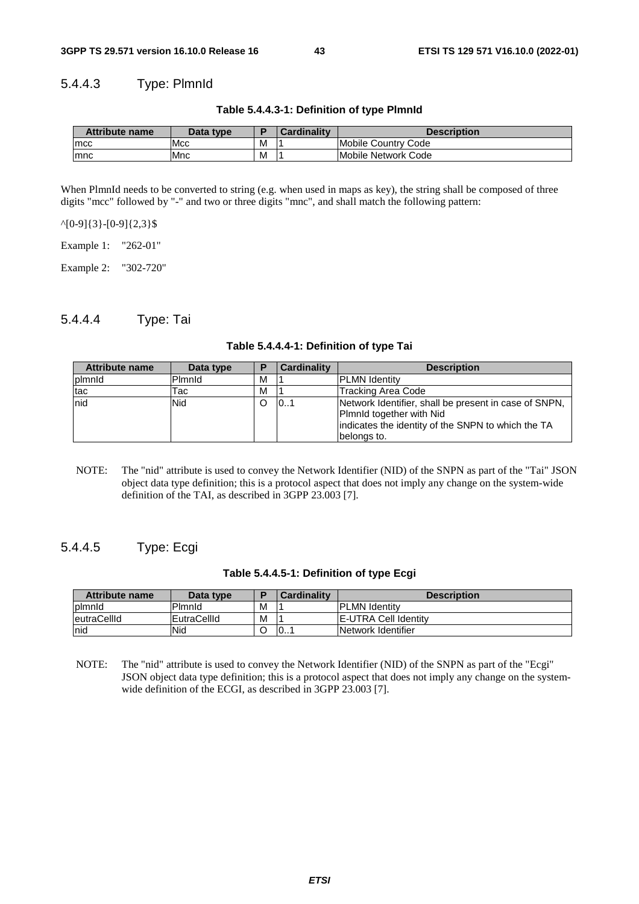#### 5.4.4.3 Type: PlmnId

**Table 5.4.4.3-1: Definition of type PlmnId**

| Attribute name | Data type | P | Cardinality | Description |
|---|---|---|---|---|
| mcc | Mcc | M | 1 | Mobile Country Code |
| mnc | Mnc | M | 1 | Mobile Network Code |

When PlmnId needs to be converted to string (e.g. when used in maps as key), the string shall be composed of three digits "mcc" followed by "-" and two or three digits "mnc", and shall match the following pattern:

^[0-9]{3}-[0-9]{2,3}$

Example 1: "262-01"

Example 2: "302-720"

#### 5.4.4.4 Type: Tai

**Table 5.4.4.4-1: Definition of type Tai**

| Attribute name | Data type | P | Cardinality | Description |
|---|---|---|---|---|
| plmnId | PlmnId | M | 1 | PLMN Identity |
| tac | Tac | M | 1 | Tracking Area Code |
| nid | Nid | O | 0..1 | Network Identifier, shall be present in case of SNPN, PlmnId together with Nid indicates the identity of the SNPN to which the TA belongs to. |

NOTE: The "nid" attribute is used to convey the Network Identifier (NID) of the SNPN as part of the "Tai" JSON object data type definition; this is a protocol aspect that does not imply any change on the system-wide definition of the TAI, as described in 3GPP 23.003 [7].

#### 5.4.4.5 Type: Ecgi

**Table 5.4.4.5-1: Definition of type Ecgi**

| Attribute name | Data type | P | Cardinality | Description |
|---|---|---|---|---|
| plmnId | PlmnId | M | 1 | PLMN Identity |
| eutraCellId | EutraCellId | M | 1 | E-UTRA Cell Identity |
| nid | Nid | O | 0..1 | Network Identifier |

NOTE: The "nid" attribute is used to convey the Network Identifier (NID) of the SNPN as part of the "Ecgi" JSON object data type definition; this is a protocol aspect that does not imply any change on the system-wide definition of the ECGI, as described in 3GPP 23.003 [7].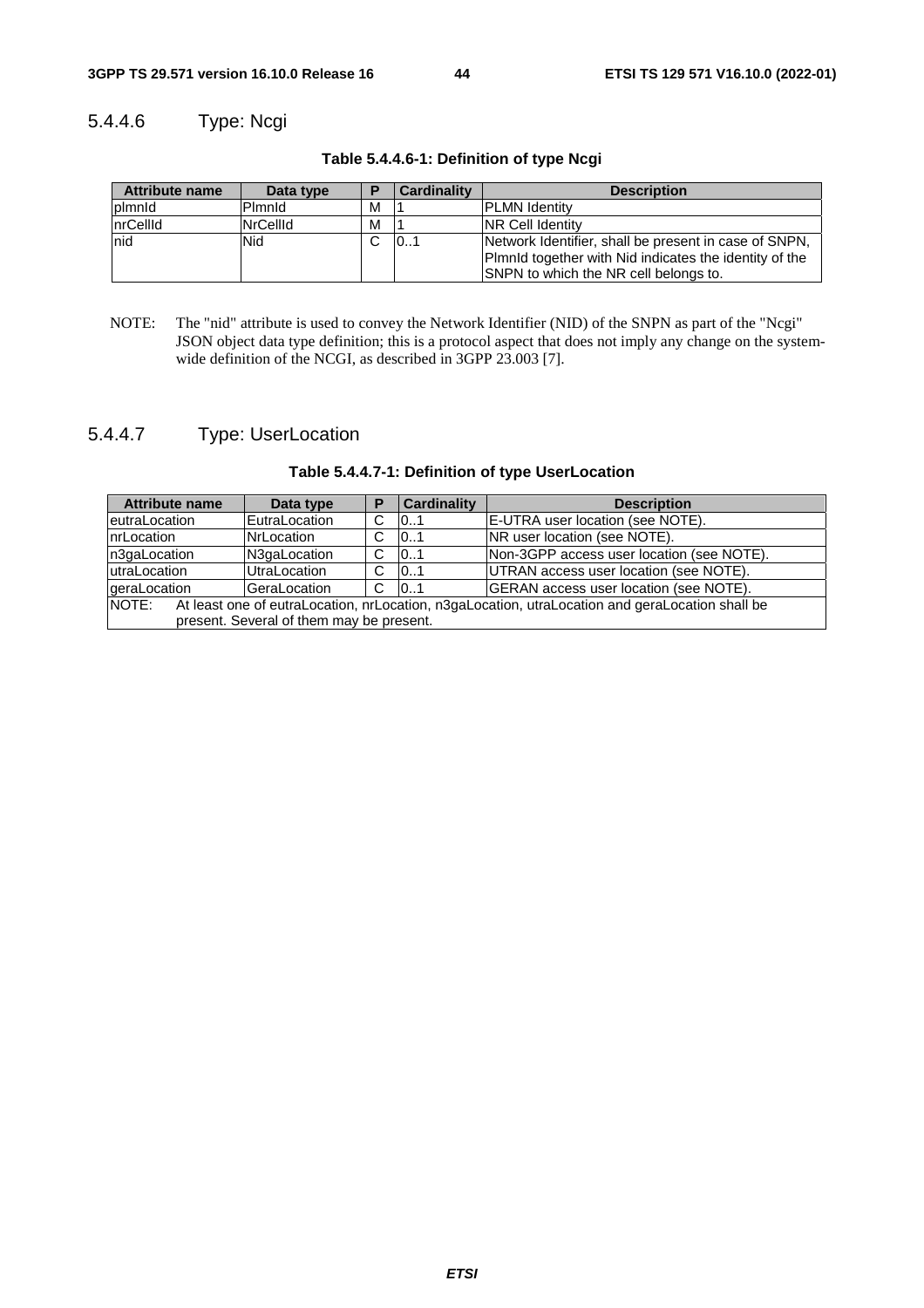### 5.4.4.6 Type: Ncgi

**Table 5.4.4.6-1: Definition of type Ncgi**

| Attribute name | Data type | P | Cardinality | Description |
|---|---|---|---|---|
| plmnId | PlmnId | M | 1 | PLMN Identity |
| nrCellId | NrCellId | M | 1 | NR Cell Identity |
| nid | Nid | C | 0..1 | Network Identifier, shall be present in case of SNPN, PlmnId together with Nid indicates the identity of the SNPN to which the NR cell belongs to. |

NOTE: The "nid" attribute is used to convey the Network Identifier (NID) of the SNPN as part of the "Ncgi" JSON object data type definition; this is a protocol aspect that does not imply any change on the system-wide definition of the NCGI, as described in 3GPP 23.003 [7].

### 5.4.4.7 Type: UserLocation

**Table 5.4.4.7-1: Definition of type UserLocation**

| Attribute name | Data type | P | Cardinality | Description |
|---|---|---|---|---|
| eutraLocation | EutraLocation | C | 0..1 | E-UTRA user location (see NOTE). |
| nrLocation | NrLocation | C | 0..1 | NR user location (see NOTE). |
| n3gaLocation | N3gaLocation | C | 0..1 | Non-3GPP access user location (see NOTE). |
| utraLocation | UtraLocation | C | 0..1 | UTRAN access user location (see NOTE). |
| geraLocation | GeraLocation | C | 0..1 | GERAN access user location (see NOTE). |
| NOTE: At least one of eutraLocation, nrLocation, n3gaLocation, utraLocation and geraLocation shall be present. Several of them may be present. | | | | |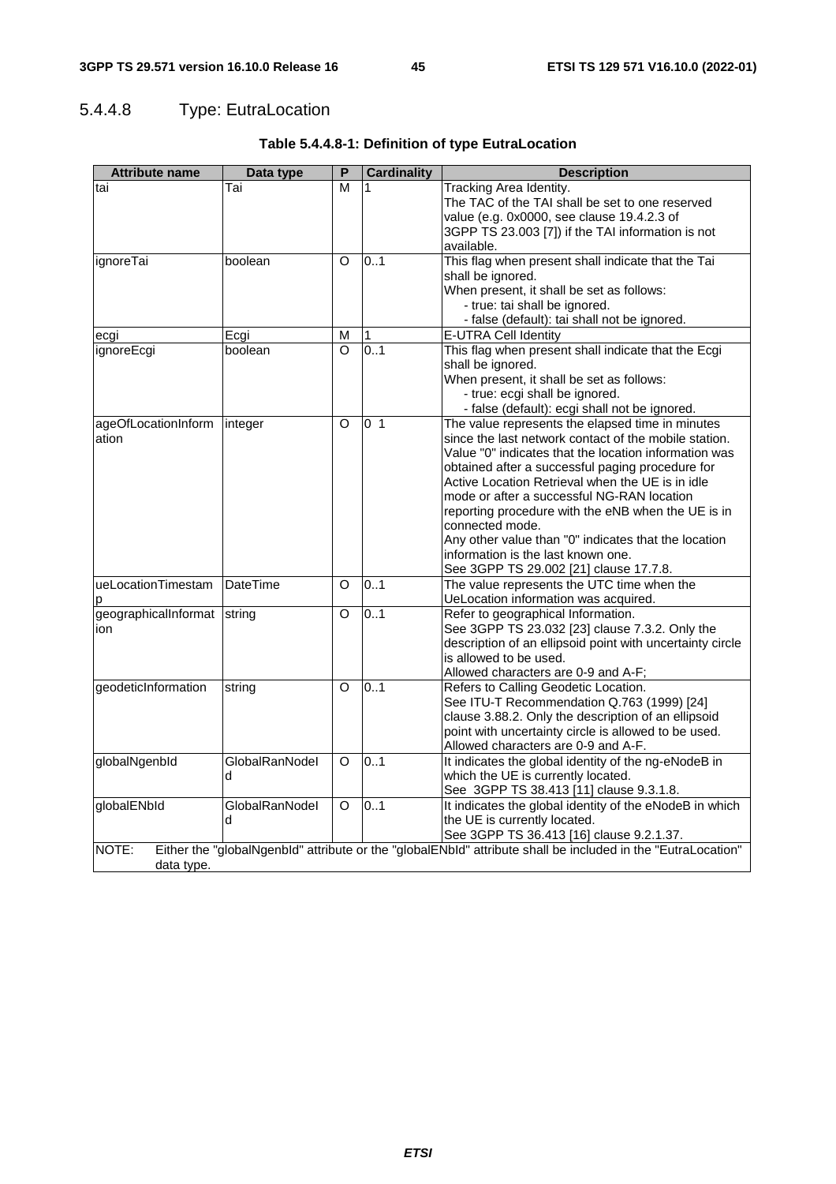### 5.4.4.8 Type: EutraLocation

**Table 5.4.4.8-1: Definition of type EutraLocation**

| Attribute name | Data type | P | Cardinality | Description |
|---|---|---|---|---|
| tai | Tai | M | 1 | Tracking Area Identity.<br>The TAC of the TAI shall be set to one reserved value (e.g. 0x0000, see clause 19.4.2.3 of 3GPP TS 23.003 [7]) if the TAI information is not available. |
| ignoreTai | boolean | O | 0..1 | This flag when present shall indicate that the Tai shall be ignored.<br>When present, it shall be set as follows:<br>- true: tai shall be ignored.<br>- false (default): tai shall not be ignored. |
| ecgi | Ecgi | M | 1 | E-UTRA Cell Identity |
| ignoreEcgi | boolean | O | 0..1 | This flag when present shall indicate that the Ecgi shall be ignored.<br>When present, it shall be set as follows:<br>- true: ecgi shall be ignored.<br>- false (default): ecgi shall not be ignored. |
| ageOfLocationInformation | integer | O | 0 1 | The value represents the elapsed time in minutes since the last network contact of the mobile station. Value "0" indicates that the location information was obtained after a successful paging procedure for Active Location Retrieval when the UE is in idle mode or after a successful NG-RAN location reporting procedure with the eNB when the UE is in connected mode.<br>Any other value than "0" indicates that the location information is the last known one.<br>See 3GPP TS 29.002 [21] clause 17.7.8. |
| ueLocationTimestamp | DateTime | O | 0..1 | The value represents the UTC time when the UeLocation information was acquired. |
| geographicalInformation | string | O | 0..1 | Refer to geographical Information.<br>See 3GPP TS 23.032 [23] clause 7.3.2. Only the description of an ellipsoid point with uncertainty circle is allowed to be used.<br>Allowed characters are 0-9 and A-F; |
| geodeticInformation | string | O | 0..1 | Refers to Calling Geodetic Location.<br>See ITU-T Recommendation Q.763 (1999) [24] clause 3.88.2. Only the description of an ellipsoid point with uncertainty circle is allowed to be used.<br>Allowed characters are 0-9 and A-F. |
| globalNgenbId | GlobalRanNodeId | O | 0..1 | It indicates the global identity of the ng-eNodeB in which the UE is currently located.<br>See 3GPP TS 38.413 [11] clause 9.3.1.8. |
| globalENbId | GlobalRanNodeId | O | 0..1 | It indicates the global identity of the eNodeB in which the UE is currently located.<br>See 3GPP TS 36.413 [16] clause 9.2.1.37. |
| NOTE: Either the "globalNgenbId" attribute or the "globalENbId" attribute shall be included in the "EutraLocation" data type. | | | | |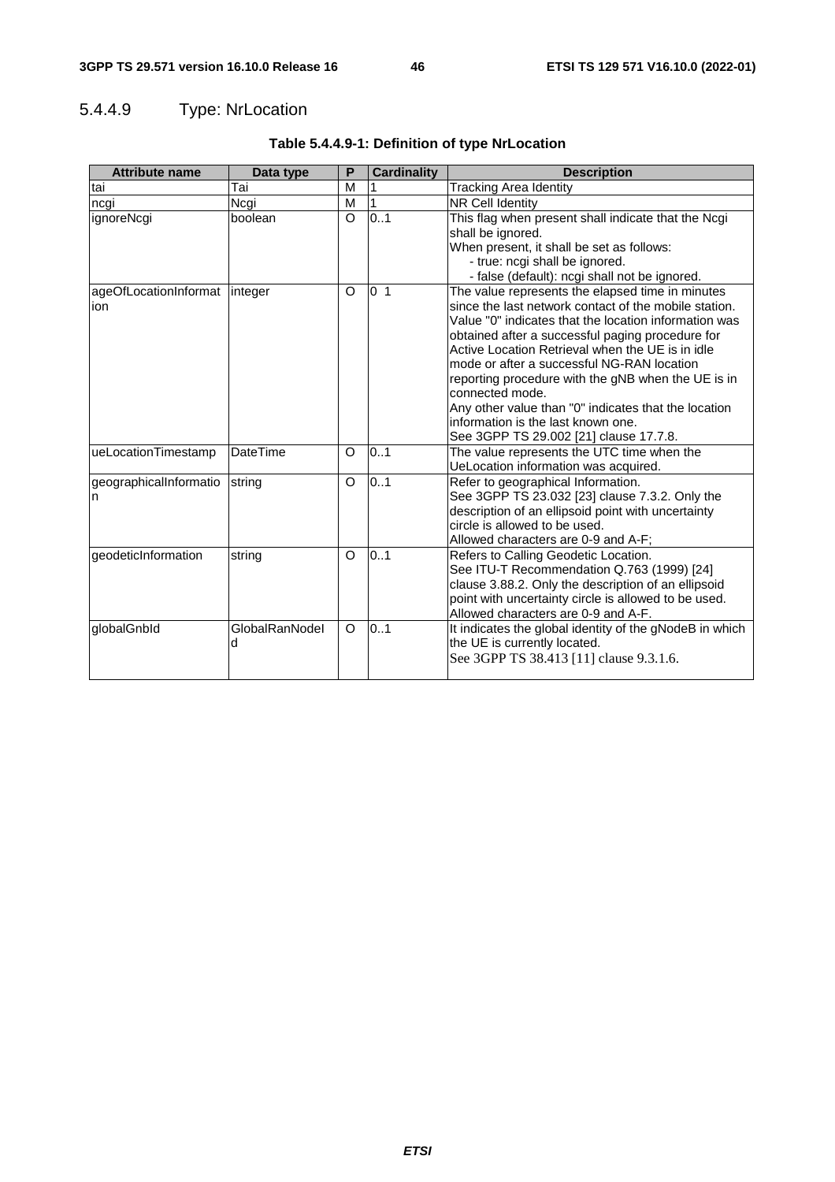### 5.4.4.9 Type: NrLocation

**Table 5.4.4.9-1: Definition of type NrLocation**

| Attribute name | Data type | P | Cardinality | Description |
| --- | --- | --- | --- | --- |
| tai | Tai | M | 1 | Tracking Area Identity |
| ncgi | Ncgi | M | 1 | NR Cell Identity |
| ignoreNcgi | boolean | O | 0..1 | This flag when present shall indicate that the Ncgi shall be ignored.<br>When present, it shall be set as follows:<br>- true: ncgi shall be ignored.<br>- false (default): ncgi shall not be ignored. |
| ageOfLocationInformation | integer | O | 0 1 | The value represents the elapsed time in minutes since the last network contact of the mobile station. Value "0" indicates that the location information was obtained after a successful paging procedure for Active Location Retrieval when the UE is in idle mode or after a successful NG-RAN location reporting procedure with the gNB when the UE is in connected mode.<br>Any other value than "0" indicates that the location information is the last known one.<br>See 3GPP TS 29.002 [21] clause 17.7.8. |
| ueLocationTimestamp | DateTime | O | 0..1 | The value represents the UTC time when the UeLocation information was acquired. |
| geographicalInformation | string | O | 0..1 | Refer to geographical Information.<br>See 3GPP TS 23.032 [23] clause 7.3.2. Only the description of an ellipsoid point with uncertainty circle is allowed to be used.<br>Allowed characters are 0-9 and A-F; |
| geodeticInformation | string | O | 0..1 | Refers to Calling Geodetic Location.<br>See ITU-T Recommendation Q.763 (1999) [24] clause 3.88.2. Only the description of an ellipsoid point with uncertainty circle is allowed to be used.<br>Allowed characters are 0-9 and A-F. |
| globalGnbId | GlobalRanNodeId | O | 0..1 | It indicates the global identity of the gNodeB in which the UE is currently located.<br>See 3GPP TS 38.413 [11] clause 9.3.1.6. |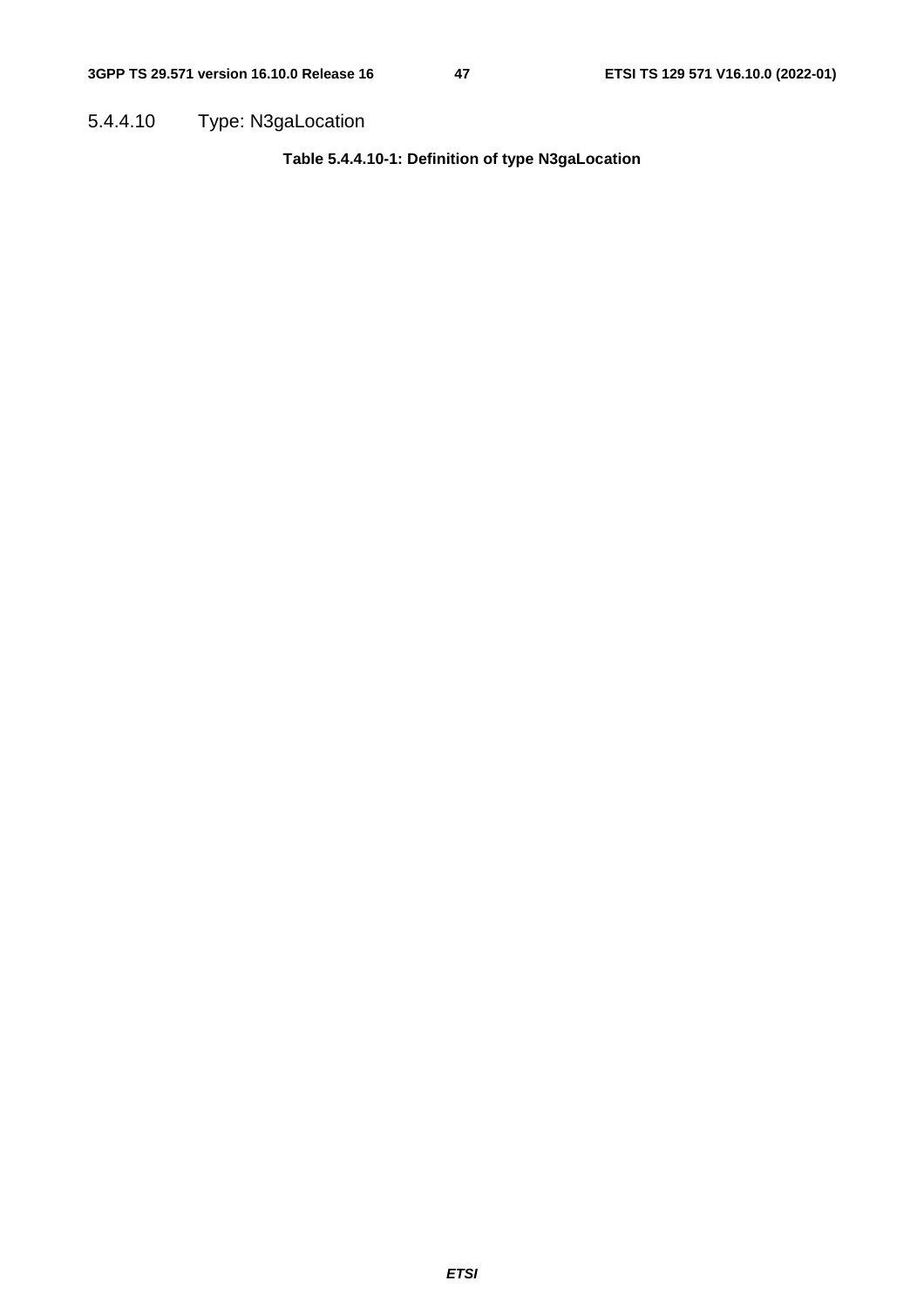#### 5.4.4.10 Type: N3gaLocation

**Table 5.4.4.10-1: Definition of type N3gaLocation**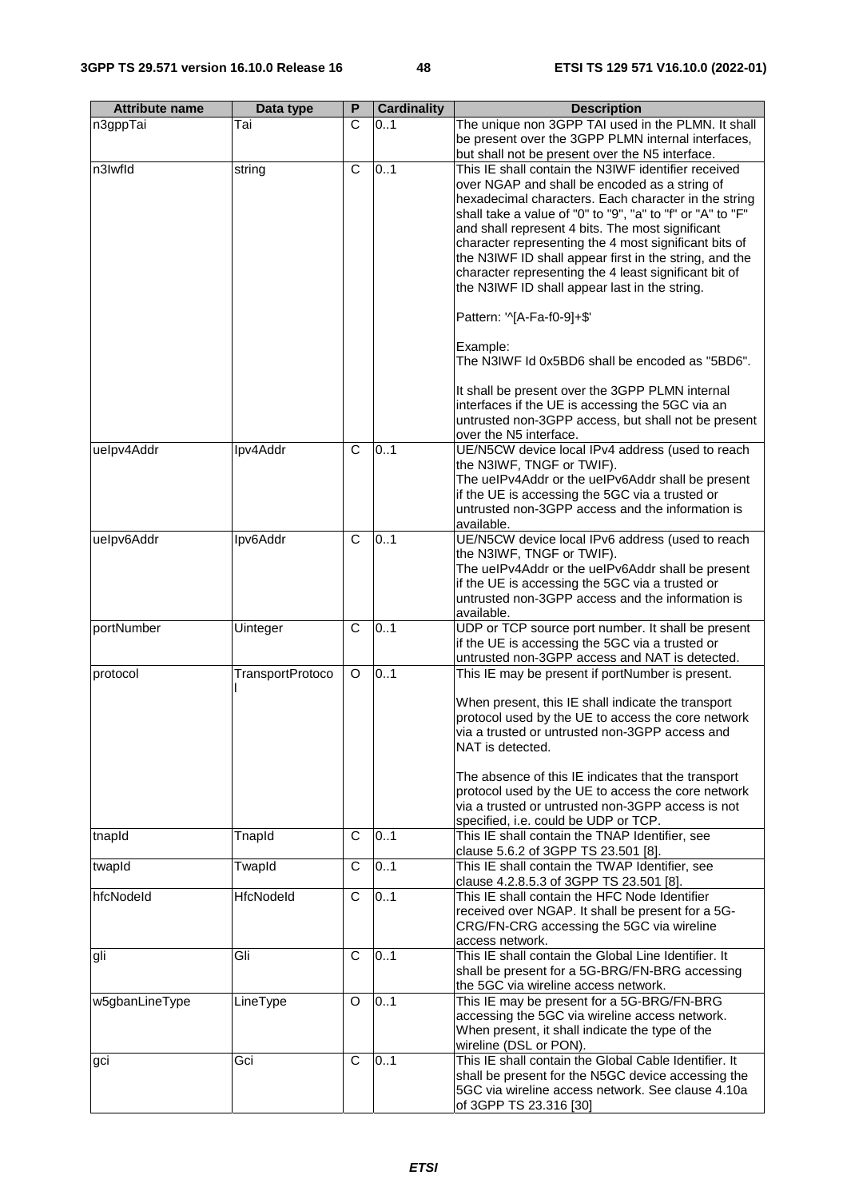| Attribute name | Data type | P | Cardinality | Description |
| --- | --- | --- | --- | --- |
| n3gppTai | Tai | C | 0..1 | The unique non 3GPP TAI used in the PLMN. It shall be present over the 3GPP PLMN internal interfaces, but shall not be present over the N5 interface. |
| n3IwfId | string | C | 0..1 | This IE shall contain the N3IWF identifier received over NGAP and shall be encoded as a string of hexadecimal characters. Each character in the string shall take a value of "0" to "9", "a" to "f" or "A" to "F" and shall represent 4 bits. The most significant character representing the 4 most significant bits of the N3IWF ID shall appear first in the string, and the character representing the 4 least significant bit of the N3IWF ID shall appear last in the string.<br><br>Pattern: '^[A-Fa-f0-9]+$'<br><br>Example:<br>The N3IWF Id 0x5BD6 shall be encoded as "5BD6".<br><br>It shall be present over the 3GPP PLMN internal interfaces if the UE is accessing the 5GC via an untrusted non-3GPP access, but shall not be present over the N5 interface. |
| ueIpv4Addr | Ipv4Addr | C | 0..1 | UE/N5CW device local IPv4 address (used to reach the N3IWF, TNGF or TWIF).<br>The ueIPv4Addr or the ueIPv6Addr shall be present if the UE is accessing the 5GC via a trusted or untrusted non-3GPP access and the information is available. |
| ueIpv6Addr | Ipv6Addr | C | 0..1 | UE/N5CW device local IPv6 address (used to reach the N3IWF, TNGF or TWIF).<br>The ueIPv4Addr or the ueIPv6Addr shall be present if the UE is accessing the 5GC via a trusted or untrusted non-3GPP access and the information is available. |
| portNumber | Uinteger | C | 0..1 | UDP or TCP source port number. It shall be present if the UE is accessing the 5GC via a trusted or untrusted non-3GPP access and NAT is detected. |
| protocol | TransportProtocol | O | 0..1 | This IE may be present if portNumber is present.<br><br>When present, this IE shall indicate the transport protocol used by the UE to access the core network via a trusted or untrusted non-3GPP access and NAT is detected.<br><br>The absence of this IE indicates that the transport protocol used by the UE to access the core network via a trusted or untrusted non-3GPP access is not specified, i.e. could be UDP or TCP. |
| tnapId | TnapId | C | 0..1 | This IE shall contain the TNAP Identifier, see clause 5.6.2 of 3GPP TS 23.501 [8]. |
| twapId | TwapId | C | 0..1 | This IE shall contain the TWAP Identifier, see clause 4.2.8.5.3 of 3GPP TS 23.501 [8]. |
| hfcNodeId | HfcNodeId | C | 0..1 | This IE shall contain the HFC Node Identifier received over NGAP. It shall be present for a 5G-CRG/FN-CRG accessing the 5GC via wireline access network. |
| gli | Gli | C | 0..1 | This IE shall contain the Global Line Identifier. It shall be present for a 5G-BRG/FN-BRG accessing the 5GC via wireline access network. |
| w5gbanLineType | LineType | O | 0..1 | This IE may be present for a 5G-BRG/FN-BRG accessing the 5GC via wireline access network. When present, it shall indicate the type of the wireline (DSL or PON). |
| gci | Gci | C | 0..1 | This IE shall contain the Global Cable Identifier. It shall be present for the N5GC device accessing the 5GC via wireline access network. See clause 4.10a of 3GPP TS 23.316 [30] |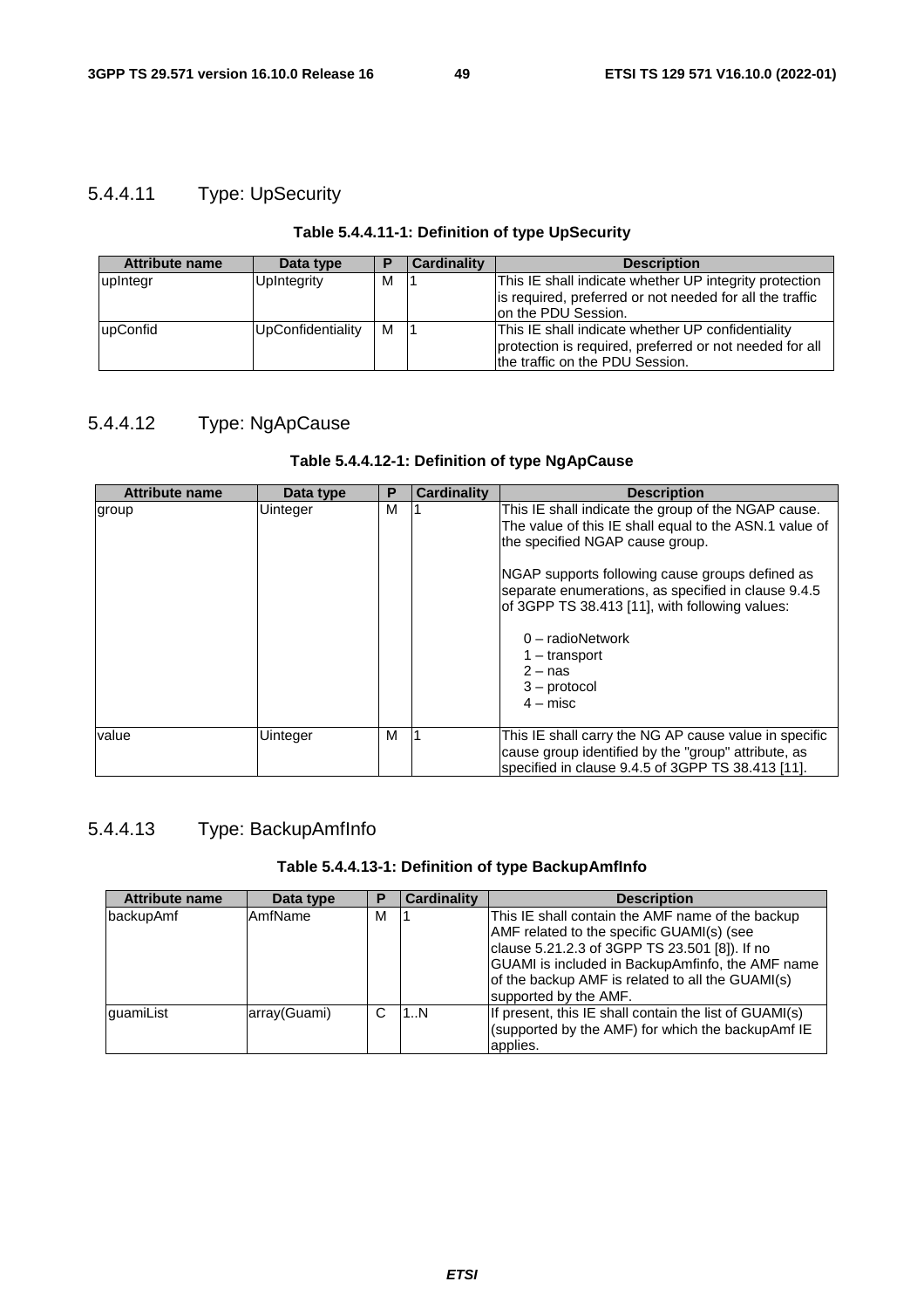### 5.4.4.11 Type: UpSecurity

**Table 5.4.4.11-1: Definition of type UpSecurity**

| Attribute name | Data type | P | Cardinality | Description |
|---|---|---|---|---|
| upIntegr | UpIntegrity | M | 1 | This IE shall indicate whether UP integrity protection is required, preferred or not needed for all the traffic on the PDU Session. |
| upConfid | UpConfidentiality | M | 1 | This IE shall indicate whether UP confidentiality protection is required, preferred or not needed for all the traffic on the PDU Session. |

### 5.4.4.12 Type: NgApCause

**Table 5.4.4.12-1: Definition of type NgApCause**

| Attribute name | Data type | P | Cardinality | Description |
|---|---|---|---|---|
| group | Uinteger | M | 1 | This IE shall indicate the group of the NGAP cause. The value of this IE shall equal to the ASN.1 value of the specified NGAP cause group.<br><br>NGAP supports following cause groups defined as separate enumerations, as specified in clause 9.4.5 of 3GPP TS 38.413 [11], with following values:<br><br>0 – radioNetwork<br>1 – transport<br>2 – nas<br>3 – protocol<br>4 – misc |
| value | Uinteger | M | 1 | This IE shall carry the NG AP cause value in specific cause group identified by the "group" attribute, as specified in clause 9.4.5 of 3GPP TS 38.413 [11]. |

### 5.4.4.13 Type: BackupAmfInfo

**Table 5.4.4.13-1: Definition of type BackupAmfInfo**

| Attribute name | Data type | P | Cardinality | Description |
|---|---|---|---|---|
| backupAmf | AmfName | M | 1 | This IE shall contain the AMF name of the backup AMF related to the specific GUAMI(s) (see clause 5.21.2.3 of 3GPP TS 23.501 [8]). If no GUAMI is included in BackupAmfinfo, the AMF name of the backup AMF is related to all the GUAMI(s) supported by the AMF. |
| guamiList | array(Guami) | C | 1..N | If present, this IE shall contain the list of GUAMI(s) (supported by the AMF) for which the backupAmf IE applies. |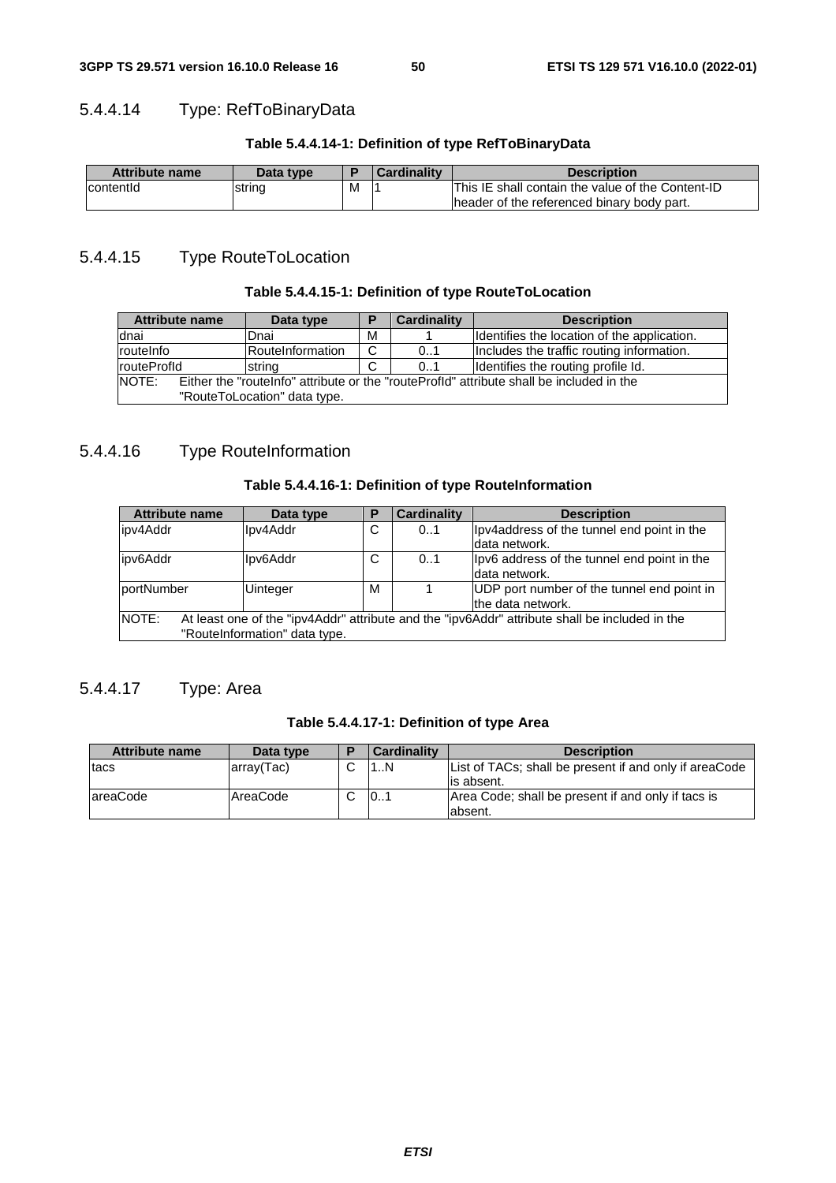### 5.4.4.14 Type: RefToBinaryData

**Table 5.4.4.14-1: Definition of type RefToBinaryData**

| Attribute name | Data type | P | Cardinality | Description |
|---|---|---|---|---|
| contentId | string | M | 1 | This IE shall contain the value of the Content-ID header of the referenced binary body part. |

### 5.4.4.15 Type RouteToLocation

**Table 5.4.4.15-1: Definition of type RouteToLocation**

| Attribute name | Data type | P | Cardinality | Description |
|---|---|---|---|---|
| dnai | Dnai | M | 1 | Identifies the location of the application. |
| routeInfo | RouteInformation | C | 0..1 | Includes the traffic routing information. |
| routeProfId | string | C | 0..1 | Identifies the routing profile Id. |
| NOTE: Either the "routeInfo" attribute or the "routeProfId" attribute shall be included in the "RouteToLocation" data type. | | | | |

### 5.4.4.16 Type RouteInformation

**Table 5.4.4.16-1: Definition of type RouteInformation**

| Attribute name | Data type | P | Cardinality | Description |
|---|---|---|---|---|
| ipv4Addr | Ipv4Addr | C | 0..1 | Ipv4address of the tunnel end point in the data network. |
| ipv6Addr | Ipv6Addr | C | 0..1 | Ipv6 address of the tunnel end point in the data network. |
| portNumber | Uinteger | M | 1 | UDP port number of the tunnel end point in the data network. |
| NOTE: At least one of the "ipv4Addr" attribute and the "ipv6Addr" attribute shall be included in the "RouteInformation" data type. | | | | |

### 5.4.4.17 Type: Area

**Table 5.4.4.17-1: Definition of type Area**

| Attribute name | Data type | P | Cardinality | Description |
|---|---|---|---|---|
| tacs | array(Tac) | C | 1..N | List of TACs; shall be present if and only if areaCode is absent. |
| areaCode | AreaCode | C | 0..1 | Area Code; shall be present if and only if tacs is absent. |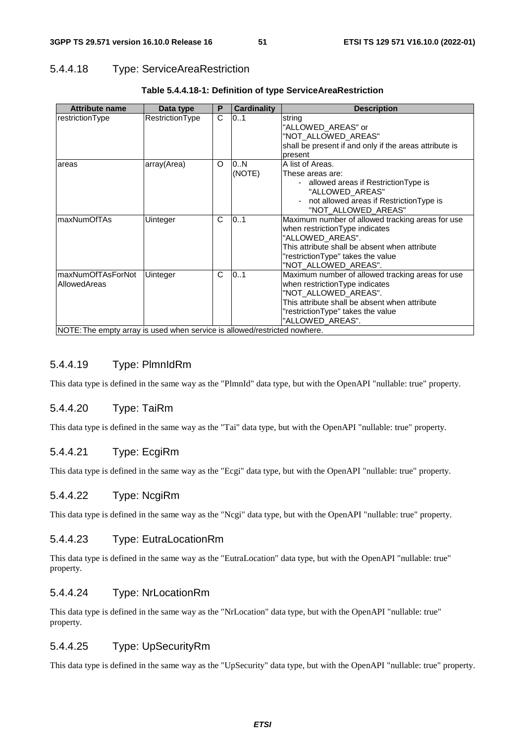#### 5.4.4.18 Type: ServiceAreaRestriction

**Table 5.4.4.18-1: Definition of type ServiceAreaRestriction**

| Attribute name | Data type | P | Cardinality | Description |
|---|---|---|---|---|
| restrictionType | RestrictionType | C | 0..1 | string<br>"ALLOWED_AREAS" or<br>"NOT_ALLOWED_AREAS"<br>shall be present if and only if the areas attribute is present |
| areas | array(Area) | O | 0..N<br>(NOTE) | A list of Areas.<br>These areas are:<br>- allowed areas if RestrictionType is "ALLOWED_AREAS"<br>- not allowed areas if RestrictionType is "NOT_ALLOWED_AREAS" |
| maxNumOfTAs | Uinteger | C | 0..1 | Maximum number of allowed tracking areas for use when restrictionType indicates "ALLOWED_AREAS".<br>This attribute shall be absent when attribute "restrictionType" takes the value "NOT_ALLOWED_AREAS". |
| maxNumOfTAsForNotAllowedAreas | Uinteger | C | 0..1 | Maximum number of allowed tracking areas for use when restrictionType indicates "NOT_ALLOWED_AREAS".<br>This attribute shall be absent when attribute "restrictionType" takes the value "ALLOWED_AREAS". |
| NOTE: The empty array is used when service is allowed/restricted nowhere. | | | | |

#### 5.4.4.19 Type: PlmnIdRm

This data type is defined in the same way as the "PlmnId" data type, but with the OpenAPI "nullable: true" property.

#### 5.4.4.20 Type: TaiRm

This data type is defined in the same way as the "Tai" data type, but with the OpenAPI "nullable: true" property.

#### 5.4.4.21 Type: EcgiRm

This data type is defined in the same way as the "Ecgi" data type, but with the OpenAPI "nullable: true" property.

#### 5.4.4.22 Type: NcgiRm

This data type is defined in the same way as the "Ncgi" data type, but with the OpenAPI "nullable: true" property.

#### 5.4.4.23 Type: EutraLocationRm

This data type is defined in the same way as the "EutraLocation" data type, but with the OpenAPI "nullable: true" property.

#### 5.4.4.24 Type: NrLocationRm

This data type is defined in the same way as the "NrLocation" data type, but with the OpenAPI "nullable: true" property.

#### 5.4.4.25 Type: UpSecurityRm

This data type is defined in the same way as the "UpSecurity" data type, but with the OpenAPI "nullable: true" property.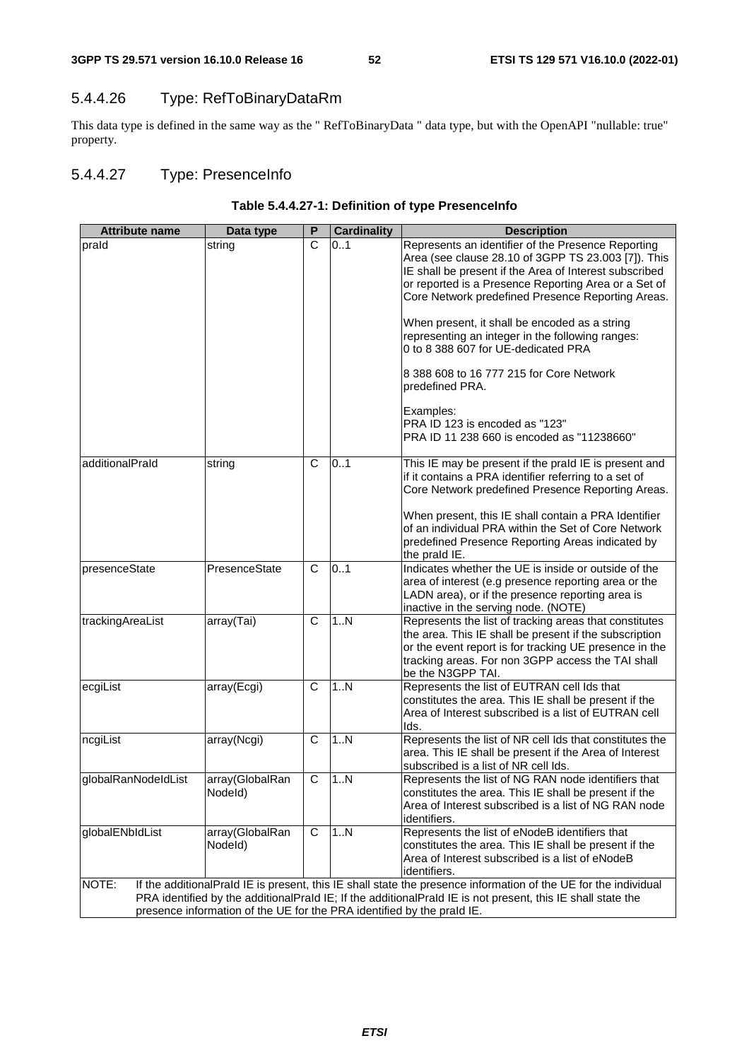#### 5.4.4.26 Type: RefToBinaryDataRm

This data type is defined in the same way as the " RefToBinaryData " data type, but with the OpenAPI "nullable: true" property.

#### 5.4.4.27 Type: PresenceInfo

**Table 5.4.4.27-1: Definition of type PresenceInfo**

| Attribute name | Data type | P | Cardinality | Description |
|---|---|---|---|---|
| praId | string | C | 0..1 | Represents an identifier of the Presence Reporting Area (see clause 28.10 of 3GPP TS 23.003 [7]). This IE shall be present if the Area of Interest subscribed or reported is a Presence Reporting Area or a Set of Core Network predefined Presence Reporting Areas.<br><br>When present, it shall be encoded as a string representing an integer in the following ranges:<br>0 to 8 388 607 for UE-dedicated PRA<br><br>8 388 608 to 16 777 215 for Core Network predefined PRA.<br><br>Examples:<br>PRA ID 123 is encoded as "123"<br>PRA ID 11 238 660 is encoded as "11238660" |
| additionalPraId | string | C | 0..1 | This IE may be present if the praId IE is present and if it contains a PRA identifier referring to a set of Core Network predefined Presence Reporting Areas.<br><br>When present, this IE shall contain a PRA Identifier of an individual PRA within the Set of Core Network predefined Presence Reporting Areas indicated by the praId IE. |
| presenceState | PresenceState | C | 0..1 | Indicates whether the UE is inside or outside of the area of interest (e.g presence reporting area or the LADN area), or if the presence reporting area is inactive in the serving node. (NOTE) |
| trackingAreaList | array(Tai) | C | 1..N | Represents the list of tracking areas that constitutes the area. This IE shall be present if the subscription or the event report is for tracking UE presence in the tracking areas. For non 3GPP access the TAI shall be the N3GPP TAI. |
| ecgiList | array(Ecgi) | C | 1..N | Represents the list of EUTRAN cell Ids that constitutes the area. This IE shall be present if the Area of Interest subscribed is a list of EUTRAN cell Ids. |
| ncgiList | array(Ncgi) | C | 1..N | Represents the list of NR cell Ids that constitutes the area. This IE shall be present if the Area of Interest subscribed is a list of NR cell Ids. |
| globalRanNodeIdList | array(GlobalRanNodeId) | C | 1..N | Represents the list of NG RAN node identifiers that constitutes the area. This IE shall be present if the Area of Interest subscribed is a list of NG RAN node identifiers. |
| globalENbIdList | array(GlobalRanNodeId) | C | 1..N | Represents the list of eNodeB identifiers that constitutes the area. This IE shall be present if the Area of Interest subscribed is a list of eNodeB identifiers. |
| NOTE: If the additionalPraId IE is present, this IE shall state the presence information of the UE for the individual PRA identified by the additionalPraId IE; If the additionalPraId IE is not present, this IE shall state the presence information of the UE for the PRA identified by the praId IE. | | | | |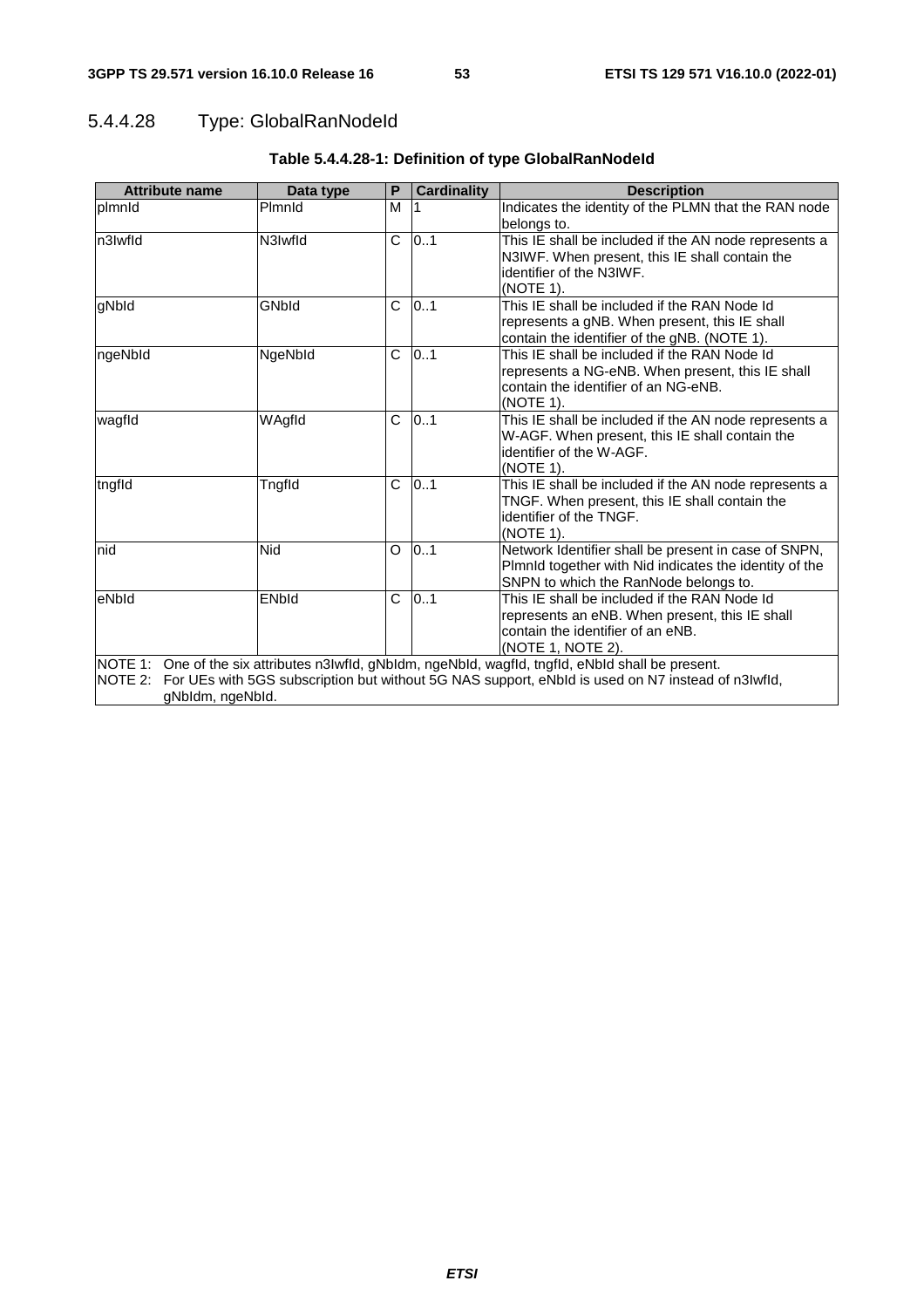#### 5.4.4.28 Type: GlobalRanNodeId

**Table 5.4.4.28-1: Definition of type GlobalRanNodeId**

| Attribute name | Data type | P | Cardinality | Description |
|---|---|---|---|---|
| plmnId | PlmnId | M | 1 | Indicates the identity of the PLMN that the RAN node belongs to. |
| n3IwfId | N3IwfId | C | 0..1 | This IE shall be included if the AN node represents a N3IWF. When present, this IE shall contain the identifier of the N3IWF. (NOTE 1). |
| gNbId | GNbId | C | 0..1 | This IE shall be included if the RAN Node Id represents a gNB. When present, this IE shall contain the identifier of the gNB. (NOTE 1). |
| ngeNbId | NgeNbId | C | 0..1 | This IE shall be included if the RAN Node Id represents a NG-eNB. When present, this IE shall contain the identifier of an NG-eNB. (NOTE 1). |
| wagfId | WAgfId | C | 0..1 | This IE shall be included if the AN node represents a W-AGF. When present, this IE shall contain the identifier of the W-AGF. (NOTE 1). |
| tngfId | TngfId | C | 0..1 | This IE shall be included if the AN node represents a TNGF. When present, this IE shall contain the identifier of the TNGF. (NOTE 1). |
| nid | Nid | O | 0..1 | Network Identifier shall be present in case of SNPN, PlmnId together with Nid indicates the identity of the SNPN to which the RanNode belongs to. |
| eNbId | ENbId | C | 0..1 | This IE shall be included if the RAN Node Id represents an eNB. When present, this IE shall contain the identifier of an eNB. (NOTE 1, NOTE 2). |
| NOTE 1: One of the six attributes n3IwfId, gNbIdm, ngeNbId, wagfId, tngfId, eNbId shall be present.<br>NOTE 2: For UEs with 5GS subscription but without 5G NAS support, eNbId is used on N7 instead of n3IwfId, gNbIdm, ngeNbId. | | | | |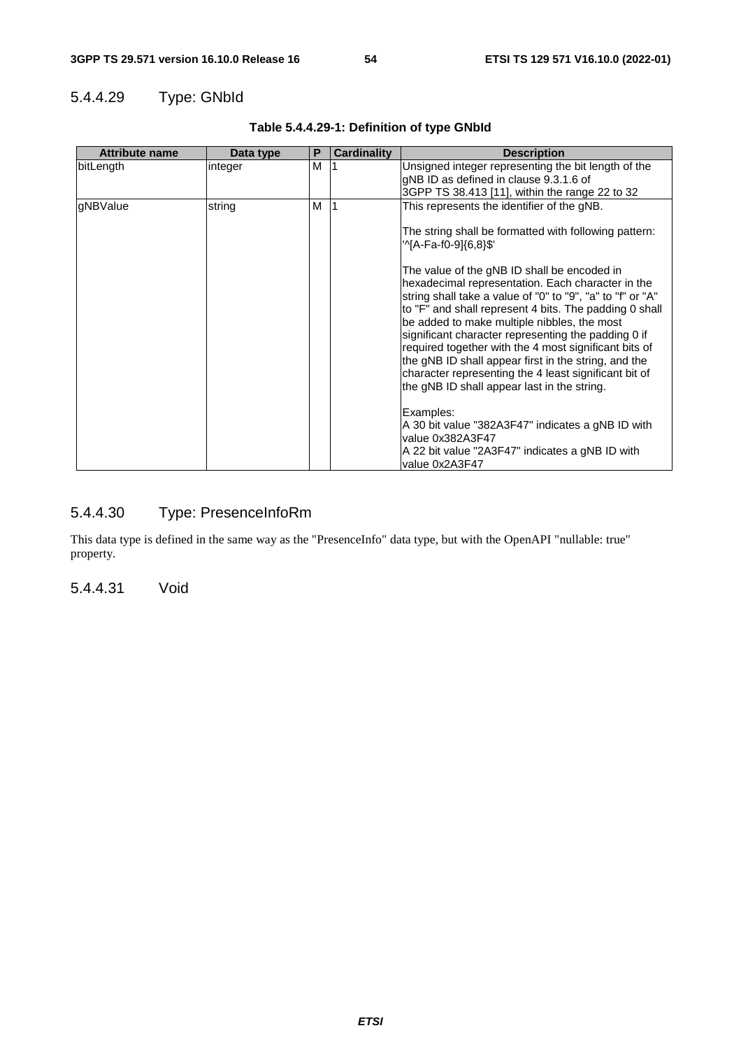#### 5.4.4.29 Type: GNbId

**Table 5.4.4.29-1: Definition of type GNbId**

| Attribute name | Data type | P | Cardinality | Description |
|---|---|---|---|---|
| bitLength | integer | M | 1 | Unsigned integer representing the bit length of the gNB ID as defined in clause 9.3.1.6 of 3GPP TS 38.413 [11], within the range 22 to 32 |
| gNBValue | string | M | 1 | This represents the identifier of the gNB.<br><br>The string shall be formatted with following pattern: '^[A-Fa-f0-9]{6,8}$'<br><br>The value of the gNB ID shall be encoded in hexadecimal representation. Each character in the string shall take a value of "0" to "9", "a" to "f" or "A" to "F" and shall represent 4 bits. The padding 0 shall be added to make multiple nibbles, the most significant character representing the padding 0 if required together with the 4 most significant bits of the gNB ID shall appear first in the string, and the character representing the 4 least significant bit of the gNB ID shall appear last in the string.<br><br>Examples:<br>A 30 bit value "382A3F47" indicates a gNB ID with value 0x382A3F47<br>A 22 bit value "2A3F47" indicates a gNB ID with value 0x2A3F47 |

#### 5.4.4.30 Type: PresenceInfoRm

This data type is defined in the same way as the "PresenceInfo" data type, but with the OpenAPI "nullable: true" property.

#### 5.4.4.31 Void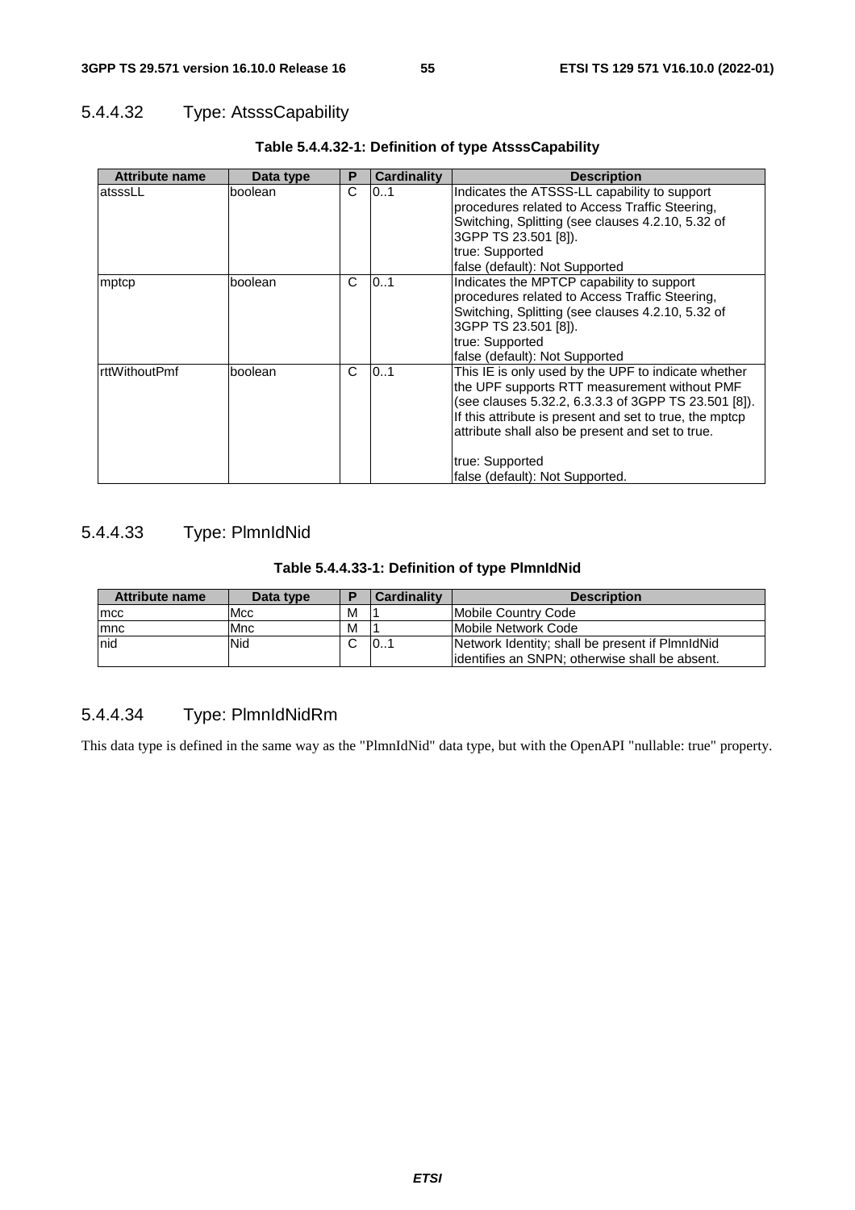#### 5.4.4.32 Type: AtsssCapability

**Table 5.4.4.32-1: Definition of type AtsssCapability**

| Attribute name | Data type | P | Cardinality | Description |
|---|---|---|---|---|
| atsssLL | boolean | C | 0..1 | Indicates the ATSSS-LL capability to support procedures related to Access Traffic Steering, Switching, Splitting (see clauses 4.2.10, 5.32 of 3GPP TS 23.501 [8]).<br>true: Supported<br>false (default): Not Supported |
| mptcp | boolean | C | 0..1 | Indicates the MPTCP capability to support procedures related to Access Traffic Steering, Switching, Splitting (see clauses 4.2.10, 5.32 of 3GPP TS 23.501 [8]).<br>true: Supported<br>false (default): Not Supported |
| rttWithoutPmf | boolean | C | 0..1 | This IE is only used by the UPF to indicate whether the UPF supports RTT measurement without PMF (see clauses 5.32.2, 6.3.3.3 of 3GPP TS 23.501 [8]). If this attribute is present and set to true, the mptcp attribute shall also be present and set to true.<br><br>true: Supported<br>false (default): Not Supported. |

#### 5.4.4.33 Type: PlmnIdNid

**Table 5.4.4.33-1: Definition of type PlmnIdNid**

| Attribute name | Data type | P | Cardinality | Description |
|---|---|---|---|---|
| mcc | Mcc | M | 1 | Mobile Country Code |
| mnc | Mnc | M | 1 | Mobile Network Code |
| nid | Nid | C | 0..1 | Network Identity; shall be present if PlmnIdNid identifies an SNPN; otherwise shall be absent. |

#### 5.4.4.34 Type: PlmnIdNidRm

This data type is defined in the same way as the "PlmnIdNid" data type, but with the OpenAPI "nullable: true" property.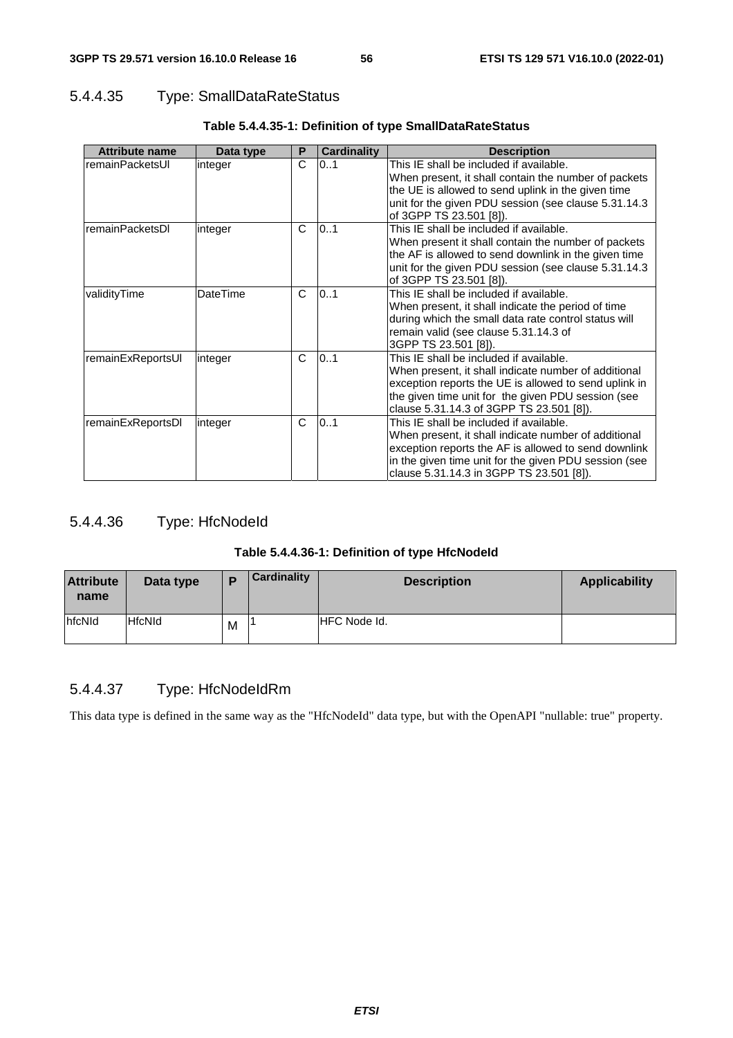#### 5.4.4.35 Type: SmallDataRateStatus

**Table 5.4.4.35-1: Definition of type SmallDataRateStatus**

| Attribute name | Data type | P | Cardinality | Description |
| --- | --- | --- | --- | --- |
| remainPacketsUl | integer | C | 0..1 | This IE shall be included if available.<br>When present, it shall contain the number of packets the UE is allowed to send uplink in the given time unit for the given PDU session (see clause 5.31.14.3 of 3GPP TS 23.501 [8]). |
| remainPacketsDl | integer | C | 0..1 | This IE shall be included if available.<br>When present it shall contain the number of packets the AF is allowed to send downlink in the given time unit for the given PDU session (see clause 5.31.14.3 of 3GPP TS 23.501 [8]). |
| validityTime | DateTime | C | 0..1 | This IE shall be included if available.<br>When present, it shall indicate the period of time during which the small data rate control status will remain valid (see clause 5.31.14.3 of 3GPP TS 23.501 [8]). |
| remainExReportsUl | integer | C | 0..1 | This IE shall be included if available.<br>When present, it shall indicate number of additional exception reports the UE is allowed to send uplink in the given time unit for  the given PDU session (see clause 5.31.14.3 of 3GPP TS 23.501 [8]). |
| remainExReportsDl | integer | C | 0..1 | This IE shall be included if available.<br>When present, it shall indicate number of additional exception reports the AF is allowed to send downlink in the given time unit for the given PDU session (see clause 5.31.14.3 in 3GPP TS 23.501 [8]). |

#### 5.4.4.36 Type: HfcNodeId

**Table 5.4.4.36-1: Definition of type HfcNodeId**

| Attribute name | Data type | P | Cardinality | Description | Applicability |
| --- | --- | --- | --- | --- | --- |
| hfcNId | HfcNId | M | 1 | HFC Node Id. | |

#### 5.4.4.37 Type: HfcNodeIdRm

This data type is defined in the same way as the "HfcNodeId" data type, but with the OpenAPI "nullable: true" property.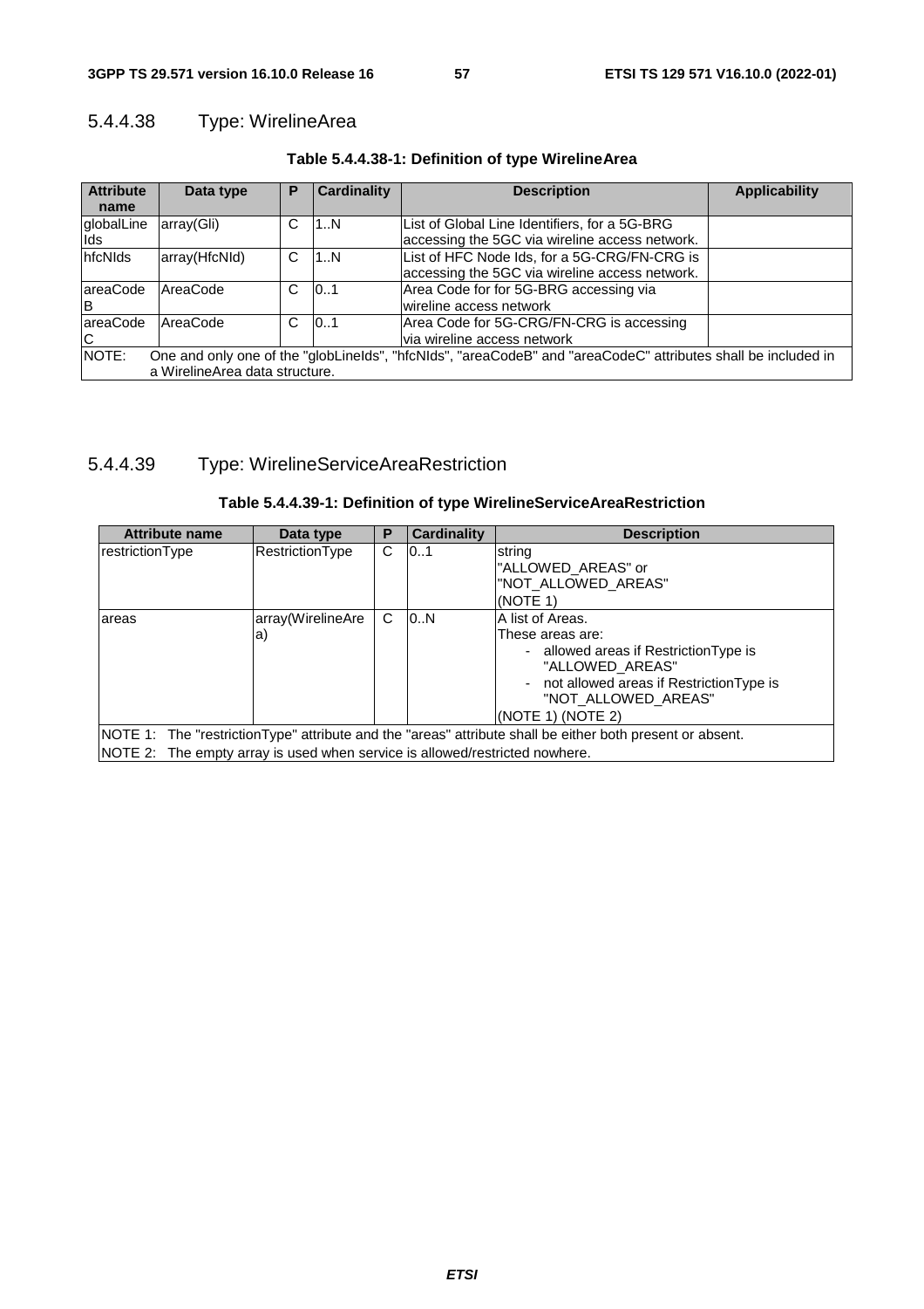#### 5.4.4.38 Type: WirelineArea

**Table 5.4.4.38-1: Definition of type WirelineArea**

| Attribute name | Data type | P | Cardinality | Description | Applicability |
|---|---|---|---|---|---|
| globalLineIds | array(Gli) | C | 1..N | List of Global Line Identifiers, for a 5G-BRG accessing the 5GC via wireline access network. | |
| hfcNIds | array(HfcNId) | C | 1..N | List of HFC Node Ids, for a 5G-CRG/FN-CRG is accessing the 5GC via wireline access network. | |
| areaCodeB | AreaCode | C | 0..1 | Area Code for for 5G-BRG accessing via wireline access network | |
| areaCodeC | AreaCode | C | 0..1 | Area Code for 5G-CRG/FN-CRG is accessing via wireline access network | |
| NOTE: One and only one of the "globLineIds", "hfcNIds", "areaCodeB" and "areaCodeC" attributes shall be included in a WirelineArea data structure. | | | | | |

#### 5.4.4.39 Type: WirelineServiceAreaRestriction

**Table 5.4.4.39-1: Definition of type WirelineServiceAreaRestriction**

| Attribute name | Data type | P | Cardinality | Description |
|---|---|---|---|---|
| restrictionType | RestrictionType | C | 0..1 | string<br>"ALLOWED_AREAS" or<br>"NOT_ALLOWED_AREAS"<br>(NOTE 1) |
| areas | array(WirelineArea) | C | 0..N | A list of Areas.<br>These areas are:<br>- allowed areas if RestrictionType is "ALLOWED_AREAS"<br>- not allowed areas if RestrictionType is "NOT_ALLOWED_AREAS"<br>(NOTE 1) (NOTE 2) |
| NOTE 1: The "restrictionType" attribute and the "areas" attribute shall be either both present or absent.<br>NOTE 2: The empty array is used when service is allowed/restricted nowhere. | | | | |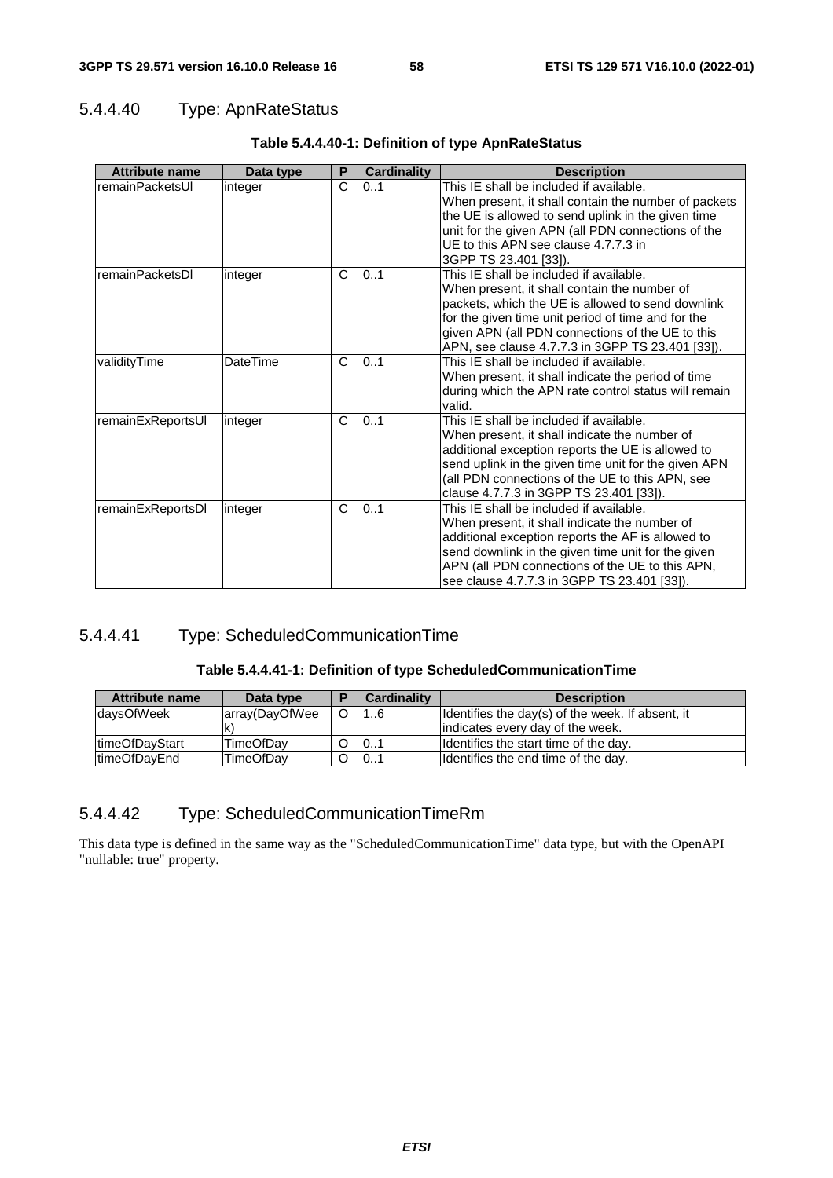### 5.4.4.40 Type: ApnRateStatus

**Table 5.4.4.40-1: Definition of type ApnRateStatus**

| Attribute name | Data type | P | Cardinality | Description |
|---|---|---|---|---|
| remainPacketsUl | integer | C | 0..1 | This IE shall be included if available.<br>When present, it shall contain the number of packets the UE is allowed to send uplink in the given time unit for the given APN (all PDN connections of the UE to this APN see clause 4.7.7.3 in 3GPP TS 23.401 [33]). |
| remainPacketsDl | integer | C | 0..1 | This IE shall be included if available.<br>When present, it shall contain the number of packets, which the UE is allowed to send downlink for the given time unit period of time and for the given APN (all PDN connections of the UE to this APN, see clause 4.7.7.3 in 3GPP TS 23.401 [33]). |
| validityTime | DateTime | C | 0..1 | This IE shall be included if available.<br>When present, it shall indicate the period of time during which the APN rate control status will remain valid. |
| remainExReportsUl | integer | C | 0..1 | This IE shall be included if available.<br>When present, it shall indicate the number of additional exception reports the UE is allowed to send uplink in the given time unit for the given APN (all PDN connections of the UE to this APN, see clause 4.7.7.3 in 3GPP TS 23.401 [33]). |
| remainExReportsDl | integer | C | 0..1 | This IE shall be included if available.<br>When present, it shall indicate the number of additional exception reports the AF is allowed to send downlink in the given time unit for the given APN (all PDN connections of the UE to this APN, see clause 4.7.7.3 in 3GPP TS 23.401 [33]). |

### 5.4.4.41 Type: ScheduledCommunicationTime

**Table 5.4.4.41-1: Definition of type ScheduledCommunicationTime**

| Attribute name | Data type | P | Cardinality | Description |
|---|---|---|---|---|
| daysOfWeek | array(DayOfWeek) | O | 1..6 | Identifies the day(s) of the week. If absent, it indicates every day of the week. |
| timeOfDayStart | TimeOfDay | O | 0..1 | Identifies the start time of the day. |
| timeOfDayEnd | TimeOfDay | O | 0..1 | Identifies the end time of the day. |

### 5.4.4.42 Type: ScheduledCommunicationTimeRm

This data type is defined in the same way as the "ScheduledCommunicationTime" data type, but with the OpenAPI "nullable: true" property.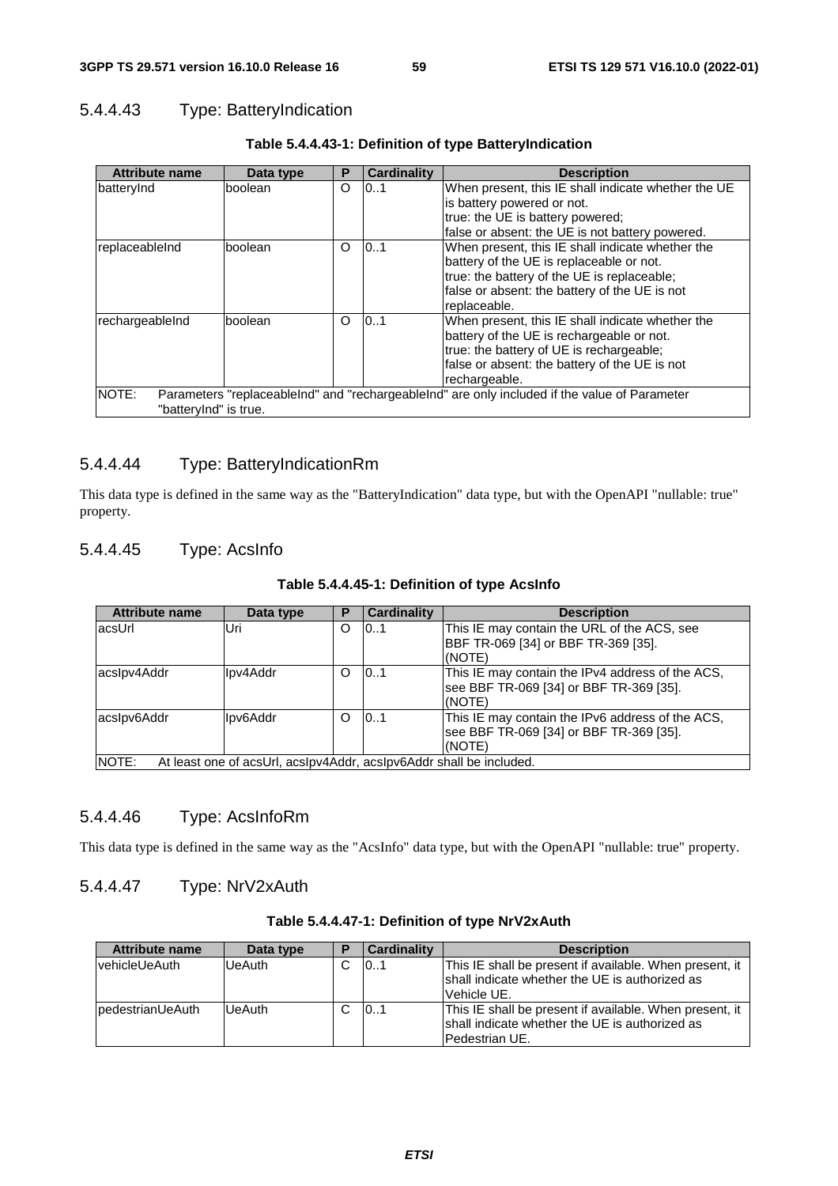#### 5.4.4.43 Type: BatteryIndication

**Table 5.4.4.43-1: Definition of type BatteryIndication**

| Attribute name | Data type | P | Cardinality | Description |
|---|---|---|---|---|
| batteryInd | boolean | O | 0..1 | When present, this IE shall indicate whether the UE is battery powered or not.<br>true: the UE is battery powered;<br>false or absent: the UE is not battery powered. |
| replaceableInd | boolean | O | 0..1 | When present, this IE shall indicate whether the battery of the UE is replaceable or not.<br>true: the battery of the UE is replaceable;<br>false or absent: the battery of the UE is not replaceable. |
| rechargeableInd | boolean | O | 0..1 | When present, this IE shall indicate whether the battery of the UE is rechargeable or not.<br>true: the battery of UE is rechargeable;<br>false or absent: the battery of the UE is not rechargeable. |
| NOTE: Parameters "replaceableInd" and "rechargeableInd" are only included if the value of Parameter "batteryInd" is true. | | | | |

#### 5.4.4.44 Type: BatteryIndicationRm

This data type is defined in the same way as the "BatteryIndication" data type, but with the OpenAPI "nullable: true" property.

#### 5.4.4.45 Type: AcsInfo

**Table 5.4.4.45-1: Definition of type AcsInfo**

| Attribute name | Data type | P | Cardinality | Description |
|---|---|---|---|---|
| acsUrl | Uri | O | 0..1 | This IE may contain the URL of the ACS, see BBF TR-069 [34] or BBF TR-369 [35].<br>(NOTE) |
| acsIpv4Addr | Ipv4Addr | O | 0..1 | This IE may contain the IPv4 address of the ACS, see BBF TR-069 [34] or BBF TR-369 [35].<br>(NOTE) |
| acsIpv6Addr | Ipv6Addr | O | 0..1 | This IE may contain the IPv6 address of the ACS, see BBF TR-069 [34] or BBF TR-369 [35].<br>(NOTE) |
| NOTE: At least one of acsUrl, acsIpv4Addr, acsIpv6Addr shall be included. | | | | |

#### 5.4.4.46 Type: AcsInfoRm

This data type is defined in the same way as the "AcsInfo" data type, but with the OpenAPI "nullable: true" property.

#### 5.4.4.47 Type: NrV2xAuth

**Table 5.4.4.47-1: Definition of type NrV2xAuth**

| Attribute name | Data type | P | Cardinality | Description |
|---|---|---|---|---|
| vehicleUeAuth | UeAuth | C | 0..1 | This IE shall be present if available. When present, it shall indicate whether the UE is authorized as Vehicle UE. |
| pedestrianUeAuth | UeAuth | C | 0..1 | This IE shall be present if available. When present, it shall indicate whether the UE is authorized as Pedestrian UE. |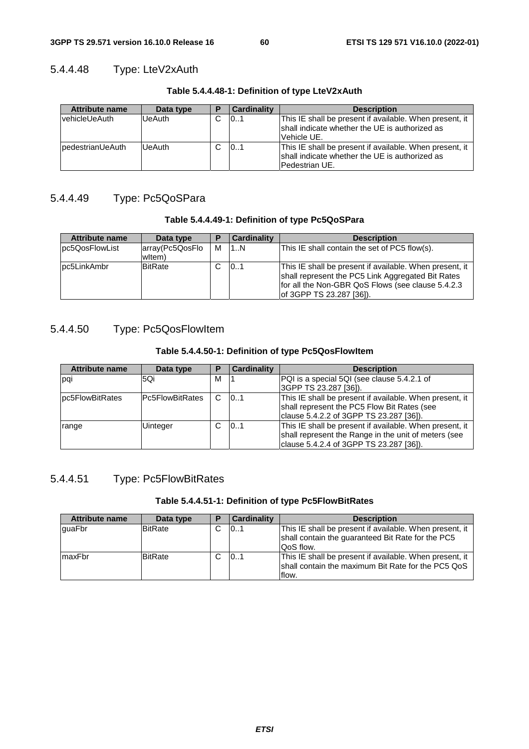#### 5.4.4.48 Type: LteV2xAuth

**Table 5.4.4.48-1: Definition of type LteV2xAuth**

| Attribute name | Data type | P | Cardinality | Description |
|---|---|---|---|---|
| vehicleUeAuth | UeAuth | C | 0..1 | This IE shall be present if available. When present, it shall indicate whether the UE is authorized as Vehicle UE. |
| pedestrianUeAuth | UeAuth | C | 0..1 | This IE shall be present if available. When present, it shall indicate whether the UE is authorized as Pedestrian UE. |

#### 5.4.4.49 Type: Pc5QoSPara

**Table 5.4.4.49-1: Definition of type Pc5QoSPara**

| Attribute name | Data type | P | Cardinality | Description |
|---|---|---|---|---|
| pc5QosFlowList | array(Pc5QosFlowItem) | M | 1..N | This IE shall contain the set of PC5 flow(s). |
| pc5LinkAmbr | BitRate | C | 0..1 | This IE shall be present if available. When present, it shall represent the PC5 Link Aggregated Bit Rates for all the Non-GBR QoS Flows (see clause 5.4.2.3 of 3GPP TS 23.287 [36]). |

#### 5.4.4.50 Type: Pc5QosFlowItem

**Table 5.4.4.50-1: Definition of type Pc5QosFlowItem**

| Attribute name | Data type | P | Cardinality | Description |
|---|---|---|---|---|
| pqi | 5Qi | M | 1 | PQI is a special 5QI (see clause 5.4.2.1 of 3GPP TS 23.287 [36]). |
| pc5FlowBitRates | Pc5FlowBitRates | C | 0..1 | This IE shall be present if available. When present, it shall represent the PC5 Flow Bit Rates (see clause 5.4.2.2 of 3GPP TS 23.287 [36]). |
| range | Uinteger | C | 0..1 | This IE shall be present if available. When present, it shall represent the Range in the unit of meters (see clause 5.4.2.4 of 3GPP TS 23.287 [36]). |

#### 5.4.4.51 Type: Pc5FlowBitRates

**Table 5.4.4.51-1: Definition of type Pc5FlowBitRates**

| Attribute name | Data type | P | Cardinality | Description |
|---|---|---|---|---|
| guaFbr | BitRate | C | 0..1 | This IE shall be present if available. When present, it shall contain the guaranteed Bit Rate for the PC5 QoS flow. |
| maxFbr | BitRate | C | 0..1 | This IE shall be present if available. When present, it shall contain the maximum Bit Rate for the PC5 QoS flow. |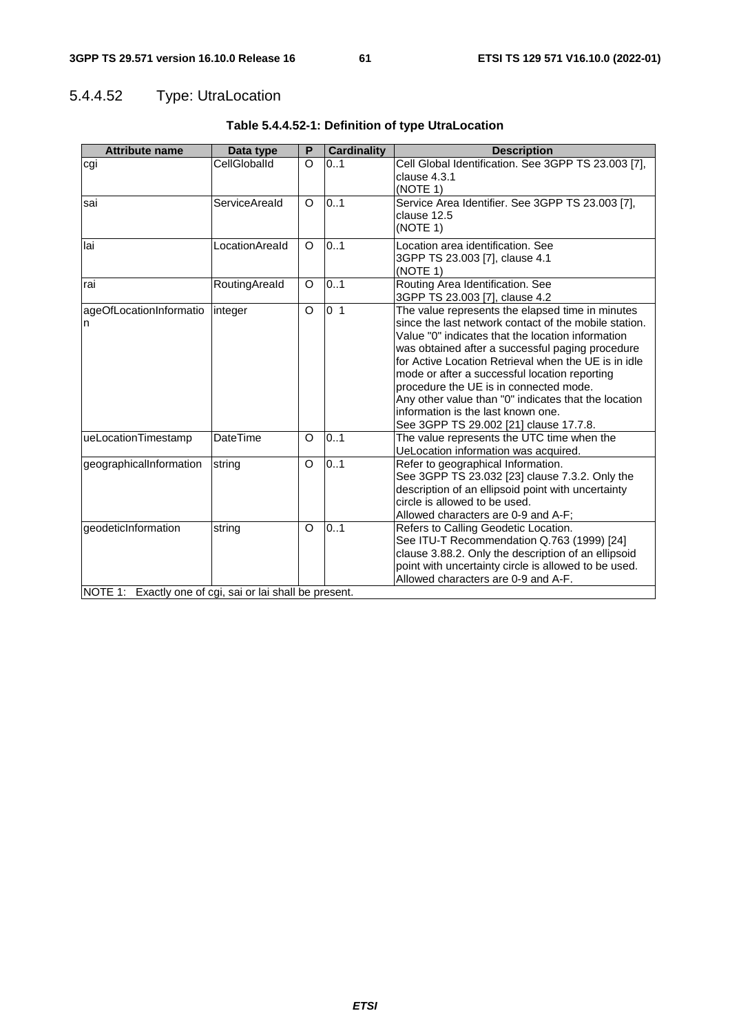#### 5.4.4.52 Type: UtraLocation

**Table 5.4.4.52-1: Definition of type UtraLocation**

| Attribute name | Data type | P | Cardinality | Description |
|---|---|---|---|---|
| cgi | CellGlobalId | O | 0..1 | Cell Global Identification. See 3GPP TS 23.003 [7], clause 4.3.1 (NOTE 1) |
| sai | ServiceAreaId | O | 0..1 | Service Area Identifier. See 3GPP TS 23.003 [7], clause 12.5 (NOTE 1) |
| lai | LocationAreaId | O | 0..1 | Location area identification. See 3GPP TS 23.003 [7], clause 4.1 (NOTE 1) |
| rai | RoutingAreaId | O | 0..1 | Routing Area Identification. See 3GPP TS 23.003 [7], clause 4.2 |
| ageOfLocationInformation | integer | O | 0 1 | The value represents the elapsed time in minutes since the last network contact of the mobile station. Value "0" indicates that the location information was obtained after a successful paging procedure for Active Location Retrieval when the UE is in idle mode or after a successful location reporting procedure the UE is in connected mode. Any other value than "0" indicates that the location information is the last known one. See 3GPP TS 29.002 [21] clause 17.7.8. |
| ueLocationTimestamp | DateTime | O | 0..1 | The value represents the UTC time when the UeLocation information was acquired. |
| geographicalInformation | string | O | 0..1 | Refer to geographical Information. See 3GPP TS 23.032 [23] clause 7.3.2. Only the description of an ellipsoid point with uncertainty circle is allowed to be used. Allowed characters are 0-9 and A-F; |
| geodeticInformation | string | O | 0..1 | Refers to Calling Geodetic Location. See ITU-T Recommendation Q.763 (1999) [24] clause 3.88.2. Only the description of an ellipsoid point with uncertainty circle is allowed to be used. Allowed characters are 0-9 and A-F. |
| NOTE 1: Exactly one of cgi, sai or lai shall be present. | | | | |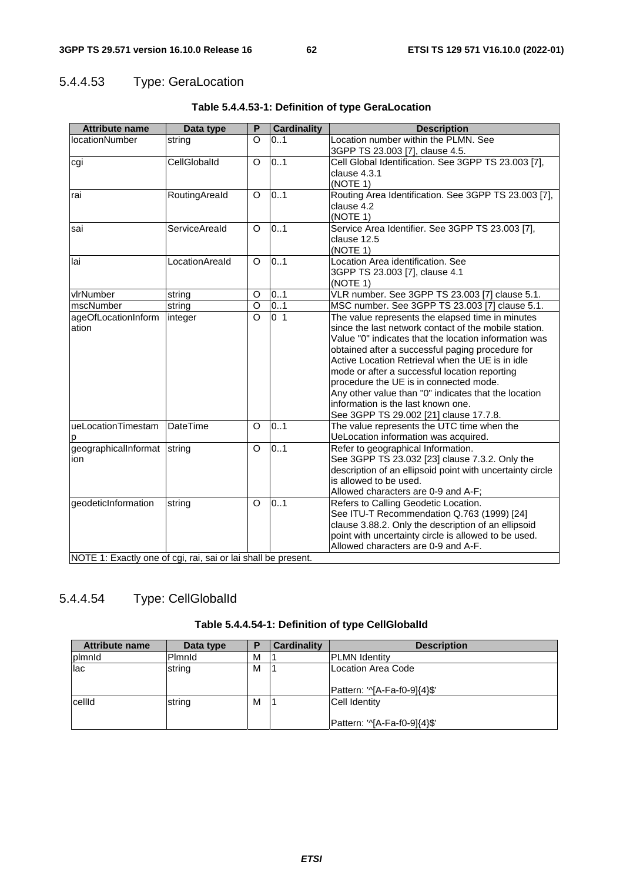#### 5.4.4.53 Type: GeraLocation

**Table 5.4.4.53-1: Definition of type GeraLocation**

| Attribute name | Data type | P | Cardinality | Description |
|---|---|---|---|---|
| locationNumber | string | O | 0..1 | Location number within the PLMN. See 3GPP TS 23.003 [7], clause 4.5. |
| cgi | CellGlobalId | O | 0..1 | Cell Global Identification. See 3GPP TS 23.003 [7], clause 4.3.1 (NOTE 1) |
| rai | RoutingAreaId | O | 0..1 | Routing Area Identification. See 3GPP TS 23.003 [7], clause 4.2 (NOTE 1) |
| sai | ServiceAreaId | O | 0..1 | Service Area Identifier. See 3GPP TS 23.003 [7], clause 12.5 (NOTE 1) |
| lai | LocationAreaId | O | 0..1 | Location Area identification. See 3GPP TS 23.003 [7], clause 4.1 (NOTE 1) |
| vlrNumber | string | O | 0..1 | VLR number. See 3GPP TS 23.003 [7] clause 5.1. |
| mscNumber | string | O | 0..1 | MSC number. See 3GPP TS 23.003 [7] clause 5.1. |
| ageOfLocationInformation | integer | O | 0 1 | The value represents the elapsed time in minutes since the last network contact of the mobile station. Value "0" indicates that the location information was obtained after a successful paging procedure for Active Location Retrieval when the UE is in idle mode or after a successful location reporting procedure the UE is in connected mode. Any other value than "0" indicates that the location information is the last known one. See 3GPP TS 29.002 [21] clause 17.7.8. |
| ueLocationTimestamp | DateTime | O | 0..1 | The value represents the UTC time when the UeLocation information was acquired. |
| geographicalInformation | string | O | 0..1 | Refer to geographical Information. See 3GPP TS 23.032 [23] clause 7.3.2. Only the description of an ellipsoid point with uncertainty circle is allowed to be used. Allowed characters are 0-9 and A-F; |
| geodeticInformation | string | O | 0..1 | Refers to Calling Geodetic Location. See ITU-T Recommendation Q.763 (1999) [24] clause 3.88.2. Only the description of an ellipsoid point with uncertainty circle is allowed to be used. Allowed characters are 0-9 and A-F. |
| NOTE 1: Exactly one of cgi, rai, sai or lai shall be present. | | | | |

#### 5.4.4.54 Type: CellGlobalId

**Table 5.4.4.54-1: Definition of type CellGlobalId**

| Attribute name | Data type | P | Cardinality | Description |
|---|---|---|---|---|
| plmnId | PlmnId | M | 1 | PLMN Identity |
| lac | string | M | 1 | Location Area Code<br><br>Pattern: '^[A-Fa-f0-9]{4}$' |
| cellId | string | M | 1 | Cell Identity<br><br>Pattern: '^[A-Fa-f0-9]{4}$' |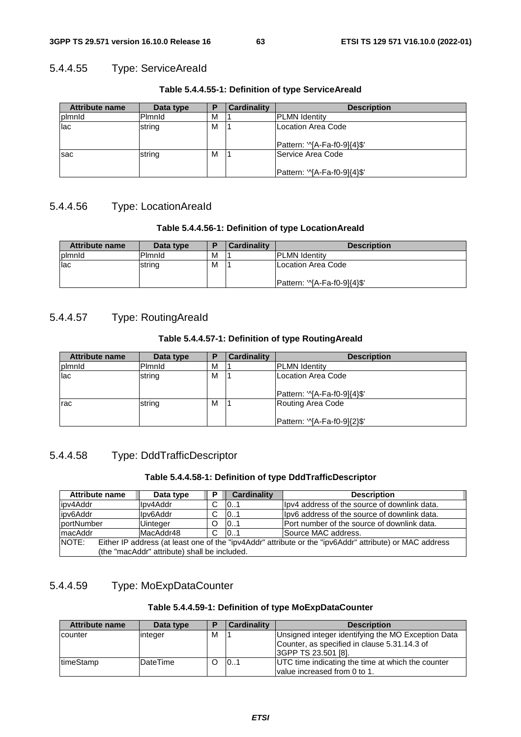#### 5.4.4.55 Type: ServiceAreaId

**Table 5.4.4.55-1: Definition of type ServiceAreaId**

| Attribute name | Data type | P | Cardinality | Description |
|---|---|---|---|---|
| plmnId | PlmnId | M | 1 | PLMN Identity |
| lac | string | M | 1 | Location Area Code<br><br>Pattern: '^[A-Fa-f0-9]{4}$' |
| sac | string | M | 1 | Service Area Code<br><br>Pattern: '^[A-Fa-f0-9]{4}$' |

#### 5.4.4.56 Type: LocationAreaId

**Table 5.4.4.56-1: Definition of type LocationAreaId**

| Attribute name | Data type | P | Cardinality | Description |
|---|---|---|---|---|
| plmnId | PlmnId | M | 1 | PLMN Identity |
| lac | string | M | 1 | Location Area Code<br><br>Pattern: '^[A-Fa-f0-9]{4}$' |

#### 5.4.4.57 Type: RoutingAreaId

**Table 5.4.4.57-1: Definition of type RoutingAreaId**

| Attribute name | Data type | P | Cardinality | Description |
|---|---|---|---|---|
| plmnId | PlmnId | M | 1 | PLMN Identity |
| lac | string | M | 1 | Location Area Code<br><br>Pattern: '^[A-Fa-f0-9]{4}$' |
| rac | string | M | 1 | Routing Area Code<br><br>Pattern: '^[A-Fa-f0-9]{2}$' |

#### 5.4.4.58 Type: DddTrafficDescriptor

**Table 5.4.4.58-1: Definition of type DddTrafficDescriptor**

| Attribute name | Data type | P | Cardinality | Description |
|---|---|---|---|---|
| ipv4Addr | Ipv4Addr | C | 0..1 | Ipv4 address of the source of downlink data. |
| ipv6Addr | Ipv6Addr | C | 0..1 | Ipv6 address of the source of downlink data. |
| portNumber | Uinteger | O | 0..1 | Port number of the source of downlink data. |
| macAddr | MacAddr48 | C | 0..1 | Source MAC address. |
| NOTE: Either IP address (at least one of the "ipv4Addr" attribute or the "ipv6Addr" attribute) or MAC address (the "macAddr" attribute) shall be included. | | | | |

#### 5.4.4.59 Type: MoExpDataCounter

**Table 5.4.4.59-1: Definition of type MoExpDataCounter**

| Attribute name | Data type | P | Cardinality | Description |
|---|---|---|---|---|
| counter | integer | M | 1 | Unsigned integer identifying the MO Exception Data Counter, as specified in clause 5.31.14.3 of 3GPP TS 23.501 [8]. |
| timeStamp | DateTime | O | 0..1 | UTC time indicating the time at which the counter value increased from 0 to 1. |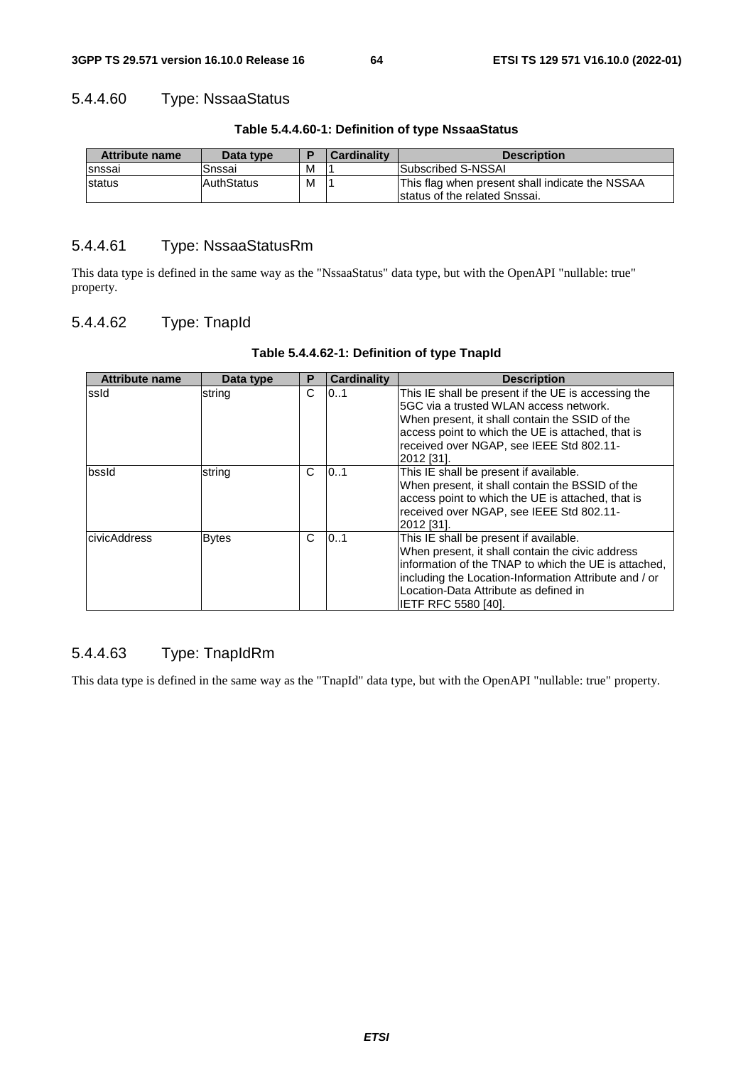#### 5.4.4.60 Type: NssaaStatus

**Table 5.4.4.60-1: Definition of type NssaaStatus**

| Attribute name | Data type | P | Cardinality | Description |
|---|---|---|---|---|
| snssai | Snssai | M | 1 | Subscribed S-NSSAI |
| status | AuthStatus | M | 1 | This flag when present shall indicate the NSSAA status of the related Snssai. |

#### 5.4.4.61 Type: NssaaStatusRm

This data type is defined in the same way as the "NssaaStatus" data type, but with the OpenAPI "nullable: true" property.

#### 5.4.4.62 Type: TnapId

**Table 5.4.4.62-1: Definition of type TnapId**

| Attribute name | Data type | P | Cardinality | Description |
|---|---|---|---|---|
| ssId | string | C | 0..1 | This IE shall be present if the UE is accessing the 5GC via a trusted WLAN access network.<br>When present, it shall contain the SSID of the access point to which the UE is attached, that is received over NGAP, see IEEE Std 802.11-2012 [31]. |
| bssId | string | C | 0..1 | This IE shall be present if available.<br>When present, it shall contain the BSSID of the access point to which the UE is attached, that is received over NGAP, see IEEE Std 802.11-2012 [31]. |
| civicAddress | Bytes | C | 0..1 | This IE shall be present if available.<br>When present, it shall contain the civic address information of the TNAP to which the UE is attached, including the Location-Information Attribute and / or Location-Data Attribute as defined in IETF RFC 5580 [40]. |

#### 5.4.4.63 Type: TnapIdRm

This data type is defined in the same way as the "TnapId" data type, but with the OpenAPI "nullable: true" property.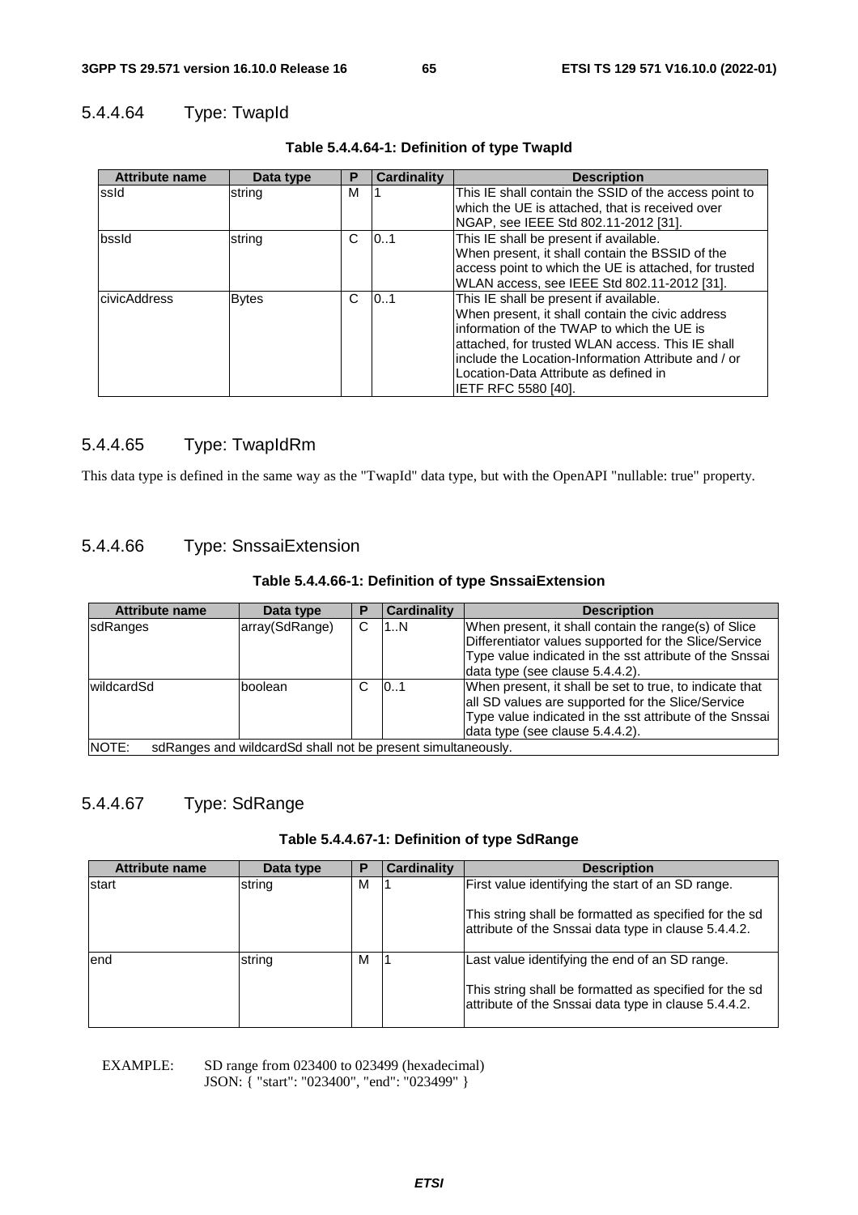#### 5.4.4.64 Type: TwapId

**Table 5.4.4.64-1: Definition of type TwapId**

| Attribute name | Data type | P | Cardinality | Description |
| --- | --- | --- | --- | --- |
| ssId | string | M | 1 | This IE shall contain the SSID of the access point to which the UE is attached, that is received over NGAP, see IEEE Std 802.11-2012 [31]. |
| bssId | string | C | 0..1 | This IE shall be present if available.<br>When present, it shall contain the BSSID of the access point to which the UE is attached, for trusted WLAN access, see IEEE Std 802.11-2012 [31]. |
| civicAddress | Bytes | C | 0..1 | This IE shall be present if available.<br>When present, it shall contain the civic address information of the TWAP to which the UE is attached, for trusted WLAN access. This IE shall include the Location-Information Attribute and / or Location-Data Attribute as defined in IETF RFC 5580 [40]. |

#### 5.4.4.65 Type: TwapIdRm

This data type is defined in the same way as the "TwapId" data type, but with the OpenAPI "nullable: true" property.

#### 5.4.4.66 Type: SnssaiExtension

**Table 5.4.4.66-1: Definition of type SnssaiExtension**

| Attribute name | Data type | P | Cardinality | Description |
| --- | --- | --- | --- | --- |
| sdRanges | array(SdRange) | C | 1..N | When present, it shall contain the range(s) of Slice Differentiator values supported for the Slice/Service Type value indicated in the sst attribute of the Snssai data type (see clause 5.4.4.2). |
| wildcardSd | boolean | C | 0..1 | When present, it shall be set to true, to indicate that all SD values are supported for the Slice/Service Type value indicated in the sst attribute of the Snssai data type (see clause 5.4.4.2). |
| NOTE: sdRanges and wildcardSd shall not be present simultaneously. | | | | |

#### 5.4.4.67 Type: SdRange

**Table 5.4.4.67-1: Definition of type SdRange**

| Attribute name | Data type | P | Cardinality | Description |
| --- | --- | --- | --- | --- |
| start | string | M | 1 | First value identifying the start of an SD range.<br><br>This string shall be formatted as specified for the sd attribute of the Snssai data type in clause 5.4.4.2. |
| end | string | M | 1 | Last value identifying the end of an SD range.<br><br>This string shall be formatted as specified for the sd attribute of the Snssai data type in clause 5.4.4.2. |

EXAMPLE: SD range from 023400 to 023499 (hexadecimal)
JSON: { "start": "023400", "end": "023499" }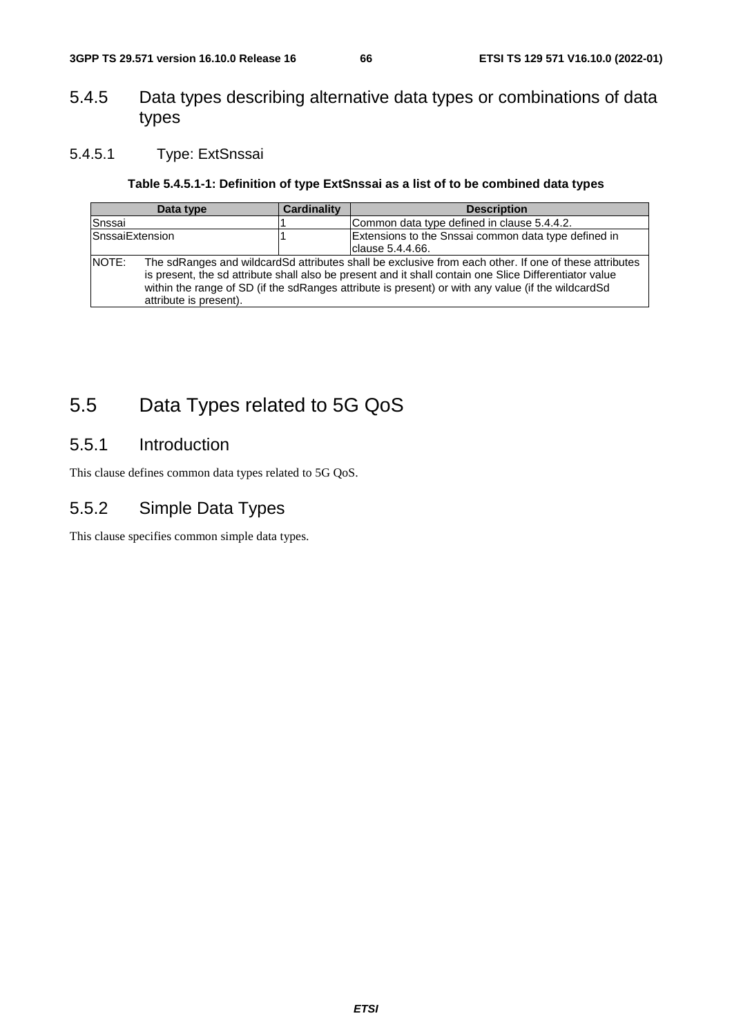### 5.4.5 Data types describing alternative data types or combinations of data types

#### 5.4.5.1 Type: ExtSnssai

**Table 5.4.5.1-1: Definition of type ExtSnssai as a list of to be combined data types**

| Data type | Cardinality | Description |
|---|---|---|
| Snssai | 1 | Common data type defined in clause 5.4.4.2. |
| SnssaiExtension | 1 | Extensions to the Snssai common data type defined in clause 5.4.4.66. |
| NOTE: The sdRanges and wildcardSd attributes shall be exclusive from each other. If one of these attributes is present, the sd attribute shall also be present and it shall contain one Slice Differentiator value within the range of SD (if the sdRanges attribute is present) or with any value (if the wildcardSd attribute is present). | | |

## 5.5 Data Types related to 5G QoS

### 5.5.1 Introduction

This clause defines common data types related to 5G QoS.

### 5.5.2 Simple Data Types

This clause specifies common simple data types.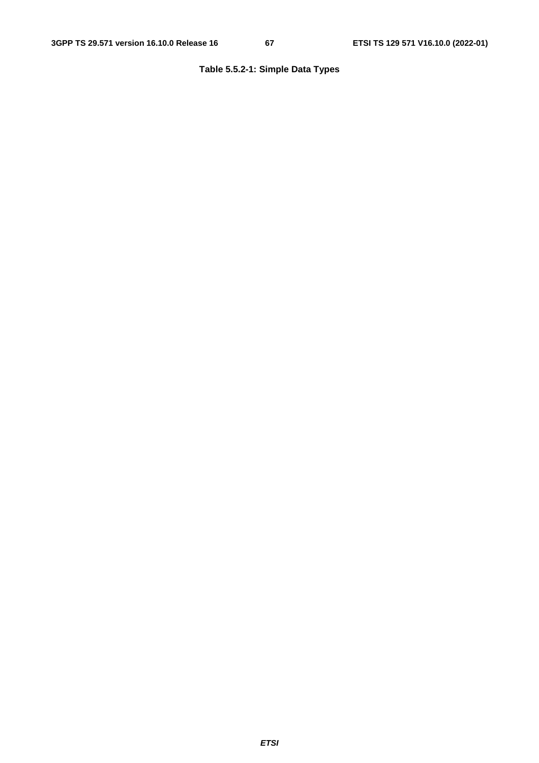**Table 5.5.2-1: Simple Data Types**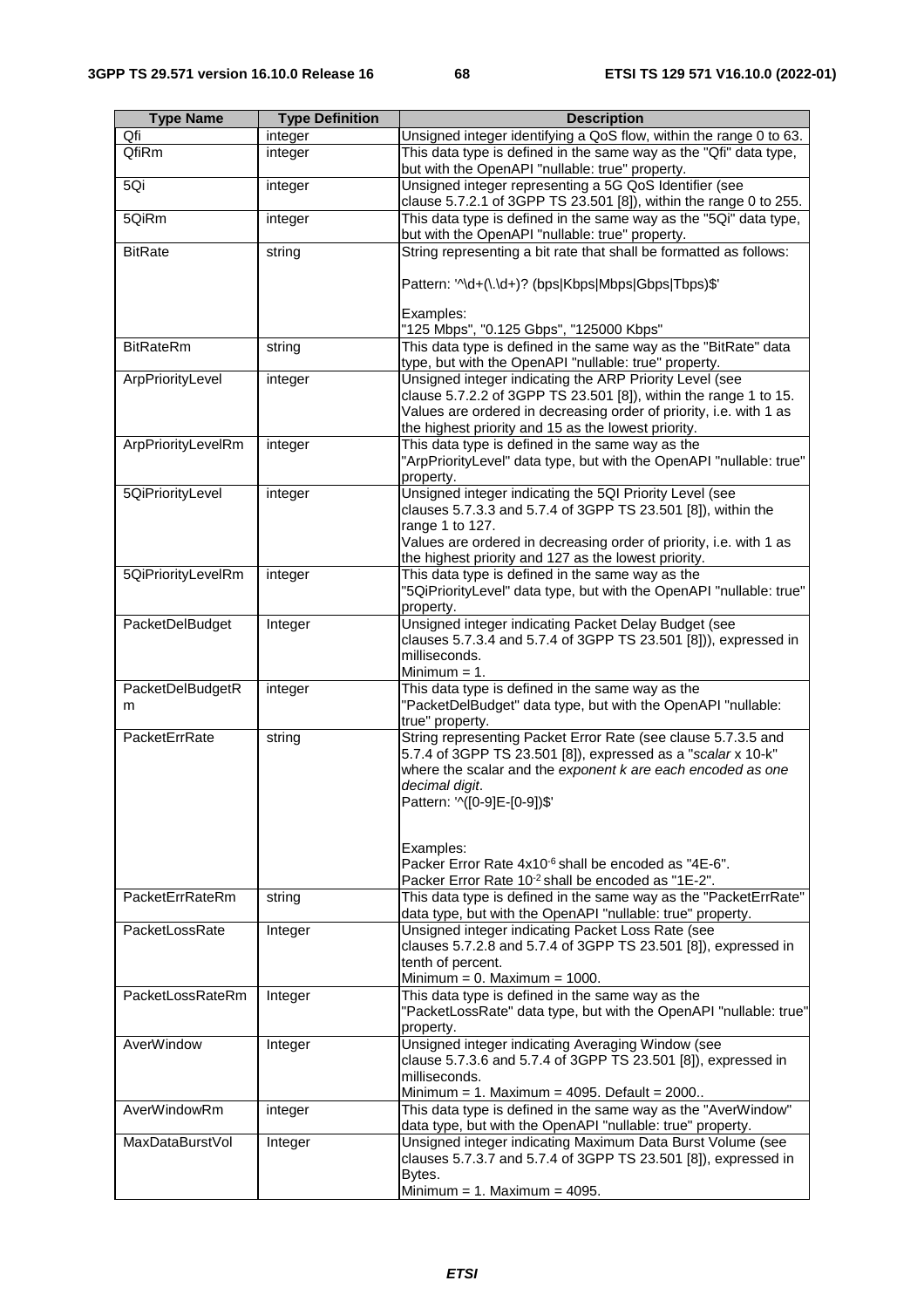| Type Name | Type Definition | Description |
|---|---|---|
| Qfi | integer | Unsigned integer identifying a QoS flow, within the range 0 to 63. |
| QfiRm | integer | This data type is defined in the same way as the "Qfi" data type, but with the OpenAPI "nullable: true" property. |
| 5Qi | integer | Unsigned integer representing a 5G QoS Identifier (see clause 5.7.2.1 of 3GPP TS 23.501 [8]), within the range 0 to 255. |
| 5QiRm | integer | This data type is defined in the same way as the "5Qi" data type, but with the OpenAPI "nullable: true" property. |
| BitRate | string | String representing a bit rate that shall be formatted as follows:<br><br>Pattern: '^\d+(\.\d+)? (bps\|Kbps\|Mbps\|Gbps\|Tbps)$'<br><br>Examples:<br>"125 Mbps", "0.125 Gbps", "125000 Kbps" |
| BitRateRm | string | This data type is defined in the same way as the "BitRate" data type, but with the OpenAPI "nullable: true" property. |
| ArpPriorityLevel | integer | Unsigned integer indicating the ARP Priority Level (see clause 5.7.2.2 of 3GPP TS 23.501 [8]), within the range 1 to 15. Values are ordered in decreasing order of priority, i.e. with 1 as the highest priority and 15 as the lowest priority. |
| ArpPriorityLevelRm | integer | This data type is defined in the same way as the "ArpPriorityLevel" data type, but with the OpenAPI "nullable: true" property. |
| 5QiPriorityLevel | integer | Unsigned integer indicating the 5QI Priority Level (see clauses 5.7.3.3 and 5.7.4 of 3GPP TS 23.501 [8]), within the range 1 to 127.<br>Values are ordered in decreasing order of priority, i.e. with 1 as the highest priority and 127 as the lowest priority. |
| 5QiPriorityLevelRm | integer | This data type is defined in the same way as the "5QiPriorityLevel" data type, but with the OpenAPI "nullable: true" property. |
| PacketDelBudget | Integer | Unsigned integer indicating Packet Delay Budget (see clauses 5.7.3.4 and 5.7.4 of 3GPP TS 23.501 [8])), expressed in milliseconds.<br>Minimum = 1. |
| PacketDelBudgetRm | integer | This data type is defined in the same way as the "PacketDelBudget" data type, but with the OpenAPI "nullable: true" property. |
| PacketErrRate | string | String representing Packet Error Rate (see clause 5.7.3.5 and 5.7.4 of 3GPP TS 23.501 [8]), expressed as a "*scalar* x 10-k" where the scalar and the *exponent k are each encoded as one decimal digit*.<br>Pattern: '^([0-9]E-[0-9])$'<br><br>Examples:<br>Packer Error Rate 4x$10^{-6}$ shall be encoded as "4E-6".<br>Packer Error Rate $10^{-2}$ shall be encoded as "1E-2". |
| PacketErrRateRm | string | This data type is defined in the same way as the "PacketErrRate" data type, but with the OpenAPI "nullable: true" property. |
| PacketLossRate | Integer | Unsigned integer indicating Packet Loss Rate (see clauses 5.7.2.8 and 5.7.4 of 3GPP TS 23.501 [8]), expressed in tenth of percent.<br>Minimum = 0. Maximum = 1000. |
| PacketLossRateRm | Integer | This data type is defined in the same way as the "PacketLossRate" data type, but with the OpenAPI "nullable: true" property. |
| AverWindow | Integer | Unsigned integer indicating Averaging Window (see clause 5.7.3.6 and 5.7.4 of 3GPP TS 23.501 [8]), expressed in milliseconds.<br>Minimum = 1. Maximum = 4095. Default = 2000.. |
| AverWindowRm | integer | This data type is defined in the same way as the "AverWindow" data type, but with the OpenAPI "nullable: true" property. |
| MaxDataBurstVol | Integer | Unsigned integer indicating Maximum Data Burst Volume (see clauses 5.7.3.7 and 5.7.4 of 3GPP TS 23.501 [8]), expressed in Bytes.<br>Minimum = 1. Maximum = 4095. |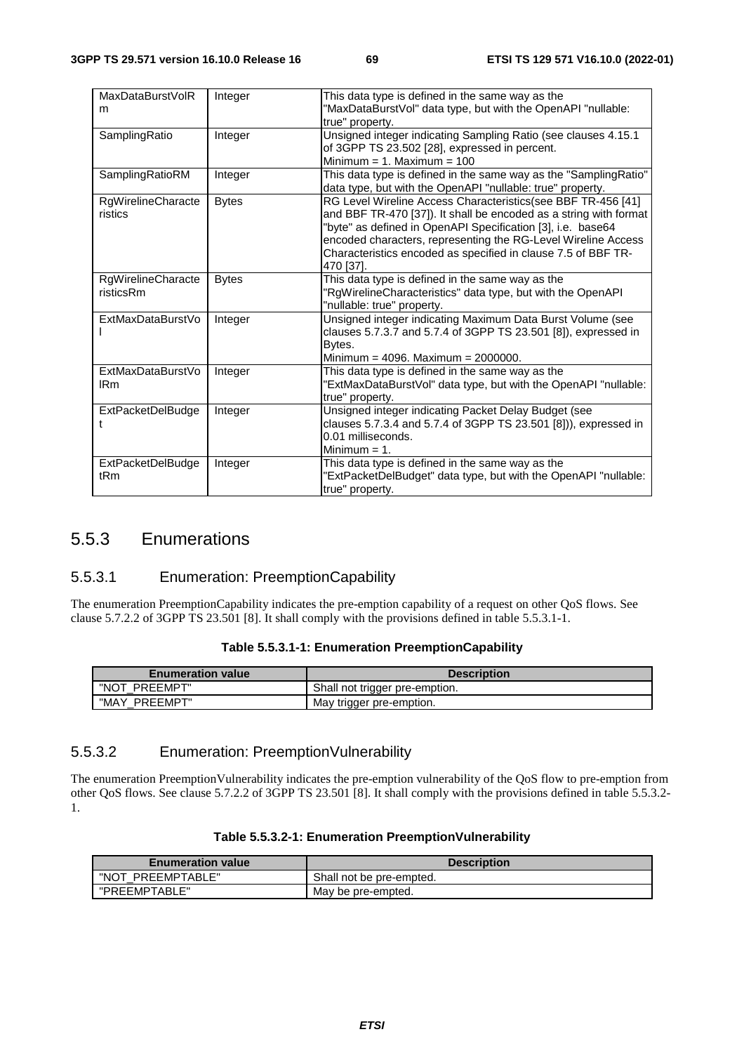| MaxDataBurstVolRm | Integer | This data type is defined in the same way as the "MaxDataBurstVol" data type, but with the OpenAPI "nullable: true" property. |
|---|---|---|
| SamplingRatio | Integer | Unsigned integer indicating Sampling Ratio (see clauses 4.15.1 of 3GPP TS 23.502 [28], expressed in percent.<br>Minimum = 1. Maximum = 100 |
| SamplingRatioRM | Integer | This data type is defined in the same way as the "SamplingRatio" data type, but with the OpenAPI "nullable: true" property. |
| RgWirelineCharacteristics | Bytes | RG Level Wireline Access Characteristics(see BBF TR-456 [41] and BBF TR-470 [37]). It shall be encoded as a string with format "byte" as defined in OpenAPI Specification [3], i.e. base64 encoded characters, representing the RG-Level Wireline Access Characteristics encoded as specified in clause 7.5 of BBF TR-470 [37]. |
| RgWirelineCharacteristicsRm | Bytes | This data type is defined in the same way as the "RgWirelineCharacteristics" data type, but with the OpenAPI "nullable: true" property. |
| ExtMaxDataBurstVol | Integer | Unsigned integer indicating Maximum Data Burst Volume (see clauses 5.7.3.7 and 5.7.4 of 3GPP TS 23.501 [8]), expressed in Bytes.<br>Minimum = 4096. Maximum = 2000000. |
| ExtMaxDataBurstVolRm | Integer | This data type is defined in the same way as the "ExtMaxDataBurstVol" data type, but with the OpenAPI "nullable: true" property. |
| ExtPacketDelBudget | Integer | Unsigned integer indicating Packet Delay Budget (see clauses 5.7.3.4 and 5.7.4 of 3GPP TS 23.501 [8])), expressed in 0.01 milliseconds.<br>Minimum = 1. |
| ExtPacketDelBudgetRm | Integer | This data type is defined in the same way as the "ExtPacketDelBudget" data type, but with the OpenAPI "nullable: true" property. |

## 5.5.3 Enumerations

### 5.5.3.1 Enumeration: PreemptionCapability

The enumeration PreemptionCapability indicates the pre-emption capability of a request on other QoS flows. See clause 5.7.2.2 of 3GPP TS 23.501 [8]. It shall comply with the provisions defined in table 5.5.3.1-1.

**Table 5.5.3.1-1: Enumeration PreemptionCapability**

| Enumeration value | Description |
|---|---|
| "NOT_PREEMPT" | Shall not trigger pre-emption. |
| "MAY_PREEMPT" | May trigger pre-emption. |

### 5.5.3.2 Enumeration: PreemptionVulnerability

The enumeration PreemptionVulnerability indicates the pre-emption vulnerability of the QoS flow to pre-emption from other QoS flows. See clause 5.7.2.2 of 3GPP TS 23.501 [8]. It shall comply with the provisions defined in table 5.5.3.2-1.

**Table 5.5.3.2-1: Enumeration PreemptionVulnerability**

| Enumeration value | Description |
|---|---|
| "NOT_PREEMPTABLE" | Shall not be pre-empted. |
| "PREEMPTABLE" | May be pre-empted. |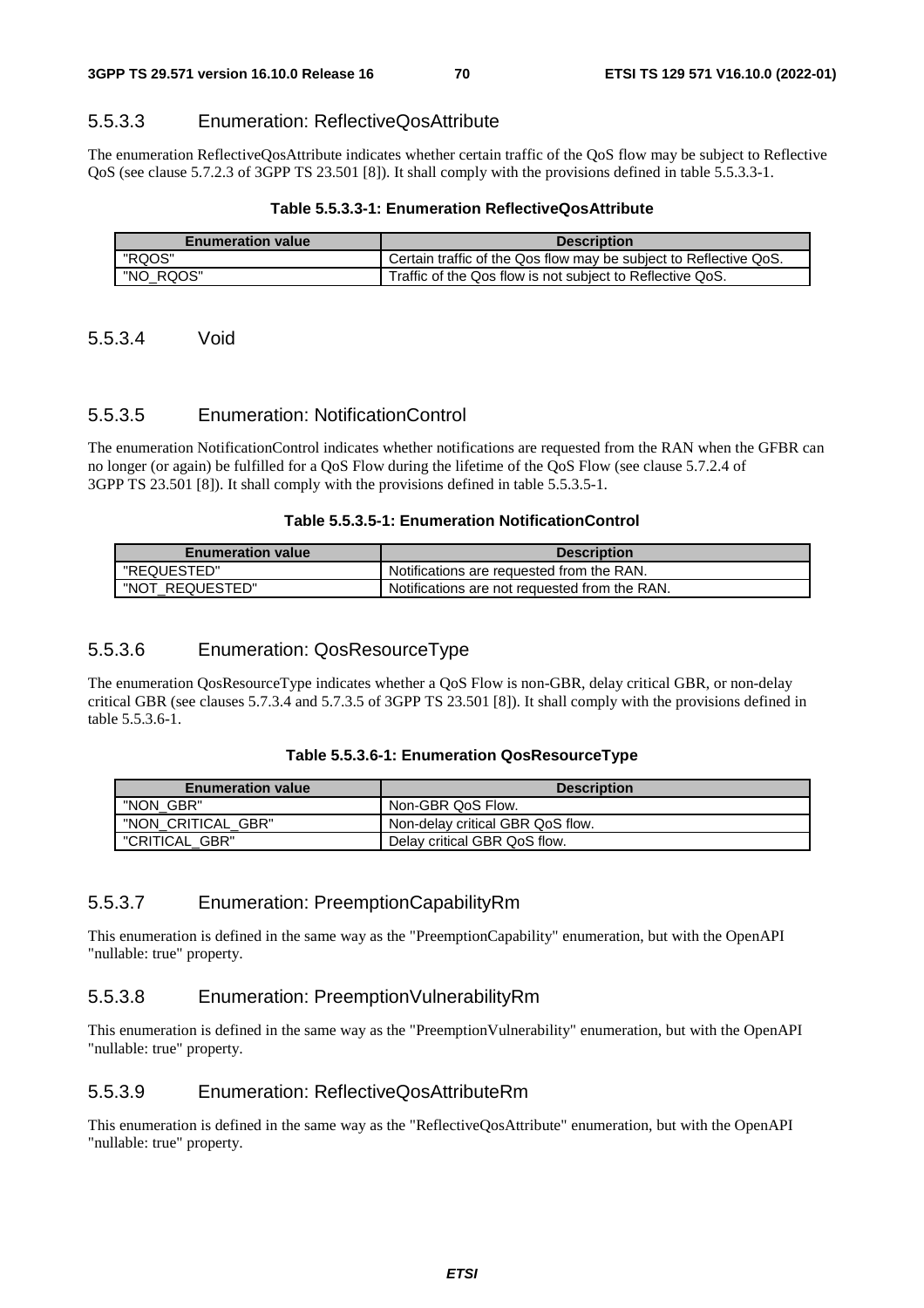#### 5.5.3.3 Enumeration: ReflectiveQosAttribute

The enumeration ReflectiveQosAttribute indicates whether certain traffic of the QoS flow may be subject to Reflective QoS (see clause 5.7.2.3 of 3GPP TS 23.501 [8]). It shall comply with the provisions defined in table 5.5.3.3-1.

**Table 5.5.3.3-1: Enumeration ReflectiveQosAttribute**

| Enumeration value | Description |
| --- | --- |
| "RQOS" | Certain traffic of the Qos flow may be subject to Reflective QoS. |
| "NO_RQOS" | Traffic of the Qos flow is not subject to Reflective QoS. |

#### 5.5.3.4 Void

#### 5.5.3.5 Enumeration: NotificationControl

The enumeration NotificationControl indicates whether notifications are requested from the RAN when the GFBR can no longer (or again) be fulfilled for a QoS Flow during the lifetime of the QoS Flow (see clause 5.7.2.4 of 3GPP TS 23.501 [8]). It shall comply with the provisions defined in table 5.5.3.5-1.

**Table 5.5.3.5-1: Enumeration NotificationControl**

| Enumeration value | Description |
| --- | --- |
| "REQUESTED" | Notifications are requested from the RAN. |
| "NOT_REQUESTED" | Notifications are not requested from the RAN. |

#### 5.5.3.6 Enumeration: QosResourceType

The enumeration QosResourceType indicates whether a QoS Flow is non-GBR, delay critical GBR, or non-delay critical GBR (see clauses 5.7.3.4 and 5.7.3.5 of 3GPP TS 23.501 [8]). It shall comply with the provisions defined in table 5.5.3.6-1.

**Table 5.5.3.6-1: Enumeration QosResourceType**

| Enumeration value | Description |
| --- | --- |
| "NON_GBR" | Non-GBR QoS Flow. |
| "NON_CRITICAL_GBR" | Non-delay critical GBR QoS flow. |
| "CRITICAL_GBR" | Delay critical GBR QoS flow. |

#### 5.5.3.7 Enumeration: PreemptionCapabilityRm

This enumeration is defined in the same way as the "PreemptionCapability" enumeration, but with the OpenAPI "nullable: true" property.

#### 5.5.3.8 Enumeration: PreemptionVulnerabilityRm

This enumeration is defined in the same way as the "PreemptionVulnerability" enumeration, but with the OpenAPI "nullable: true" property.

#### 5.5.3.9 Enumeration: ReflectiveQosAttributeRm

This enumeration is defined in the same way as the "ReflectiveQosAttribute" enumeration, but with the OpenAPI "nullable: true" property.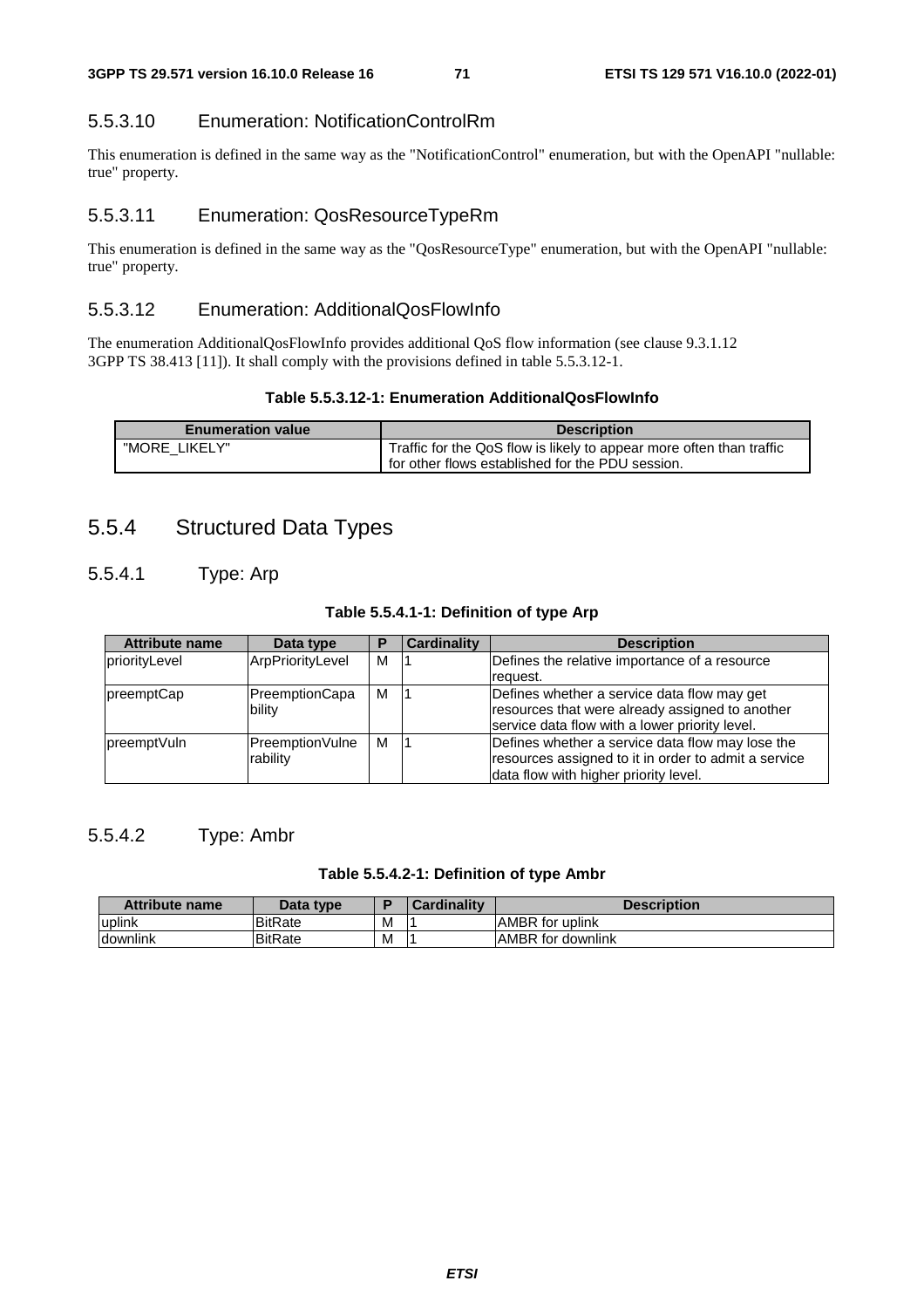#### 5.5.3.10 Enumeration: NotificationControlRm

This enumeration is defined in the same way as the "NotificationControl" enumeration, but with the OpenAPI "nullable: true" property.

#### 5.5.3.11 Enumeration: QosResourceTypeRm

This enumeration is defined in the same way as the "QosResourceType" enumeration, but with the OpenAPI "nullable: true" property.

#### 5.5.3.12 Enumeration: AdditionalQosFlowInfo

The enumeration AdditionalQosFlowInfo provides additional QoS flow information (see clause 9.3.1.12 3GPP TS 38.413 [11]). It shall comply with the provisions defined in table 5.5.3.12-1.

**Table 5.5.3.12-1: Enumeration AdditionalQosFlowInfo**

| Enumeration value | Description |
|---|---|
| "MORE_LIKELY" | Traffic for the QoS flow is likely to appear more often than traffic for other flows established for the PDU session. |

## 5.5.4 Structured Data Types

### 5.5.4.1 Type: Arp

**Table 5.5.4.1-1: Definition of type Arp**

| Attribute name | Data type | P | Cardinality | Description |
|---|---|---|---|---|
| priorityLevel | ArpPriorityLevel | M | 1 | Defines the relative importance of a resource request. |
| preemptCap | PreemptionCapability | M | 1 | Defines whether a service data flow may get resources that were already assigned to another service data flow with a lower priority level. |
| preemptVuln | PreemptionVulnerability | M | 1 | Defines whether a service data flow may lose the resources assigned to it in order to admit a service data flow with higher priority level. |

### 5.5.4.2 Type: Ambr

**Table 5.5.4.2-1: Definition of type Ambr**

| Attribute name | Data type | P | Cardinality | Description |
|---|---|---|---|---|
| uplink | BitRate | M | 1 | AMBR for uplink |
| downlink | BitRate | M | 1 | AMBR for downlink |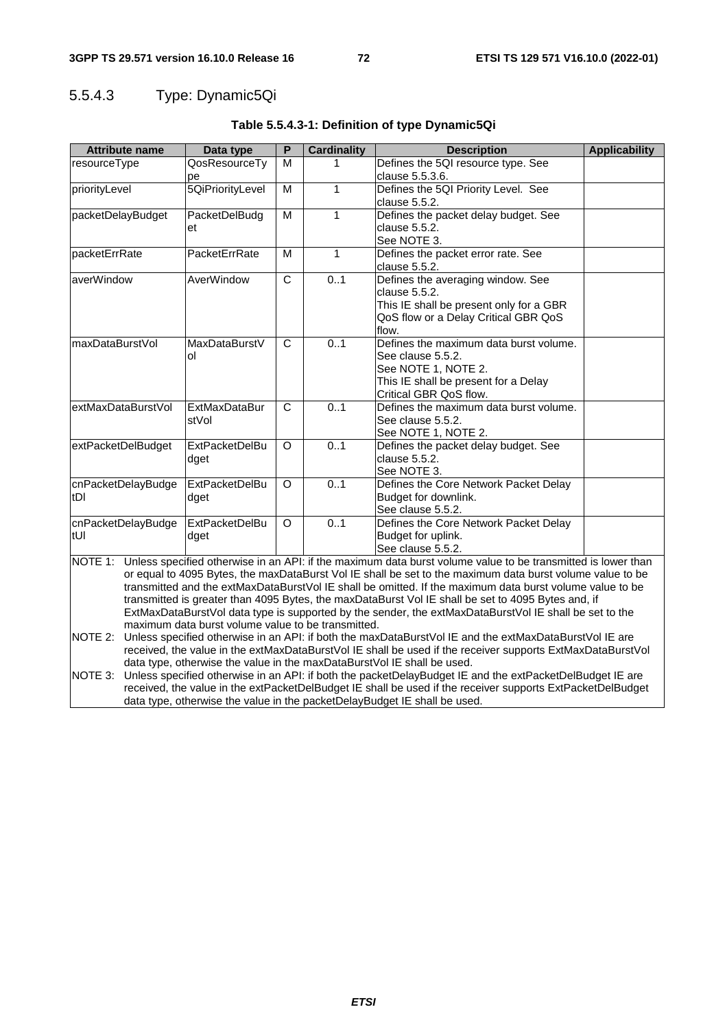### 5.5.4.3 Type: Dynamic5Qi

**Table 5.5.4.3-1: Definition of type Dynamic5Qi**

| Attribute name | Data type | P | Cardinality | Description | Applicability |
|---|---|---|---|---|---|
| resourceType | QosResourceType | M | 1 | Defines the 5QI resource type. See clause 5.5.3.6. | |
| priorityLevel | 5QiPriorityLevel | M | 1 | Defines the 5QI Priority Level. See clause 5.5.2. | |
| packetDelayBudget | PacketDelBudget | M | 1 | Defines the packet delay budget. See clause 5.5.2. See NOTE 3. | |
| packetErrRate | PacketErrRate | M | 1 | Defines the packet error rate. See clause 5.5.2. | |
| averWindow | AverWindow | C | 0..1 | Defines the averaging window. See clause 5.5.2. This IE shall be present only for a GBR QoS flow or a Delay Critical GBR QoS flow. | |
| maxDataBurstVol | MaxDataBurstVol | C | 0..1 | Defines the maximum data burst volume. See clause 5.5.2. See NOTE 1, NOTE 2. This IE shall be present for a Delay Critical GBR QoS flow. | |
| extMaxDataBurstVol | ExtMaxDataBurstVol | C | 0..1 | Defines the maximum data burst volume. See clause 5.5.2. See NOTE 1, NOTE 2. | |
| extPacketDelBudget | ExtPacketDelBudget | O | 0..1 | Defines the packet delay budget. See clause 5.5.2. See NOTE 3. | |
| cnPacketDelayBudgetDl | ExtPacketDelBudget | O | 0..1 | Defines the Core Network Packet Delay Budget for downlink. See clause 5.5.2. | |
| cnPacketDelayBudgetUl | ExtPacketDelBudget | O | 0..1 | Defines the Core Network Packet Delay Budget for uplink. See clause 5.5.2. | |

NOTE 1: Unless specified otherwise in an API: if the maximum data burst volume value to be transmitted is lower than or equal to 4095 Bytes, the maxDataBurst Vol IE shall be set to the maximum data burst volume value to be transmitted and the extMaxDataBurstVol IE shall be omitted. If the maximum data burst volume value to be transmitted is greater than 4095 Bytes, the maxDataBurst Vol IE shall be set to 4095 Bytes and, if ExtMaxDataBurstVol data type is supported by the sender, the extMaxDataBurstVol IE shall be set to the maximum data burst volume value to be transmitted.

NOTE 2: Unless specified otherwise in an API: if both the maxDataBurstVol IE and the extMaxDataBurstVol IE are received, the value in the extMaxDataBurstVol IE shall be used if the receiver supports ExtMaxDataBurstVol data type, otherwise the value in the maxDataBurstVol IE shall be used.

NOTE 3: Unless specified otherwise in an API: if both the packetDelayBudget IE and the extPacketDelBudget IE are received, the value in the extPacketDelBudget IE shall be used if the receiver supports ExtPacketDelBudget data type, otherwise the value in the packetDelayBudget IE shall be used.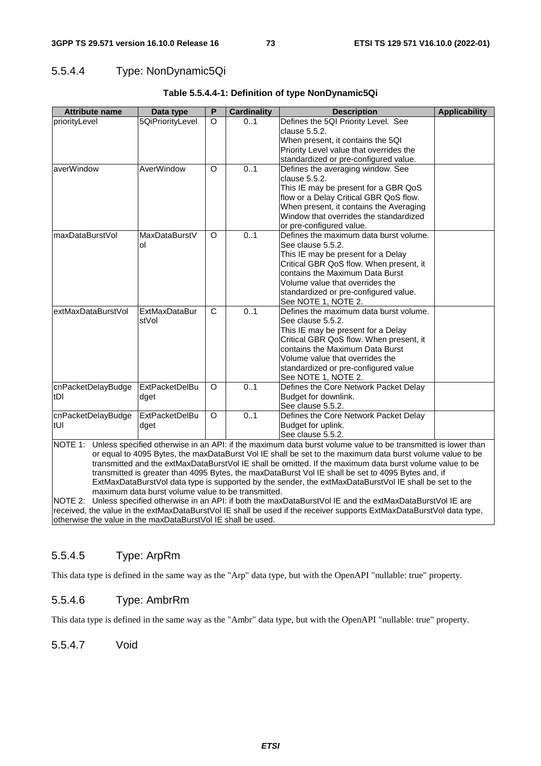### 5.5.4.4 Type: NonDynamic5Qi

**Table 5.5.4.4-1: Definition of type NonDynamic5Qi**

| Attribute name | Data type | P | Cardinality | Description | Applicability |
|---|---|---|---|---|---|
| priorityLevel | 5QiPriorityLevel | O | 0..1 | Defines the 5QI Priority Level. See clause 5.5.2.<br>When present, it contains the 5QI Priority Level value that overrides the standardized or pre-configured value. | |
| averWindow | AverWindow | O | 0..1 | Defines the averaging window. See clause 5.5.2.<br>This IE may be present for a GBR QoS flow or a Delay Critical GBR QoS flow. When present, it contains the Averaging Window that overrides the standardized or pre-configured value. | |
| maxDataBurstVol | MaxDataBurstVol | O | 0..1 | Defines the maximum data burst volume. See clause 5.5.2.<br>This IE may be present for a Delay Critical GBR QoS flow. When present, it contains the Maximum Data Burst Volume value that overrides the standardized or pre-configured value.<br>See NOTE 1, NOTE 2. | |
| extMaxDataBurstVol | ExtMaxDataBurstVol | C | 0..1 | Defines the maximum data burst volume. See clause 5.5.2.<br>This IE may be present for a Delay Critical GBR QoS flow. When present, it contains the Maximum Data Burst Volume value that overrides the standardized or pre-configured value<br>See NOTE 1, NOTE 2. | |
| cnPacketDelayBudgetDl | ExtPacketDelBudget | O | 0..1 | Defines the Core Network Packet Delay Budget for downlink.<br>See clause 5.5.2. | |
| cnPacketDelayBudgetUl | ExtPacketDelBudget | O | 0..1 | Defines the Core Network Packet Delay Budget for uplink.<br>See clause 5.5.2. | |

NOTE 1: Unless specified otherwise in an API: if the maximum data burst volume value to be transmitted is lower than or equal to 4095 Bytes, the maxDataBurst Vol IE shall be set to the maximum data burst volume value to be transmitted and the extMaxDataBurstVol IE shall be omitted. If the maximum data burst volume value to be transmitted is greater than 4095 Bytes, the maxDataBurst Vol IE shall be set to 4095 Bytes and, if ExtMaxDataBurstVol data type is supported by the sender, the extMaxDataBurstVol IE shall be set to the maximum data burst volume value to be transmitted.

NOTE 2: Unless specified otherwise in an API: if both the maxDataBurstVol IE and the extMaxDataBurstVol IE are received, the value in the extMaxDataBurstVol IE shall be used if the receiver supports ExtMaxDataBurstVol data type, otherwise the value in the maxDataBurstVol IE shall be used.

### 5.5.4.5 Type: ArpRm

This data type is defined in the same way as the "Arp" data type, but with the OpenAPI "nullable: true" property.

### 5.5.4.6 Type: AmbrRm

This data type is defined in the same way as the "Ambr" data type, but with the OpenAPI "nullable: true" property.

### 5.5.4.7 Void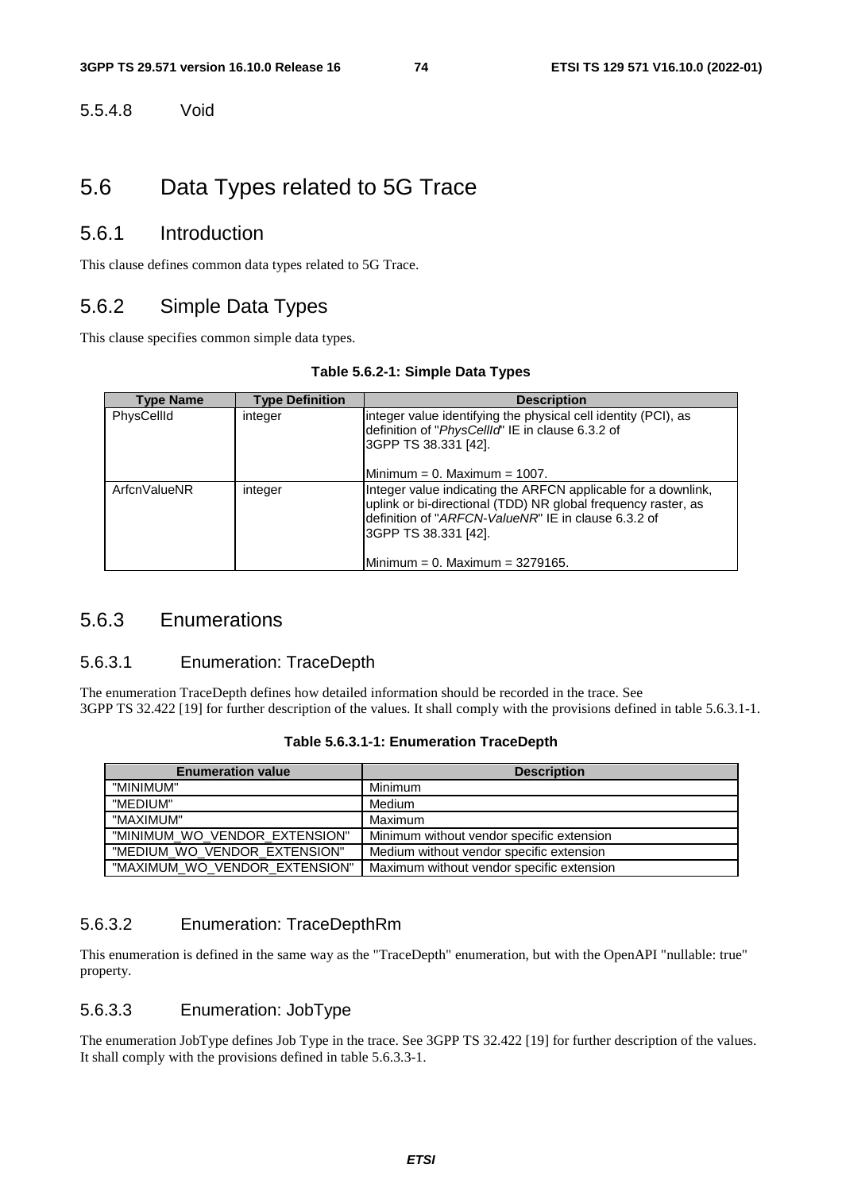#### 5.5.4.8 Void

## 5.6 Data Types related to 5G Trace

### 5.6.1 Introduction

This clause defines common data types related to 5G Trace.

### 5.6.2 Simple Data Types

This clause specifies common simple data types.

**Table 5.6.2-1: Simple Data Types**

| Type Name | Type Definition | Description |
|---|---|---|
| PhysCellId | integer | integer value identifying the physical cell identity (PCI), as definition of "*PhysCellId*" IE in clause 6.3.2 of 3GPP TS 38.331 [42].<br><br>Minimum = 0. Maximum = 1007. |
| ArfcnValueNR | integer | Integer value indicating the ARFCN applicable for a downlink, uplink or bi-directional (TDD) NR global frequency raster, as definition of "*ARFCN-ValueNR*" IE in clause 6.3.2 of 3GPP TS 38.331 [42].<br><br>Minimum = 0. Maximum = 3279165. |

### 5.6.3 Enumerations

#### 5.6.3.1 Enumeration: TraceDepth

The enumeration TraceDepth defines how detailed information should be recorded in the trace. See 3GPP TS 32.422 [19] for further description of the values. It shall comply with the provisions defined in table 5.6.3.1-1.

**Table 5.6.3.1-1: Enumeration TraceDepth**

| Enumeration value | Description |
|---|---|
| "MINIMUM" | Minimum |
| "MEDIUM" | Medium |
| "MAXIMUM" | Maximum |
| "MINIMUM_WO_VENDOR_EXTENSION" | Minimum without vendor specific extension |
| "MEDIUM_WO_VENDOR_EXTENSION" | Medium without vendor specific extension |
| "MAXIMUM_WO_VENDOR_EXTENSION" | Maximum without vendor specific extension |

#### 5.6.3.2 Enumeration: TraceDepthRm

This enumeration is defined in the same way as the "TraceDepth" enumeration, but with the OpenAPI "nullable: true" property.

#### 5.6.3.3 Enumeration: JobType

The enumeration JobType defines Job Type in the trace. See 3GPP TS 32.422 [19] for further description of the values. It shall comply with the provisions defined in table 5.6.3.3-1.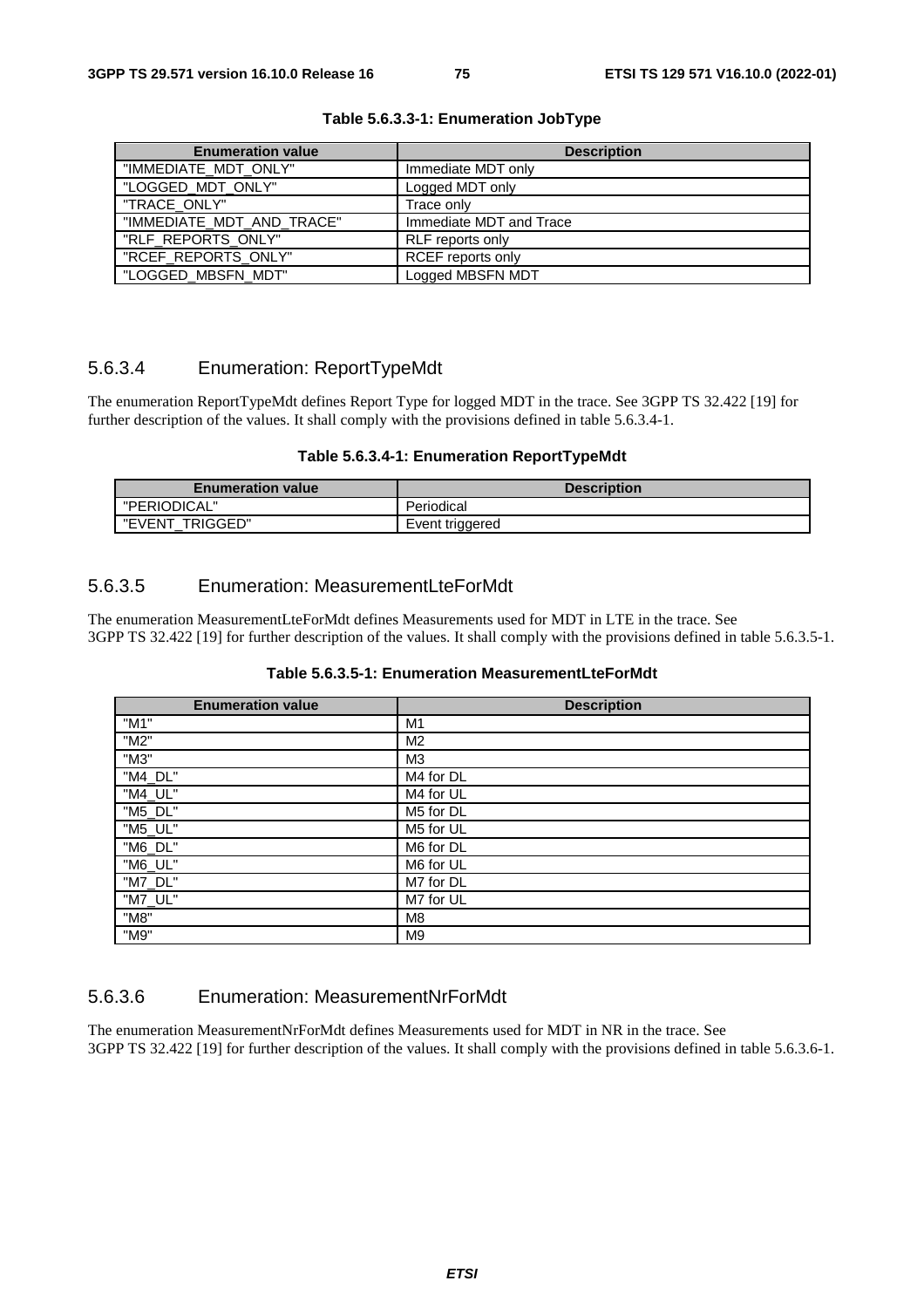**Table 5.6.3.3-1: Enumeration JobType**

| Enumeration value | Description |
|---|---|
| "IMMEDIATE_MDT_ONLY" | Immediate MDT only |
| "LOGGED_MDT_ONLY" | Logged MDT only |
| "TRACE_ONLY" | Trace only |
| "IMMEDIATE_MDT_AND_TRACE" | Immediate MDT and Trace |
| "RLF_REPORTS_ONLY" | RLF reports only |
| "RCEF_REPORTS_ONLY" | RCEF reports only |
| "LOGGED_MBSFN_MDT" | Logged MBSFN MDT |

### 5.6.3.4 Enumeration: ReportTypeMdt

The enumeration ReportTypeMdt defines Report Type for logged MDT in the trace. See 3GPP TS 32.422 [19] for further description of the values. It shall comply with the provisions defined in table 5.6.3.4-1.

**Table 5.6.3.4-1: Enumeration ReportTypeMdt**

| Enumeration value | Description |
|---|---|
| "PERIODICAL" | Periodical |
| "EVENT_TRIGGED" | Event triggered |

### 5.6.3.5 Enumeration: MeasurementLteForMdt

The enumeration MeasurementLteForMdt defines Measurements used for MDT in LTE in the trace. See 3GPP TS 32.422 [19] for further description of the values. It shall comply with the provisions defined in table 5.6.3.5-1.

**Table 5.6.3.5-1: Enumeration MeasurementLteForMdt**

| Enumeration value | Description |
|---|---|
| "M1" | M1 |
| "M2" | M2 |
| "M3" | M3 |
| "M4_DL" | M4 for DL |
| "M4_UL" | M4 for UL |
| "M5_DL" | M5 for DL |
| "M5_UL" | M5 for UL |
| "M6_DL" | M6 for DL |
| "M6_UL" | M6 for UL |
| "M7_DL" | M7 for DL |
| "M7_UL" | M7 for UL |
| "M8" | M8 |
| "M9" | M9 |

### 5.6.3.6 Enumeration: MeasurementNrForMdt

The enumeration MeasurementNrForMdt defines Measurements used for MDT in NR in the trace. See 3GPP TS 32.422 [19] for further description of the values. It shall comply with the provisions defined in table 5.6.3.6-1.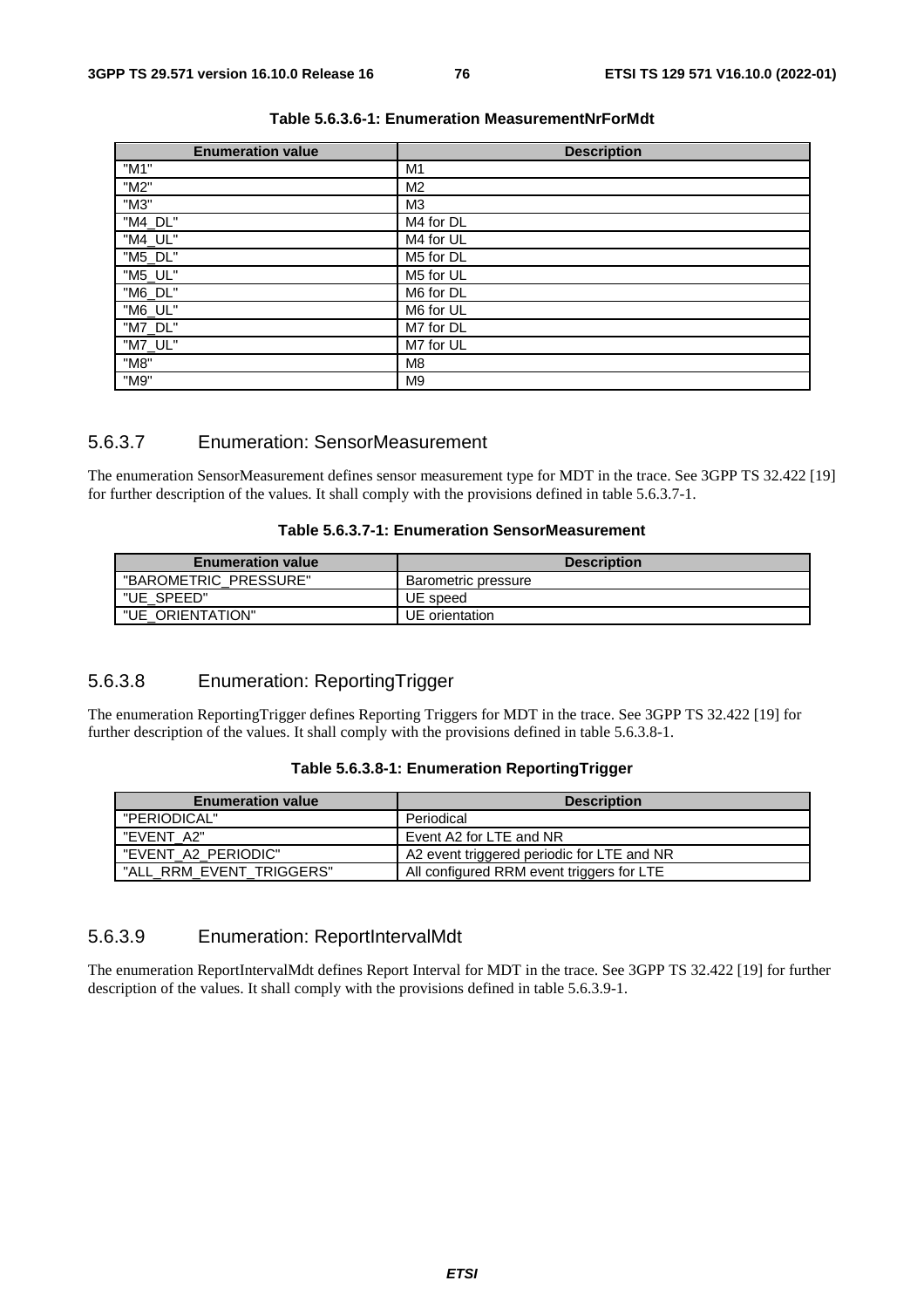**Table 5.6.3.6-1: Enumeration MeasurementNrForMdt**

| Enumeration value | Description |
| --- | --- |
| "M1" | M1 |
| "M2" | M2 |
| "M3" | M3 |
| "M4_DL" | M4 for DL |
| "M4_UL" | M4 for UL |
| "M5_DL" | M5 for DL |
| "M5_UL" | M5 for UL |
| "M6_DL" | M6 for DL |
| "M6_UL" | M6 for UL |
| "M7_DL" | M7 for DL |
| "M7_UL" | M7 for UL |
| "M8" | M8 |
| "M9" | M9 |

### 5.6.3.7 Enumeration: SensorMeasurement

The enumeration SensorMeasurement defines sensor measurement type for MDT in the trace. See 3GPP TS 32.422 [19] for further description of the values. It shall comply with the provisions defined in table 5.6.3.7-1.

**Table 5.6.3.7-1: Enumeration SensorMeasurement**

| Enumeration value | Description |
| --- | --- |
| "BAROMETRIC_PRESSURE" | Barometric pressure |
| "UE_SPEED" | UE speed |
| "UE_ORIENTATION" | UE orientation |

### 5.6.3.8 Enumeration: ReportingTrigger

The enumeration ReportingTrigger defines Reporting Triggers for MDT in the trace. See 3GPP TS 32.422 [19] for further description of the values. It shall comply with the provisions defined in table 5.6.3.8-1.

**Table 5.6.3.8-1: Enumeration ReportingTrigger**

| Enumeration value | Description |
| --- | --- |
| "PERIODICAL" | Periodical |
| "EVENT_A2" | Event A2 for LTE and NR |
| "EVENT_A2_PERIODIC" | A2 event triggered periodic for LTE and NR |
| "ALL_RRM_EVENT_TRIGGERS" | All configured RRM event triggers for LTE |

### 5.6.3.9 Enumeration: ReportIntervalMdt

The enumeration ReportIntervalMdt defines Report Interval for MDT in the trace. See 3GPP TS 32.422 [19] for further description of the values. It shall comply with the provisions defined in table 5.6.3.9-1.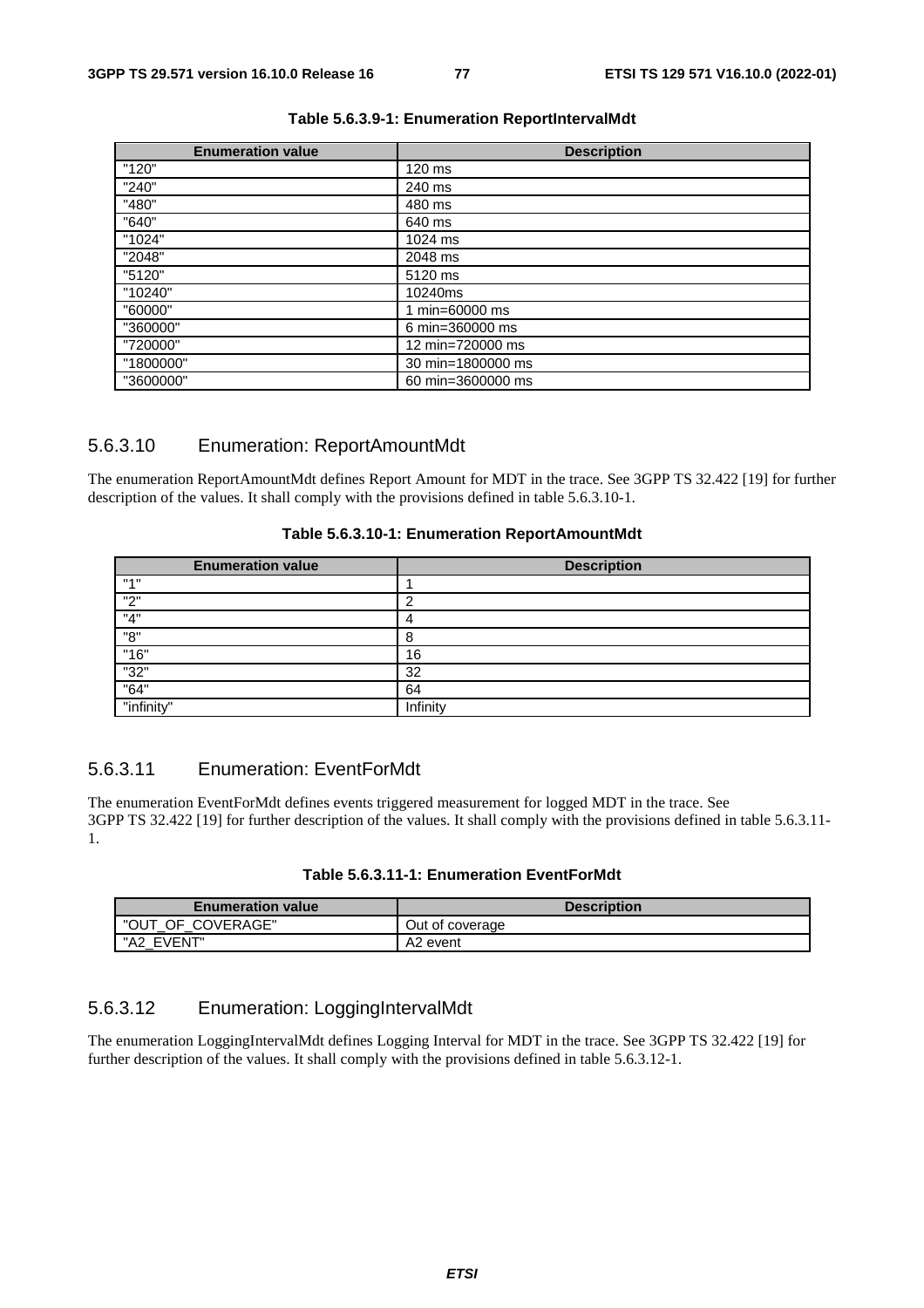**Table 5.6.3.9-1: Enumeration ReportIntervalMdt**

| Enumeration value | Description |
| --- | --- |
| "120" | 120 ms |
| "240" | 240 ms |
| "480" | 480 ms |
| "640" | 640 ms |
| "1024" | 1024 ms |
| "2048" | 2048 ms |
| "5120" | 5120 ms |
| "10240" | 10240ms |
| "60000" | 1 min=60000 ms |
| "360000" | 6 min=360000 ms |
| "720000" | 12 min=720000 ms |
| "1800000" | 30 min=1800000 ms |
| "3600000" | 60 min=3600000 ms |

### 5.6.3.10 Enumeration: ReportAmountMdt

The enumeration ReportAmountMdt defines Report Amount for MDT in the trace. See 3GPP TS 32.422 [19] for further description of the values. It shall comply with the provisions defined in table 5.6.3.10-1.

**Table 5.6.3.10-1: Enumeration ReportAmountMdt**

| Enumeration value | Description |
| --- | --- |
| "1" | 1 |
| "2" | 2 |
| "4" | 4 |
| "8" | 8 |
| "16" | 16 |
| "32" | 32 |
| "64" | 64 |
| "infinity" | Infinity |

### 5.6.3.11 Enumeration: EventForMdt

The enumeration EventForMdt defines events triggered measurement for logged MDT in the trace. See 3GPP TS 32.422 [19] for further description of the values. It shall comply with the provisions defined in table 5.6.3.11-1.

**Table 5.6.3.11-1: Enumeration EventForMdt**

| Enumeration value | Description |
| --- | --- |
| "OUT_OF_COVERAGE" | Out of coverage |
| "A2_EVENT" | A2 event |

### 5.6.3.12 Enumeration: LoggingIntervalMdt

The enumeration LoggingIntervalMdt defines Logging Interval for MDT in the trace. See 3GPP TS 32.422 [19] for further description of the values. It shall comply with the provisions defined in table 5.6.3.12-1.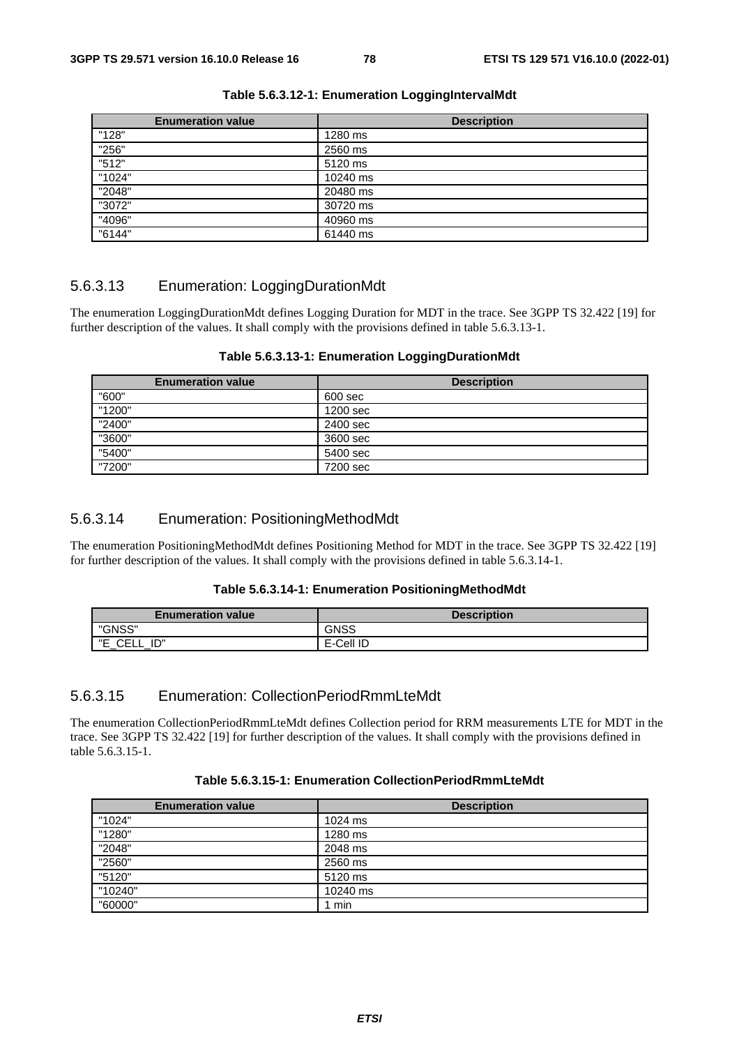**Table 5.6.3.12-1: Enumeration LoggingIntervalMdt**

| Enumeration value | Description |
| --- | --- |
| "128" | 1280 ms |
| "256" | 2560 ms |
| "512" | 5120 ms |
| "1024" | 10240 ms |
| "2048" | 20480 ms |
| "3072" | 30720 ms |
| "4096" | 40960 ms |
| "6144" | 61440 ms |

### 5.6.3.13 Enumeration: LoggingDurationMdt

The enumeration LoggingDurationMdt defines Logging Duration for MDT in the trace. See 3GPP TS 32.422 [19] for further description of the values. It shall comply with the provisions defined in table 5.6.3.13-1.

**Table 5.6.3.13-1: Enumeration LoggingDurationMdt**

| Enumeration value | Description |
| --- | --- |
| "600" | 600 sec |
| "1200" | 1200 sec |
| "2400" | 2400 sec |
| "3600" | 3600 sec |
| "5400" | 5400 sec |
| "7200" | 7200 sec |

### 5.6.3.14 Enumeration: PositioningMethodMdt

The enumeration PositioningMethodMdt defines Positioning Method for MDT in the trace. See 3GPP TS 32.422 [19] for further description of the values. It shall comply with the provisions defined in table 5.6.3.14-1.

**Table 5.6.3.14-1: Enumeration PositioningMethodMdt**

| Enumeration value | Description |
| --- | --- |
| "GNSS" | GNSS |
| "E_CELL_ID" | E-Cell ID |

### 5.6.3.15 Enumeration: CollectionPeriodRmmLteMdt

The enumeration CollectionPeriodRmmLteMdt defines Collection period for RRM measurements LTE for MDT in the trace. See 3GPP TS 32.422 [19] for further description of the values. It shall comply with the provisions defined in table 5.6.3.15-1.

**Table 5.6.3.15-1: Enumeration CollectionPeriodRmmLteMdt**

| Enumeration value | Description |
| --- | --- |
| "1024" | 1024 ms |
| "1280" | 1280 ms |
| "2048" | 2048 ms |
| "2560" | 2560 ms |
| "5120" | 5120 ms |
| "10240" | 10240 ms |
| "60000" | 1 min |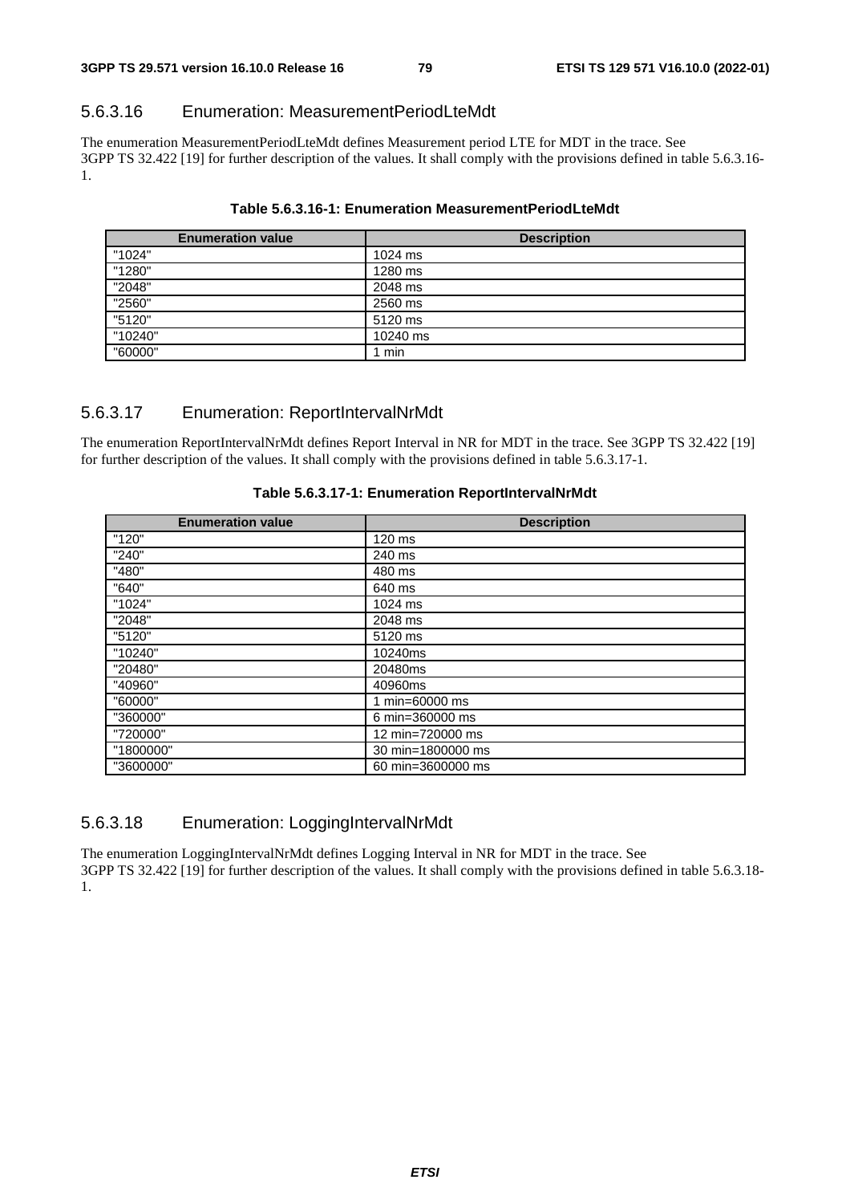### 5.6.3.16 Enumeration: MeasurementPeriodLteMdt

The enumeration MeasurementPeriodLteMdt defines Measurement period LTE for MDT in the trace. See 3GPP TS 32.422 [19] for further description of the values. It shall comply with the provisions defined in table 5.6.3.16-1.

**Table 5.6.3.16-1: Enumeration MeasurementPeriodLteMdt**

| Enumeration value | Description |
|---|---|
| "1024" | 1024 ms |
| "1280" | 1280 ms |
| "2048" | 2048 ms |
| "2560" | 2560 ms |
| "5120" | 5120 ms |
| "10240" | 10240 ms |
| "60000" | 1 min |

### 5.6.3.17 Enumeration: ReportIntervalNrMdt

The enumeration ReportIntervalNrMdt defines Report Interval in NR for MDT in the trace. See 3GPP TS 32.422 [19] for further description of the values. It shall comply with the provisions defined in table 5.6.3.17-1.

**Table 5.6.3.17-1: Enumeration ReportIntervalNrMdt**

| Enumeration value | Description |
|---|---|
| "120" | 120 ms |
| "240" | 240 ms |
| "480" | 480 ms |
| "640" | 640 ms |
| "1024" | 1024 ms |
| "2048" | 2048 ms |
| "5120" | 5120 ms |
| "10240" | 10240ms |
| "20480" | 20480ms |
| "40960" | 40960ms |
| "60000" | 1 min=60000 ms |
| "360000" | 6 min=360000 ms |
| "720000" | 12 min=720000 ms |
| "1800000" | 30 min=1800000 ms |
| "3600000" | 60 min=3600000 ms |

### 5.6.3.18 Enumeration: LoggingIntervalNrMdt

The enumeration LoggingIntervalNrMdt defines Logging Interval in NR for MDT in the trace. See 3GPP TS 32.422 [19] for further description of the values. It shall comply with the provisions defined in table 5.6.3.18-1.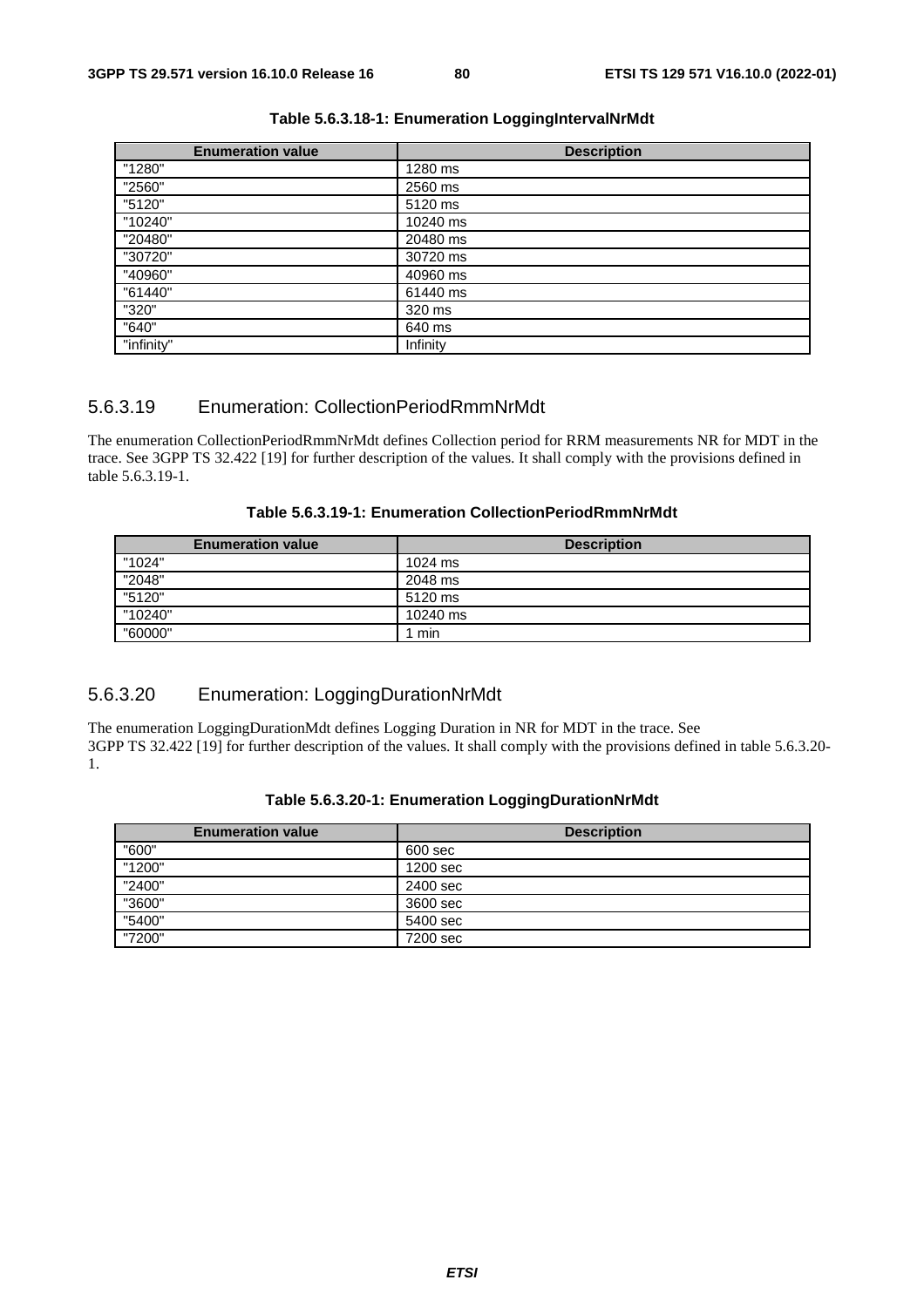**Table 5.6.3.18-1: Enumeration LoggingIntervalNrMdt**

| Enumeration value | Description |
| --- | --- |
| "1280" | 1280 ms |
| "2560" | 2560 ms |
| "5120" | 5120 ms |
| "10240" | 10240 ms |
| "20480" | 20480 ms |
| "30720" | 30720 ms |
| "40960" | 40960 ms |
| "61440" | 61440 ms |
| "320" | 320 ms |
| "640" | 640 ms |
| "infinity" | Infinity |

### 5.6.3.19 Enumeration: CollectionPeriodRmmNrMdt

The enumeration CollectionPeriodRmmNrMdt defines Collection period for RRM measurements NR for MDT in the trace. See 3GPP TS 32.422 [19] for further description of the values. It shall comply with the provisions defined in table 5.6.3.19-1.

**Table 5.6.3.19-1: Enumeration CollectionPeriodRmmNrMdt**

| Enumeration value | Description |
| --- | --- |
| "1024" | 1024 ms |
| "2048" | 2048 ms |
| "5120" | 5120 ms |
| "10240" | 10240 ms |
| "60000" | 1 min |

### 5.6.3.20 Enumeration: LoggingDurationNrMdt

The enumeration LoggingDurationMdt defines Logging Duration in NR for MDT in the trace. See 3GPP TS 32.422 [19] for further description of the values. It shall comply with the provisions defined in table 5.6.3.20-1.

**Table 5.6.3.20-1: Enumeration LoggingDurationNrMdt**

| Enumeration value | Description |
| --- | --- |
| "600" | 600 sec |
| "1200" | 1200 sec |
| "2400" | 2400 sec |
| "3600" | 3600 sec |
| "5400" | 5400 sec |
| "7200" | 7200 sec |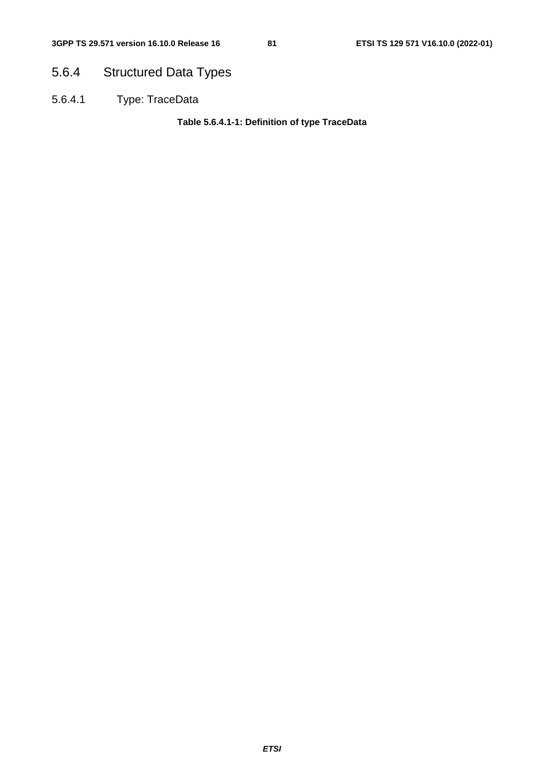### 5.6.4 Structured Data Types

#### 5.6.4.1 Type: TraceData

**Table 5.6.4.1-1: Definition of type TraceData**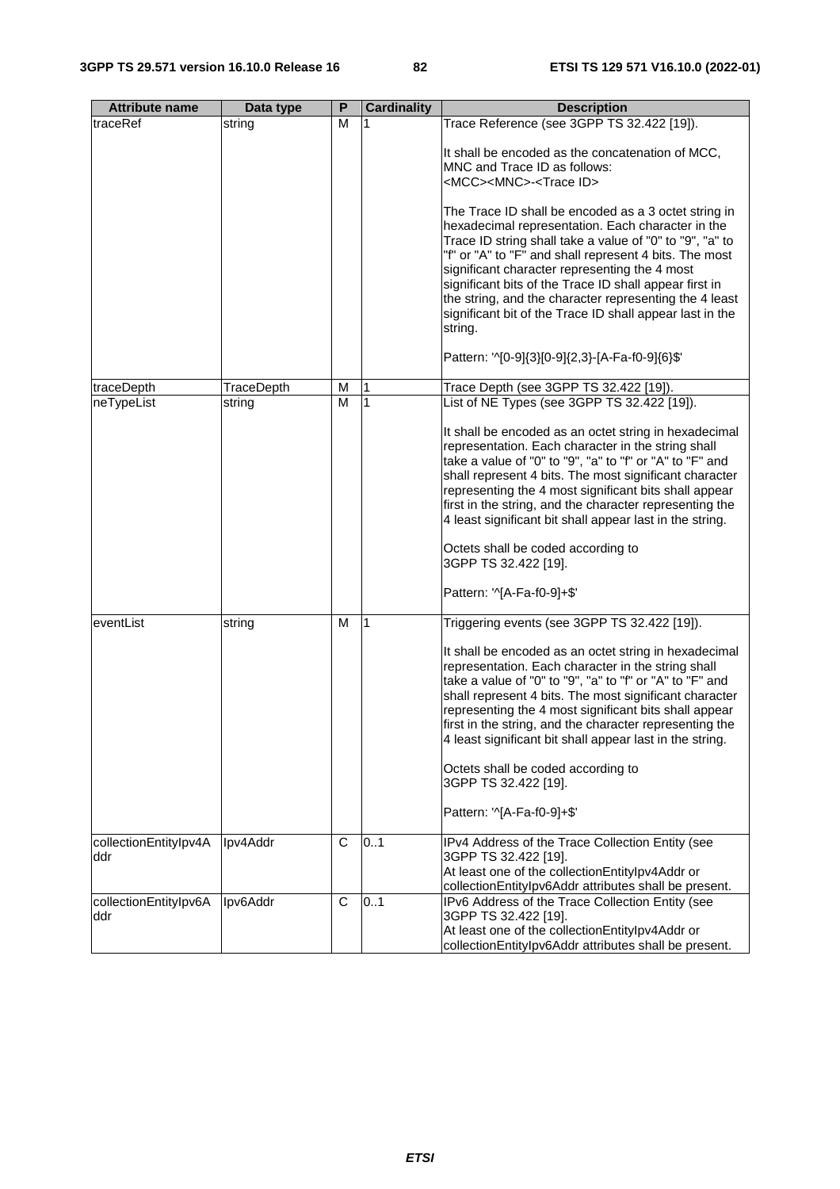| Attribute name | Data type | P | Cardinality | Description |
|---|---|---|---|---|
| traceRef | string | M | 1 | Trace Reference (see 3GPP TS 32.422 [19]).<br><br>It shall be encoded as the concatenation of MCC, MNC and Trace ID as follows:<br><MCC><MNC>-<Trace ID><br><br>The Trace ID shall be encoded as a 3 octet string in hexadecimal representation. Each character in the Trace ID string shall take a value of "0" to "9", "a" to "f" or "A" to "F" and shall represent 4 bits. The most significant character representing the 4 most significant bits of the Trace ID shall appear first in the string, and the character representing the 4 least significant bit of the Trace ID shall appear last in the string.<br><br>Pattern: '^[0-9]{3}[0-9]{2,3}-[A-Fa-f0-9]{6}$' |
| traceDepth | TraceDepth | M | 1 | Trace Depth (see 3GPP TS 32.422 [19]). |
| neTypeList | string | M | 1 | List of NE Types (see 3GPP TS 32.422 [19]).<br><br>It shall be encoded as an octet string in hexadecimal representation. Each character in the string shall take a value of "0" to "9", "a" to "f" or "A" to "F" and shall represent 4 bits. The most significant character representing the 4 most significant bits shall appear first in the string, and the character representing the 4 least significant bit shall appear last in the string.<br><br>Octets shall be coded according to 3GPP TS 32.422 [19].<br><br>Pattern: '^[A-Fa-f0-9]+$' |
| eventList | string | M | 1 | Triggering events (see 3GPP TS 32.422 [19]).<br><br>It shall be encoded as an octet string in hexadecimal representation. Each character in the string shall take a value of "0" to "9", "a" to "f" or "A" to "F" and shall represent 4 bits. The most significant character representing the 4 most significant bits shall appear first in the string, and the character representing the 4 least significant bit shall appear last in the string.<br><br>Octets shall be coded according to 3GPP TS 32.422 [19].<br><br>Pattern: '^[A-Fa-f0-9]+$' |
| collectionEntityIpv4Addr | Ipv4Addr | C | 0..1 | IPv4 Address of the Trace Collection Entity (see 3GPP TS 32.422 [19].<br>At least one of the collectionEntityIpv4Addr or collectionEntityIpv6Addr attributes shall be present. |
| collectionEntityIpv6Addr | Ipv6Addr | C | 0..1 | IPv6 Address of the Trace Collection Entity (see 3GPP TS 32.422 [19].<br>At least one of the collectionEntityIpv4Addr or collectionEntityIpv6Addr attributes shall be present. |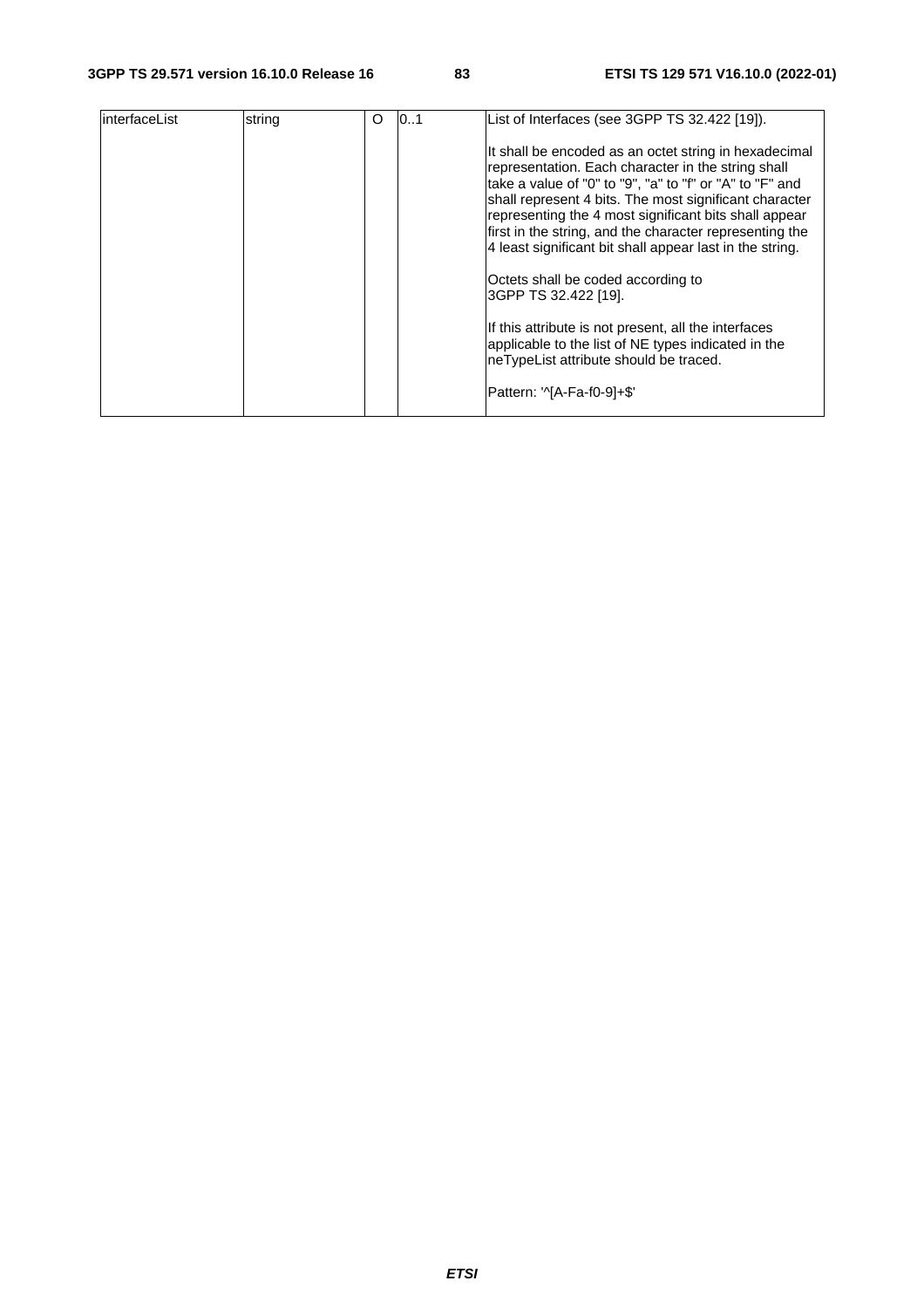| interfaceList | string | O | 0..1 | List of Interfaces (see 3GPP TS 32.422 [19]).<br><br>It shall be encoded as an octet string in hexadecimal representation. Each character in the string shall take a value of "0" to "9", "a" to "f" or "A" to "F" and shall represent 4 bits. The most significant character representing the 4 most significant bits shall appear first in the string, and the character representing the 4 least significant bit shall appear last in the string.<br><br>Octets shall be coded according to 3GPP TS 32.422 [19].<br><br>If this attribute is not present, all the interfaces applicable to the list of NE types indicated in the neTypeList attribute should be traced.<br><br>Pattern: '^[A-Fa-f0-9]+$' |
|---|---|---|---|---|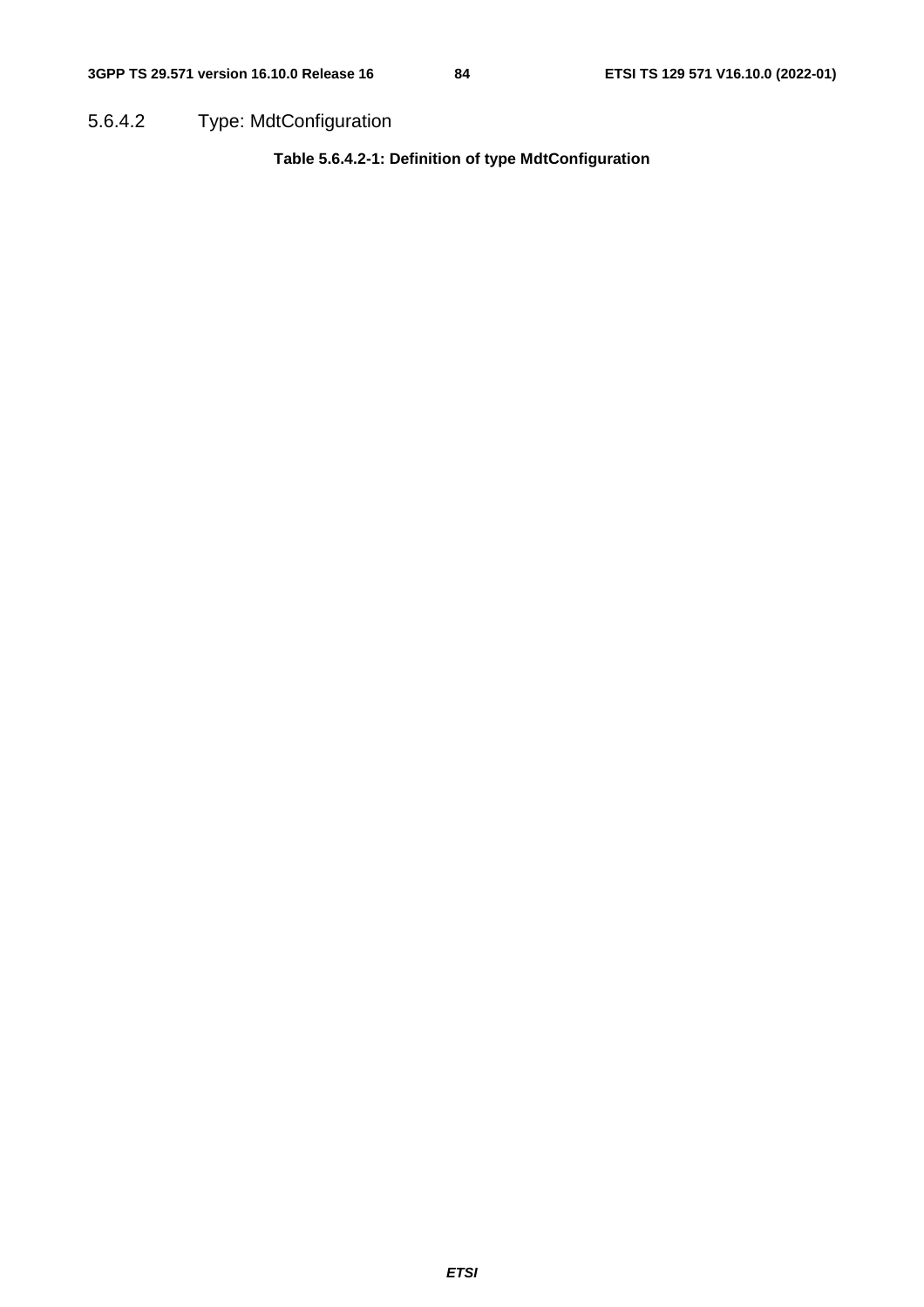#### 5.6.4.2 Type: MdtConfiguration

**Table 5.6.4.2-1: Definition of type MdtConfiguration**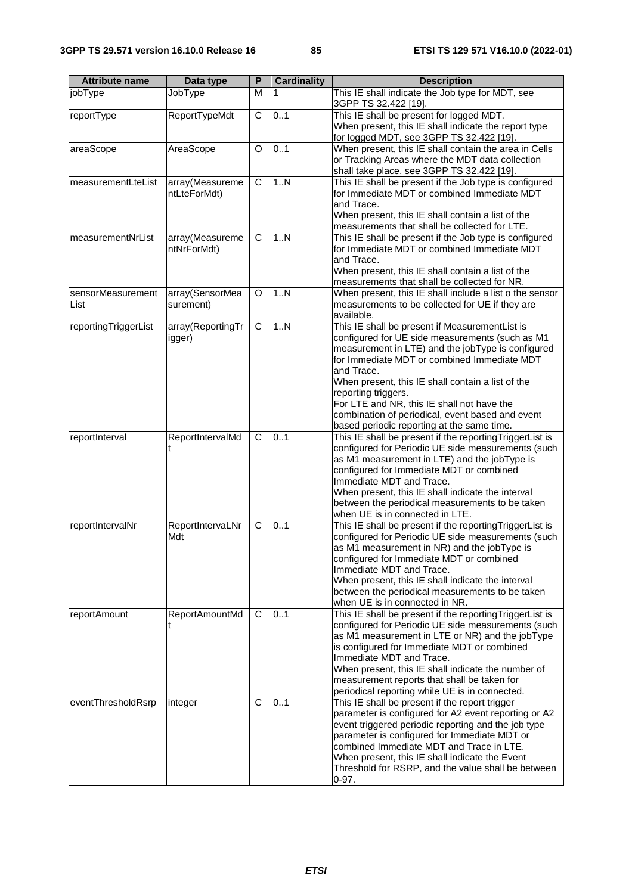| Attribute name | Data type | P | Cardinality | Description |
| --- | --- | --- | --- | --- |
| jobType | JobType | M | 1 | This IE shall indicate the Job type for MDT, see 3GPP TS 32.422 [19]. |
| reportType | ReportTypeMdt | C | 0..1 | This IE shall be present for logged MDT.<br>When present, this IE shall indicate the report type for logged MDT, see 3GPP TS 32.422 [19]. |
| areaScope | AreaScope | O | 0..1 | When present, this IE shall contain the area in Cells or Tracking Areas where the MDT data collection shall take place, see 3GPP TS 32.422 [19]. |
| measurementLteList | array(MeasurementLteForMdt) | C | 1..N | This IE shall be present if the Job type is configured for Immediate MDT or combined Immediate MDT and Trace.<br>When present, this IE shall contain a list of the measurements that shall be collected for LTE. |
| measurementNrList | array(MeasurementNrForMdt) | C | 1..N | This IE shall be present if the Job type is configured for Immediate MDT or combined Immediate MDT and Trace.<br>When present, this IE shall contain a list of the measurements that shall be collected for NR. |
| sensorMeasurementList | array(SensorMeasurement) | O | 1..N | When present, this IE shall include a list o the sensor measurements to be collected for UE if they are available. |
| reportingTriggerList | array(ReportingTrigger) | C | 1..N | This IE shall be present if MeasurementList is configured for UE side measurements (such as M1 measurement in LTE) and the jobType is configured for Immediate MDT or combined Immediate MDT and Trace.<br>When present, this IE shall contain a list of the reporting triggers.<br>For LTE and NR, this IE shall not have the combination of periodical, event based and event based periodic reporting at the same time. |
| reportInterval | ReportIntervalMdt | C | 0..1 | This IE shall be present if the reportingTriggerList is configured for Periodic UE side measurements (such as M1 measurement in LTE) and the jobType is configured for Immediate MDT or combined Immediate MDT and Trace.<br>When present, this IE shall indicate the interval between the periodical measurements to be taken when UE is in connected in LTE. |
| reportIntervalNr | ReportIntervaLNrMdt | C | 0..1 | This IE shall be present if the reportingTriggerList is configured for Periodic UE side measurements (such as M1 measurement in NR) and the jobType is configured for Immediate MDT or combined Immediate MDT and Trace.<br>When present, this IE shall indicate the interval between the periodical measurements to be taken when UE is in connected in NR. |
| reportAmount | ReportAmountMdt | C | 0..1 | This IE shall be present if the reportingTriggerList is configured for Periodic UE side measurements (such as M1 measurement in LTE or NR) and the jobType is configured for Immediate MDT or combined Immediate MDT and Trace.<br>When present, this IE shall indicate the number of measurement reports that shall be taken for periodical reporting while UE is in connected. |
| eventThresholdRsrp | integer | C | 0..1 | This IE shall be present if the report trigger parameter is configured for A2 event reporting or A2 event triggered periodic reporting and the job type parameter is configured for Immediate MDT or combined Immediate MDT and Trace in LTE.<br>When present, this IE shall indicate the Event Threshold for RSRP, and the value shall be between 0-97. |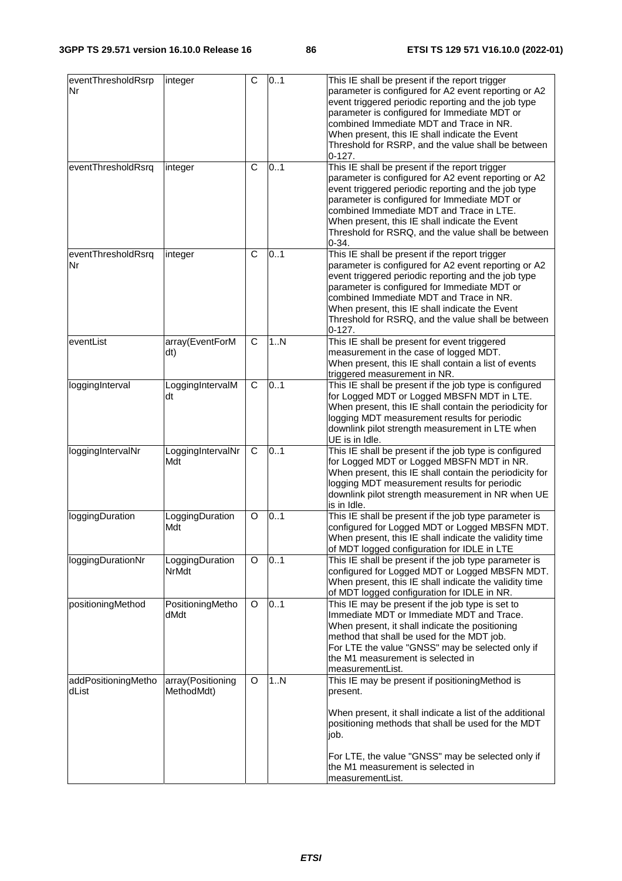| eventThresholdRsrpNr | integer | C | 0..1 | This IE shall be present if the report trigger parameter is configured for A2 event reporting or A2 event triggered periodic reporting and the job type parameter is configured for Immediate MDT or combined Immediate MDT and Trace in NR. When present, this IE shall indicate the Event Threshold for RSRP, and the value shall be between 0-127. |
|---|---|---|---|---|
| eventThresholdRsrq | integer | C | 0..1 | This IE shall be present if the report trigger parameter is configured for A2 event reporting or A2 event triggered periodic reporting and the job type parameter is configured for Immediate MDT or combined Immediate MDT and Trace in LTE. When present, this IE shall indicate the Event Threshold for RSRQ, and the value shall be between 0-34. |
| eventThresholdRsrqNr | integer | C | 0..1 | This IE shall be present if the report trigger parameter is configured for A2 event reporting or A2 event triggered periodic reporting and the job type parameter is configured for Immediate MDT or combined Immediate MDT and Trace in NR. When present, this IE shall indicate the Event Threshold for RSRQ, and the value shall be between 0-127. |
| eventList | array(EventForMdt) | C | 1..N | This IE shall be present for event triggered measurement in the case of logged MDT. When present, this IE shall contain a list of events triggered measurement in NR. |
| loggingInterval | LoggingIntervalMdt | C | 0..1 | This IE shall be present if the job type is configured for Logged MDT or Logged MBSFN MDT in LTE. When present, this IE shall contain the periodicity for logging MDT measurement results for periodic downlink pilot strength measurement in LTE when UE is in Idle. |
| loggingIntervalNr | LoggingIntervalNrMdt | C | 0..1 | This IE shall be present if the job type is configured for Logged MDT or Logged MBSFN MDT in NR. When present, this IE shall contain the periodicity for logging MDT measurement results for periodic downlink pilot strength measurement in NR when UE is in Idle. |
| loggingDuration | LoggingDurationMdt | O | 0..1 | This IE shall be present if the job type parameter is configured for Logged MDT or Logged MBSFN MDT. When present, this IE shall indicate the validity time of MDT logged configuration for IDLE in LTE |
| loggingDurationNr | LoggingDurationNrMdt | O | 0..1 | This IE shall be present if the job type parameter is configured for Logged MDT or Logged MBSFN MDT. When present, this IE shall indicate the validity time of MDT logged configuration for IDLE in NR. |
| positioningMethod | PositioningMethodMdt | O | 0..1 | This IE may be present if the job type is set to Immediate MDT or Immediate MDT and Trace. When present, it shall indicate the positioning method that shall be used for the MDT job. For LTE the value "GNSS" may be selected only if the M1 measurement is selected in measurementList. |
| addPositioningMethodList | array(PositioningMethodMdt) | O | 1..N | This IE may be present if positioningMethod is present.<br><br>When present, it shall indicate a list of the additional positioning methods that shall be used for the MDT job.<br><br>For LTE, the value "GNSS" may be selected only if the M1 measurement is selected in measurementList. |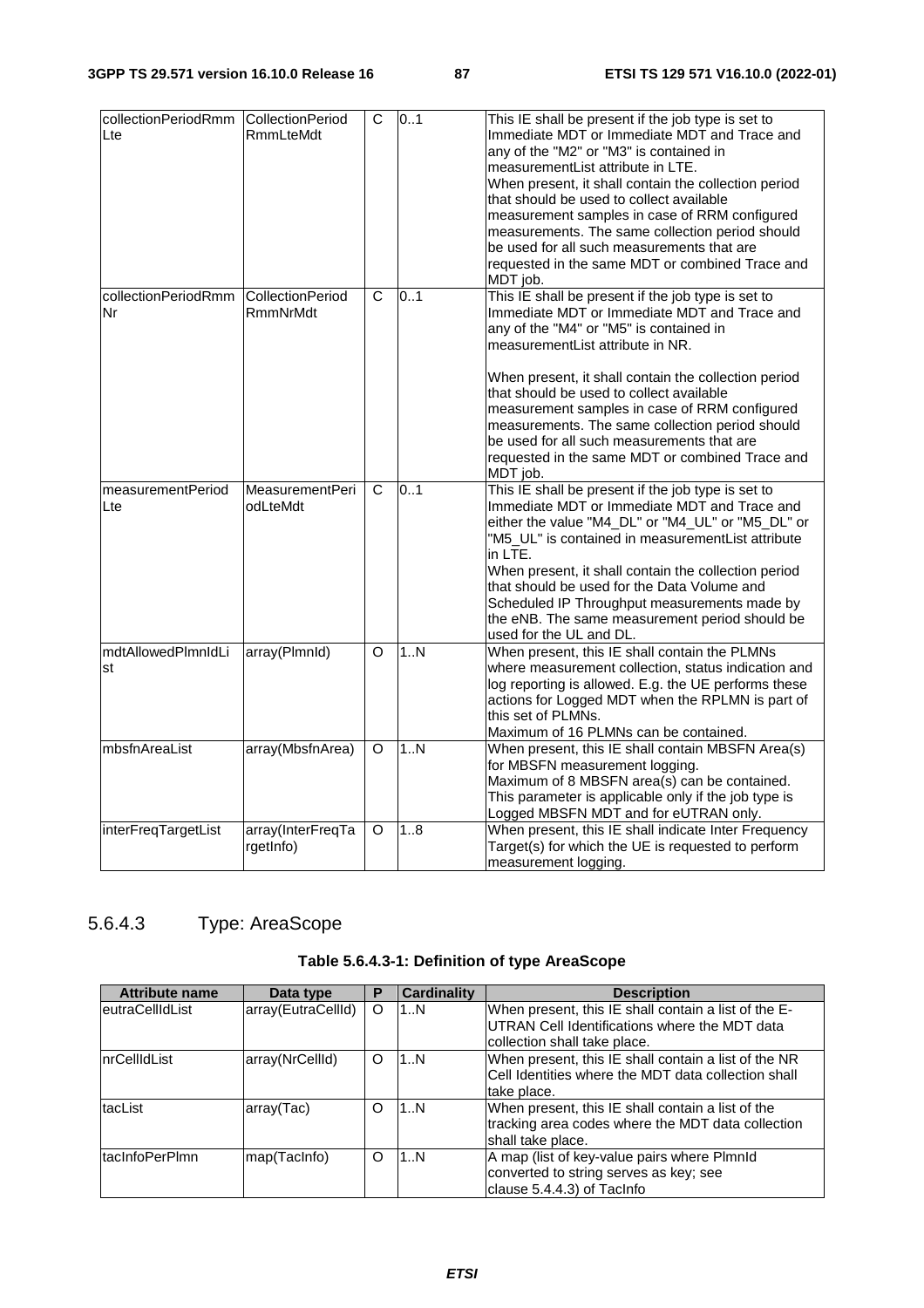| collectionPeriodRmmLte | CollectionPeriodRmmLteMdt | C | 0..1 | This IE shall be present if the job type is set to Immediate MDT or Immediate MDT and Trace and any of the "M2" or "M3" is contained in measurementList attribute in LTE.<br>When present, it shall contain the collection period that should be used to collect available measurement samples in case of RRM configured measurements. The same collection period should be used for all such measurements that are requested in the same MDT or combined Trace and MDT job. |
|---|---|---|---|---|
| collectionPeriodRmmNr | CollectionPeriodRmmNrMdt | C | 0..1 | This IE shall be present if the job type is set to Immediate MDT or Immediate MDT and Trace and any of the "M4" or "M5" is contained in measurementList attribute in NR.<br><br>When present, it shall contain the collection period that should be used to collect available measurement samples in case of RRM configured measurements. The same collection period should be used for all such measurements that are requested in the same MDT or combined Trace and MDT job. |
| measurementPeriodLte | MeasurementPeriodLteMdt | C | 0..1 | This IE shall be present if the job type is set to Immediate MDT or Immediate MDT and Trace and either the value "M4_DL" or "M4_UL" or "M5_DL" or "M5_UL" is contained in measurementList attribute in LTE.<br>When present, it shall contain the collection period that should be used for the Data Volume and Scheduled IP Throughput measurements made by the eNB. The same measurement period should be used for the UL and DL. |
| mdtAllowedPlmnIdList | array(PlmnId) | O | 1..N | When present, this IE shall contain the PLMNs where measurement collection, status indication and log reporting is allowed. E.g. the UE performs these actions for Logged MDT when the RPLMN is part of this set of PLMNs.<br>Maximum of 16 PLMNs can be contained. |
| mbsfnAreaList | array(MbsfnArea) | O | 1..N | When present, this IE shall contain MBSFN Area(s) for MBSFN measurement logging.<br>Maximum of 8 MBSFN area(s) can be contained.<br>This parameter is applicable only if the job type is Logged MBSFN MDT and for eUTRAN only. |
| interFreqTargetList | array(InterFreqTargetInfo) | O | 1..8 | When present, this IE shall indicate Inter Frequency Target(s) for which the UE is requested to perform measurement logging. |

### 5.6.4.3 Type: AreaScope

**Table 5.6.4.3-1: Definition of type AreaScope**

| Attribute name | Data type | P | Cardinality | Description |
|---|---|---|---|---|
| eutraCellIdList | array(EutraCellId) | O | 1..N | When present, this IE shall contain a list of the E-UTRAN Cell Identifications where the MDT data collection shall take place. |
| nrCellIdList | array(NrCellId) | O | 1..N | When present, this IE shall contain a list of the NR Cell Identities where the MDT data collection shall take place. |
| tacList | array(Tac) | O | 1..N | When present, this IE shall contain a list of the tracking area codes where the MDT data collection shall take place. |
| tacInfoPerPlmn | map(TacInfo) | O | 1..N | A map (list of key-value pairs where PlmnId converted to string serves as key; see clause 5.4.4.3) of TacInfo |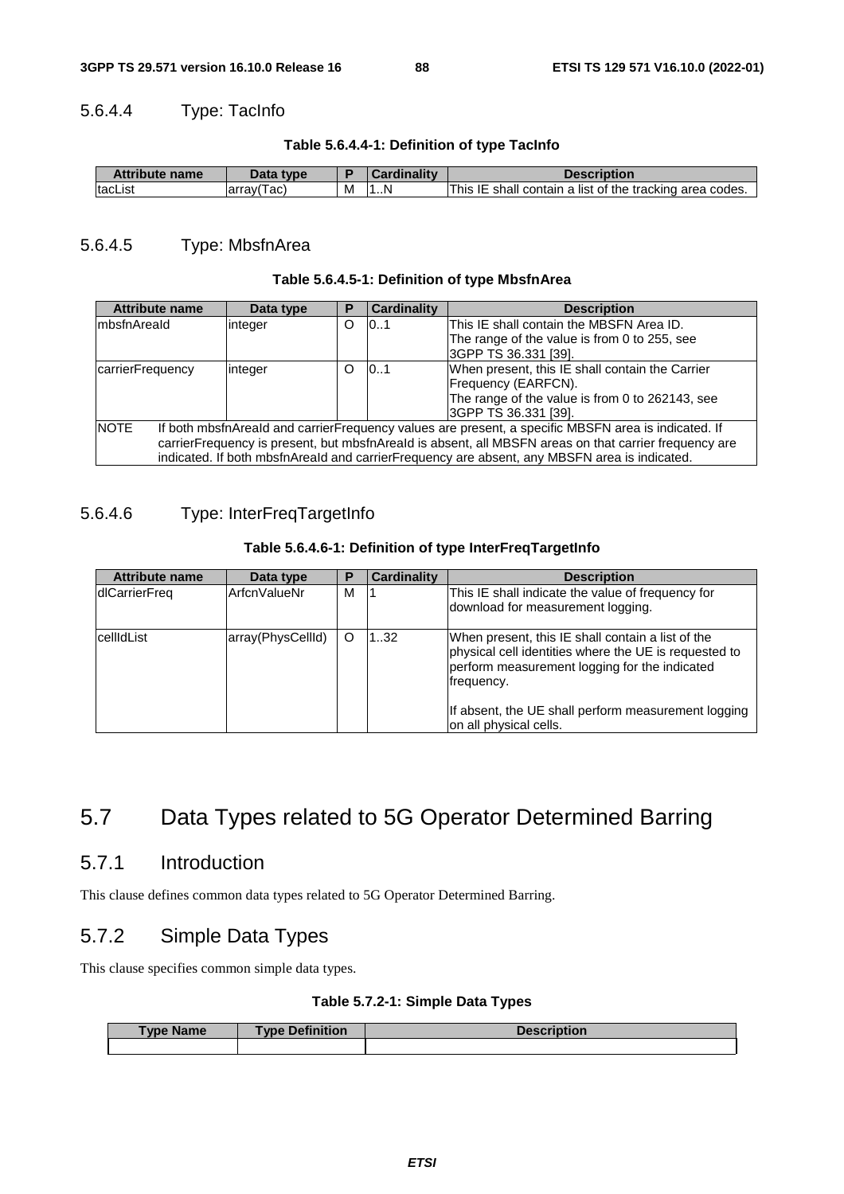#### 5.6.4.4 Type: TacInfo

**Table 5.6.4.4-1: Definition of type TacInfo**

| Attribute name | Data type | P | Cardinality | Description |
|---|---|---|---|---|
| tacList | array(Tac) | M | 1..N | This IE shall contain a list of the tracking area codes. |

#### 5.6.4.5 Type: MbsfnArea

**Table 5.6.4.5-1: Definition of type MbsfnArea**

| Attribute name | Data type | P | Cardinality | Description |
|---|---|---|---|---|
| mbsfnAreaId | integer | O | 0..1 | This IE shall contain the MBSFN Area ID.<br>The range of the value is from 0 to 255, see 3GPP TS 36.331 [39]. |
| carrierFrequency | integer | O | 0..1 | When present, this IE shall contain the Carrier Frequency (EARFCN).<br>The range of the value is from 0 to 262143, see 3GPP TS 36.331 [39]. |
| NOTE | If both mbsfnAreaId and carrierFrequency values are present, a specific MBSFN area is indicated. If carrierFrequency is present, but mbsfnAreaId is absent, all MBSFN areas on that carrier frequency are indicated. If both mbsfnAreaId and carrierFrequency are absent, any MBSFN area is indicated. | | | |

#### 5.6.4.6 Type: InterFreqTargetInfo

**Table 5.6.4.6-1: Definition of type InterFreqTargetInfo**

| Attribute name | Data type | P | Cardinality | Description |
|---|---|---|---|---|
| dlCarrierFreq | ArfcnValueNr | M | 1 | This IE shall indicate the value of frequency for download for measurement logging. |
| cellIdList | array(PhysCellId) | O | 1..32 | When present, this IE shall contain a list of the physical cell identities where the UE is requested to perform measurement logging for the indicated frequency.<br><br>If absent, the UE shall perform measurement logging on all physical cells. |

## 5.7 Data Types related to 5G Operator Determined Barring

### 5.7.1 Introduction

This clause defines common data types related to 5G Operator Determined Barring.

### 5.7.2 Simple Data Types

This clause specifies common simple data types.

**Table 5.7.2-1: Simple Data Types**

| Type Name | Type Definition | Description |
|---|---|---|
| | | |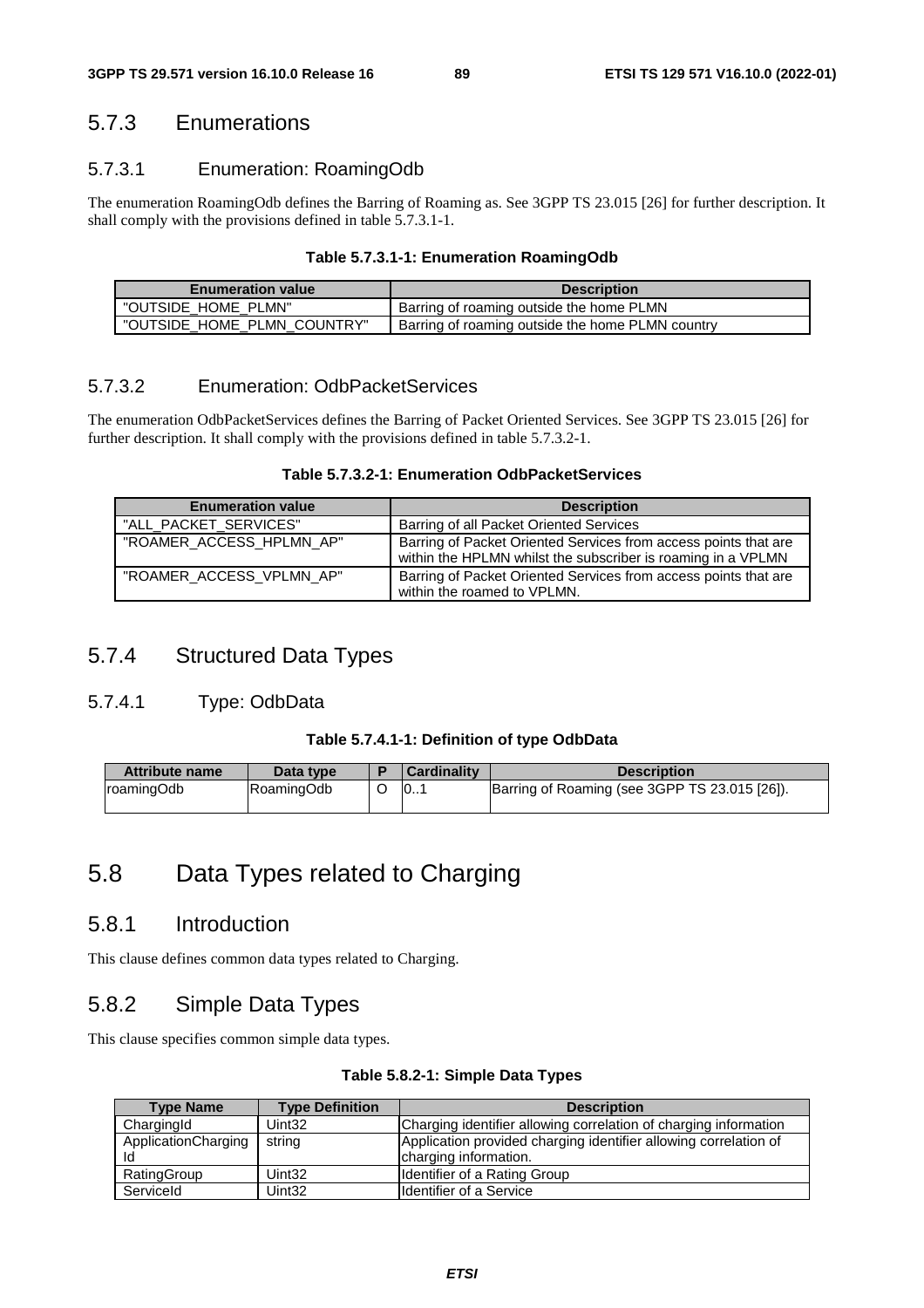### 5.7.3 Enumerations

#### 5.7.3.1 Enumeration: RoamingOdb

The enumeration RoamingOdb defines the Barring of Roaming as. See 3GPP TS 23.015 [26] for further description. It shall comply with the provisions defined in table 5.7.3.1-1.

**Table 5.7.3.1-1: Enumeration RoamingOdb**

| Enumeration value | Description |
|---|---|
| "OUTSIDE_HOME_PLMN" | Barring of roaming outside the home PLMN |
| "OUTSIDE_HOME_PLMN_COUNTRY" | Barring of roaming outside the home PLMN country |

#### 5.7.3.2 Enumeration: OdbPacketServices

The enumeration OdbPacketServices defines the Barring of Packet Oriented Services. See 3GPP TS 23.015 [26] for further description. It shall comply with the provisions defined in table 5.7.3.2-1.

**Table 5.7.3.2-1: Enumeration OdbPacketServices**

| Enumeration value | Description |
|---|---|
| "ALL_PACKET_SERVICES" | Barring of all Packet Oriented Services |
| "ROAMER_ACCESS_HPLMN_AP" | Barring of Packet Oriented Services from access points that are within the HPLMN whilst the subscriber is roaming in a VPLMN |
| "ROAMER_ACCESS_VPLMN_AP" | Barring of Packet Oriented Services from access points that are within the roamed to VPLMN. |

### 5.7.4 Structured Data Types

#### 5.7.4.1 Type: OdbData

**Table 5.7.4.1-1: Definition of type OdbData**

| Attribute name | Data type | P | Cardinality | Description |
|---|---|---|---|---|
| roamingOdb | RoamingOdb | O | 0..1 | Barring of Roaming (see 3GPP TS 23.015 [26]). |

## 5.8 Data Types related to Charging

### 5.8.1 Introduction

This clause defines common data types related to Charging.

### 5.8.2 Simple Data Types

This clause specifies common simple data types.

**Table 5.8.2-1: Simple Data Types**

| Type Name | Type Definition | Description |
|---|---|---|
| ChargingId | Uint32 | Charging identifier allowing correlation of charging information |
| ApplicationChargingId | string | Application provided charging identifier allowing correlation of charging information. |
| RatingGroup | Uint32 | Identifier of a Rating Group |
| ServiceId | Uint32 | Identifier of a Service |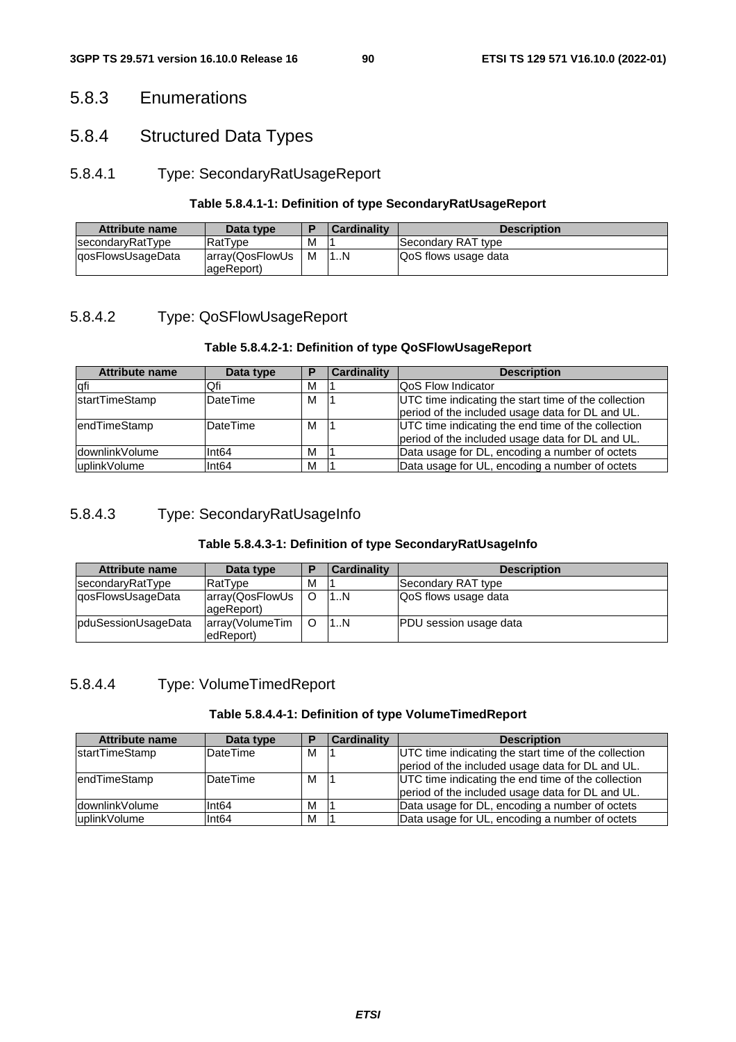## 5.8.3 Enumerations

## 5.8.4 Structured Data Types

### 5.8.4.1 Type: SecondaryRatUsageReport

**Table 5.8.4.1-1: Definition of type SecondaryRatUsageReport**

| Attribute name | Data type | P | Cardinality | Description |
|---|---|---|---|---|
| secondaryRatType | RatType | M | 1 | Secondary RAT type |
| qosFlowsUsageData | array(QosFlowUsageReport) | M | 1..N | QoS flows usage data |

### 5.8.4.2 Type: QoSFlowUsageReport

**Table 5.8.4.2-1: Definition of type QoSFlowUsageReport**

| Attribute name | Data type | P | Cardinality | Description |
|---|---|---|---|---|
| qfi | Qfi | M | 1 | QoS Flow Indicator |
| startTimeStamp | DateTime | M | 1 | UTC time indicating the start time of the collection period of the included usage data for DL and UL. |
| endTimeStamp | DateTime | M | 1 | UTC time indicating the end time of the collection period of the included usage data for DL and UL. |
| downlinkVolume | Int64 | M | 1 | Data usage for DL, encoding a number of octets |
| uplinkVolume | Int64 | M | 1 | Data usage for UL, encoding a number of octets |

### 5.8.4.3 Type: SecondaryRatUsageInfo

**Table 5.8.4.3-1: Definition of type SecondaryRatUsageInfo**

| Attribute name | Data type | P | Cardinality | Description |
|---|---|---|---|---|
| secondaryRatType | RatType | M | 1 | Secondary RAT type |
| qosFlowsUsageData | array(QosFlowUsageReport) | O | 1..N | QoS flows usage data |
| pduSessionUsageData | array(VolumeTimedReport) | O | 1..N | PDU session usage data |

### 5.8.4.4 Type: VolumeTimedReport

**Table 5.8.4.4-1: Definition of type VolumeTimedReport**

| Attribute name | Data type | P | Cardinality | Description |
|---|---|---|---|---|
| startTimeStamp | DateTime | M | 1 | UTC time indicating the start time of the collection period of the included usage data for DL and UL. |
| endTimeStamp | DateTime | M | 1 | UTC time indicating the end time of the collection period of the included usage data for DL and UL. |
| downlinkVolume | Int64 | M | 1 | Data usage for DL, encoding a number of octets |
| uplinkVolume | Int64 | M | 1 | Data usage for UL, encoding a number of octets |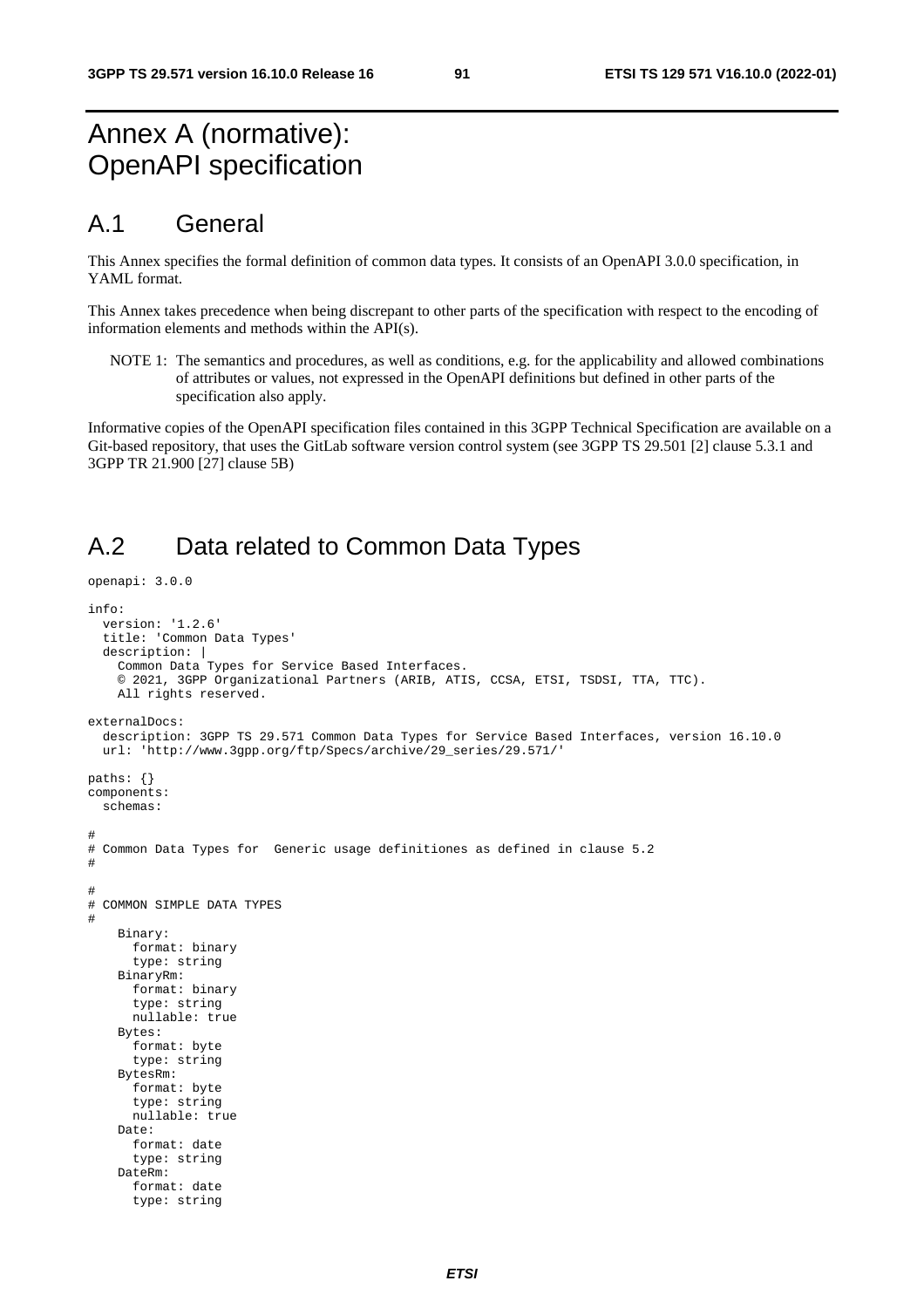# Annex A (normative): OpenAPI specification

## A.1 General

This Annex specifies the formal definition of common data types. It consists of an OpenAPI 3.0.0 specification, in YAML format.

This Annex takes precedence when being discrepant to other parts of the specification with respect to the encoding of information elements and methods within the API(s).

NOTE 1: The semantics and procedures, as well as conditions, e.g. for the applicability and allowed combinations of attributes or values, not expressed in the OpenAPI definitions but defined in other parts of the specification also apply.

Informative copies of the OpenAPI specification files contained in this 3GPP Technical Specification are available on a Git-based repository, that uses the GitLab software version control system (see 3GPP TS 29.501 [2] clause 5.3.1 and 3GPP TR 21.900 [27] clause 5B)

## A.2 Data related to Common Data Types

```
openapi: 3.0.0

info:
  version: '1.2.6'
  title: 'Common Data Types'
  description: |
    Common Data Types for Service Based Interfaces.
    © 2021, 3GPP Organizational Partners (ARIB, ATIS, CCSA, ETSI, TSDSI, TTA, TTC).
    All rights reserved.

externalDocs:
  description: 3GPP TS 29.571 Common Data Types for Service Based Interfaces, version 16.10.0
  url: 'http://www.3gpp.org/ftp/Specs/archive/29_series/29.571/'

paths: {}
components:
  schemas:

#
# Common Data Types for  Generic usage definitiones as defined in clause 5.2
#

#
# COMMON SIMPLE DATA TYPES
#
    Binary:
      format: binary
      type: string
    BinaryRm:
      format: binary
      type: string
      nullable: true
    Bytes:
      format: byte
      type: string
    BytesRm:
      format: byte
      type: string
      nullable: true
    Date:
      format: date
      type: string
    DateRm:
      format: date
      type: string
```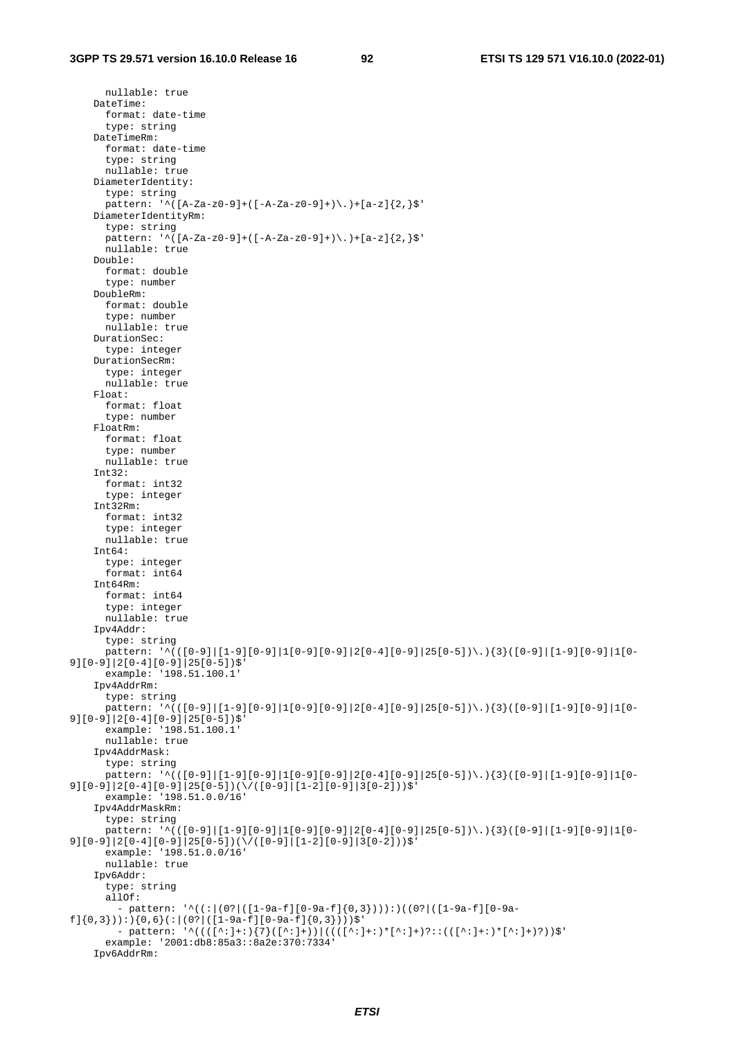```
      nullable: true
    DateTime:
      format: date-time
      type: string
    DateTimeRm:
      format: date-time
      type: string
      nullable: true
    DiameterIdentity:
      type: string
      pattern: '^([A-Za-z0-9]+([-A-Za-z0-9]+)\.)+[a-z]{2,}$'
    DiameterIdentityRm:
      type: string
      pattern: '^([A-Za-z0-9]+([-A-Za-z0-9]+)\.)+[a-z]{2,}$'
      nullable: true
    Double:
      format: double
      type: number
    DoubleRm:
      format: double
      type: number
      nullable: true
    DurationSec:
      type: integer
    DurationSecRm:
      type: integer
      nullable: true
    Float:
      format: float
      type: number
    FloatRm:
      format: float
      type: number
      nullable: true
    Int32:
      format: int32
      type: integer
    Int32Rm:
      format: int32
      type: integer
      nullable: true
    Int64:
      type: integer
      format: int64
    Int64Rm:
      format: int64
      type: integer
      nullable: true
    Ipv4Addr:
      type: string
      pattern: '^(([0-9]|[1-9][0-9]|1[0-9][0-9]|2[0-4][0-9]|25[0-5])\.){3}([0-9]|[1-9][0-9]|1[0-
9][0-9]|2[0-4][0-9]|25[0-5])$'
      example: '198.51.100.1'
    Ipv4AddrRm:
      type: string
      pattern: '^(([0-9]|[1-9][0-9]|1[0-9][0-9]|2[0-4][0-9]|25[0-5])\.){3}([0-9]|[1-9][0-9]|1[0-
9][0-9]|2[0-4][0-9]|25[0-5])$'
      example: '198.51.100.1'
      nullable: true
    Ipv4AddrMask:
      type: string
      pattern: '^(([0-9]|[1-9][0-9]|1[0-9][0-9]|2[0-4][0-9]|25[0-5])\.){3}([0-9]|[1-9][0-9]|1[0-
9][0-9]|2[0-4][0-9]|25[0-5])(\/([0-9]|[1-2][0-9]|3[0-2]))$'
      example: '198.51.0.0/16'
    Ipv4AddrMaskRm:
      type: string
      pattern: '^(([0-9]|[1-9][0-9]|1[0-9][0-9]|2[0-4][0-9]|25[0-5])\.){3}([0-9]|[1-9][0-9]|1[0-
9][0-9]|2[0-4][0-9]|25[0-5])(\/([0-9]|[1-2][0-9]|3[0-2]))$'
      example: '198.51.0.0/16'
      nullable: true
    Ipv6Addr:
      type: string
      allOf:
        - pattern: '^((:|(0?|([1-9a-f][0-9a-f]{0,3}))):)((0?|([1-9a-f][0-9a-
f]{0,3})):){0,6}(:|(0?|([1-9a-f][0-9a-f]{0,3})))$'
        - pattern: '^((([^:]+:){7}([^:]+))|((([^:]+:)*[^:]+)?::(([^:]+:)*[^:]+)?))$'
      example: '2001:db8:85a3::8a2e:370:7334'
    Ipv6AddrRm:
```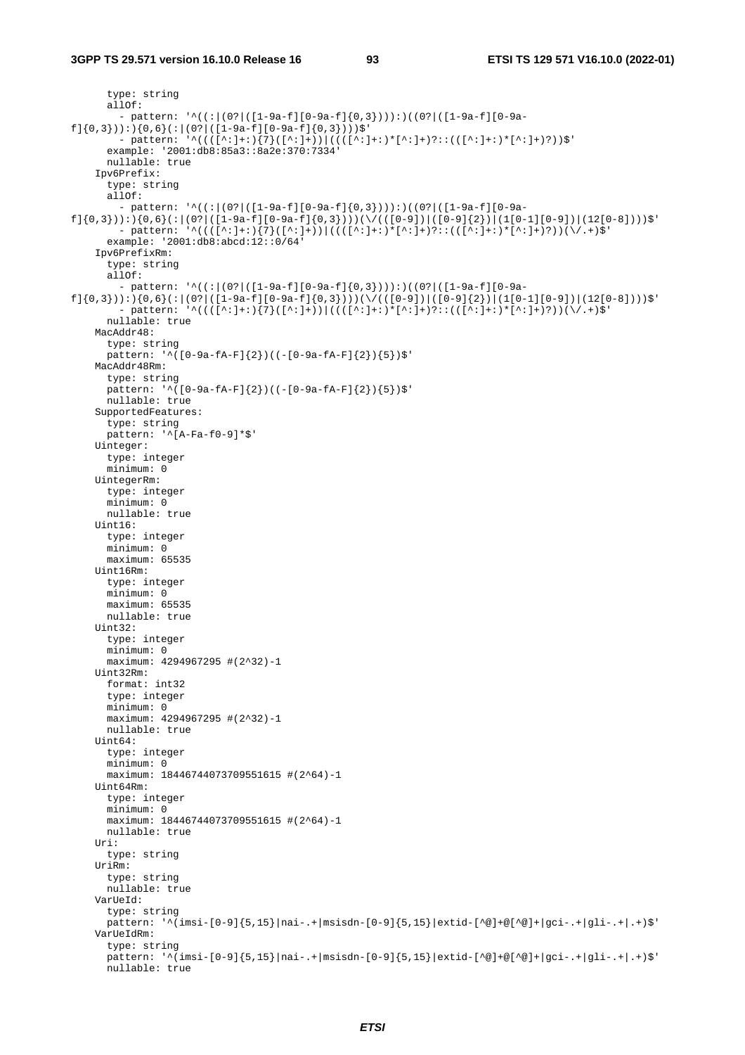```
      type: string
      allOf:
        - pattern: '^((:|(0?|([1-9a-f][0-9a-f]{0,3}))):)((0?|([1-9a-f][0-9a-f]{0,3})):){0,6}(:|(0?|([1-9a-f][0-9a-f]{0,3})))$'
        - pattern: '^((([^:]+:){7}([^:]+))|((([^:]+:)*[^:]+)?::(([^:]+:)*[^:]+)?))$'
      example: '2001:db8:85a3::8a2e:370:7334'
      nullable: true
    Ipv6Prefix:
      type: string
      allOf:
        - pattern: '^((:|(0?|([1-9a-f][0-9a-f]{0,3}))):)((0?|([1-9a-f][0-9a-f]{0,3})):){0,6}(:|(0?|([1-9a-f][0-9a-f]{0,3})))(\/(([0-9])|([0-9]{2})|(1[0-1][0-9])|(12[0-8])))$'
        - pattern: '^((([^:]+:){7}([^:]+))|((([^:]+:)*[^:]+)?::(([^:]+:)*[^:]+)?))(\/.+)$'
      example: '2001:db8:abcd:12::0/64'
    Ipv6PrefixRm:
      type: string
      allOf:
        - pattern: '^((:|(0?|([1-9a-f][0-9a-f]{0,3}))):)((0?|([1-9a-f][0-9a-f]{0,3})):){0,6}(:|(0?|([1-9a-f][0-9a-f]{0,3})))(\/(([0-9])|([0-9]{2})|(1[0-1][0-9])|(12[0-8])))$'
        - pattern: '^((([^:]+:){7}([^:]+))|((([^:]+:)*[^:]+)?::(([^:]+:)*[^:]+)?))(\/.+)$'
      nullable: true
    MacAddr48:
      type: string
      pattern: '^([0-9a-fA-F]{2})((-[0-9a-fA-F]{2}){5})$'
    MacAddr48Rm:
      type: string
      pattern: '^([0-9a-fA-F]{2})((-[0-9a-fA-F]{2}){5})$'
      nullable: true
    SupportedFeatures:
      type: string
      pattern: '^[A-Fa-f0-9]*$'
    Uinteger:
      type: integer
      minimum: 0
    UintegerRm:
      type: integer
      minimum: 0
      nullable: true
    Uint16:
      type: integer
      minimum: 0
      maximum: 65535
    Uint16Rm:
      type: integer
      minimum: 0
      maximum: 65535
      nullable: true
    Uint32:
      type: integer
      minimum: 0
      maximum: 4294967295 #(2^32)-1
    Uint32Rm:
      format: int32
      type: integer
      minimum: 0
      maximum: 4294967295 #(2^32)-1
      nullable: true
    Uint64:
      type: integer
      minimum: 0
      maximum: 18446744073709551615 #(2^64)-1
    Uint64Rm:
      type: integer
      minimum: 0
      maximum: 18446744073709551615 #(2^64)-1
      nullable: true
    Uri:
      type: string
    UriRm:
      type: string
      nullable: true
    VarUeId:
      type: string
      pattern: '^(imsi-[0-9]{5,15}|nai-.+|msisdn-[0-9]{5,15}|extid-[^@]+@[^@]+|gci-.+|gli-.+|.+)$'
    VarUeIdRm:
      type: string
      pattern: '^(imsi-[0-9]{5,15}|nai-.+|msisdn-[0-9]{5,15}|extid-[^@]+@[^@]+|gci-.+|gli-.+|.+)$'
      nullable: true
```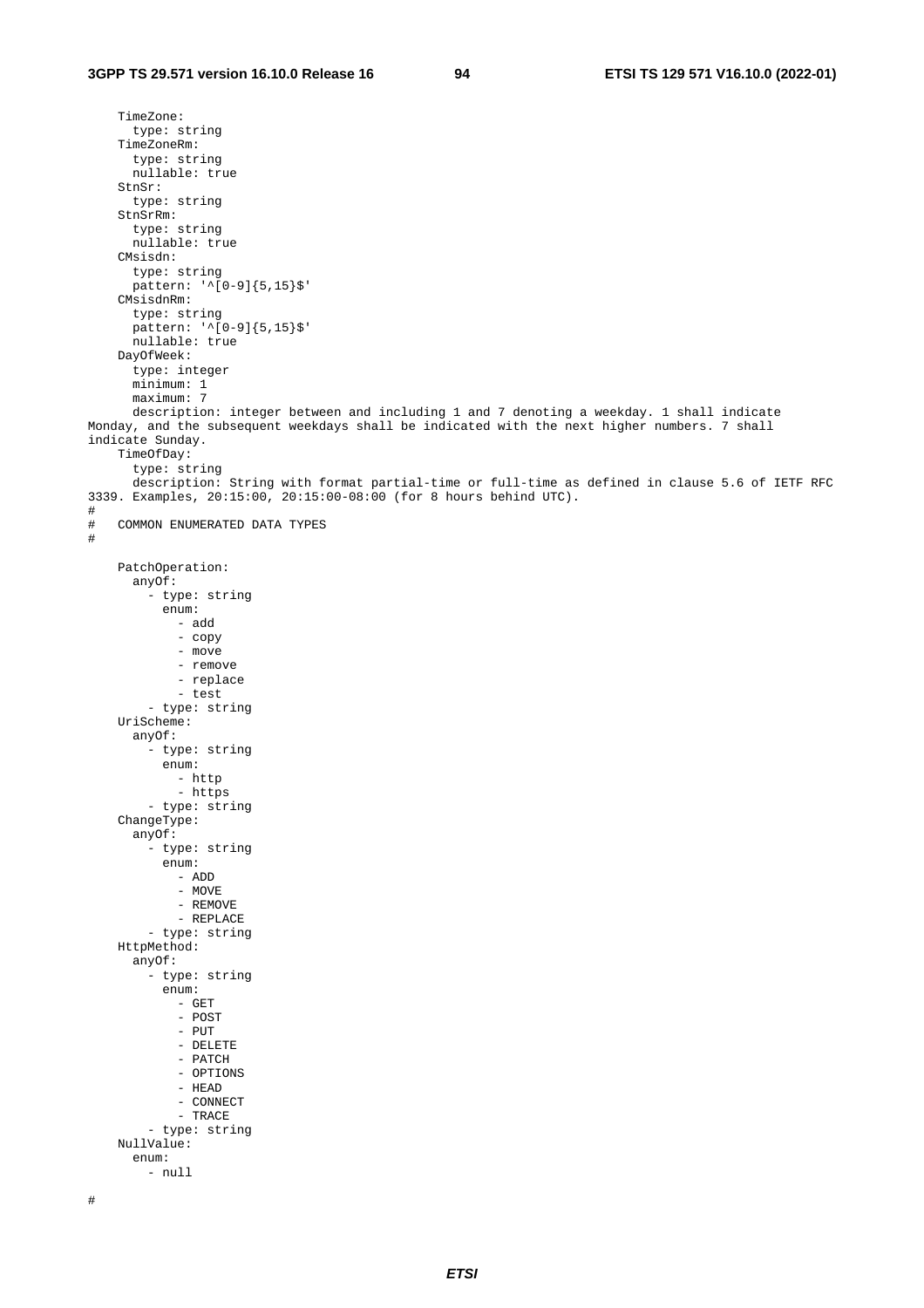```
    TimeZone:
      type: string
    TimeZoneRm:
      type: string
      nullable: true
    StnSr:
      type: string
    StnSrRm:
      type: string
      nullable: true
    CMsisdn:
      type: string
      pattern: '^[0-9]{5,15}$'
    CMsisdnRm:
      type: string
      pattern: '^[0-9]{5,15}$'
      nullable: true
    DayOfWeek:
      type: integer
      minimum: 1
      maximum: 7
      description: integer between and including 1 and 7 denoting a weekday. 1 shall indicate
Monday, and the subsequent weekdays shall be indicated with the next higher numbers. 7 shall
indicate Sunday.
    TimeOfDay:
      type: string
      description: String with format partial-time or full-time as defined in clause 5.6 of IETF RFC
3339. Examples, 20:15:00, 20:15:00-08:00 (for 8 hours behind UTC).
#
#   COMMON ENUMERATED DATA TYPES
#

    PatchOperation:
      anyOf:
        - type: string
          enum:
            - add
            - copy
            - move
            - remove
            - replace
            - test
        - type: string
    UriScheme:
      anyOf:
        - type: string
          enum:
            - http
            - https
        - type: string
    ChangeType:
      anyOf:
        - type: string
          enum:
            - ADD
            - MOVE
            - REMOVE
            - REPLACE
        - type: string
    HttpMethod:
      anyOf:
        - type: string
          enum:
            - GET
            - POST
            - PUT
            - DELETE
            - PATCH
            - OPTIONS
            - HEAD
            - CONNECT
            - TRACE
        - type: string
    NullValue:
      enum:
        - null

#
```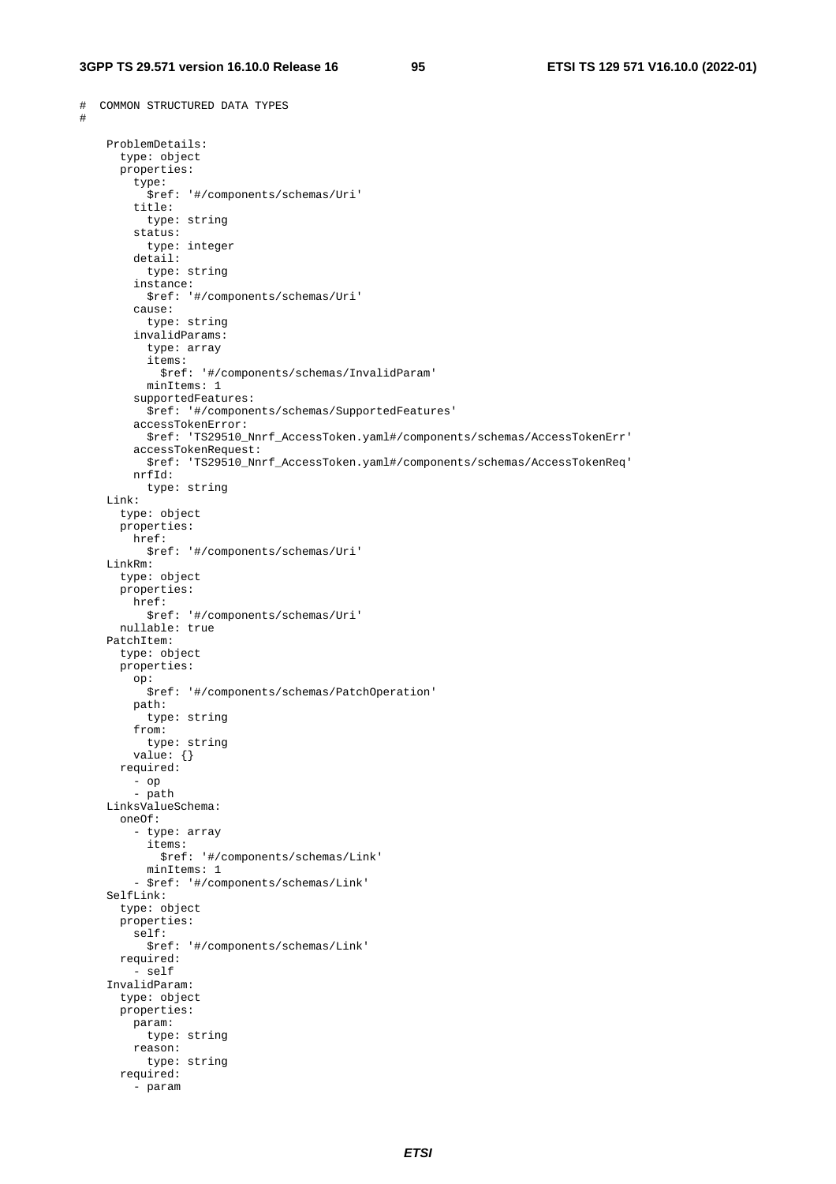```
#  COMMON STRUCTURED DATA TYPES
#

    ProblemDetails:
      type: object
      properties:
        type:
          $ref: '#/components/schemas/Uri'
        title:
          type: string
        status:
          type: integer
        detail:
          type: string
        instance:
          $ref: '#/components/schemas/Uri'
        cause:
          type: string
        invalidParams:
          type: array
          items:
            $ref: '#/components/schemas/InvalidParam'
          minItems: 1
        supportedFeatures:
          $ref: '#/components/schemas/SupportedFeatures'
        accessTokenError:
          $ref: 'TS29510_Nnrf_AccessToken.yaml#/components/schemas/AccessTokenErr'
        accessTokenRequest:
          $ref: 'TS29510_Nnrf_AccessToken.yaml#/components/schemas/AccessTokenReq'
        nrfId:
          type: string
    Link:
      type: object
      properties:
        href:
          $ref: '#/components/schemas/Uri'
    LinkRm:
      type: object
      properties:
        href:
          $ref: '#/components/schemas/Uri'
      nullable: true
    PatchItem:
      type: object
      properties:
        op:
          $ref: '#/components/schemas/PatchOperation'
        path:
          type: string
        from:
          type: string
        value: {}
      required:
        - op
        - path
    LinksValueSchema:
      oneOf:
        - type: array
          items:
            $ref: '#/components/schemas/Link'
          minItems: 1
        - $ref: '#/components/schemas/Link'
    SelfLink:
      type: object
      properties:
        self:
          $ref: '#/components/schemas/Link'
      required:
        - self
    InvalidParam:
      type: object
      properties:
        param:
          type: string
        reason:
          type: string
      required:
        - param
```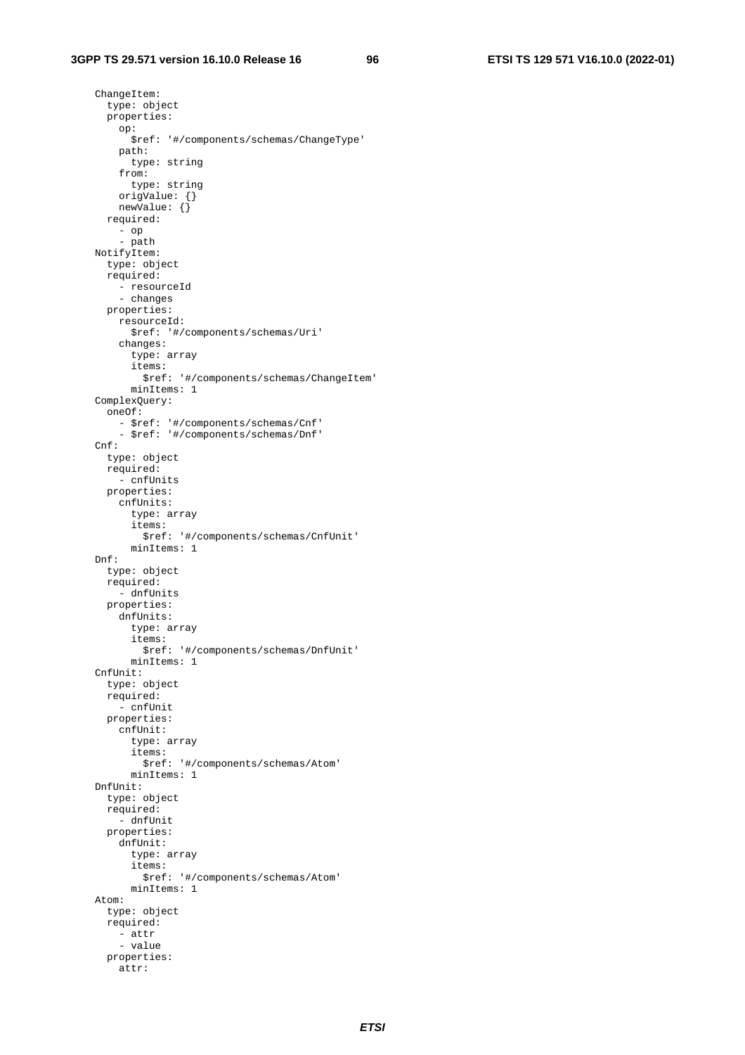```
    ChangeItem:
      type: object
      properties:
        op:
          $ref: '#/components/schemas/ChangeType'
        path:
          type: string
        from:
          type: string
        origValue: {}
        newValue: {}
      required:
        - op
        - path
    NotifyItem:
      type: object
      required:
        - resourceId
        - changes
      properties:
        resourceId:
          $ref: '#/components/schemas/Uri'
        changes:
          type: array
          items:
            $ref: '#/components/schemas/ChangeItem'
          minItems: 1
    ComplexQuery:
      oneOf:
        - $ref: '#/components/schemas/Cnf'
        - $ref: '#/components/schemas/Dnf'
    Cnf:
      type: object
      required:
        - cnfUnits
      properties:
        cnfUnits:
          type: array
          items:
            $ref: '#/components/schemas/CnfUnit'
          minItems: 1
    Dnf:
      type: object
      required:
        - dnfUnits
      properties:
        dnfUnits:
          type: array
          items:
            $ref: '#/components/schemas/DnfUnit'
          minItems: 1
    CnfUnit:
      type: object
      required:
        - cnfUnit
      properties:
        cnfUnit:
          type: array
          items:
            $ref: '#/components/schemas/Atom'
          minItems: 1
    DnfUnit:
      type: object
      required:
        - dnfUnit
      properties:
        dnfUnit:
          type: array
          items:
            $ref: '#/components/schemas/Atom'
          minItems: 1
    Atom:
      type: object
      required:
        - attr
        - value
      properties:
        attr:
```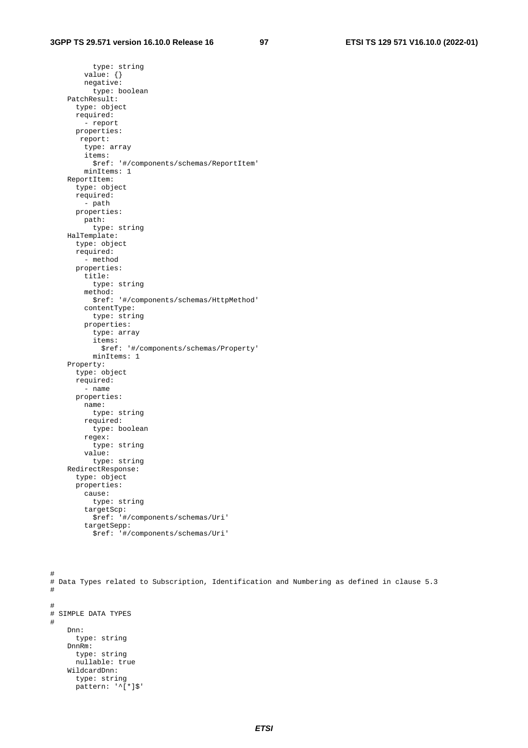```
          type: string
        value: {}
        negative:
          type: boolean
    PatchResult:
      type: object
      required:
        - report
      properties:
       report:
        type: array
        items:
          $ref: '#/components/schemas/ReportItem'
        minItems: 1
    ReportItem:
      type: object
      required:
        - path
      properties:
        path:
          type: string
    HalTemplate:
      type: object
      required:
        - method
      properties:
        title:
          type: string
        method:
          $ref: '#/components/schemas/HttpMethod'
        contentType:
          type: string
        properties:
          type: array
          items:
            $ref: '#/components/schemas/Property'
          minItems: 1
    Property:
      type: object
      required:
        - name
      properties:
        name:
          type: string
        required:
          type: boolean
        regex:
          type: string
        value:
          type: string
    RedirectResponse:
      type: object
      properties:
        cause:
          type: string
        targetScp:
          $ref: '#/components/schemas/Uri'
        targetSepp:
          $ref: '#/components/schemas/Uri'



#
# Data Types related to Subscription, Identification and Numbering as defined in clause 5.3
#

#
# SIMPLE DATA TYPES
#
    Dnn:
      type: string
    DnnRm:
      type: string
      nullable: true
    WildcardDnn:
      type: string
      pattern: '^[*]$'
```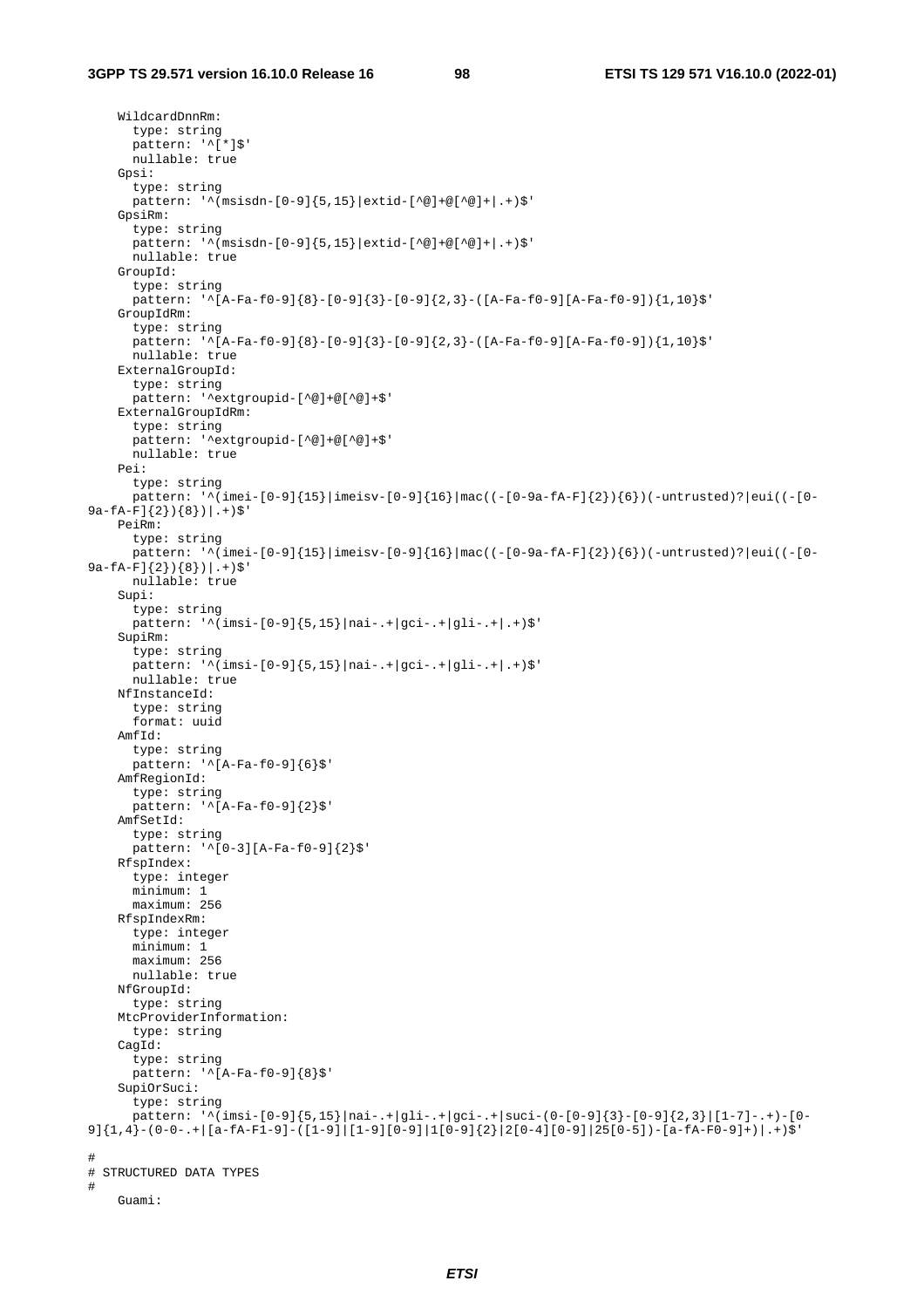```
    WildcardDnnRm:
      type: string
      pattern: '^[*]$'
      nullable: true
    Gpsi:
      type: string
      pattern: '^(msisdn-[0-9]{5,15}|extid-[^@]+@[^@]+|.+)$'
    GpsiRm:
      type: string
      pattern: '^(msisdn-[0-9]{5,15}|extid-[^@]+@[^@]+|.+)$'
      nullable: true
    GroupId:
      type: string
      pattern: '^[A-Fa-f0-9]{8}-[0-9]{3}-[0-9]{2,3}-([A-Fa-f0-9][A-Fa-f0-9]){1,10}$'
    GroupIdRm:
      type: string
      pattern: '^[A-Fa-f0-9]{8}-[0-9]{3}-[0-9]{2,3}-([A-Fa-f0-9][A-Fa-f0-9]){1,10}$'
      nullable: true
    ExternalGroupId:
      type: string
      pattern: '^extgroupid-[^@]+@[^@]+$'
    ExternalGroupIdRm:
      type: string
      pattern: '^extgroupid-[^@]+@[^@]+$'
      nullable: true
    Pei:
      type: string
      pattern: '^(imei-[0-9]{15}|imeisv-[0-9]{16}|mac((-[0-9a-fA-F]{2}){6})(-untrusted)?|eui((-[0-
9a-fA-F]{2}){8})|.+)$'
    PeiRm:
      type: string
      pattern: '^(imei-[0-9]{15}|imeisv-[0-9]{16}|mac((-[0-9a-fA-F]{2}){6})(-untrusted)?|eui((-[0-
9a-fA-F]{2}){8})|.+)$'
      nullable: true
    Supi:
      type: string
      pattern: '^(imsi-[0-9]{5,15}|nai-.+|gci-.+|gli-.+|.+)$'
    SupiRm:
      type: string
      pattern: '^(imsi-[0-9]{5,15}|nai-.+|gci-.+|gli-.+|.+)$'
      nullable: true
    NfInstanceId:
      type: string
      format: uuid
    AmfId:
      type: string
      pattern: '^[A-Fa-f0-9]{6}$'
    AmfRegionId:
      type: string
      pattern: '^[A-Fa-f0-9]{2}$'
    AmfSetId:
      type: string
      pattern: '^[0-3][A-Fa-f0-9]{2}$'
    RfspIndex:
      type: integer
      minimum: 1
      maximum: 256
    RfspIndexRm:
      type: integer
      minimum: 1
      maximum: 256
      nullable: true
    NfGroupId:
      type: string
    MtcProviderInformation:
      type: string
    CagId:
      type: string
      pattern: '^[A-Fa-f0-9]{8}$'
    SupiOrSuci:
      type: string
      pattern: '^(imsi-[0-9]{5,15}|nai-.+|gli-.+|gci-.+|suci-(0-[0-9]{3}-[0-9]{2,3}|[1-7]-.+)-[0-
9]{1,4}-(0-0-.+|[a-fA-F1-9]-([1-9]|[1-9][0-9]|1[0-9]{2}|2[0-4][0-9]|25[0-5])-[a-fA-F0-9]+)|.+)$'

#
# STRUCTURED DATA TYPES
#
    Guami:
```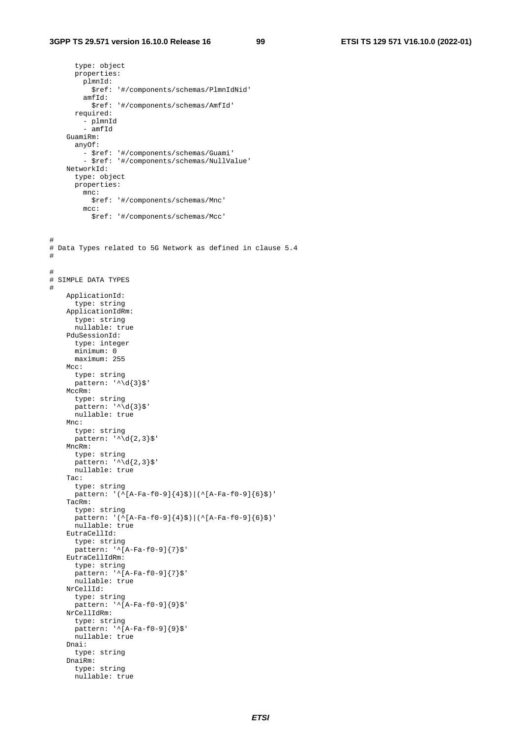```
      type: object
      properties:
        plmnId:
          $ref: '#/components/schemas/PlmnIdNid'
        amfId:
          $ref: '#/components/schemas/AmfId'
      required:
        - plmnId
        - amfId
    GuamiRm:
      anyOf:
        - $ref: '#/components/schemas/Guami'
        - $ref: '#/components/schemas/NullValue'
    NetworkId:
      type: object
      properties:
        mnc:
          $ref: '#/components/schemas/Mnc'
        mcc:
          $ref: '#/components/schemas/Mcc'


#
# Data Types related to 5G Network as defined in clause 5.4
#

#
# SIMPLE DATA TYPES
#
    ApplicationId:
      type: string
    ApplicationIdRm:
      type: string
      nullable: true
    PduSessionId:
      type: integer
      minimum: 0
      maximum: 255
    Mcc:
      type: string
      pattern: '^\d{3}$'
    MccRm:
      type: string
      pattern: '^\d{3}$'
      nullable: true
    Mnc:
      type: string
      pattern: '^\d{2,3}$'
    MncRm:
      type: string
      pattern: '^\d{2,3}$'
      nullable: true
    Tac:
      type: string
      pattern: '(^[A-Fa-f0-9]{4}$)|(^[A-Fa-f0-9]{6}$)'
    TacRm:
      type: string
      pattern: '(^[A-Fa-f0-9]{4}$)|(^[A-Fa-f0-9]{6}$)'
      nullable: true
    EutraCellId:
      type: string
      pattern: '^[A-Fa-f0-9]{7}$'
    EutraCellIdRm:
      type: string
      pattern: '^[A-Fa-f0-9]{7}$'
      nullable: true
    NrCellId:
      type: string
      pattern: '^[A-Fa-f0-9]{9}$'
    NrCellIdRm:
      type: string
      pattern: '^[A-Fa-f0-9]{9}$'
      nullable: true
    Dnai:
      type: string
    DnaiRm:
      type: string
      nullable: true
```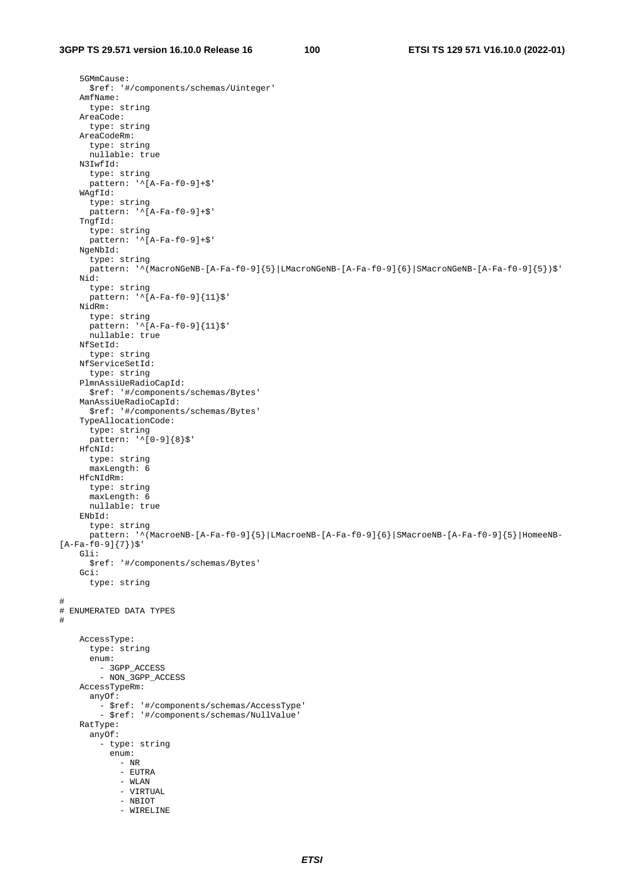```
    5GMmCause:
      $ref: '#/components/schemas/Uinteger'
    AmfName:
      type: string
    AreaCode:
      type: string
    AreaCodeRm:
      type: string
      nullable: true
    N3IwfId:
      type: string
      pattern: '^[A-Fa-f0-9]+$'
    WAgfId:
      type: string
      pattern: '^[A-Fa-f0-9]+$'
    TngfId:
      type: string
      pattern: '^[A-Fa-f0-9]+$'
    NgeNbId:
      type: string
      pattern: '^(MacroNGeNB-[A-Fa-f0-9]{5}|LMacroNGeNB-[A-Fa-f0-9]{6}|SMacroNGeNB-[A-Fa-f0-9]{5})$'
    Nid:
      type: string
      pattern: '^[A-Fa-f0-9]{11}$'
    NidRm:
      type: string
      pattern: '^[A-Fa-f0-9]{11}$'
      nullable: true
    NfSetId:
      type: string
    NfServiceSetId:
      type: string
    PlmnAssiUeRadioCapId:
      $ref: '#/components/schemas/Bytes'
    ManAssiUeRadioCapId:
      $ref: '#/components/schemas/Bytes'
    TypeAllocationCode:
      type: string
      pattern: '^[0-9]{8}$'
    HfcNId:
      type: string
      maxLength: 6
    HfcNIdRm:
      type: string
      maxLength: 6
      nullable: true
    ENbId:
      type: string
      pattern: '^(MacroeNB-[A-Fa-f0-9]{5}|LMacroeNB-[A-Fa-f0-9]{6}|SMacroeNB-[A-Fa-f0-9]{5}|HomeeNB-
[A-Fa-f0-9]{7})$'
    Gli:
      $ref: '#/components/schemas/Bytes'
    Gci:
      type: string

#
# ENUMERATED DATA TYPES
#

    AccessType:
      type: string
      enum:
        - 3GPP_ACCESS
        - NON_3GPP_ACCESS
    AccessTypeRm:
      anyOf:
        - $ref: '#/components/schemas/AccessType'
        - $ref: '#/components/schemas/NullValue'
    RatType:
      anyOf:
        - type: string
          enum:
            - NR
            - EUTRA
            - WLAN
            - VIRTUAL
            - NBIOT
            - WIRELINE
```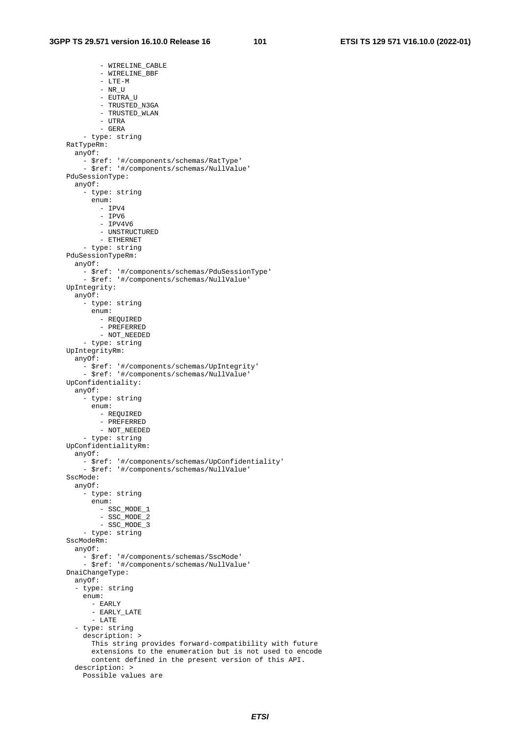```
          - WIRELINE_CABLE
          - WIRELINE_BBF
          - LTE-M
          - NR_U
          - EUTRA_U
          - TRUSTED_N3GA
          - TRUSTED_WLAN
          - UTRA
          - GERA
      - type: string
    RatTypeRm:
      anyOf:
        - $ref: '#/components/schemas/RatType'
        - $ref: '#/components/schemas/NullValue'
    PduSessionType:
      anyOf:
        - type: string
          enum:
            - IPV4
            - IPV6
            - IPV4V6
            - UNSTRUCTURED
            - ETHERNET
        - type: string
    PduSessionTypeRm:
      anyOf:
        - $ref: '#/components/schemas/PduSessionType'
        - $ref: '#/components/schemas/NullValue'
    UpIntegrity:
      anyOf:
        - type: string
          enum:
            - REQUIRED
            - PREFERRED
            - NOT_NEEDED
        - type: string
    UpIntegrityRm:
      anyOf:
        - $ref: '#/components/schemas/UpIntegrity'
        - $ref: '#/components/schemas/NullValue'
    UpConfidentiality:
      anyOf:
        - type: string
          enum:
            - REQUIRED
            - PREFERRED
            - NOT_NEEDED
        - type: string
    UpConfidentialityRm:
      anyOf:
        - $ref: '#/components/schemas/UpConfidentiality'
        - $ref: '#/components/schemas/NullValue'
    SscMode:
      anyOf:
        - type: string
          enum:
            - SSC_MODE_1
            - SSC_MODE_2
            - SSC_MODE_3
        - type: string
    SscModeRm:
      anyOf:
        - $ref: '#/components/schemas/SscMode'
        - $ref: '#/components/schemas/NullValue'
    DnaiChangeType:
      anyOf:
      - type: string
        enum:
          - EARLY
          - EARLY_LATE
          - LATE
      - type: string
        description: >
          This string provides forward-compatibility with future
          extensions to the enumeration but is not used to encode
          content defined in the present version of this API.
      description: >
        Possible values are
```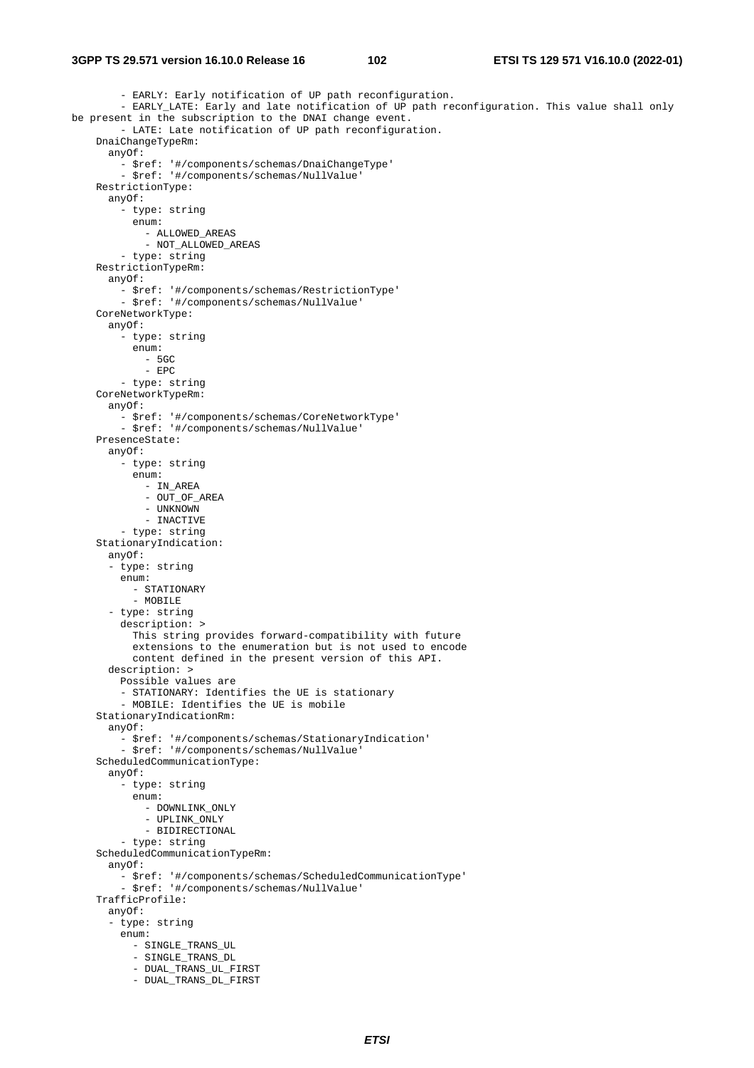```
        - EARLY: Early notification of UP path reconfiguration.
        - EARLY_LATE: Early and late notification of UP path reconfiguration. This value shall only
be present in the subscription to the DNAI change event.
        - LATE: Late notification of UP path reconfiguration.
    DnaiChangeTypeRm:
      anyOf:
        - $ref: '#/components/schemas/DnaiChangeType'
        - $ref: '#/components/schemas/NullValue'
    RestrictionType:
      anyOf:
        - type: string
          enum:
            - ALLOWED_AREAS
            - NOT_ALLOWED_AREAS
        - type: string
    RestrictionTypeRm:
      anyOf:
        - $ref: '#/components/schemas/RestrictionType'
        - $ref: '#/components/schemas/NullValue'
    CoreNetworkType:
      anyOf:
        - type: string
          enum:
            - 5GC
            - EPC
        - type: string
    CoreNetworkTypeRm:
      anyOf:
        - $ref: '#/components/schemas/CoreNetworkType'
        - $ref: '#/components/schemas/NullValue'
    PresenceState:
      anyOf:
        - type: string
          enum:
            - IN_AREA
            - OUT_OF_AREA
            - UNKNOWN
            - INACTIVE
        - type: string
    StationaryIndication:
      anyOf:
      - type: string
        enum:
          - STATIONARY
          - MOBILE
      - type: string
        description: >
          This string provides forward-compatibility with future
          extensions to the enumeration but is not used to encode
          content defined in the present version of this API.
      description: >
        Possible values are
        - STATIONARY: Identifies the UE is stationary
        - MOBILE: Identifies the UE is mobile
    StationaryIndicationRm:
      anyOf:
        - $ref: '#/components/schemas/StationaryIndication'
        - $ref: '#/components/schemas/NullValue'
    ScheduledCommunicationType:
      anyOf:
        - type: string
          enum:
            - DOWNLINK_ONLY
            - UPLINK_ONLY
            - BIDIRECTIONAL
        - type: string
    ScheduledCommunicationTypeRm:
      anyOf:
        - $ref: '#/components/schemas/ScheduledCommunicationType'
        - $ref: '#/components/schemas/NullValue'
    TrafficProfile:
      anyOf:
      - type: string
        enum:
          - SINGLE_TRANS_UL
          - SINGLE_TRANS_DL
          - DUAL_TRANS_UL_FIRST
          - DUAL_TRANS_DL_FIRST
```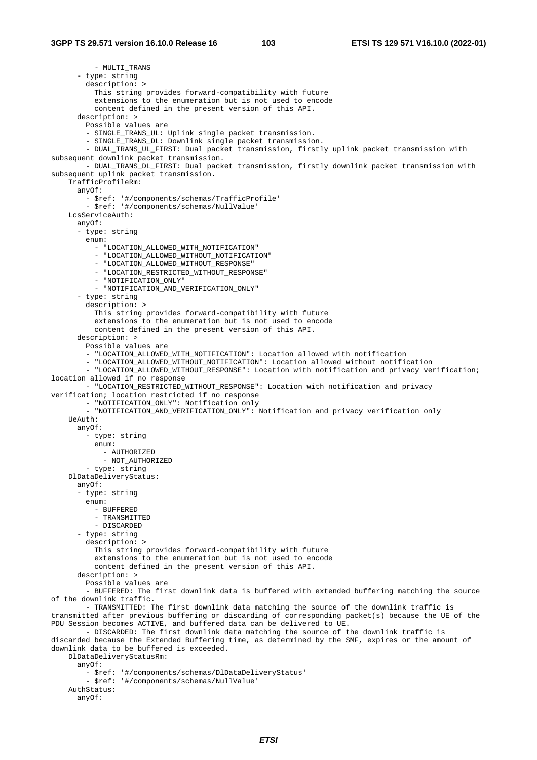```
          - MULTI_TRANS
      - type: string
        description: >
          This string provides forward-compatibility with future
          extensions to the enumeration but is not used to encode
          content defined in the present version of this API.
      description: >
        Possible values are
        - SINGLE_TRANS_UL: Uplink single packet transmission.
        - SINGLE_TRANS_DL: Downlink single packet transmission.
        - DUAL_TRANS_UL_FIRST: Dual packet transmission, firstly uplink packet transmission with
subsequent downlink packet transmission.
        - DUAL_TRANS_DL_FIRST: Dual packet transmission, firstly downlink packet transmission with
subsequent uplink packet transmission.
    TrafficProfileRm:
      anyOf:
        - $ref: '#/components/schemas/TrafficProfile'
        - $ref: '#/components/schemas/NullValue'
    LcsServiceAuth:
      anyOf:
      - type: string
        enum:
          - "LOCATION_ALLOWED_WITH_NOTIFICATION"
          - "LOCATION_ALLOWED_WITHOUT_NOTIFICATION"
          - "LOCATION_ALLOWED_WITHOUT_RESPONSE"
          - "LOCATION_RESTRICTED_WITHOUT_RESPONSE"
          - "NOTIFICATION_ONLY"
          - "NOTIFICATION_AND_VERIFICATION_ONLY"
      - type: string
        description: >
          This string provides forward-compatibility with future
          extensions to the enumeration but is not used to encode
          content defined in the present version of this API.
      description: >
        Possible values are
        - "LOCATION_ALLOWED_WITH_NOTIFICATION": Location allowed with notification
        - "LOCATION_ALLOWED_WITHOUT_NOTIFICATION": Location allowed without notification
        - "LOCATION_ALLOWED_WITHOUT_RESPONSE": Location with notification and privacy verification;
location allowed if no response
        - "LOCATION_RESTRICTED_WITHOUT_RESPONSE": Location with notification and privacy
verification; location restricted if no response
        - "NOTIFICATION_ONLY": Notification only
        - "NOTIFICATION_AND_VERIFICATION_ONLY": Notification and privacy verification only
    UeAuth:
      anyOf:
        - type: string
          enum:
            - AUTHORIZED
            - NOT_AUTHORIZED
        - type: string
    DlDataDeliveryStatus:
      anyOf:
      - type: string
        enum:
          - BUFFERED
          - TRANSMITTED
          - DISCARDED
      - type: string
        description: >
          This string provides forward-compatibility with future
          extensions to the enumeration but is not used to encode
          content defined in the present version of this API.
      description: >
        Possible values are
        - BUFFERED: The first downlink data is buffered with extended buffering matching the source
of the downlink traffic.
        - TRANSMITTED: The first downlink data matching the source of the downlink traffic is
transmitted after previous buffering or discarding of corresponding packet(s) because the UE of the
PDU Session becomes ACTIVE, and buffered data can be delivered to UE.
        - DISCARDED: The first downlink data matching the source of the downlink traffic is
discarded because the Extended Buffering time, as determined by the SMF, expires or the amount of
downlink data to be buffered is exceeded.
    DlDataDeliveryStatusRm:
      anyOf:
        - $ref: '#/components/schemas/DlDataDeliveryStatus'
        - $ref: '#/components/schemas/NullValue'
    AuthStatus:
      anyOf:
```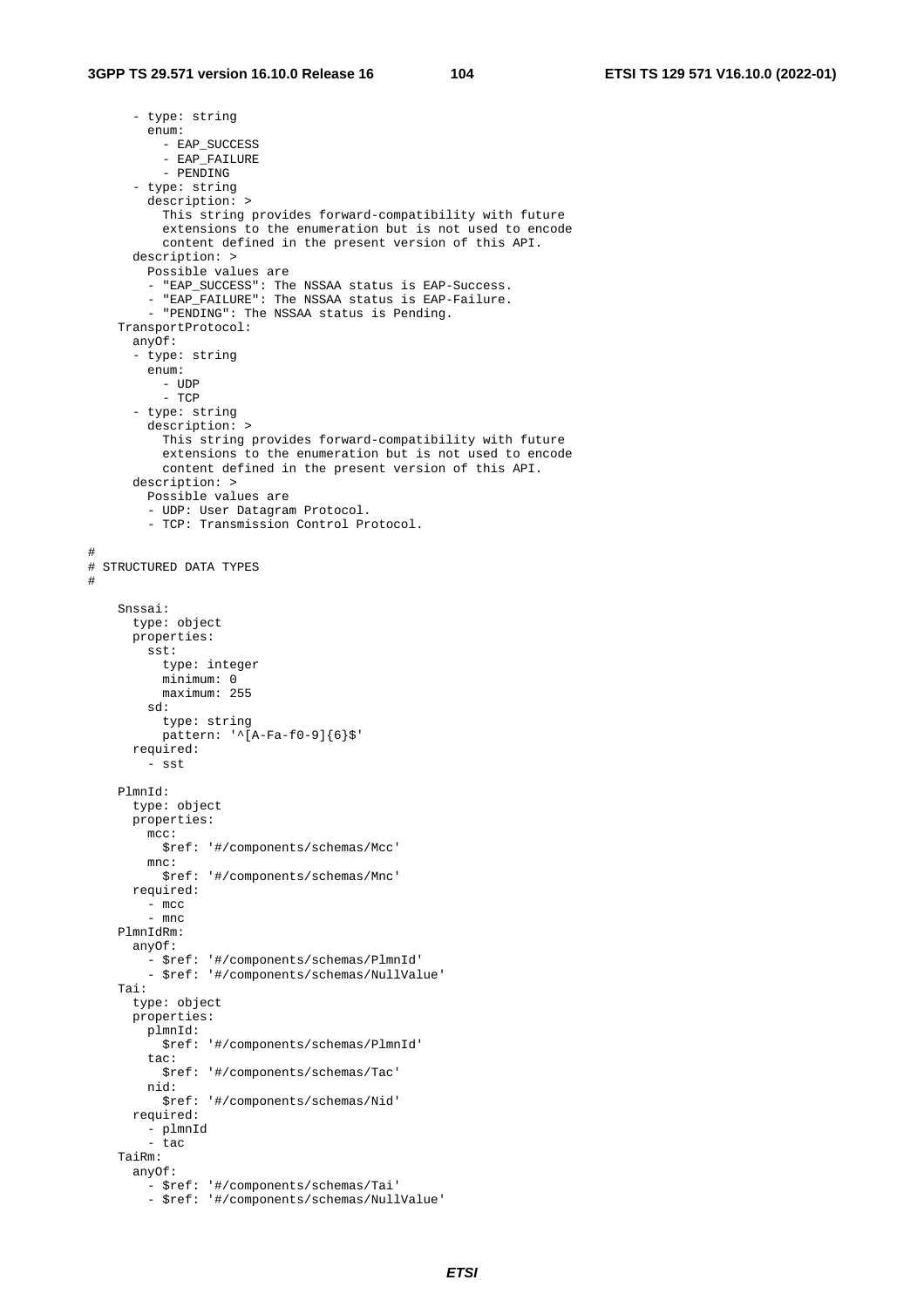```
        - type: string
          enum:
            - EAP_SUCCESS
            - EAP_FAILURE
            - PENDING
        - type: string
          description: >
            This string provides forward-compatibility with future
            extensions to the enumeration but is not used to encode
            content defined in the present version of this API.
        description: >
          Possible values are
          - "EAP_SUCCESS": The NSSAA status is EAP-Success.
          - "EAP_FAILURE": The NSSAA status is EAP-Failure.
          - "PENDING": The NSSAA status is Pending.
    TransportProtocol:
      anyOf:
        - type: string
          enum:
            - UDP
            - TCP
        - type: string
          description: >
            This string provides forward-compatibility with future
            extensions to the enumeration but is not used to encode
            content defined in the present version of this API.
        description: >
          Possible values are
          - UDP: User Datagram Protocol.
          - TCP: Transmission Control Protocol.

#
# STRUCTURED DATA TYPES
#

    Snssai:
      type: object
      properties:
        sst:
          type: integer
          minimum: 0
          maximum: 255
        sd:
          type: string
          pattern: '^[A-Fa-f0-9]{6}$'
      required:
        - sst

    PlmnId:
      type: object
      properties:
        mcc:
          $ref: '#/components/schemas/Mcc'
        mnc:
          $ref: '#/components/schemas/Mnc'
      required:
        - mcc
        - mnc
    PlmnIdRm:
      anyOf:
        - $ref: '#/components/schemas/PlmnId'
        - $ref: '#/components/schemas/NullValue'
    Tai:
      type: object
      properties:
        plmnId:
          $ref: '#/components/schemas/PlmnId'
        tac:
          $ref: '#/components/schemas/Tac'
        nid:
          $ref: '#/components/schemas/Nid'
      required:
        - plmnId
        - tac
    TaiRm:
      anyOf:
        - $ref: '#/components/schemas/Tai'
        - $ref: '#/components/schemas/NullValue'
```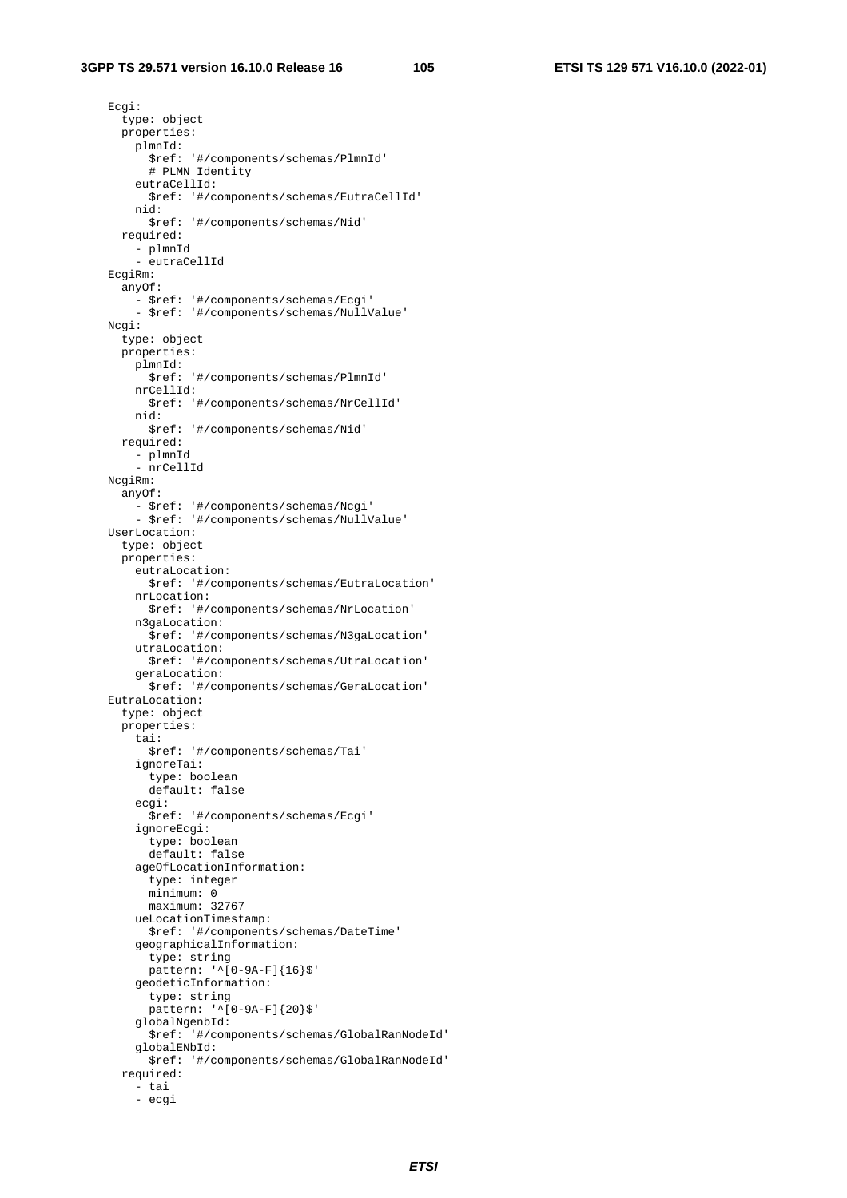```
    Ecgi:
      type: object
      properties:
        plmnId:
          $ref: '#/components/schemas/PlmnId'
          # PLMN Identity
        eutraCellId:
          $ref: '#/components/schemas/EutraCellId'
        nid:
          $ref: '#/components/schemas/Nid'
      required:
        - plmnId
        - eutraCellId
    EcgiRm:
      anyOf:
        - $ref: '#/components/schemas/Ecgi'
        - $ref: '#/components/schemas/NullValue'
    Ncgi:
      type: object
      properties:
        plmnId:
          $ref: '#/components/schemas/PlmnId'
        nrCellId:
          $ref: '#/components/schemas/NrCellId'
        nid:
          $ref: '#/components/schemas/Nid'
      required:
        - plmnId
        - nrCellId
    NcgiRm:
      anyOf:
        - $ref: '#/components/schemas/Ncgi'
        - $ref: '#/components/schemas/NullValue'
    UserLocation:
      type: object
      properties:
        eutraLocation:
          $ref: '#/components/schemas/EutraLocation'
        nrLocation:
          $ref: '#/components/schemas/NrLocation'
        n3gaLocation:
          $ref: '#/components/schemas/N3gaLocation'
        utraLocation:
          $ref: '#/components/schemas/UtraLocation'
        geraLocation:
          $ref: '#/components/schemas/GeraLocation'
    EutraLocation:
      type: object
      properties:
        tai:
          $ref: '#/components/schemas/Tai'
        ignoreTai:
          type: boolean
          default: false
        ecgi:
          $ref: '#/components/schemas/Ecgi'
        ignoreEcgi:
          type: boolean
          default: false
        ageOfLocationInformation:
          type: integer
          minimum: 0
          maximum: 32767
        ueLocationTimestamp:
          $ref: '#/components/schemas/DateTime'
        geographicalInformation:
          type: string
          pattern: '^[0-9A-F]{16}$'
        geodeticInformation:
          type: string
          pattern: '^[0-9A-F]{20}$'
        globalNgenbId:
          $ref: '#/components/schemas/GlobalRanNodeId'
        globalENbId:
          $ref: '#/components/schemas/GlobalRanNodeId'
      required:
        - tai
        - ecgi
```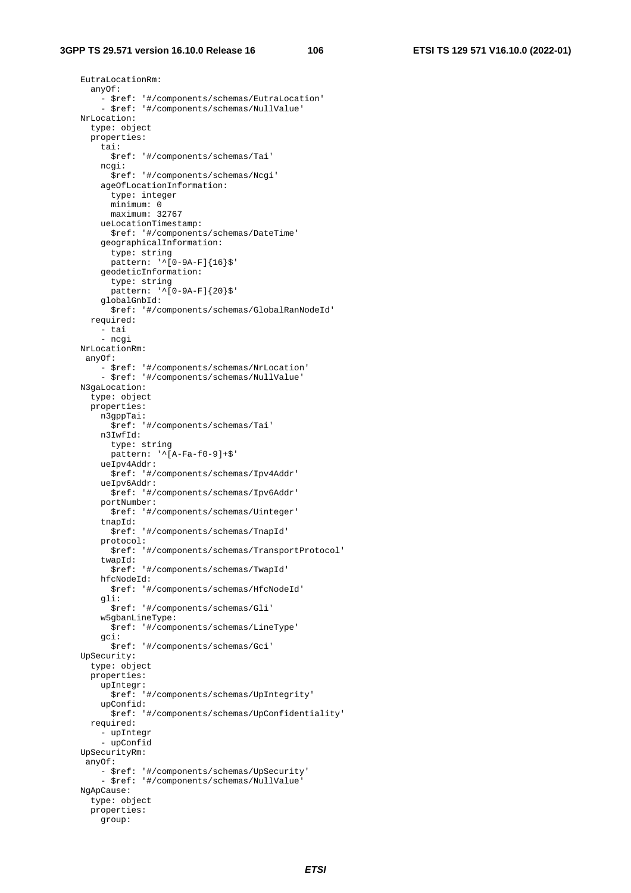```
    EutraLocationRm:
      anyOf:
        - $ref: '#/components/schemas/EutraLocation'
        - $ref: '#/components/schemas/NullValue'
    NrLocation:
      type: object
      properties:
        tai:
          $ref: '#/components/schemas/Tai'
        ncgi:
          $ref: '#/components/schemas/Ncgi'
        ageOfLocationInformation:
          type: integer
          minimum: 0
          maximum: 32767
        ueLocationTimestamp:
          $ref: '#/components/schemas/DateTime'
        geographicalInformation:
          type: string
          pattern: '^[0-9A-F]{16}$'
        geodeticInformation:
          type: string
          pattern: '^[0-9A-F]{20}$'
        globalGnbId:
          $ref: '#/components/schemas/GlobalRanNodeId'
      required:
        - tai
        - ncgi
    NrLocationRm:
     anyOf:
        - $ref: '#/components/schemas/NrLocation'
        - $ref: '#/components/schemas/NullValue'
    N3gaLocation:
      type: object
      properties:
        n3gppTai:
          $ref: '#/components/schemas/Tai'
        n3IwfId:
          type: string
          pattern: '^[A-Fa-f0-9]+$'
        ueIpv4Addr:
          $ref: '#/components/schemas/Ipv4Addr'
        ueIpv6Addr:
          $ref: '#/components/schemas/Ipv6Addr'
        portNumber:
          $ref: '#/components/schemas/Uinteger'
        tnapId:
          $ref: '#/components/schemas/TnapId'
        protocol:
          $ref: '#/components/schemas/TransportProtocol'
        twapId:
          $ref: '#/components/schemas/TwapId'
        hfcNodeId:
          $ref: '#/components/schemas/HfcNodeId'
        gli:
          $ref: '#/components/schemas/Gli'
        w5gbanLineType:
          $ref: '#/components/schemas/LineType'
        gci:
          $ref: '#/components/schemas/Gci'
    UpSecurity:
      type: object
      properties:
        upIntegr:
          $ref: '#/components/schemas/UpIntegrity'
        upConfid:
          $ref: '#/components/schemas/UpConfidentiality'
      required:
        - upIntegr
        - upConfid
    UpSecurityRm:
     anyOf:
        - $ref: '#/components/schemas/UpSecurity'
        - $ref: '#/components/schemas/NullValue'
    NgApCause:
      type: object
      properties:
        group:
```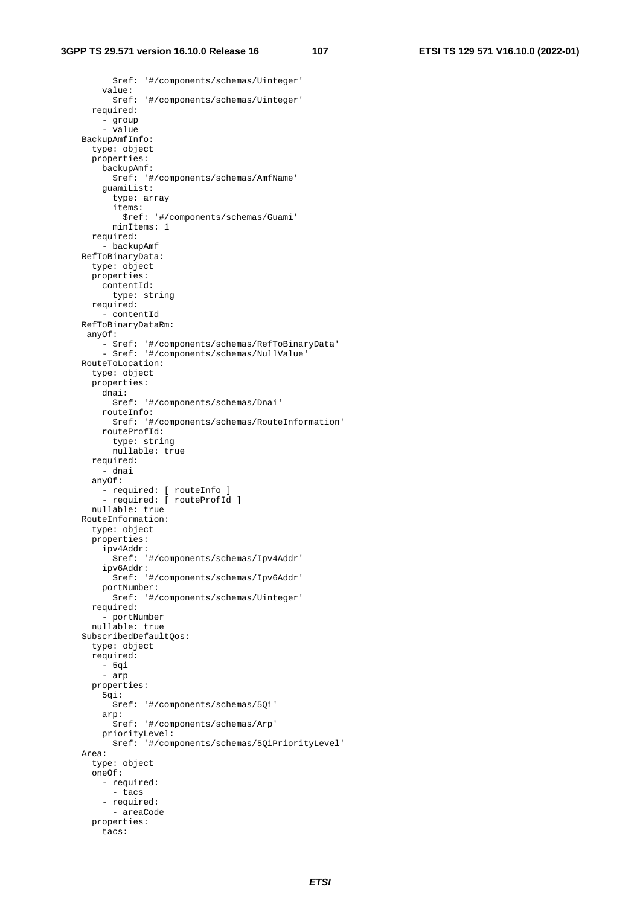```
          $ref: '#/components/schemas/Uinteger'
        value:
          $ref: '#/components/schemas/Uinteger'
      required:
        - group
        - value
    BackupAmfInfo:
      type: object
      properties:
        backupAmf:
          $ref: '#/components/schemas/AmfName'
        guamiList:
          type: array
          items:
            $ref: '#/components/schemas/Guami'
          minItems: 1
      required:
        - backupAmf
    RefToBinaryData:
      type: object
      properties:
        contentId:
          type: string
      required:
        - contentId
    RefToBinaryDataRm:
     anyOf:
        - $ref: '#/components/schemas/RefToBinaryData'
        - $ref: '#/components/schemas/NullValue'
    RouteToLocation:
      type: object
      properties:
        dnai:
          $ref: '#/components/schemas/Dnai'
        routeInfo:
          $ref: '#/components/schemas/RouteInformation'
        routeProfId:
          type: string
          nullable: true
      required:
        - dnai
      anyOf:
        - required: [ routeInfo ]
        - required: [ routeProfId ]
      nullable: true
    RouteInformation:
      type: object
      properties:
        ipv4Addr:
          $ref: '#/components/schemas/Ipv4Addr'
        ipv6Addr:
          $ref: '#/components/schemas/Ipv6Addr'
        portNumber:
          $ref: '#/components/schemas/Uinteger'
      required:
        - portNumber
      nullable: true
    SubscribedDefaultQos:
      type: object
      required:
        - 5qi
        - arp
      properties:
        5qi:
          $ref: '#/components/schemas/5Qi'
        arp:
          $ref: '#/components/schemas/Arp'
        priorityLevel:
          $ref: '#/components/schemas/5QiPriorityLevel'
    Area:
      type: object
      oneOf:
        - required:
          - tacs
        - required:
          - areaCode
      properties:
        tacs:
```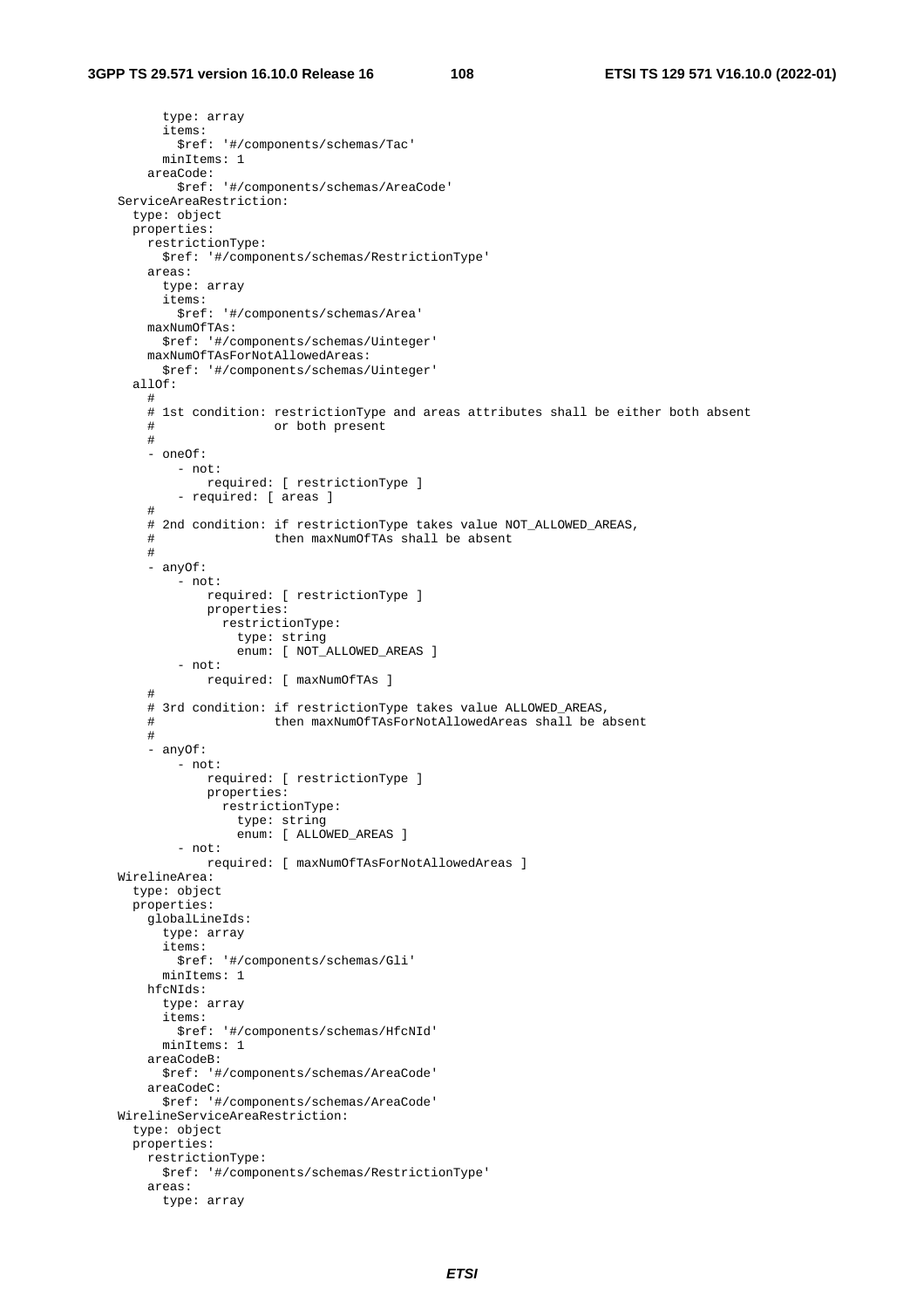```
          type: array
          items:
            $ref: '#/components/schemas/Tac'
          minItems: 1
        areaCode:
            $ref: '#/components/schemas/AreaCode'
    ServiceAreaRestriction:
      type: object
      properties:
        restrictionType:
          $ref: '#/components/schemas/RestrictionType'
        areas:
          type: array
          items:
            $ref: '#/components/schemas/Area'
        maxNumOfTAs:
          $ref: '#/components/schemas/Uinteger'
        maxNumOfTAsForNotAllowedAreas:
          $ref: '#/components/schemas/Uinteger'
      allOf:
        #
        # 1st condition: restrictionType and areas attributes shall be either both absent
        #                or both present
        #
        - oneOf:
            - not:
                required: [ restrictionType ]
            - required: [ areas ]
        #
        # 2nd condition: if restrictionType takes value NOT_ALLOWED_AREAS,
        #                then maxNumOfTAs shall be absent
        #
        - anyOf:
            - not:
                required: [ restrictionType ]
                properties:
                  restrictionType:
                    type: string
                    enum: [ NOT_ALLOWED_AREAS ]
            - not:
                required: [ maxNumOfTAs ]
        #
        # 3rd condition: if restrictionType takes value ALLOWED_AREAS,
        #                then maxNumOfTAsForNotAllowedAreas shall be absent
        #
        - anyOf:
            - not:
                required: [ restrictionType ]
                properties:
                  restrictionType:
                    type: string
                    enum: [ ALLOWED_AREAS ]
            - not:
                required: [ maxNumOfTAsForNotAllowedAreas ]
    WirelineArea:
      type: object
      properties:
        globalLineIds:
          type: array
          items:
            $ref: '#/components/schemas/Gli'
          minItems: 1
        hfcNIds:
          type: array
          items:
            $ref: '#/components/schemas/HfcNId'
          minItems: 1
        areaCodeB:
          $ref: '#/components/schemas/AreaCode'
        areaCodeC:
          $ref: '#/components/schemas/AreaCode'
    WirelineServiceAreaRestriction:
      type: object
      properties:
        restrictionType:
          $ref: '#/components/schemas/RestrictionType'
        areas:
          type: array
```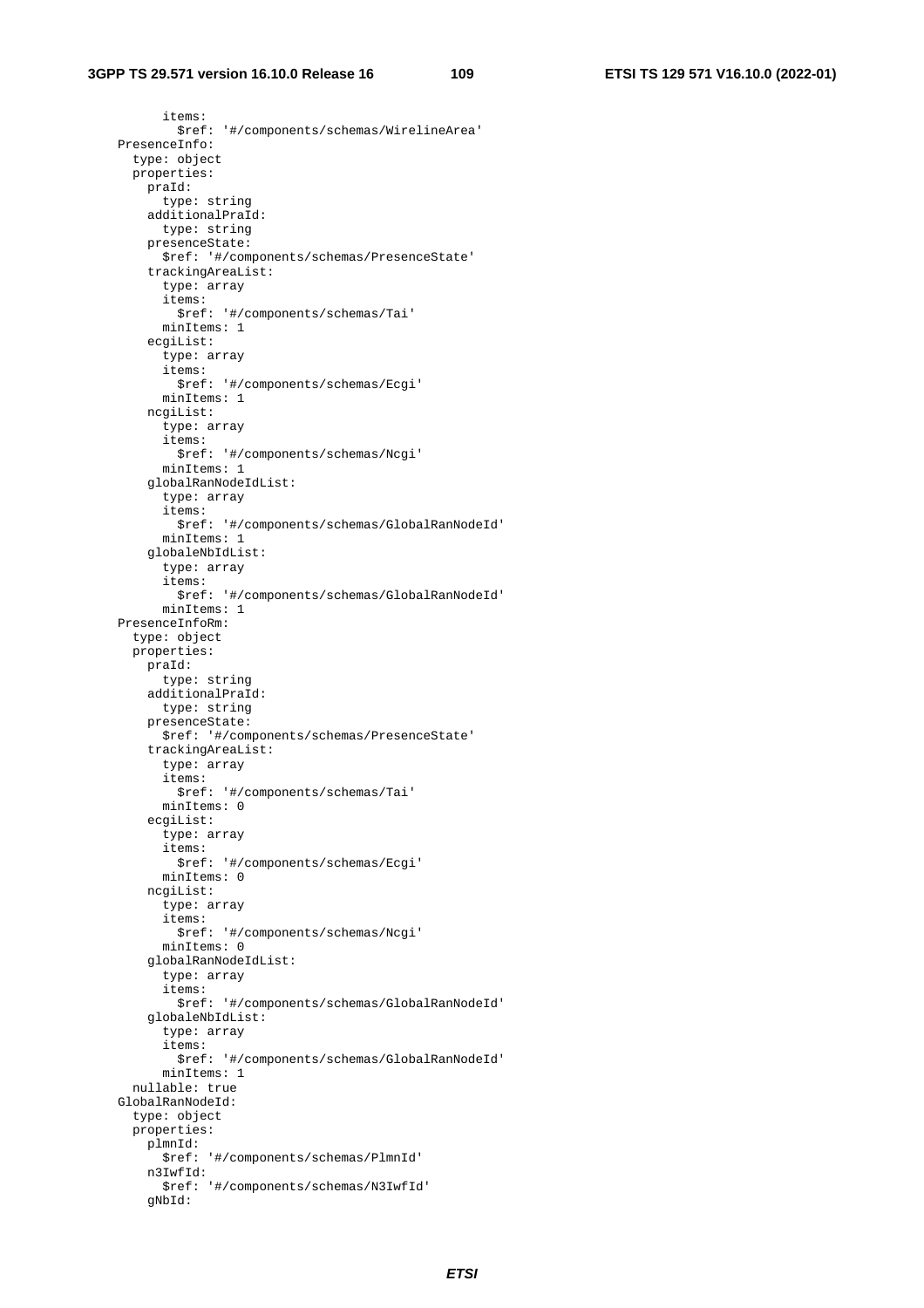```
          items:
            $ref: '#/components/schemas/WirelineArea'
    PresenceInfo:
      type: object
      properties:
        praId:
          type: string
        additionalPraId:
          type: string
        presenceState:
          $ref: '#/components/schemas/PresenceState'
        trackingAreaList:
          type: array
          items:
            $ref: '#/components/schemas/Tai'
          minItems: 1
        ecgiList:
          type: array
          items:
            $ref: '#/components/schemas/Ecgi'
          minItems: 1
        ncgiList:
          type: array
          items:
            $ref: '#/components/schemas/Ncgi'
          minItems: 1
        globalRanNodeIdList:
          type: array
          items:
            $ref: '#/components/schemas/GlobalRanNodeId'
          minItems: 1
        globaleNbIdList:
          type: array
          items:
            $ref: '#/components/schemas/GlobalRanNodeId'
          minItems: 1
    PresenceInfoRm:
      type: object
      properties:
        praId:
          type: string
        additionalPraId:
          type: string
        presenceState:
          $ref: '#/components/schemas/PresenceState'
        trackingAreaList:
          type: array
          items:
            $ref: '#/components/schemas/Tai'
          minItems: 0
        ecgiList:
          type: array
          items:
            $ref: '#/components/schemas/Ecgi'
          minItems: 0
        ncgiList:
          type: array
          items:
            $ref: '#/components/schemas/Ncgi'
          minItems: 0
        globalRanNodeIdList:
          type: array
          items:
            $ref: '#/components/schemas/GlobalRanNodeId'
        globaleNbIdList:
          type: array
          items:
            $ref: '#/components/schemas/GlobalRanNodeId'
          minItems: 1
      nullable: true
    GlobalRanNodeId:
      type: object
      properties:
        plmnId:
          $ref: '#/components/schemas/PlmnId'
        n3IwfId:
          $ref: '#/components/schemas/N3IwfId'
        gNbId:
```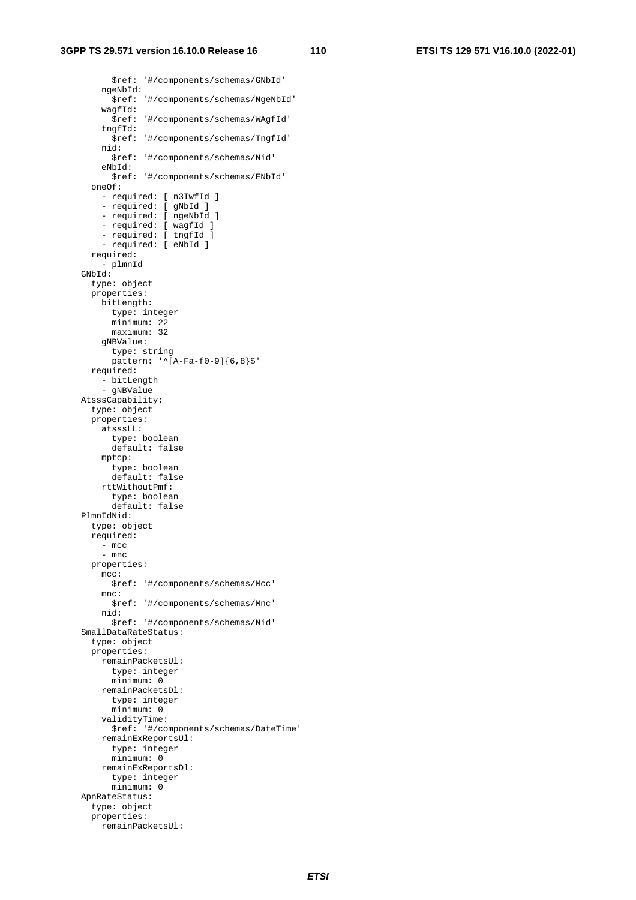```
          $ref: '#/components/schemas/GNbId'
        ngeNbId:
          $ref: '#/components/schemas/NgeNbId'
        wagfId:
          $ref: '#/components/schemas/WAgfId'
        tngfId:
          $ref: '#/components/schemas/TngfId'
        nid:
          $ref: '#/components/schemas/Nid'
        eNbId:
          $ref: '#/components/schemas/ENbId'
      oneOf:
        - required: [ n3IwfId ]
        - required: [ gNbId ]
        - required: [ ngeNbId ]
        - required: [ wagfId ]
        - required: [ tngfId ]
        - required: [ eNbId ]
      required:
        - plmnId
    GNbId:
      type: object
      properties:
        bitLength:
          type: integer
          minimum: 22
          maximum: 32
        gNBValue:
          type: string
          pattern: '^[A-Fa-f0-9]{6,8}$'
      required:
        - bitLength
        - gNBValue
    AtsssCapability:
      type: object
      properties:
        atsssLL:
          type: boolean
          default: false
        mptcp:
          type: boolean
          default: false
        rttWithoutPmf:
          type: boolean
          default: false
    PlmnIdNid:
      type: object
      required:
        - mcc
        - mnc
      properties:
        mcc:
          $ref: '#/components/schemas/Mcc'
        mnc:
          $ref: '#/components/schemas/Mnc'
        nid:
          $ref: '#/components/schemas/Nid'
    SmallDataRateStatus:
      type: object
      properties:
        remainPacketsUl:
          type: integer
          minimum: 0
        remainPacketsDl:
          type: integer
          minimum: 0
        validityTime:
          $ref: '#/components/schemas/DateTime'
        remainExReportsUl:
          type: integer
          minimum: 0
        remainExReportsDl:
          type: integer
          minimum: 0
    ApnRateStatus:
      type: object
      properties:
        remainPacketsUl:
```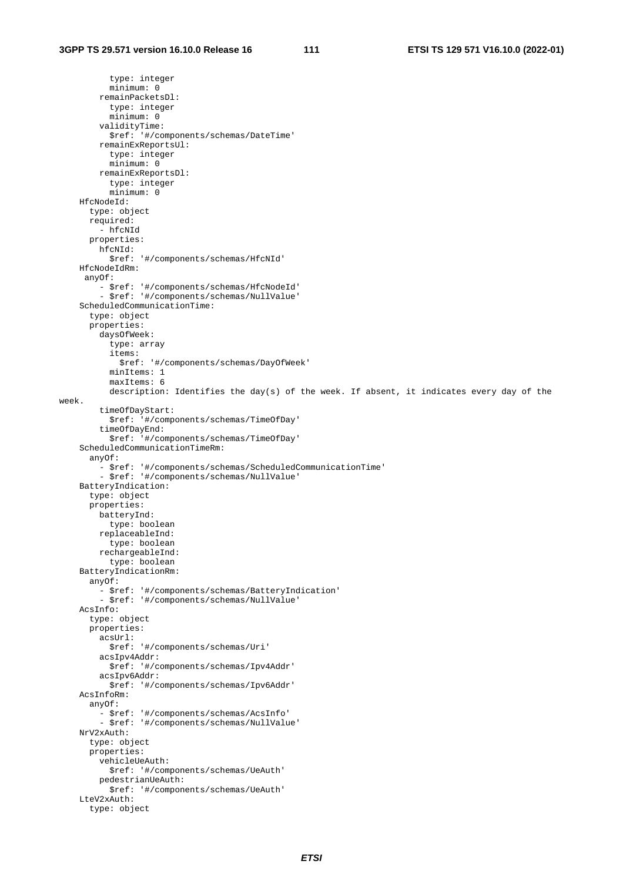```
          type: integer
          minimum: 0
        remainPacketsDl:
          type: integer
          minimum: 0
        validityTime:
          $ref: '#/components/schemas/DateTime'
        remainExReportsUl:
          type: integer
          minimum: 0
        remainExReportsDl:
          type: integer
          minimum: 0
    HfcNodeId:
      type: object
      required:
        - hfcNId
      properties:
        hfcNId:
          $ref: '#/components/schemas/HfcNId'
    HfcNodeIdRm:
     anyOf:
        - $ref: '#/components/schemas/HfcNodeId'
        - $ref: '#/components/schemas/NullValue'
    ScheduledCommunicationTime:
      type: object
      properties:
        daysOfWeek:
          type: array
          items:
            $ref: '#/components/schemas/DayOfWeek'
          minItems: 1
          maxItems: 6
          description: Identifies the day(s) of the week. If absent, it indicates every day of the
week.
        timeOfDayStart:
          $ref: '#/components/schemas/TimeOfDay'
        timeOfDayEnd:
          $ref: '#/components/schemas/TimeOfDay'
    ScheduledCommunicationTimeRm:
      anyOf:
        - $ref: '#/components/schemas/ScheduledCommunicationTime'
        - $ref: '#/components/schemas/NullValue'
    BatteryIndication:
      type: object
      properties:
        batteryInd:
          type: boolean
        replaceableInd:
          type: boolean
        rechargeableInd:
          type: boolean
    BatteryIndicationRm:
      anyOf:
        - $ref: '#/components/schemas/BatteryIndication'
        - $ref: '#/components/schemas/NullValue'
    AcsInfo:
      type: object
      properties:
        acsUrl:
          $ref: '#/components/schemas/Uri'
        acsIpv4Addr:
          $ref: '#/components/schemas/Ipv4Addr'
        acsIpv6Addr:
          $ref: '#/components/schemas/Ipv6Addr'
    AcsInfoRm:
      anyOf:
        - $ref: '#/components/schemas/AcsInfo'
        - $ref: '#/components/schemas/NullValue'
    NrV2xAuth:
      type: object
      properties:
        vehicleUeAuth:
          $ref: '#/components/schemas/UeAuth'
        pedestrianUeAuth:
          $ref: '#/components/schemas/UeAuth'
    LteV2xAuth:
      type: object
```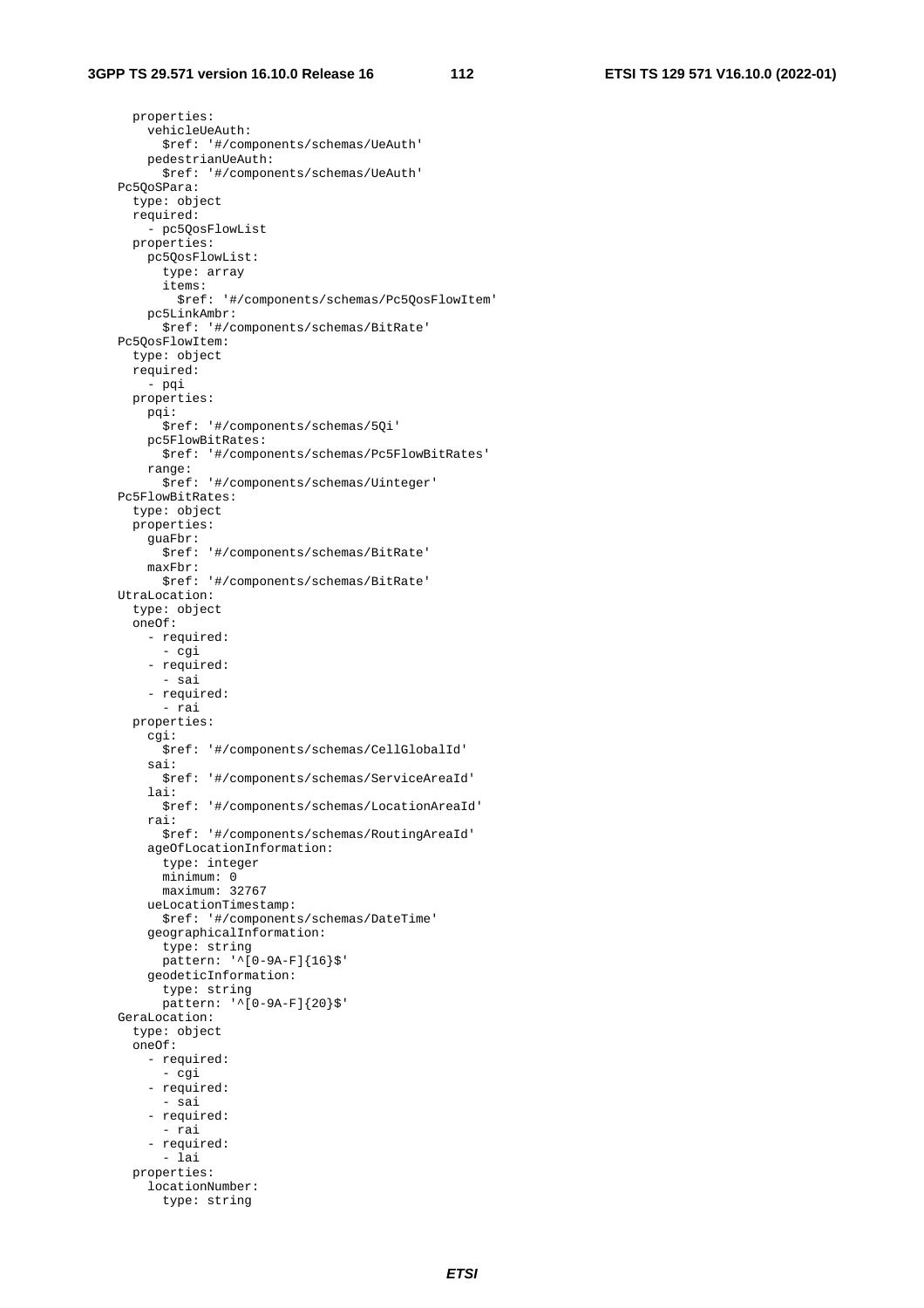```
        properties:
          vehicleUeAuth:
            $ref: '#/components/schemas/UeAuth'
          pedestrianUeAuth:
            $ref: '#/components/schemas/UeAuth'
      Pc5QoSPara:
        type: object
        required:
          - pc5QosFlowList
        properties:
          pc5QosFlowList:
            type: array
            items:
              $ref: '#/components/schemas/Pc5QosFlowItem'
          pc5LinkAmbr:
            $ref: '#/components/schemas/BitRate'
      Pc5QosFlowItem:
        type: object
        required:
          - pqi
        properties:
          pqi:
            $ref: '#/components/schemas/5Qi'
          pc5FlowBitRates:
            $ref: '#/components/schemas/Pc5FlowBitRates'
          range:
            $ref: '#/components/schemas/Uinteger'
      Pc5FlowBitRates:
        type: object
        properties:
          guaFbr:
            $ref: '#/components/schemas/BitRate'
          maxFbr:
            $ref: '#/components/schemas/BitRate'
      UtraLocation:
        type: object
        oneOf:
          - required:
            - cgi
          - required:
            - sai
          - required:
            - rai
        properties:
          cgi:
            $ref: '#/components/schemas/CellGlobalId'
          sai:
            $ref: '#/components/schemas/ServiceAreaId'
          lai:
            $ref: '#/components/schemas/LocationAreaId'
          rai:
            $ref: '#/components/schemas/RoutingAreaId'
          ageOfLocationInformation:
            type: integer
            minimum: 0
            maximum: 32767
          ueLocationTimestamp:
            $ref: '#/components/schemas/DateTime'
          geographicalInformation:
            type: string
            pattern: '^[0-9A-F]{16}$'
          geodeticInformation:
            type: string
            pattern: '^[0-9A-F]{20}$'
      GeraLocation:
        type: object
        oneOf:
          - required:
            - cgi
          - required:
            - sai
          - required:
            - rai
          - required:
            - lai
        properties:
          locationNumber:
            type: string
```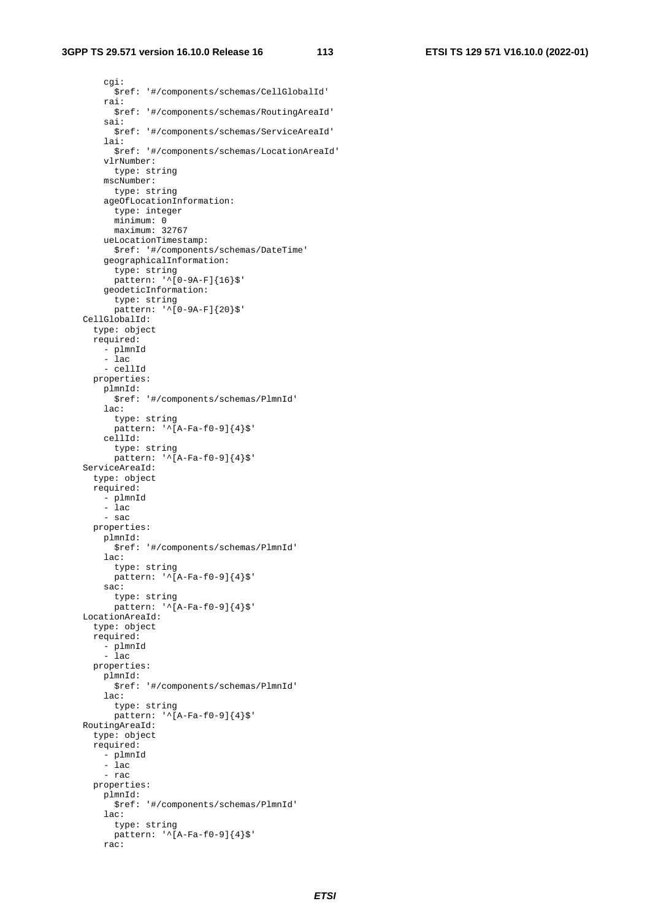```
        cgi:
          $ref: '#/components/schemas/CellGlobalId'
        rai:
          $ref: '#/components/schemas/RoutingAreaId'
        sai:
          $ref: '#/components/schemas/ServiceAreaId'
        lai:
          $ref: '#/components/schemas/LocationAreaId'
        vlrNumber:
          type: string
        mscNumber:
          type: string
        ageOfLocationInformation:
          type: integer
          minimum: 0
          maximum: 32767
        ueLocationTimestamp:
          $ref: '#/components/schemas/DateTime'
        geographicalInformation:
          type: string
          pattern: '^[0-9A-F]{16}$'
        geodeticInformation:
          type: string
          pattern: '^[0-9A-F]{20}$'
    CellGlobalId:
      type: object
      required:
        - plmnId
        - lac
        - cellId
      properties:
        plmnId:
          $ref: '#/components/schemas/PlmnId'
        lac:
          type: string
          pattern: '^[A-Fa-f0-9]{4}$'
        cellId:
          type: string
          pattern: '^[A-Fa-f0-9]{4}$'
    ServiceAreaId:
      type: object
      required:
        - plmnId
        - lac
        - sac
      properties:
        plmnId:
          $ref: '#/components/schemas/PlmnId'
        lac:
          type: string
          pattern: '^[A-Fa-f0-9]{4}$'
        sac:
          type: string
          pattern: '^[A-Fa-f0-9]{4}$'
    LocationAreaId:
      type: object
      required:
        - plmnId
        - lac
      properties:
        plmnId:
          $ref: '#/components/schemas/PlmnId'
        lac:
          type: string
          pattern: '^[A-Fa-f0-9]{4}$'
    RoutingAreaId:
      type: object
      required:
        - plmnId
        - lac
        - rac
      properties:
        plmnId:
          $ref: '#/components/schemas/PlmnId'
        lac:
          type: string
          pattern: '^[A-Fa-f0-9]{4}$'
        rac:
```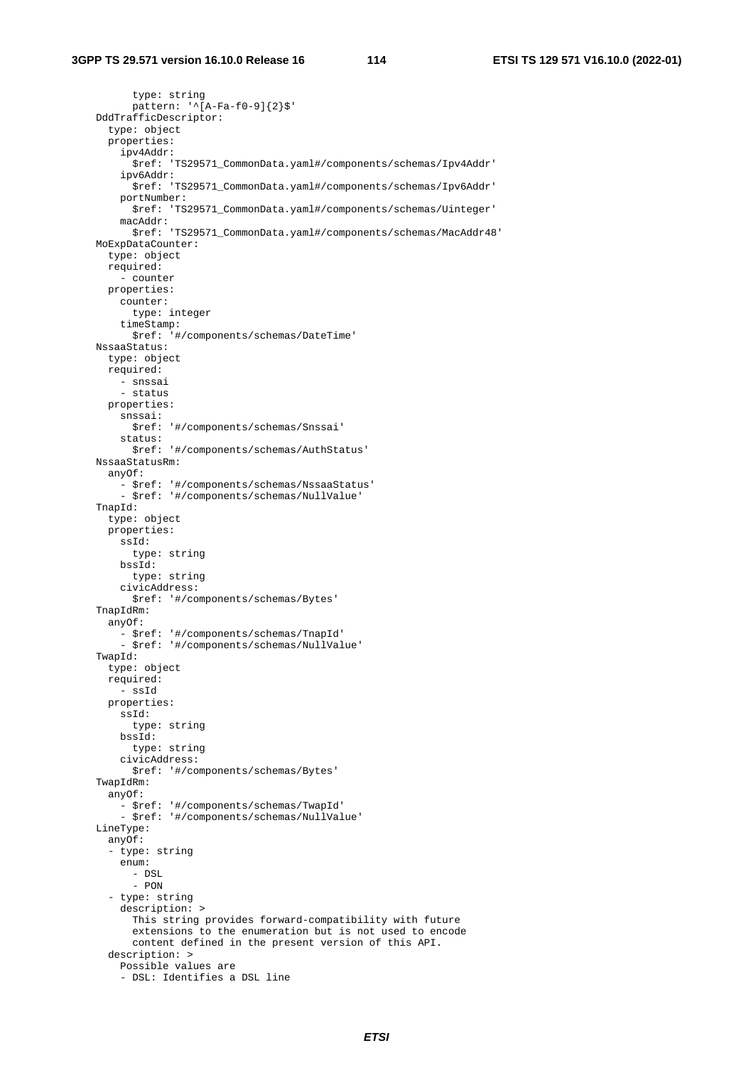```
        type: string
        pattern: '^[A-Fa-f0-9]{2}$'
    DddTrafficDescriptor:
      type: object
      properties:
        ipv4Addr:
          $ref: 'TS29571_CommonData.yaml#/components/schemas/Ipv4Addr'
        ipv6Addr:
          $ref: 'TS29571_CommonData.yaml#/components/schemas/Ipv6Addr'
        portNumber:
          $ref: 'TS29571_CommonData.yaml#/components/schemas/Uinteger'
        macAddr:
          $ref: 'TS29571_CommonData.yaml#/components/schemas/MacAddr48'
    MoExpDataCounter:
      type: object
      required:
        - counter
      properties:
        counter:
          type: integer
        timeStamp:
          $ref: '#/components/schemas/DateTime'
    NssaaStatus:
      type: object
      required:
        - snssai
        - status
      properties:
        snssai:
          $ref: '#/components/schemas/Snssai'
        status:
          $ref: '#/components/schemas/AuthStatus'
    NssaaStatusRm:
      anyOf:
        - $ref: '#/components/schemas/NssaaStatus'
        - $ref: '#/components/schemas/NullValue'
    TnapId:
      type: object
      properties:
        ssId:
          type: string
        bssId:
          type: string
        civicAddress:
          $ref: '#/components/schemas/Bytes'
    TnapIdRm:
      anyOf:
        - $ref: '#/components/schemas/TnapId'
        - $ref: '#/components/schemas/NullValue'
    TwapId:
      type: object
      required:
        - ssId
      properties:
        ssId:
          type: string
        bssId:
          type: string
        civicAddress:
          $ref: '#/components/schemas/Bytes'
    TwapIdRm:
      anyOf:
        - $ref: '#/components/schemas/TwapId'
        - $ref: '#/components/schemas/NullValue'
    LineType:
      anyOf:
      - type: string
        enum:
          - DSL
          - PON
      - type: string
        description: >
          This string provides forward-compatibility with future
          extensions to the enumeration but is not used to encode
          content defined in the present version of this API.
      description: >
        Possible values are
        - DSL: Identifies a DSL line
```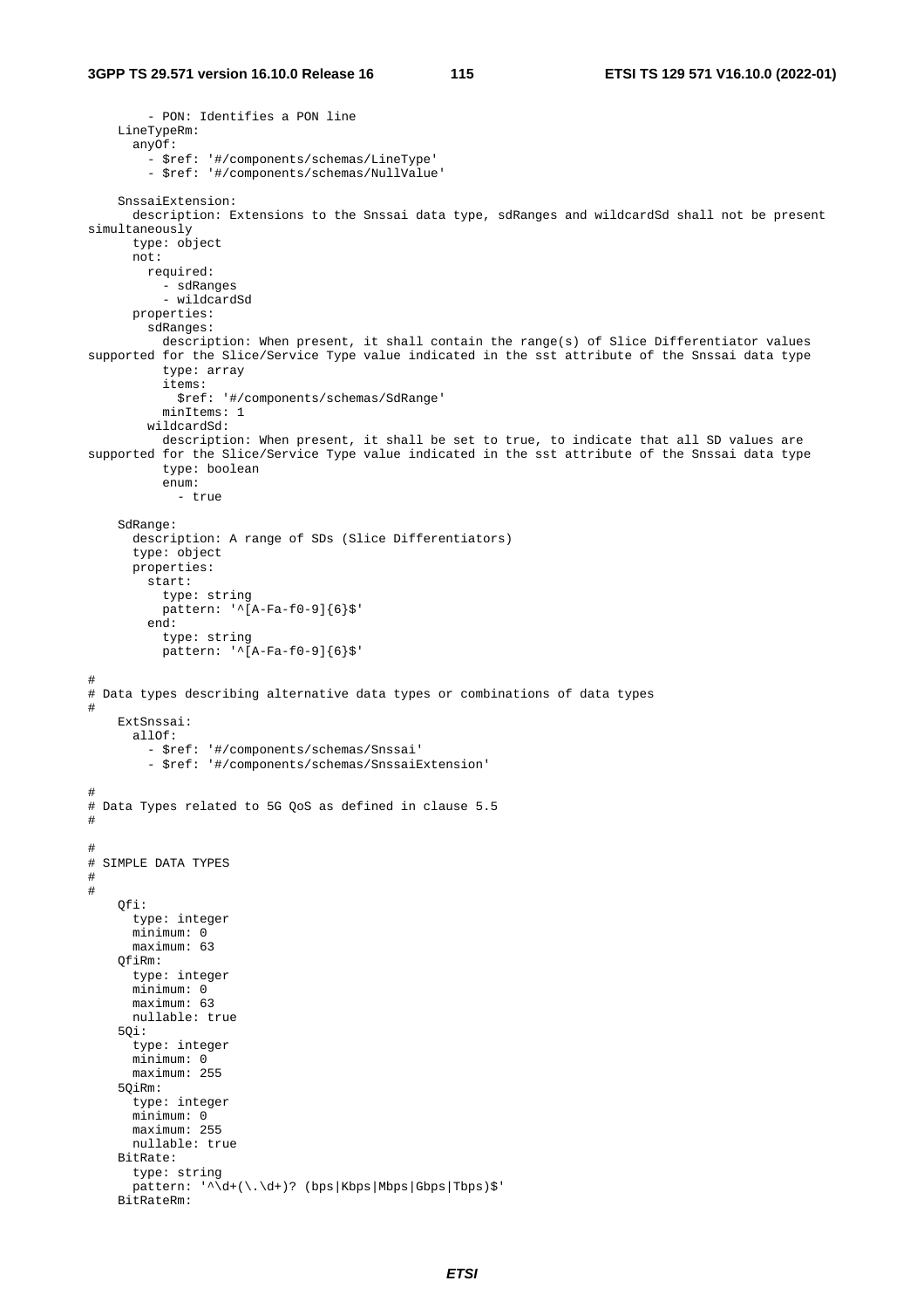```
        - PON: Identifies a PON line
    LineTypeRm:
      anyOf:
        - $ref: '#/components/schemas/LineType'
        - $ref: '#/components/schemas/NullValue'

    SnssaiExtension:
      description: Extensions to the Snssai data type, sdRanges and wildcardSd shall not be present
simultaneously
      type: object
      not:
        required:
          - sdRanges
          - wildcardSd
      properties:
        sdRanges:
          description: When present, it shall contain the range(s) of Slice Differentiator values
supported for the Slice/Service Type value indicated in the sst attribute of the Snssai data type
          type: array
          items:
            $ref: '#/components/schemas/SdRange'
          minItems: 1
        wildcardSd:
          description: When present, it shall be set to true, to indicate that all SD values are
supported for the Slice/Service Type value indicated in the sst attribute of the Snssai data type
          type: boolean
          enum:
            - true

    SdRange:
      description: A range of SDs (Slice Differentiators)
      type: object
      properties:
        start:
          type: string
          pattern: '^[A-Fa-f0-9]{6}$'
        end:
          type: string
          pattern: '^[A-Fa-f0-9]{6}$'

#
# Data types describing alternative data types or combinations of data types
#
    ExtSnssai:
      allOf:
        - $ref: '#/components/schemas/Snssai'
        - $ref: '#/components/schemas/SnssaiExtension'

#
# Data Types related to 5G QoS as defined in clause 5.5
#

#
# SIMPLE DATA TYPES
#
#
    Qfi:
      type: integer
      minimum: 0
      maximum: 63
    QfiRm:
      type: integer
      minimum: 0
      maximum: 63
      nullable: true
    5Qi:
      type: integer
      minimum: 0
      maximum: 255
    5QiRm:
      type: integer
      minimum: 0
      maximum: 255
      nullable: true
    BitRate:
      type: string
      pattern: '^\d+(\.\d+)? (bps|Kbps|Mbps|Gbps|Tbps)$'
    BitRateRm:
```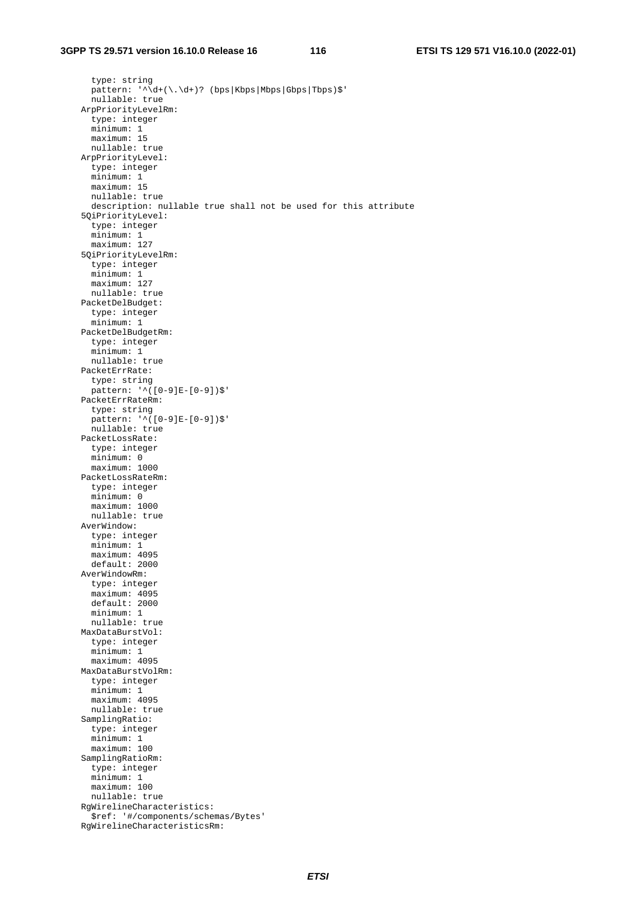```
        type: string
        pattern: '^\d+(\.\d+)? (bps|Kbps|Mbps|Gbps|Tbps)$'
        nullable: true
      ArpPriorityLevelRm:
        type: integer
        minimum: 1
        maximum: 15
        nullable: true
      ArpPriorityLevel:
        type: integer
        minimum: 1
        maximum: 15
        nullable: true
        description: nullable true shall not be used for this attribute
      5QiPriorityLevel:
        type: integer
        minimum: 1
        maximum: 127
      5QiPriorityLevelRm:
        type: integer
        minimum: 1
        maximum: 127
        nullable: true
      PacketDelBudget:
        type: integer
        minimum: 1
      PacketDelBudgetRm:
        type: integer
        minimum: 1
        nullable: true
      PacketErrRate:
        type: string
        pattern: '^([0-9]E-[0-9])$'
      PacketErrRateRm:
        type: string
        pattern: '^([0-9]E-[0-9])$'
        nullable: true
      PacketLossRate:
        type: integer
        minimum: 0
        maximum: 1000
      PacketLossRateRm:
        type: integer
        minimum: 0
        maximum: 1000
        nullable: true
      AverWindow:
        type: integer
        minimum: 1
        maximum: 4095
        default: 2000
      AverWindowRm:
        type: integer
        maximum: 4095
        default: 2000
        minimum: 1
        nullable: true
      MaxDataBurstVol:
        type: integer
        minimum: 1
        maximum: 4095
      MaxDataBurstVolRm:
        type: integer
        minimum: 1
        maximum: 4095
        nullable: true
      SamplingRatio:
        type: integer
        minimum: 1
        maximum: 100
      SamplingRatioRm:
        type: integer
        minimum: 1
        maximum: 100
        nullable: true
      RgWirelineCharacteristics:
        $ref: '#/components/schemas/Bytes'
      RgWirelineCharacteristicsRm:
```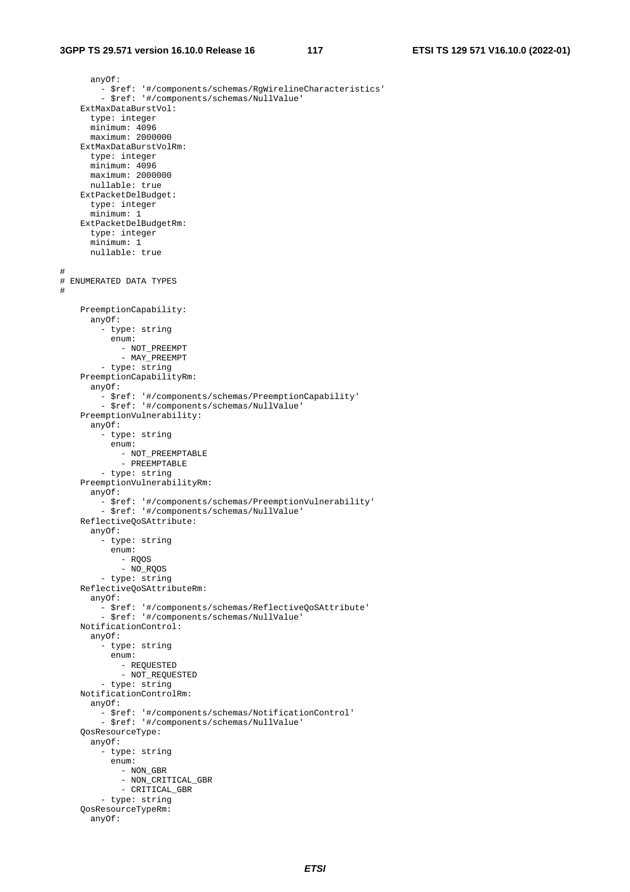```
      anyOf:
        - $ref: '#/components/schemas/RgWirelineCharacteristics'
        - $ref: '#/components/schemas/NullValue'
    ExtMaxDataBurstVol:
      type: integer
      minimum: 4096
      maximum: 2000000
    ExtMaxDataBurstVolRm:
      type: integer
      minimum: 4096
      maximum: 2000000
      nullable: true
    ExtPacketDelBudget:
      type: integer
      minimum: 1
    ExtPacketDelBudgetRm:
      type: integer
      minimum: 1
      nullable: true

#
# ENUMERATED DATA TYPES
#

    PreemptionCapability:
      anyOf:
        - type: string
          enum:
            - NOT_PREEMPT
            - MAY_PREEMPT
        - type: string
    PreemptionCapabilityRm:
      anyOf:
        - $ref: '#/components/schemas/PreemptionCapability'
        - $ref: '#/components/schemas/NullValue'
    PreemptionVulnerability:
      anyOf:
        - type: string
          enum:
            - NOT_PREEMPTABLE
            - PREEMPTABLE
        - type: string
    PreemptionVulnerabilityRm:
      anyOf:
        - $ref: '#/components/schemas/PreemptionVulnerability'
        - $ref: '#/components/schemas/NullValue'
    ReflectiveQoSAttribute:
      anyOf:
        - type: string
          enum:
            - RQOS
            - NO_RQOS
        - type: string
    ReflectiveQoSAttributeRm:
      anyOf:
        - $ref: '#/components/schemas/ReflectiveQoSAttribute'
        - $ref: '#/components/schemas/NullValue'
    NotificationControl:
      anyOf:
        - type: string
          enum:
            - REQUESTED
            - NOT_REQUESTED
        - type: string
    NotificationControlRm:
      anyOf:
        - $ref: '#/components/schemas/NotificationControl'
        - $ref: '#/components/schemas/NullValue'
    QosResourceType:
      anyOf:
        - type: string
          enum:
            - NON_GBR
            - NON_CRITICAL_GBR
            - CRITICAL_GBR
        - type: string
    QosResourceTypeRm:
      anyOf:
```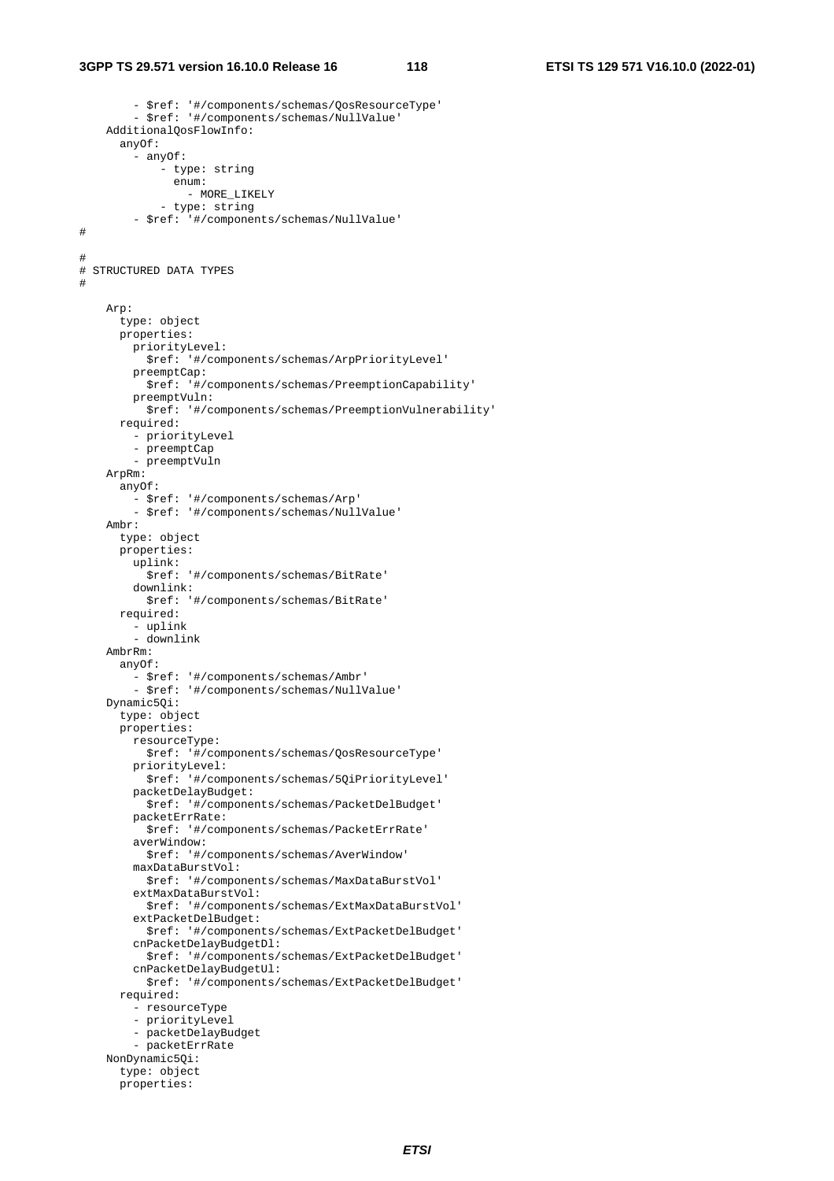```
        - $ref: '#/components/schemas/QosResourceType'
        - $ref: '#/components/schemas/NullValue'
    AdditionalQosFlowInfo:
      anyOf:
        - anyOf:
            - type: string
              enum:
                - MORE_LIKELY
            - type: string
        - $ref: '#/components/schemas/NullValue'
#

#
# STRUCTURED DATA TYPES
#

    Arp:
      type: object
      properties:
        priorityLevel:
          $ref: '#/components/schemas/ArpPriorityLevel'
        preemptCap:
          $ref: '#/components/schemas/PreemptionCapability'
        preemptVuln:
          $ref: '#/components/schemas/PreemptionVulnerability'
      required:
        - priorityLevel
        - preemptCap
        - preemptVuln
    ArpRm:
      anyOf:
        - $ref: '#/components/schemas/Arp'
        - $ref: '#/components/schemas/NullValue'
    Ambr:
      type: object
      properties:
        uplink:
          $ref: '#/components/schemas/BitRate'
        downlink:
          $ref: '#/components/schemas/BitRate'
      required:
        - uplink
        - downlink
    AmbrRm:
      anyOf:
        - $ref: '#/components/schemas/Ambr'
        - $ref: '#/components/schemas/NullValue'
    Dynamic5Qi:
      type: object
      properties:
        resourceType:
          $ref: '#/components/schemas/QosResourceType'
        priorityLevel:
          $ref: '#/components/schemas/5QiPriorityLevel'
        packetDelayBudget:
          $ref: '#/components/schemas/PacketDelBudget'
        packetErrRate:
          $ref: '#/components/schemas/PacketErrRate'
        averWindow:
          $ref: '#/components/schemas/AverWindow'
        maxDataBurstVol:
          $ref: '#/components/schemas/MaxDataBurstVol'
        extMaxDataBurstVol:
          $ref: '#/components/schemas/ExtMaxDataBurstVol'
        extPacketDelBudget:
          $ref: '#/components/schemas/ExtPacketDelBudget'
        cnPacketDelayBudgetDl:
          $ref: '#/components/schemas/ExtPacketDelBudget'
        cnPacketDelayBudgetUl:
          $ref: '#/components/schemas/ExtPacketDelBudget'
      required:
        - resourceType
        - priorityLevel
        - packetDelayBudget
        - packetErrRate
    NonDynamic5Qi:
      type: object
      properties:
```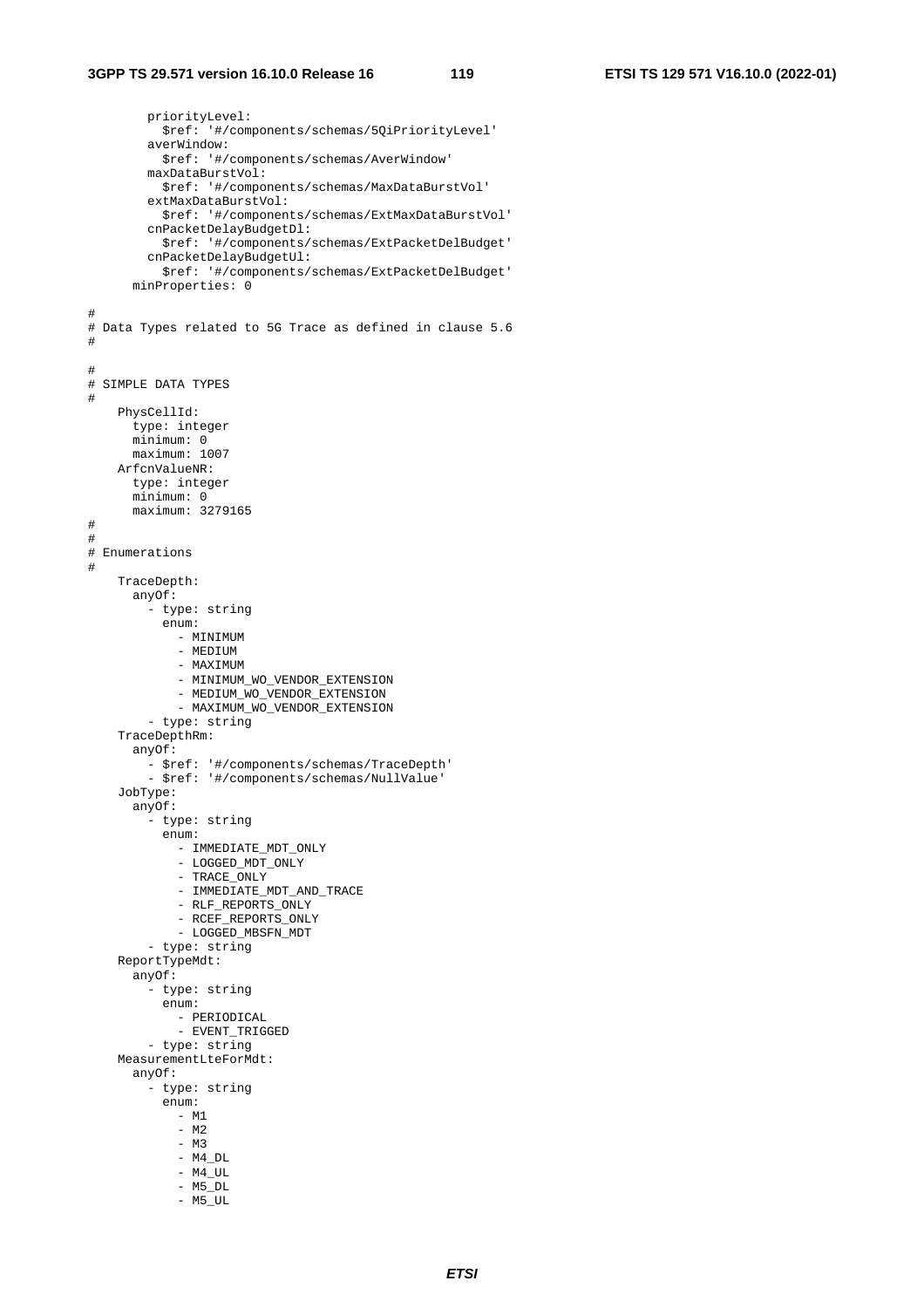```
        priorityLevel:
          $ref: '#/components/schemas/5QiPriorityLevel'
        averWindow:
          $ref: '#/components/schemas/AverWindow'
        maxDataBurstVol:
          $ref: '#/components/schemas/MaxDataBurstVol'
        extMaxDataBurstVol:
          $ref: '#/components/schemas/ExtMaxDataBurstVol'
        cnPacketDelayBudgetDl:
          $ref: '#/components/schemas/ExtPacketDelBudget'
        cnPacketDelayBudgetUl:
          $ref: '#/components/schemas/ExtPacketDelBudget'
      minProperties: 0

#
# Data Types related to 5G Trace as defined in clause 5.6
#

#
# SIMPLE DATA TYPES
#
    PhysCellId:
      type: integer
      minimum: 0
      maximum: 1007
    ArfcnValueNR:
      type: integer
      minimum: 0
      maximum: 3279165
#
#
# Enumerations
#
    TraceDepth:
      anyOf:
        - type: string
          enum:
            - MINIMUM
            - MEDIUM
            - MAXIMUM
            - MINIMUM_WO_VENDOR_EXTENSION
            - MEDIUM_WO_VENDOR_EXTENSION
            - MAXIMUM_WO_VENDOR_EXTENSION
        - type: string
    TraceDepthRm:
      anyOf:
        - $ref: '#/components/schemas/TraceDepth'
        - $ref: '#/components/schemas/NullValue'
    JobType:
      anyOf:
        - type: string
          enum:
            - IMMEDIATE_MDT_ONLY
            - LOGGED_MDT_ONLY
            - TRACE_ONLY
            - IMMEDIATE_MDT_AND_TRACE
            - RLF_REPORTS_ONLY
            - RCEF_REPORTS_ONLY
            - LOGGED_MBSFN_MDT
        - type: string
    ReportTypeMdt:
      anyOf:
        - type: string
          enum:
            - PERIODICAL
            - EVENT_TRIGGED
        - type: string
    MeasurementLteForMdt:
      anyOf:
        - type: string
          enum:
            - M1
            - M2
            - M3
            - M4_DL
            - M4_UL
            - M5_DL
            - M5_UL
```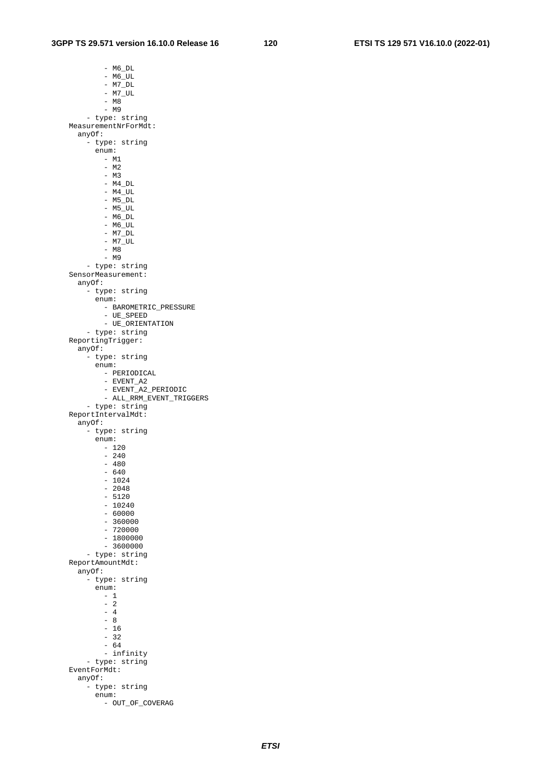```
            - M6_DL
            - M6_UL
            - M7_DL
            - M7_UL
            - M8
            - M9
        - type: string
    MeasurementNrForMdt:
      anyOf:
        - type: string
          enum:
            - M1
            - M2
            - M3
            - M4_DL
            - M4_UL
            - M5_DL
            - M5_UL
            - M6_DL
            - M6_UL
            - M7_DL
            - M7_UL
            - M8
            - M9
        - type: string
    SensorMeasurement:
      anyOf:
        - type: string
          enum:
            - BAROMETRIC_PRESSURE
            - UE_SPEED
            - UE_ORIENTATION
        - type: string
    ReportingTrigger:
      anyOf:
        - type: string
          enum:
            - PERIODICAL
            - EVENT_A2
            - EVENT_A2_PERIODIC
            - ALL_RRM_EVENT_TRIGGERS
        - type: string
    ReportIntervalMdt:
      anyOf:
        - type: string
          enum:
            - 120
            - 240
            - 480
            - 640
            - 1024
            - 2048
            - 5120
            - 10240
            - 60000
            - 360000
            - 720000
            - 1800000
            - 3600000
        - type: string
    ReportAmountMdt:
      anyOf:
        - type: string
          enum:
            - 1
            - 2
            - 4
            - 8
            - 16
            - 32
            - 64
            - infinity
        - type: string
    EventForMdt:
      anyOf:
        - type: string
          enum:
            - OUT_OF_COVERAG
```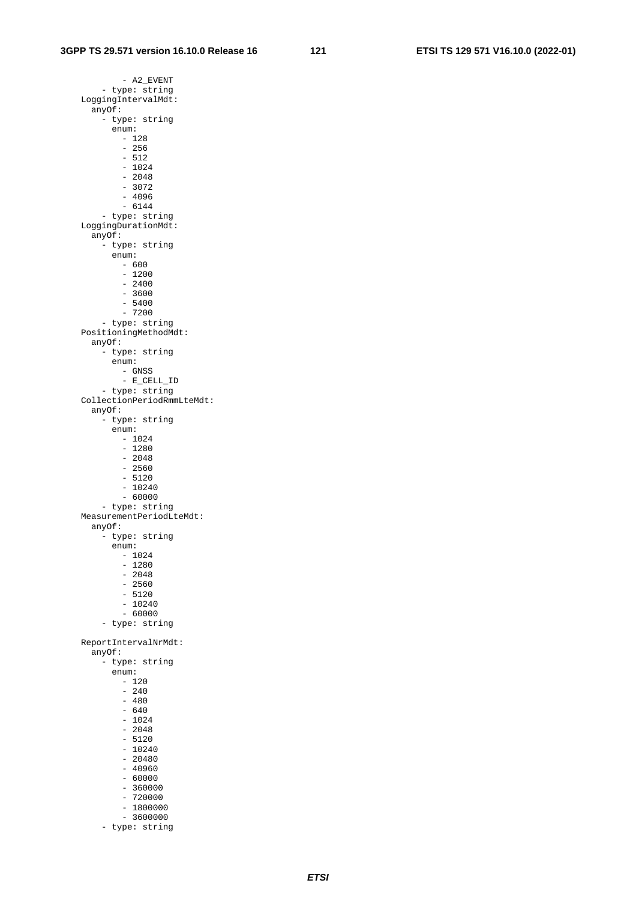```
            - A2_EVENT
        - type: string
    LoggingIntervalMdt:
      anyOf:
        - type: string
          enum:
            - 128
            - 256
            - 512
            - 1024
            - 2048
            - 3072
            - 4096
            - 6144
        - type: string
    LoggingDurationMdt:
      anyOf:
        - type: string
          enum:
            - 600
            - 1200
            - 2400
            - 3600
            - 5400
            - 7200
        - type: string
    PositioningMethodMdt:
      anyOf:
        - type: string
          enum:
            - GNSS
            - E_CELL_ID
        - type: string
    CollectionPeriodRmmLteMdt:
      anyOf:
        - type: string
          enum:
            - 1024
            - 1280
            - 2048
            - 2560
            - 5120
            - 10240
            - 60000
        - type: string
    MeasurementPeriodLteMdt:
      anyOf:
        - type: string
          enum:
            - 1024
            - 1280
            - 2048
            - 2560
            - 5120
            - 10240
            - 60000
        - type: string

    ReportIntervalNrMdt:
      anyOf:
        - type: string
          enum:
            - 120
            - 240
            - 480
            - 640
            - 1024
            - 2048
            - 5120
            - 10240
            - 20480
            - 40960
            - 60000
            - 360000
            - 720000
            - 1800000
            - 3600000
        - type: string
```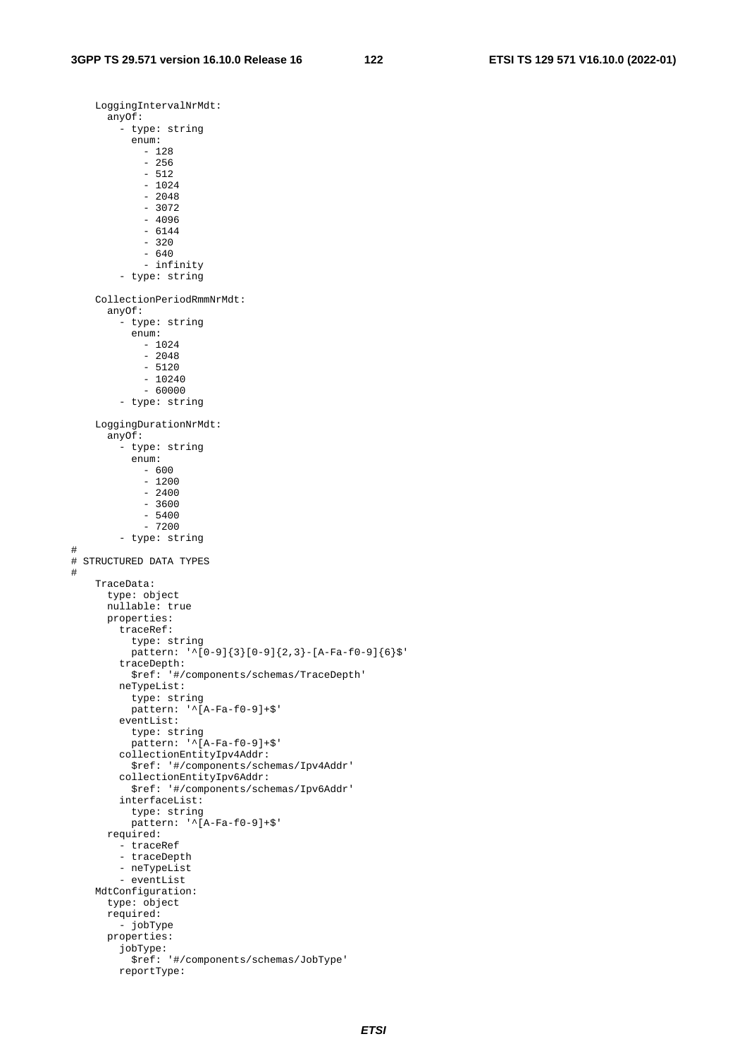```
    LoggingIntervalNrMdt:
      anyOf:
        - type: string
          enum:
            - 128
            - 256
            - 512
            - 1024
            - 2048
            - 3072
            - 4096
            - 6144
            - 320
            - 640
            - infinity
        - type: string

    CollectionPeriodRmmNrMdt:
      anyOf:
        - type: string
          enum:
            - 1024
            - 2048
            - 5120
            - 10240
            - 60000
        - type: string

    LoggingDurationNrMdt:
      anyOf:
        - type: string
          enum:
            - 600
            - 1200
            - 2400
            - 3600
            - 5400
            - 7200
        - type: string
#
# STRUCTURED DATA TYPES
#
    TraceData:
      type: object
      nullable: true
      properties:
        traceRef:
          type: string
          pattern: '^[0-9]{3}[0-9]{2,3}-[A-Fa-f0-9]{6}$'
        traceDepth:
          $ref: '#/components/schemas/TraceDepth'
        neTypeList:
          type: string
          pattern: '^[A-Fa-f0-9]+$'
        eventList:
          type: string
          pattern: '^[A-Fa-f0-9]+$'
        collectionEntityIpv4Addr:
          $ref: '#/components/schemas/Ipv4Addr'
        collectionEntityIpv6Addr:
          $ref: '#/components/schemas/Ipv6Addr'
        interfaceList:
          type: string
          pattern: '^[A-Fa-f0-9]+$'
      required:
        - traceRef
        - traceDepth
        - neTypeList
        - eventList
    MdtConfiguration:
      type: object
      required:
        - jobType
      properties:
        jobType:
          $ref: '#/components/schemas/JobType'
        reportType:
```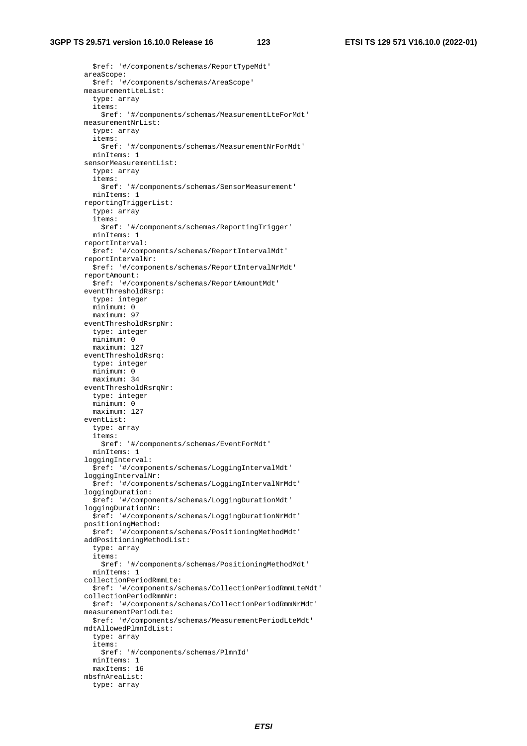```
          $ref: '#/components/schemas/ReportTypeMdt'
        areaScope:
          $ref: '#/components/schemas/AreaScope'
        measurementLteList:
          type: array
          items:
            $ref: '#/components/schemas/MeasurementLteForMdt'
        measurementNrList:
          type: array
          items:
            $ref: '#/components/schemas/MeasurementNrForMdt'
          minItems: 1
        sensorMeasurementList:
          type: array
          items:
            $ref: '#/components/schemas/SensorMeasurement'
          minItems: 1
        reportingTriggerList:
          type: array
          items:
            $ref: '#/components/schemas/ReportingTrigger'
          minItems: 1
        reportInterval:
          $ref: '#/components/schemas/ReportIntervalMdt'
        reportIntervalNr:
          $ref: '#/components/schemas/ReportIntervalNrMdt'
        reportAmount:
          $ref: '#/components/schemas/ReportAmountMdt'
        eventThresholdRsrp:
          type: integer
          minimum: 0
          maximum: 97
        eventThresholdRsrpNr:
          type: integer
          minimum: 0
          maximum: 127
        eventThresholdRsrq:
          type: integer
          minimum: 0
          maximum: 34
        eventThresholdRsrqNr:
          type: integer
          minimum: 0
          maximum: 127
        eventList:
          type: array
          items:
            $ref: '#/components/schemas/EventForMdt'
          minItems: 1
        loggingInterval:
          $ref: '#/components/schemas/LoggingIntervalMdt'
        loggingIntervalNr:
          $ref: '#/components/schemas/LoggingIntervalNrMdt'
        loggingDuration:
          $ref: '#/components/schemas/LoggingDurationMdt'
        loggingDurationNr:
          $ref: '#/components/schemas/LoggingDurationNrMdt'
        positioningMethod:
          $ref: '#/components/schemas/PositioningMethodMdt'
        addPositioningMethodList:
          type: array
          items:
            $ref: '#/components/schemas/PositioningMethodMdt'
          minItems: 1
        collectionPeriodRmmLte:
          $ref: '#/components/schemas/CollectionPeriodRmmLteMdt'
        collectionPeriodRmmNr:
          $ref: '#/components/schemas/CollectionPeriodRmmNrMdt'
        measurementPeriodLte:
          $ref: '#/components/schemas/MeasurementPeriodLteMdt'
        mdtAllowedPlmnIdList:
          type: array
          items:
            $ref: '#/components/schemas/PlmnId'
          minItems: 1
          maxItems: 16
        mbsfnAreaList:
          type: array
```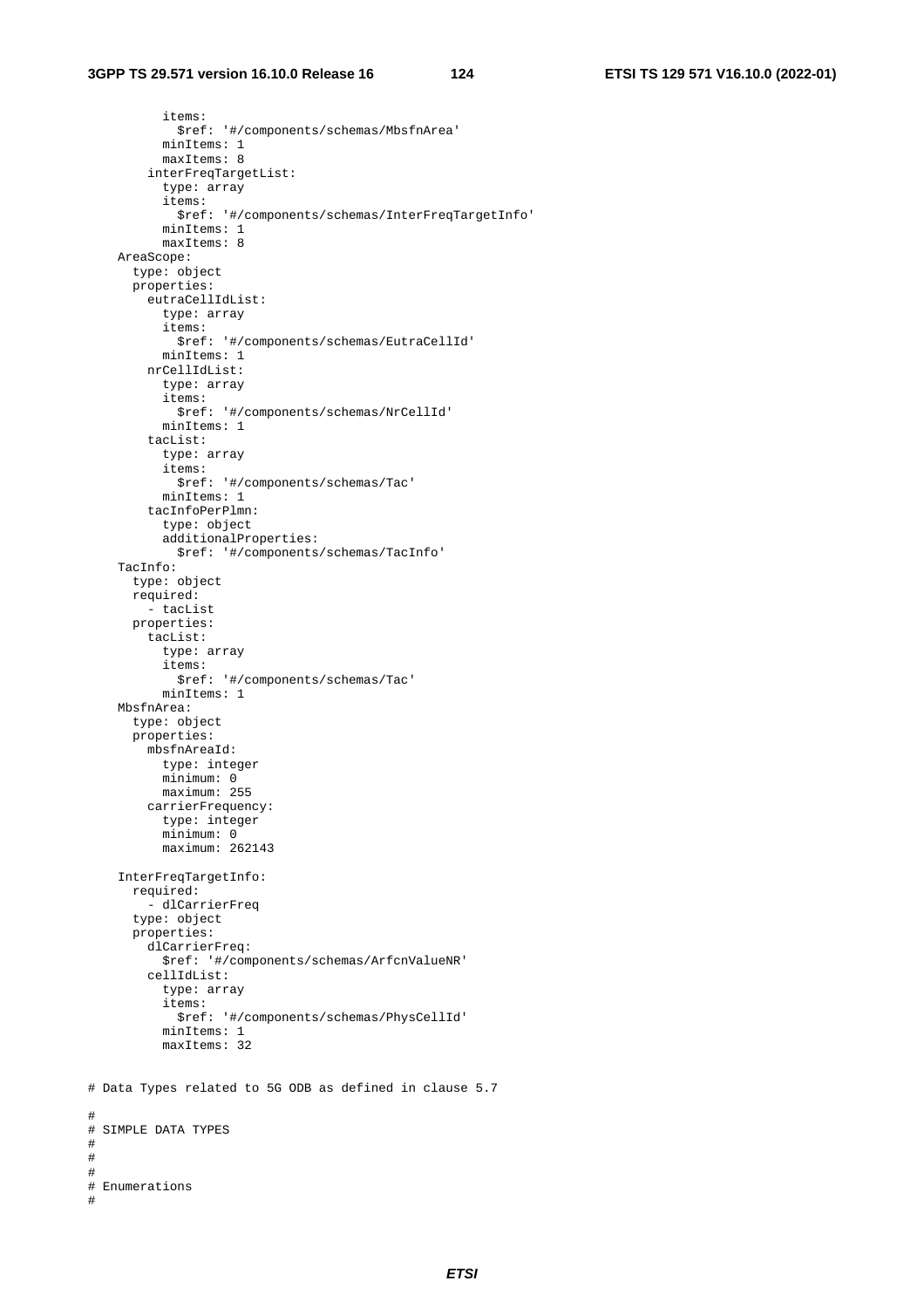```
          items:
            $ref: '#/components/schemas/MbsfnArea'
          minItems: 1
          maxItems: 8
        interFreqTargetList:
          type: array
          items:
            $ref: '#/components/schemas/InterFreqTargetInfo'
          minItems: 1
          maxItems: 8
    AreaScope:
      type: object
      properties:
        eutraCellIdList:
          type: array
          items:
            $ref: '#/components/schemas/EutraCellId'
          minItems: 1
        nrCellIdList:
          type: array
          items:
            $ref: '#/components/schemas/NrCellId'
          minItems: 1
        tacList:
          type: array
          items:
            $ref: '#/components/schemas/Tac'
          minItems: 1
        tacInfoPerPlmn:
          type: object
          additionalProperties:
            $ref: '#/components/schemas/TacInfo'
    TacInfo:
      type: object
      required:
        - tacList
      properties:
        tacList:
          type: array
          items:
            $ref: '#/components/schemas/Tac'
          minItems: 1
    MbsfnArea:
      type: object
      properties:
        mbsfnAreaId:
          type: integer
          minimum: 0
          maximum: 255
        carrierFrequency:
          type: integer
          minimum: 0
          maximum: 262143

    InterFreqTargetInfo:
      required:
        - dlCarrierFreq
      type: object
      properties:
        dlCarrierFreq:
          $ref: '#/components/schemas/ArfcnValueNR'
        cellIdList:
          type: array
          items:
            $ref: '#/components/schemas/PhysCellId'
          minItems: 1
          maxItems: 32


# Data Types related to 5G ODB as defined in clause 5.7

#
# SIMPLE DATA TYPES
#
#
#
# Enumerations
#
```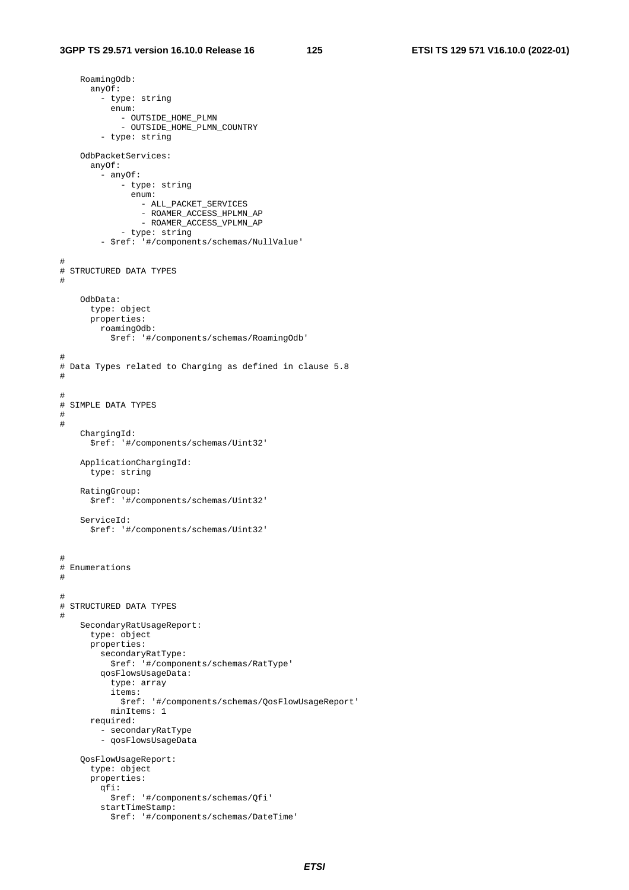```
    RoamingOdb:
      anyOf:
        - type: string
          enum:
            - OUTSIDE_HOME_PLMN
            - OUTSIDE_HOME_PLMN_COUNTRY
        - type: string

    OdbPacketServices:
      anyOf:
        - anyOf:
            - type: string
              enum:
                - ALL_PACKET_SERVICES
                - ROAMER_ACCESS_HPLMN_AP
                - ROAMER_ACCESS_VPLMN_AP
            - type: string
        - $ref: '#/components/schemas/NullValue'

#
# STRUCTURED DATA TYPES
#

    OdbData:
      type: object
      properties:
        roamingOdb:
          $ref: '#/components/schemas/RoamingOdb'

#
# Data Types related to Charging as defined in clause 5.8
#

#
# SIMPLE DATA TYPES
#
#
    ChargingId:
      $ref: '#/components/schemas/Uint32'

    ApplicationChargingId:
      type: string

    RatingGroup:
      $ref: '#/components/schemas/Uint32'

    ServiceId:
      $ref: '#/components/schemas/Uint32'


#
# Enumerations
#

#
# STRUCTURED DATA TYPES
#
    SecondaryRatUsageReport:
      type: object
      properties:
        secondaryRatType:
          $ref: '#/components/schemas/RatType'
        qosFlowsUsageData:
          type: array
          items:
            $ref: '#/components/schemas/QosFlowUsageReport'
          minItems: 1
      required:
        - secondaryRatType
        - qosFlowsUsageData

    QosFlowUsageReport:
      type: object
      properties:
        qfi:
          $ref: '#/components/schemas/Qfi'
        startTimeStamp:
          $ref: '#/components/schemas/DateTime'
```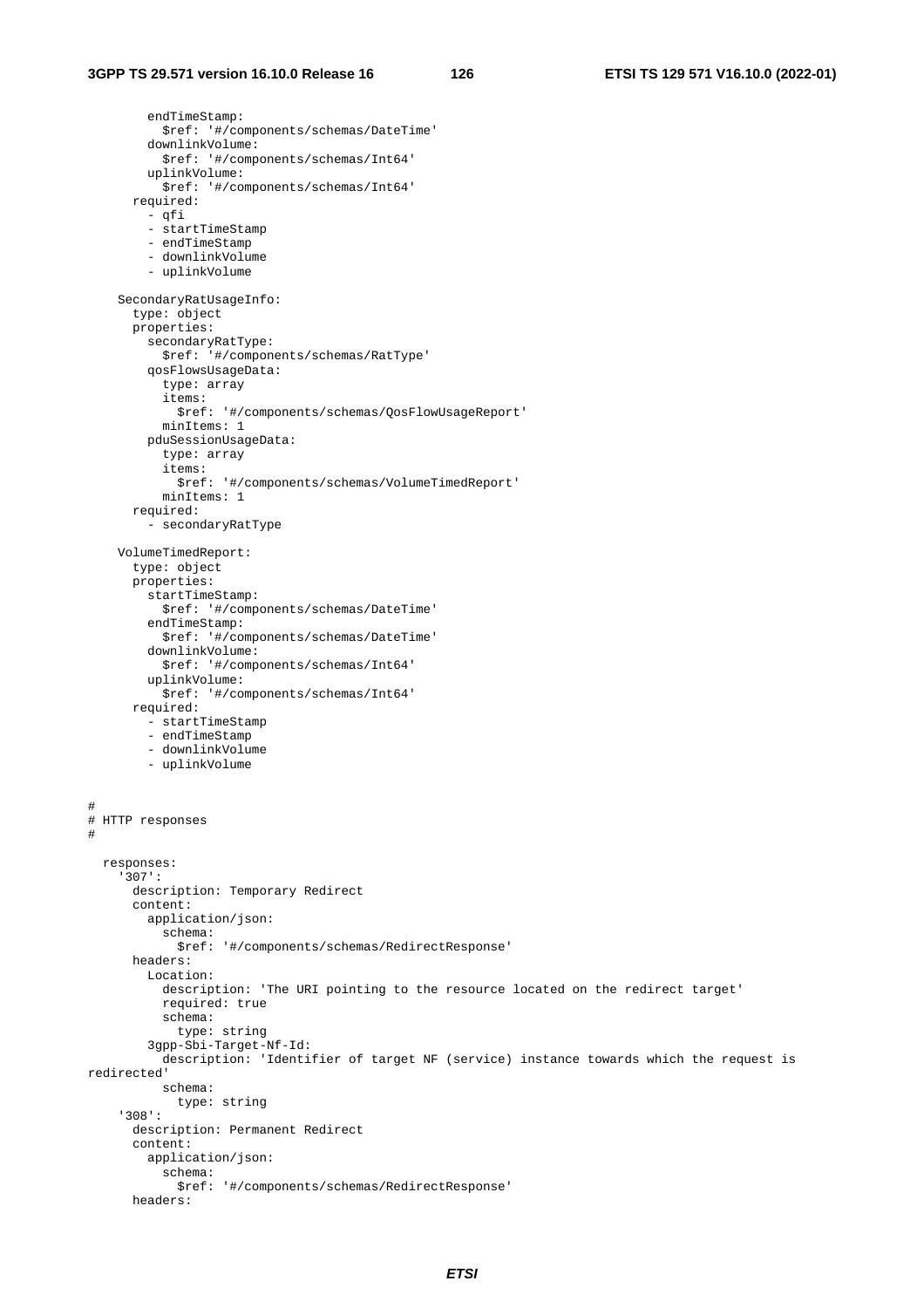```
        endTimeStamp:
          $ref: '#/components/schemas/DateTime'
        downlinkVolume:
          $ref: '#/components/schemas/Int64'
        uplinkVolume:
          $ref: '#/components/schemas/Int64'
      required:
        - qfi
        - startTimeStamp
        - endTimeStamp
        - downlinkVolume
        - uplinkVolume

    SecondaryRatUsageInfo:
      type: object
      properties:
        secondaryRatType:
          $ref: '#/components/schemas/RatType'
        qosFlowsUsageData:
          type: array
          items:
            $ref: '#/components/schemas/QosFlowUsageReport'
          minItems: 1
        pduSessionUsageData:
          type: array
          items:
            $ref: '#/components/schemas/VolumeTimedReport'
          minItems: 1
      required:
        - secondaryRatType

    VolumeTimedReport:
      type: object
      properties:
        startTimeStamp:
          $ref: '#/components/schemas/DateTime'
        endTimeStamp:
          $ref: '#/components/schemas/DateTime'
        downlinkVolume:
          $ref: '#/components/schemas/Int64'
        uplinkVolume:
          $ref: '#/components/schemas/Int64'
      required:
        - startTimeStamp
        - endTimeStamp
        - downlinkVolume
        - uplinkVolume


#
# HTTP responses
#

  responses:
    '307':
      description: Temporary Redirect
      content:
        application/json:
          schema:
            $ref: '#/components/schemas/RedirectResponse'
      headers:
        Location:
          description: 'The URI pointing to the resource located on the redirect target'
          required: true
          schema:
            type: string
        3gpp-Sbi-Target-Nf-Id:
          description: 'Identifier of target NF (service) instance towards which the request is
redirected'
          schema:
            type: string
    '308':
      description: Permanent Redirect
      content:
        application/json:
          schema:
            $ref: '#/components/schemas/RedirectResponse'
      headers:
```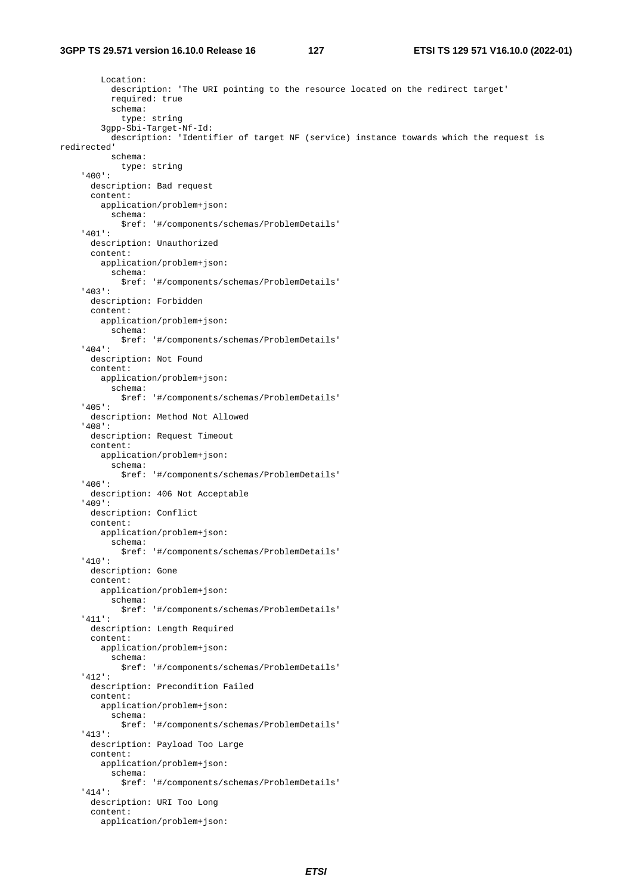```
        Location:
          description: 'The URI pointing to the resource located on the redirect target'
          required: true
          schema:
            type: string
        3gpp-Sbi-Target-Nf-Id:
          description: 'Identifier of target NF (service) instance towards which the request is 
redirected'
          schema:
            type: string
    '400':
      description: Bad request
      content:
        application/problem+json:
          schema:
            $ref: '#/components/schemas/ProblemDetails'
    '401':
      description: Unauthorized
      content:
        application/problem+json:
          schema:
            $ref: '#/components/schemas/ProblemDetails'
    '403':
      description: Forbidden
      content:
        application/problem+json:
          schema:
            $ref: '#/components/schemas/ProblemDetails'
    '404':
      description: Not Found
      content:
        application/problem+json:
          schema:
            $ref: '#/components/schemas/ProblemDetails'
    '405':
      description: Method Not Allowed
    '408':
      description: Request Timeout
      content:
        application/problem+json:
          schema:
            $ref: '#/components/schemas/ProblemDetails'
    '406':
      description: 406 Not Acceptable
    '409':
      description: Conflict
      content:
        application/problem+json:
          schema:
            $ref: '#/components/schemas/ProblemDetails'
    '410':
      description: Gone
      content:
        application/problem+json:
          schema:
            $ref: '#/components/schemas/ProblemDetails'
    '411':
      description: Length Required
      content:
        application/problem+json:
          schema:
            $ref: '#/components/schemas/ProblemDetails'
    '412':
      description: Precondition Failed
      content:
        application/problem+json:
          schema:
            $ref: '#/components/schemas/ProblemDetails'
    '413':
      description: Payload Too Large
      content:
        application/problem+json:
          schema:
            $ref: '#/components/schemas/ProblemDetails'
    '414':
      description: URI Too Long
      content:
        application/problem+json:
```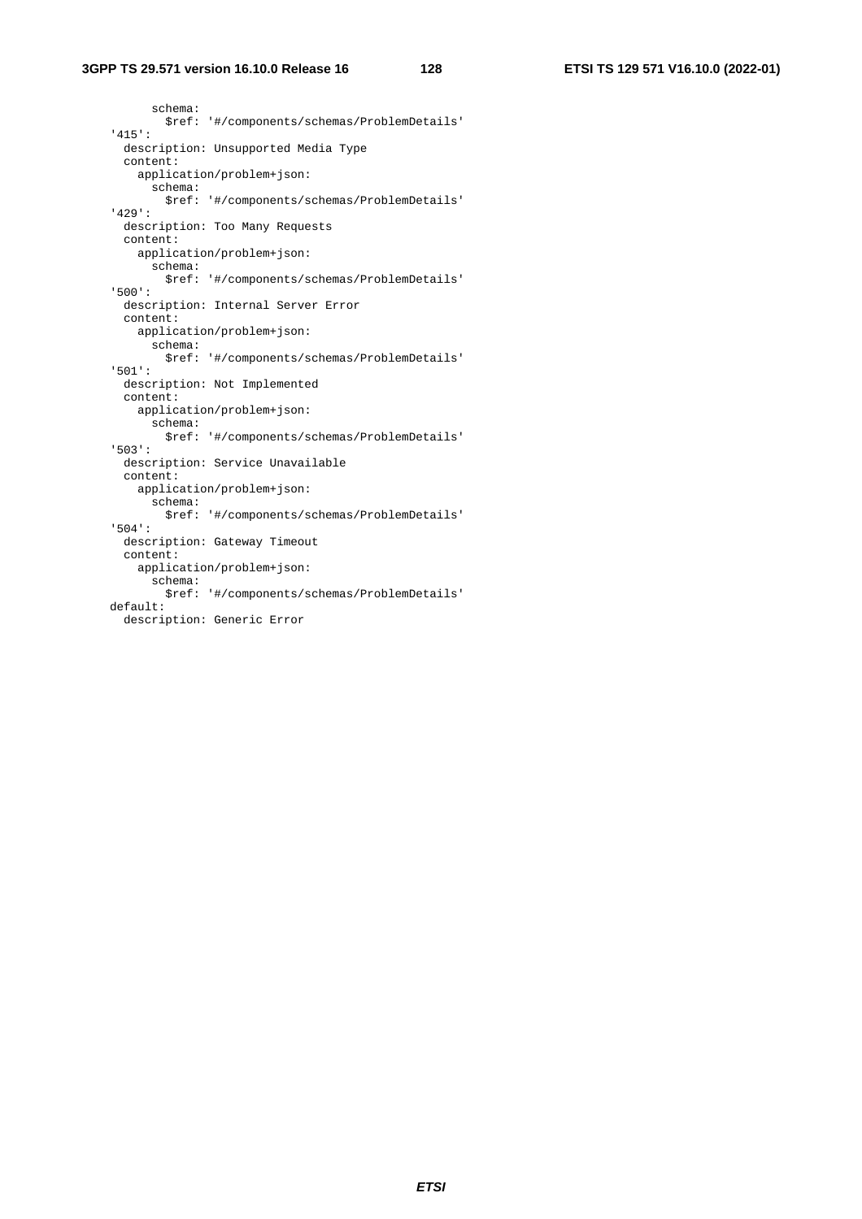```
          schema:
            $ref: '#/components/schemas/ProblemDetails'
    '415':
      description: Unsupported Media Type
      content:
        application/problem+json:
          schema:
            $ref: '#/components/schemas/ProblemDetails'
    '429':
      description: Too Many Requests
      content:
        application/problem+json:
          schema:
            $ref: '#/components/schemas/ProblemDetails'
    '500':
      description: Internal Server Error
      content:
        application/problem+json:
          schema:
            $ref: '#/components/schemas/ProblemDetails'
    '501':
      description: Not Implemented
      content:
        application/problem+json:
          schema:
            $ref: '#/components/schemas/ProblemDetails'
    '503':
      description: Service Unavailable
      content:
        application/problem+json:
          schema:
            $ref: '#/components/schemas/ProblemDetails'
    '504':
      description: Gateway Timeout
      content:
        application/problem+json:
          schema:
            $ref: '#/components/schemas/ProblemDetails'
    default:
      description: Generic Error
```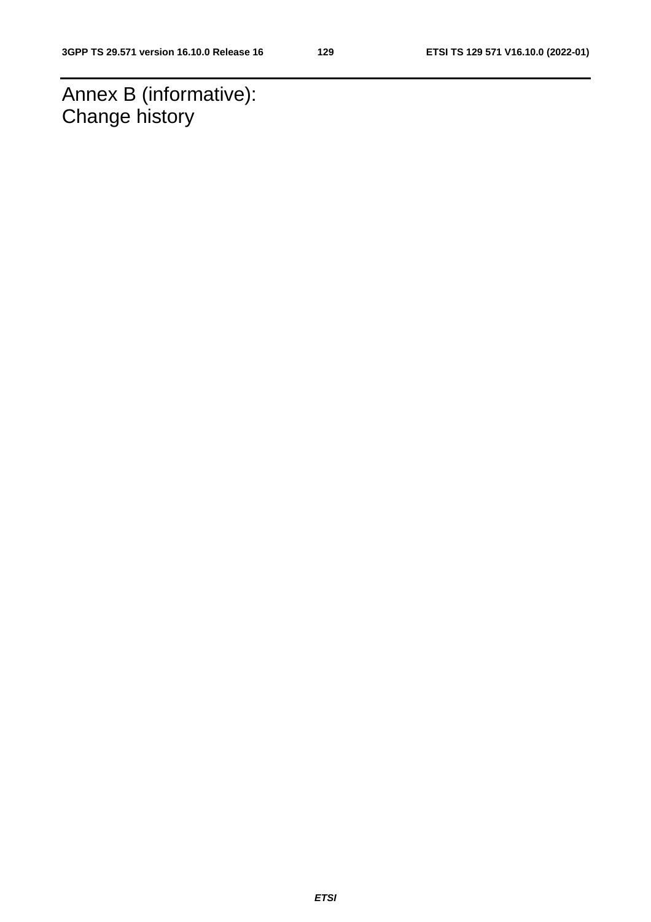# Annex B (informative): Change history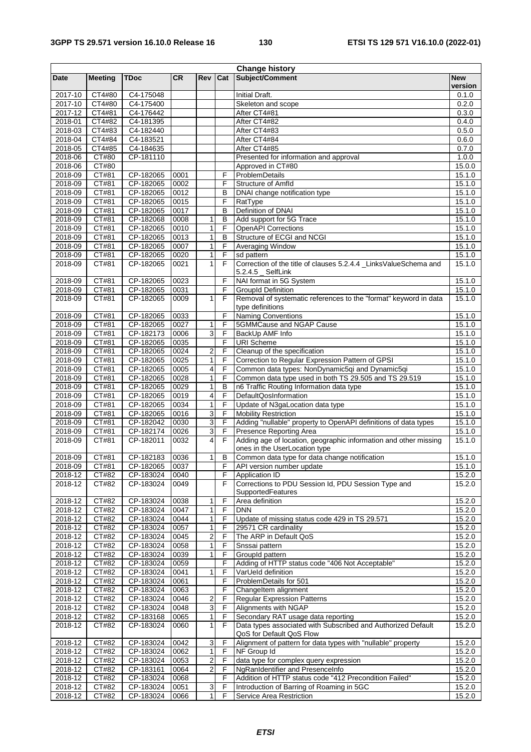| Change history | | | | | | | |
|---|---|---|---|---|---|---|---|
| **Date** | **Meeting** | **TDoc** | **CR** | **Rev** | **Cat** | **Subject/Comment** | **New version** |
| 2017-10 | CT4#80 | C4-175048 | | | | Initial Draft. | 0.1.0 |
| 2017-10 | CT4#80 | C4-175400 | | | | Skeleton and scope | 0.2.0 |
| 2017-12 | CT4#81 | C4-176442 | | | | After CT4#81 | 0.3.0 |
| 2018-01 | CT4#82 | C4-181395 | | | | After CT4#82 | 0.4.0 |
| 2018-03 | CT4#83 | C4-182440 | | | | After CT4#83 | 0.5.0 |
| 2018-04 | CT4#84 | C4-183521 | | | | After CT4#84 | 0.6.0 |
| 2018-05 | CT4#85 | C4-184635 | | | | After CT4#85 | 0.7.0 |
| 2018-06 | CT#80 | CP-181110 | | | | Presented for information and approval | 1.0.0 |
| 2018-06 | CT#80 | | | | | Approved in CT#80 | 15.0.0 |
| 2018-09 | CT#81 | CP-182065 | 0001 | | F | ProblemDetails | 15.1.0 |
| 2018-09 | CT#81 | CP-182065 | 0002 | | F | Structure of AmfId | 15.1.0 |
| 2018-09 | CT#81 | CP-182065 | 0012 | | B | DNAI change notification type | 15.1.0 |
| 2018-09 | CT#81 | CP-182065 | 0015 | | F | RatType | 15.1.0 |
| 2018-09 | CT#81 | CP-182065 | 0017 | | B | Definition of DNAI | 15.1.0 |
| 2018-09 | CT#81 | CP-182068 | 0008 | 1 | B | Add support for 5G Trace | 15.1.0 |
| 2018-09 | CT#81 | CP-182065 | 0010 | 1 | F | OpenAPI Corrections | 15.1.0 |
| 2018-09 | CT#81 | CP-182065 | 0013 | 1 | B | Structure of ECGI and NCGI | 15.1.0 |
| 2018-09 | CT#81 | CP-182065 | 0007 | 1 | F | Averaging Window | 15.1.0 |
| 2018-09 | CT#81 | CP-182065 | 0020 | 1 | F | sd pattern | 15.1.0 |
| 2018-09 | CT#81 | CP-182065 | 0021 | 1 | F | Correction of the title of clauses 5.2.4.4 _LinksValueSchema and 5.2.4.5 _ SelfLink | 15.1.0 |
| 2018-09 | CT#81 | CP-182065 | 0023 | | F | NAI format in 5G System | 15.1.0 |
| 2018-09 | CT#81 | CP-182065 | 0031 | | F | GroupId Definition | 15.1.0 |
| 2018-09 | CT#81 | CP-182065 | 0009 | 1 | F | Removal of systematic references to the "format" keyword in data type definitions | 15.1.0 |
| 2018-09 | CT#81 | CP-182065 | 0033 | | F | Naming Conventions | 15.1.0 |
| 2018-09 | CT#81 | CP-182065 | 0027 | 1 | F | 5GMMCause and NGAP Cause | 15.1.0 |
| 2018-09 | CT#81 | CP-182173 | 0006 | 3 | F | BackUp AMF Info | 15.1.0 |
| 2018-09 | CT#81 | CP-182065 | 0035 | | F | URI Scheme | 15.1.0 |
| 2018-09 | CT#81 | CP-182065 | 0024 | 2 | F | Cleanup of the specification | 15.1.0 |
| 2018-09 | CT#81 | CP-182065 | 0025 | 1 | F | Correction to Regular Expression Pattern of GPSI | 15.1.0 |
| 2018-09 | CT#81 | CP-182065 | 0005 | 4 | F | Common data types: NonDynamic5qi and Dynamic5qi | 15.1.0 |
| 2018-09 | CT#81 | CP-182065 | 0028 | 1 | F | Common data type used in both TS 29.505 and TS 29.519 | 15.1.0 |
| 2018-09 | CT#81 | CP-182065 | 0029 | 1 | B | n6 Traffic Routing Information data type | 15.1.0 |
| 2018-09 | CT#81 | CP-182065 | 0019 | 4 | F | DefaultQosInformation | 15.1.0 |
| 2018-09 | CT#81 | CP-182065 | 0034 | 1 | F | Update of N3gaLocation data type | 15.1.0 |
| 2018-09 | CT#81 | CP-182065 | 0016 | 3 | F | Mobility Restriction | 15.1.0 |
| 2018-09 | CT#81 | CP-182042 | 0030 | 3 | F | Adding "nullable" property to OpenAPI definitions of data types | 15.1.0 |
| 2018-09 | CT#81 | CP-182174 | 0026 | 3 | F | Presence Reporting Area | 15.1.0 |
| 2018-09 | CT#81 | CP-182011 | 0032 | 4 | F | Adding age of location, geographic information and other missing ones in the UserLocation type | 15.1.0 |
| 2018-09 | CT#81 | CP-182183 | 0036 | 1 | B | Common data type for data change notification | 15.1.0 |
| 2018-09 | CT#81 | CP-182065 | 0037 | | F | API version number update | 15.1.0 |
| 2018-12 | CT#82 | CP-183024 | 0040 | | F | Application ID | 15.2.0 |
| 2018-12 | CT#82 | CP-183024 | 0049 | | F | Corrections to PDU Session Id, PDU Session Type and SupportedFeatures | 15.2.0 |
| 2018-12 | CT#82 | CP-183024 | 0038 | 1 | F | Area definition | 15.2.0 |
| 2018-12 | CT#82 | CP-183024 | 0047 | 1 | F | DNN | 15.2.0 |
| 2018-12 | CT#82 | CP-183024 | 0044 | 1 | F | Update of missing status code 429 in TS 29.571 | 15.2.0 |
| 2018-12 | CT#82 | CP-183024 | 0057 | 1 | F | 29571 CR cardinality | 15.2.0 |
| 2018-12 | CT#82 | CP-183024 | 0045 | 2 | F | The ARP in Default QoS | 15.2.0 |
| 2018-12 | CT#82 | CP-183024 | 0058 | 1 | F | Snssai pattern | 15.2.0 |
| 2018-12 | CT#82 | CP-183024 | 0039 | 1 | F | GroupId pattern | 15.2.0 |
| 2018-12 | CT#82 | CP-183024 | 0059 | | F | Adding of HTTP status code "406 Not Acceptable" | 15.2.0 |
| 2018-12 | CT#82 | CP-183024 | 0041 | 1 | F | VarUeId definition | 15.2.0 |
| 2018-12 | CT#82 | CP-183024 | 0061 | | F | ProblemDetails for 501 | 15.2.0 |
| 2018-12 | CT#82 | CP-183024 | 0063 | | F | ChangeItem alignment | 15.2.0 |
| 2018-12 | CT#82 | CP-183024 | 0046 | 2 | F | Regular Expression Patterns | 15.2.0 |
| 2018-12 | CT#82 | CP-183024 | 0048 | 3 | F | Alignments with NGAP | 15.2.0 |
| 2018-12 | CT#82 | CP-183168 | 0065 | 1 | F | Secondary RAT usage data reporting | 15.2.0 |
| 2018-12 | CT#82 | CP-183024 | 0060 | 1 | F | Data types associated with Subscribed and Authorized Default QoS for Default QoS Flow | 15.2.0 |
| 2018-12 | CT#82 | CP-183024 | 0042 | 3 | F | Alignment of pattern for data types with "nullable" property | 15.2.0 |
| 2018-12 | CT#82 | CP-183024 | 0062 | 1 | F | NF Group Id | 15.2.0 |
| 2018-12 | CT#82 | CP-183024 | 0053 | 2 | F | data type for complex query expression | 15.2.0 |
| 2018-12 | CT#82 | CP-183161 | 0064 | 2 | F | NgRanIdentifier and PresenceInfo | 15.2.0 |
| 2018-12 | CT#82 | CP-183024 | 0068 | | F | Addition of HTTP status code "412 Precondition Failed" | 15.2.0 |
| 2018-12 | CT#82 | CP-183024 | 0051 | 3 | F | Introduction of Barring of Roaming in 5GC | 15.2.0 |
| 2018-12 | CT#82 | CP-183024 | 0066 | 1 | F | Service Area Restriction | 15.2.0 |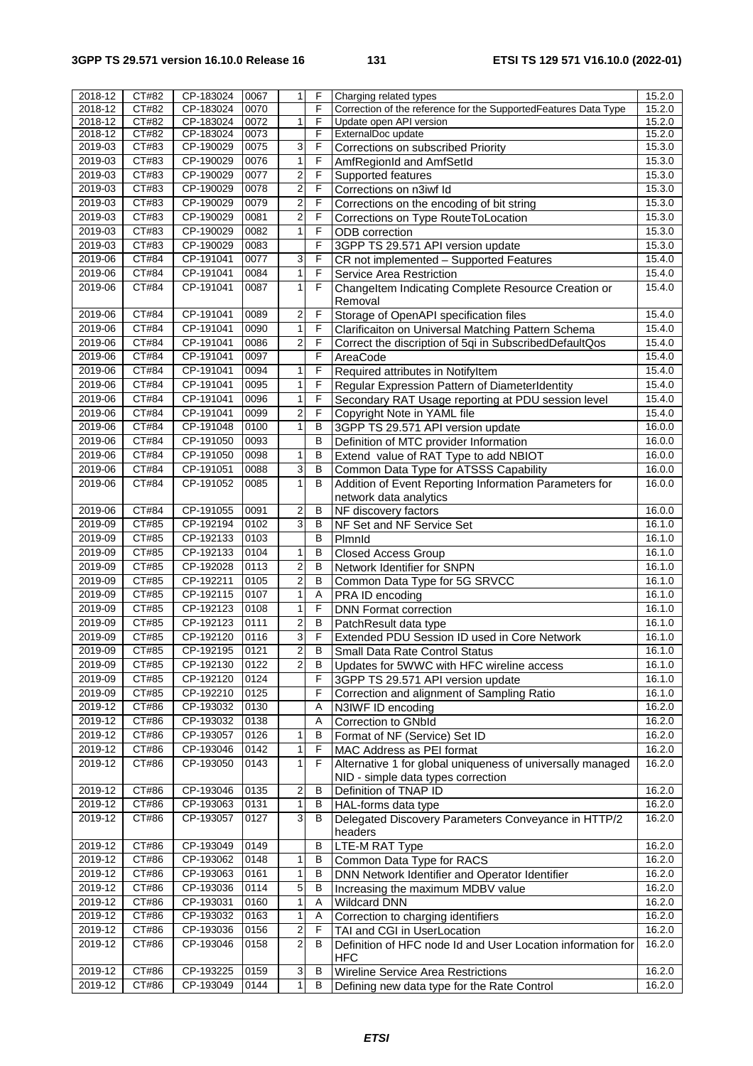| 2018-12 | CT#82 | CP-183024 | 0067 | 1 | F | Charging related types | 15.2.0 |
|---|---|---|---|---|---|---|---|
| 2018-12 | CT#82 | CP-183024 | 0070 | | F | Correction of the reference for the SupportedFeatures Data Type | 15.2.0 |
| 2018-12 | CT#82 | CP-183024 | 0072 | 1 | F | Update open API version | 15.2.0 |
| 2018-12 | CT#82 | CP-183024 | 0073 | | F | ExternalDoc update | 15.2.0 |
| 2019-03 | CT#83 | CP-190029 | 0075 | 3 | F | Corrections on subscribed Priority | 15.3.0 |
| 2019-03 | CT#83 | CP-190029 | 0076 | 1 | F | AmfRegionId and AmfSetId | 15.3.0 |
| 2019-03 | CT#83 | CP-190029 | 0077 | 2 | F | Supported features | 15.3.0 |
| 2019-03 | CT#83 | CP-190029 | 0078 | 2 | F | Corrections on n3iwf Id | 15.3.0 |
| 2019-03 | CT#83 | CP-190029 | 0079 | 2 | F | Corrections on the encoding of bit string | 15.3.0 |
| 2019-03 | CT#83 | CP-190029 | 0081 | 2 | F | Corrections on Type RouteToLocation | 15.3.0 |
| 2019-03 | CT#83 | CP-190029 | 0082 | 1 | F | ODB correction | 15.3.0 |
| 2019-03 | CT#83 | CP-190029 | 0083 | | F | 3GPP TS 29.571 API version update | 15.3.0 |
| 2019-06 | CT#84 | CP-191041 | 0077 | 3 | F | CR not implemented – Supported Features | 15.4.0 |
| 2019-06 | CT#84 | CP-191041 | 0084 | 1 | F | Service Area Restriction | 15.4.0 |
| 2019-06 | CT#84 | CP-191041 | 0087 | 1 | F | ChangeItem Indicating Complete Resource Creation or Removal | 15.4.0 |
| 2019-06 | CT#84 | CP-191041 | 0089 | 2 | F | Storage of OpenAPI specification files | 15.4.0 |
| 2019-06 | CT#84 | CP-191041 | 0090 | 1 | F | Clarificaiton on Universal Matching Pattern Schema | 15.4.0 |
| 2019-06 | CT#84 | CP-191041 | 0086 | 2 | F | Correct the discription of 5qi in SubscribedDefaultQos | 15.4.0 |
| 2019-06 | CT#84 | CP-191041 | 0097 | | F | AreaCode | 15.4.0 |
| 2019-06 | CT#84 | CP-191041 | 0094 | 1 | F | Required attributes in NotifyItem | 15.4.0 |
| 2019-06 | CT#84 | CP-191041 | 0095 | 1 | F | Regular Expression Pattern of DiameterIdentity | 15.4.0 |
| 2019-06 | CT#84 | CP-191041 | 0096 | 1 | F | Secondary RAT Usage reporting at PDU session level | 15.4.0 |
| 2019-06 | CT#84 | CP-191041 | 0099 | 2 | F | Copyright Note in YAML file | 15.4.0 |
| 2019-06 | CT#84 | CP-191048 | 0100 | 1 | B | 3GPP TS 29.571 API version update | 16.0.0 |
| 2019-06 | CT#84 | CP-191050 | 0093 | | B | Definition of MTC provider Information | 16.0.0 |
| 2019-06 | CT#84 | CP-191050 | 0098 | 1 | B | Extend value of RAT Type to add NBIOT | 16.0.0 |
| 2019-06 | CT#84 | CP-191051 | 0088 | 3 | B | Common Data Type for ATSSS Capability | 16.0.0 |
| 2019-06 | CT#84 | CP-191052 | 0085 | 1 | B | Addition of Event Reporting Information Parameters for network data analytics | 16.0.0 |
| 2019-06 | CT#84 | CP-191055 | 0091 | 2 | B | NF discovery factors | 16.0.0 |
| 2019-09 | CT#85 | CP-192194 | 0102 | 3 | B | NF Set and NF Service Set | 16.1.0 |
| 2019-09 | CT#85 | CP-192133 | 0103 | | B | PlmnId | 16.1.0 |
| 2019-09 | CT#85 | CP-192133 | 0104 | 1 | B | Closed Access Group | 16.1.0 |
| 2019-09 | CT#85 | CP-192028 | 0113 | 2 | B | Network Identifier for SNPN | 16.1.0 |
| 2019-09 | CT#85 | CP-192211 | 0105 | 2 | B | Common Data Type for 5G SRVCC | 16.1.0 |
| 2019-09 | CT#85 | CP-192115 | 0107 | 1 | A | PRA ID encoding | 16.1.0 |
| 2019-09 | CT#85 | CP-192123 | 0108 | 1 | F | DNN Format correction | 16.1.0 |
| 2019-09 | CT#85 | CP-192123 | 0111 | 2 | B | PatchResult data type | 16.1.0 |
| 2019-09 | CT#85 | CP-192120 | 0116 | 3 | F | Extended PDU Session ID used in Core Network | 16.1.0 |
| 2019-09 | CT#85 | CP-192195 | 0121 | 2 | B | Small Data Rate Control Status | 16.1.0 |
| 2019-09 | CT#85 | CP-192130 | 0122 | 2 | B | Updates for 5WWC with HFC wireline access | 16.1.0 |
| 2019-09 | CT#85 | CP-192120 | 0124 | | F | 3GPP TS 29.571 API version update | 16.1.0 |
| 2019-09 | CT#85 | CP-192210 | 0125 | | F | Correction and alignment of Sampling Ratio | 16.1.0 |
| 2019-12 | CT#86 | CP-193032 | 0130 | | A | N3IWF ID encoding | 16.2.0 |
| 2019-12 | CT#86 | CP-193032 | 0138 | | A | Correction to GNbId | 16.2.0 |
| 2019-12 | CT#86 | CP-193057 | 0126 | 1 | B | Format of NF (Service) Set ID | 16.2.0 |
| 2019-12 | CT#86 | CP-193046 | 0142 | 1 | F | MAC Address as PEI format | 16.2.0 |
| 2019-12 | CT#86 | CP-193050 | 0143 | 1 | F | Alternative 1 for global uniqueness of universally managed NID - simple data types correction | 16.2.0 |
| 2019-12 | CT#86 | CP-193046 | 0135 | 2 | B | Definition of TNAP ID | 16.2.0 |
| 2019-12 | CT#86 | CP-193063 | 0131 | 1 | B | HAL-forms data type | 16.2.0 |
| 2019-12 | CT#86 | CP-193057 | 0127 | 3 | B | Delegated Discovery Parameters Conveyance in HTTP/2 headers | 16.2.0 |
| 2019-12 | CT#86 | CP-193049 | 0149 | | B | LTE-M RAT Type | 16.2.0 |
| 2019-12 | CT#86 | CP-193062 | 0148 | 1 | B | Common Data Type for RACS | 16.2.0 |
| 2019-12 | CT#86 | CP-193063 | 0161 | 1 | B | DNN Network Identifier and Operator Identifier | 16.2.0 |
| 2019-12 | CT#86 | CP-193036 | 0114 | 5 | B | Increasing the maximum MDBV value | 16.2.0 |
| 2019-12 | CT#86 | CP-193031 | 0160 | 1 | A | Wildcard DNN | 16.2.0 |
| 2019-12 | CT#86 | CP-193032 | 0163 | 1 | A | Correction to charging identifiers | 16.2.0 |
| 2019-12 | CT#86 | CP-193036 | 0156 | 2 | F | TAI and CGI in UserLocation | 16.2.0 |
| 2019-12 | CT#86 | CP-193046 | 0158 | 2 | B | Definition of HFC node Id and User Location information for HFC | 16.2.0 |
| 2019-12 | CT#86 | CP-193225 | 0159 | 3 | B | Wireline Service Area Restrictions | 16.2.0 |
| 2019-12 | CT#86 | CP-193049 | 0144 | 1 | B | Defining new data type for the Rate Control | 16.2.0 |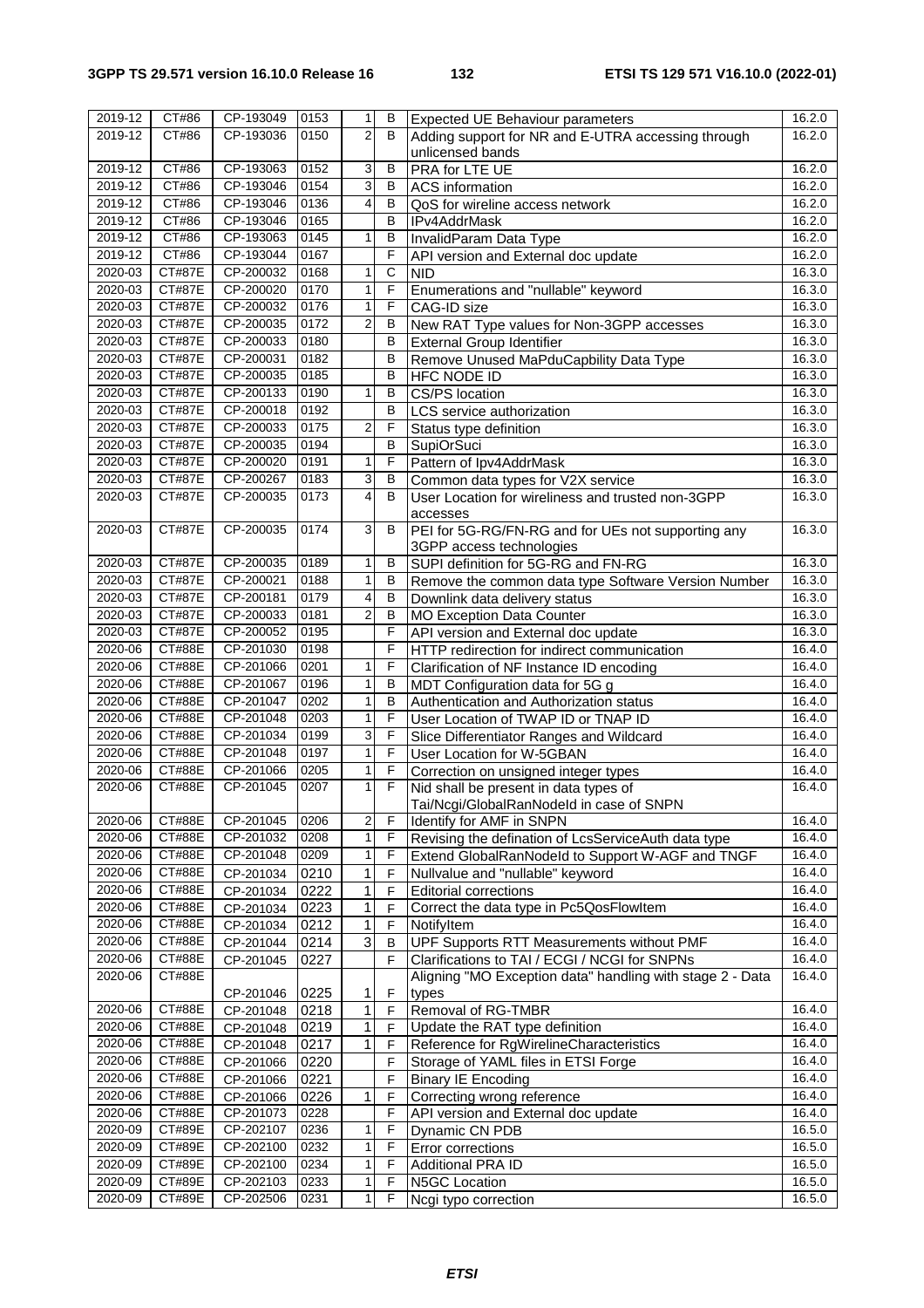| 2019-12 | CT#86 | CP-193049 | 0153 | 1 | B | Expected UE Behaviour parameters | 16.2.0 |
|---|---|---|---|---|---|---|---|
| 2019-12 | CT#86 | CP-193036 | 0150 | 2 | B | Adding support for NR and E-UTRA accessing through unlicensed bands | 16.2.0 |
| 2019-12 | CT#86 | CP-193063 | 0152 | 3 | B | PRA for LTE UE | 16.2.0 |
| 2019-12 | CT#86 | CP-193046 | 0154 | 3 | B | ACS information | 16.2.0 |
| 2019-12 | CT#86 | CP-193046 | 0136 | 4 | B | QoS for wireline access network | 16.2.0 |
| 2019-12 | CT#86 | CP-193046 | 0165 | | B | IPv4AddrMask | 16.2.0 |
| 2019-12 | CT#86 | CP-193063 | 0145 | 1 | B | InvalidParam Data Type | 16.2.0 |
| 2019-12 | CT#86 | CP-193044 | 0167 | | F | API version and External doc update | 16.2.0 |
| 2020-03 | CT#87E | CP-200032 | 0168 | 1 | C | NID | 16.3.0 |
| 2020-03 | CT#87E | CP-200020 | 0170 | 1 | F | Enumerations and "nullable" keyword | 16.3.0 |
| 2020-03 | CT#87E | CP-200032 | 0176 | 1 | F | CAG-ID size | 16.3.0 |
| 2020-03 | CT#87E | CP-200035 | 0172 | 2 | B | New RAT Type values for Non-3GPP accesses | 16.3.0 |
| 2020-03 | CT#87E | CP-200033 | 0180 | | B | External Group Identifier | 16.3.0 |
| 2020-03 | CT#87E | CP-200031 | 0182 | | B | Remove Unused MaPduCapbility Data Type | 16.3.0 |
| 2020-03 | CT#87E | CP-200035 | 0185 | | B | HFC NODE ID | 16.3.0 |
| 2020-03 | CT#87E | CP-200133 | 0190 | 1 | B | CS/PS location | 16.3.0 |
| 2020-03 | CT#87E | CP-200018 | 0192 | | B | LCS service authorization | 16.3.0 |
| 2020-03 | CT#87E | CP-200033 | 0175 | 2 | F | Status type definition | 16.3.0 |
| 2020-03 | CT#87E | CP-200035 | 0194 | | B | SupiOrSuci | 16.3.0 |
| 2020-03 | CT#87E | CP-200020 | 0191 | 1 | F | Pattern of Ipv4AddrMask | 16.3.0 |
| 2020-03 | CT#87E | CP-200267 | 0183 | 3 | B | Common data types for V2X service | 16.3.0 |
| 2020-03 | CT#87E | CP-200035 | 0173 | 4 | B | User Location for wireliness and trusted non-3GPP accesses | 16.3.0 |
| 2020-03 | CT#87E | CP-200035 | 0174 | 3 | B | PEI for 5G-RG/FN-RG and for UEs not supporting any 3GPP access technologies | 16.3.0 |
| 2020-03 | CT#87E | CP-200035 | 0189 | 1 | B | SUPI definition for 5G-RG and FN-RG | 16.3.0 |
| 2020-03 | CT#87E | CP-200021 | 0188 | 1 | B | Remove the common data type Software Version Number | 16.3.0 |
| 2020-03 | CT#87E | CP-200181 | 0179 | 4 | B | Downlink data delivery status | 16.3.0 |
| 2020-03 | CT#87E | CP-200033 | 0181 | 2 | B | MO Exception Data Counter | 16.3.0 |
| 2020-03 | CT#87E | CP-200052 | 0195 | | F | API version and External doc update | 16.3.0 |
| 2020-06 | CT#88E | CP-201030 | 0198 | | F | HTTP redirection for indirect communication | 16.4.0 |
| 2020-06 | CT#88E | CP-201066 | 0201 | 1 | F | Clarification of NF Instance ID encoding | 16.4.0 |
| 2020-06 | CT#88E | CP-201067 | 0196 | 1 | B | MDT Configuration data for 5G g | 16.4.0 |
| 2020-06 | CT#88E | CP-201047 | 0202 | 1 | B | Authentication and Authorization status | 16.4.0 |
| 2020-06 | CT#88E | CP-201048 | 0203 | 1 | F | User Location of TWAP ID or TNAP ID | 16.4.0 |
| 2020-06 | CT#88E | CP-201034 | 0199 | 3 | F | Slice Differentiator Ranges and Wildcard | 16.4.0 |
| 2020-06 | CT#88E | CP-201048 | 0197 | 1 | F | User Location for W-5GBAN | 16.4.0 |
| 2020-06 | CT#88E | CP-201066 | 0205 | 1 | F | Correction on unsigned integer types | 16.4.0 |
| 2020-06 | CT#88E | CP-201045 | 0207 | 1 | F | Nid shall be present in data types of Tai/Ncgi/GlobalRanNodeId in case of SNPN | 16.4.0 |
| 2020-06 | CT#88E | CP-201045 | 0206 | 2 | F | Identify for AMF in SNPN | 16.4.0 |
| 2020-06 | CT#88E | CP-201032 | 0208 | 1 | F | Revising the defination of LcsServiceAuth data type | 16.4.0 |
| 2020-06 | CT#88E | CP-201048 | 0209 | 1 | F | Extend GlobalRanNodeId to Support W-AGF and TNGF | 16.4.0 |
| 2020-06 | CT#88E | CP-201034 | 0210 | 1 | F | Nullvalue and "nullable" keyword | 16.4.0 |
| 2020-06 | CT#88E | CP-201034 | 0222 | 1 | F | Editorial corrections | 16.4.0 |
| 2020-06 | CT#88E | CP-201034 | 0223 | 1 | F | Correct the data type in Pc5QosFlowItem | 16.4.0 |
| 2020-06 | CT#88E | CP-201034 | 0212 | 1 | F | NotifyItem | 16.4.0 |
| 2020-06 | CT#88E | CP-201044 | 0214 | 3 | B | UPF Supports RTT Measurements without PMF | 16.4.0 |
| 2020-06 | CT#88E | CP-201045 | 0227 | | F | Clarifications to TAI / ECGI / NCGI for SNPNs | 16.4.0 |
| 2020-06 | CT#88E | CP-201046 | 0225 | 1 | F | Aligning "MO Exception data" handling with stage 2 - Data types | 16.4.0 |
| 2020-06 | CT#88E | CP-201048 | 0218 | 1 | F | Removal of RG-TMBR | 16.4.0 |
| 2020-06 | CT#88E | CP-201048 | 0219 | 1 | F | Update the RAT type definition | 16.4.0 |
| 2020-06 | CT#88E | CP-201048 | 0217 | 1 | F | Reference for RgWirelineCharacteristics | 16.4.0 |
| 2020-06 | CT#88E | CP-201066 | 0220 | | F | Storage of YAML files in ETSI Forge | 16.4.0 |
| 2020-06 | CT#88E | CP-201066 | 0221 | | F | Binary IE Encoding | 16.4.0 |
| 2020-06 | CT#88E | CP-201066 | 0226 | 1 | F | Correcting wrong reference | 16.4.0 |
| 2020-06 | CT#88E | CP-201073 | 0228 | | F | API version and External doc update | 16.4.0 |
| 2020-09 | CT#89E | CP-202107 | 0236 | 1 | F | Dynamic CN PDB | 16.5.0 |
| 2020-09 | CT#89E | CP-202100 | 0232 | 1 | F | Error corrections | 16.5.0 |
| 2020-09 | CT#89E | CP-202100 | 0234 | 1 | F | Additional PRA ID | 16.5.0 |
| 2020-09 | CT#89E | CP-202103 | 0233 | 1 | F | N5GC Location | 16.5.0 |
| 2020-09 | CT#89E | CP-202506 | 0231 | 1 | F | Ncgi typo correction | 16.5.0 |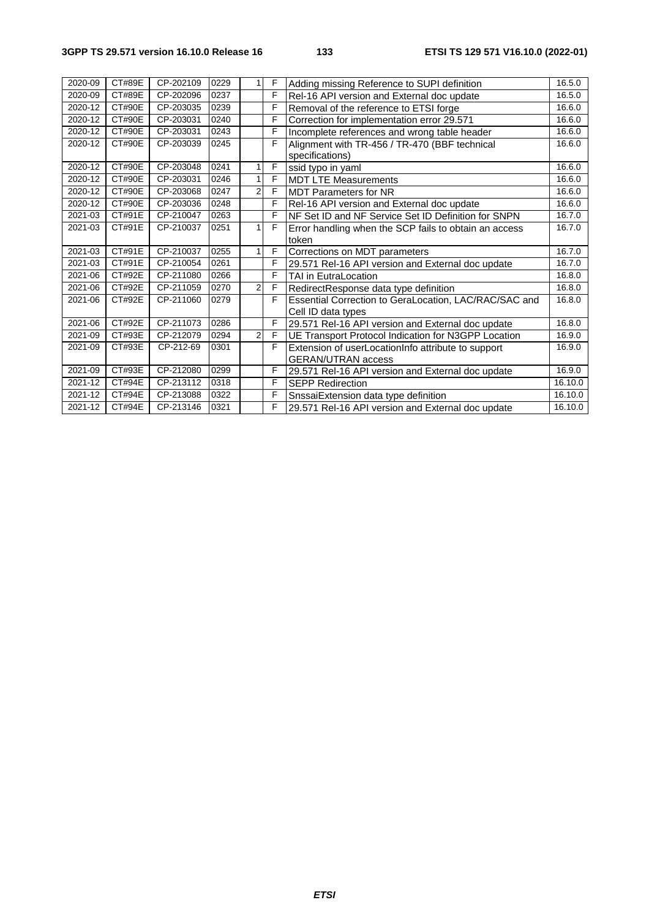| 2020-09 | CT#89E | CP-202109 | 0229 | 1 | F | Adding missing Reference to SUPI definition | 16.5.0 |
|---|---|---|---|---|---|---|---|
| 2020-09 | CT#89E | CP-202096 | 0237 | | F | Rel-16 API version and External doc update | 16.5.0 |
| 2020-12 | CT#90E | CP-203035 | 0239 | | F | Removal of the reference to ETSI forge | 16.6.0 |
| 2020-12 | CT#90E | CP-203031 | 0240 | | F | Correction for implementation error 29.571 | 16.6.0 |
| 2020-12 | CT#90E | CP-203031 | 0243 | | F | Incomplete references and wrong table header | 16.6.0 |
| 2020-12 | CT#90E | CP-203039 | 0245 | | F | Alignment with TR-456 / TR-470 (BBF technical specifications) | 16.6.0 |
| 2020-12 | CT#90E | CP-203048 | 0241 | 1 | F | ssid typo in yaml | 16.6.0 |
| 2020-12 | CT#90E | CP-203031 | 0246 | 1 | F | MDT LTE Measurements | 16.6.0 |
| 2020-12 | CT#90E | CP-203068 | 0247 | 2 | F | MDT Parameters for NR | 16.6.0 |
| 2020-12 | CT#90E | CP-203036 | 0248 | | F | Rel-16 API version and External doc update | 16.6.0 |
| 2021-03 | CT#91E | CP-210047 | 0263 | | F | NF Set ID and NF Service Set ID Definition for SNPN | 16.7.0 |
| 2021-03 | CT#91E | CP-210037 | 0251 | 1 | F | Error handling when the SCP fails to obtain an access token | 16.7.0 |
| 2021-03 | CT#91E | CP-210037 | 0255 | 1 | F | Corrections on MDT parameters | 16.7.0 |
| 2021-03 | CT#91E | CP-210054 | 0261 | | F | 29.571 Rel-16 API version and External doc update | 16.7.0 |
| 2021-06 | CT#92E | CP-211080 | 0266 | | F | TAI in EutraLocation | 16.8.0 |
| 2021-06 | CT#92E | CP-211059 | 0270 | 2 | F | RedirectResponse data type definition | 16.8.0 |
| 2021-06 | CT#92E | CP-211060 | 0279 | | F | Essential Correction to GeraLocation, LAC/RAC/SAC and Cell ID data types | 16.8.0 |
| 2021-06 | CT#92E | CP-211073 | 0286 | | F | 29.571 Rel-16 API version and External doc update | 16.8.0 |
| 2021-09 | CT#93E | CP-212079 | 0294 | 2 | F | UE Transport Protocol Indication for N3GPP Location | 16.9.0 |
| 2021-09 | CT#93E | CP-212-69 | 0301 | | F | Extension of userLocationInfo attribute to support GERAN/UTRAN access | 16.9.0 |
| 2021-09 | CT#93E | CP-212080 | 0299 | | F | 29.571 Rel-16 API version and External doc update | 16.9.0 |
| 2021-12 | CT#94E | CP-213112 | 0318 | | F | SEPP Redirection | 16.10.0 |
| 2021-12 | CT#94E | CP-213088 | 0322 | | F | SnssaiExtension data type definition | 16.10.0 |
| 2021-12 | CT#94E | CP-213146 | 0321 | | F | 29.571 Rel-16 API version and External doc update | 16.10.0 |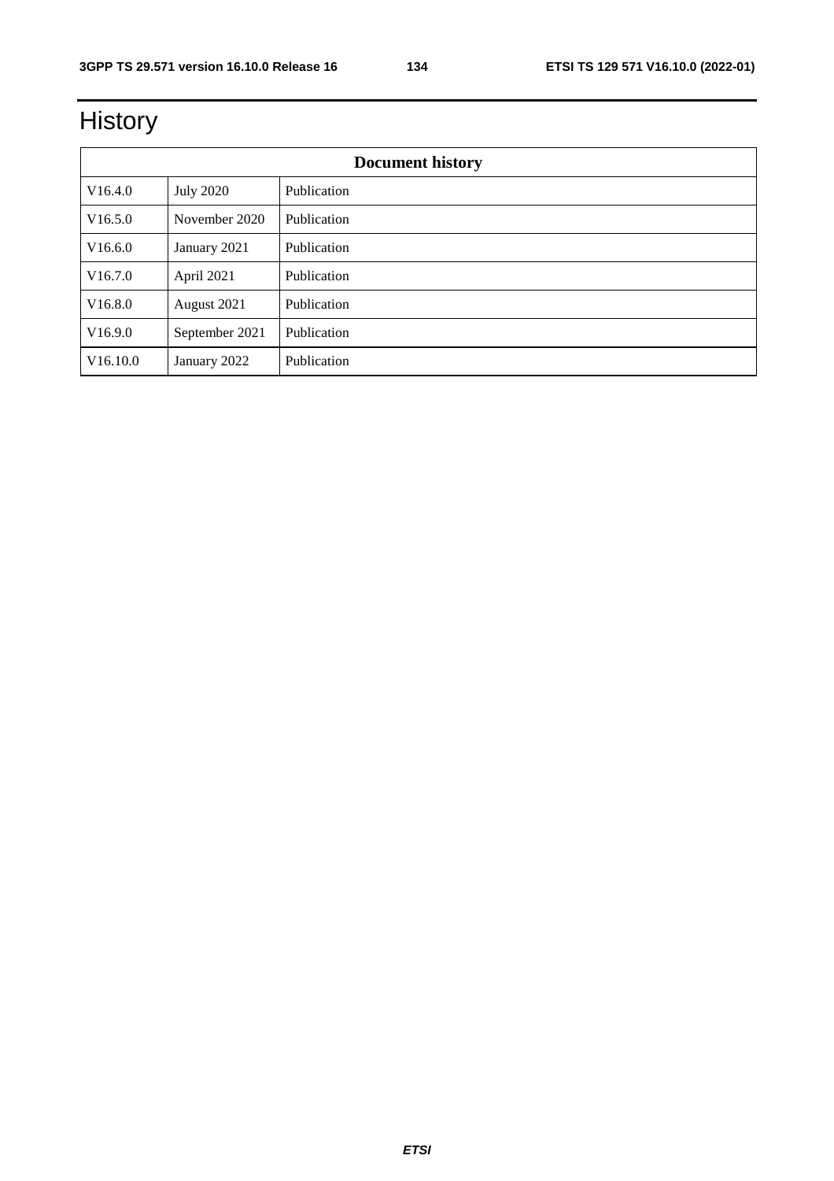# History

| Document history | | |
|---|---|---|
| V16.4.0 | July 2020 | Publication |
| V16.5.0 | November 2020 | Publication |
| V16.6.0 | January 2021 | Publication |
| V16.7.0 | April 2021 | Publication |
| V16.8.0 | August 2021 | Publication |
| V16.9.0 | September 2021 | Publication |
| V16.10.0 | January 2022 | Publication |